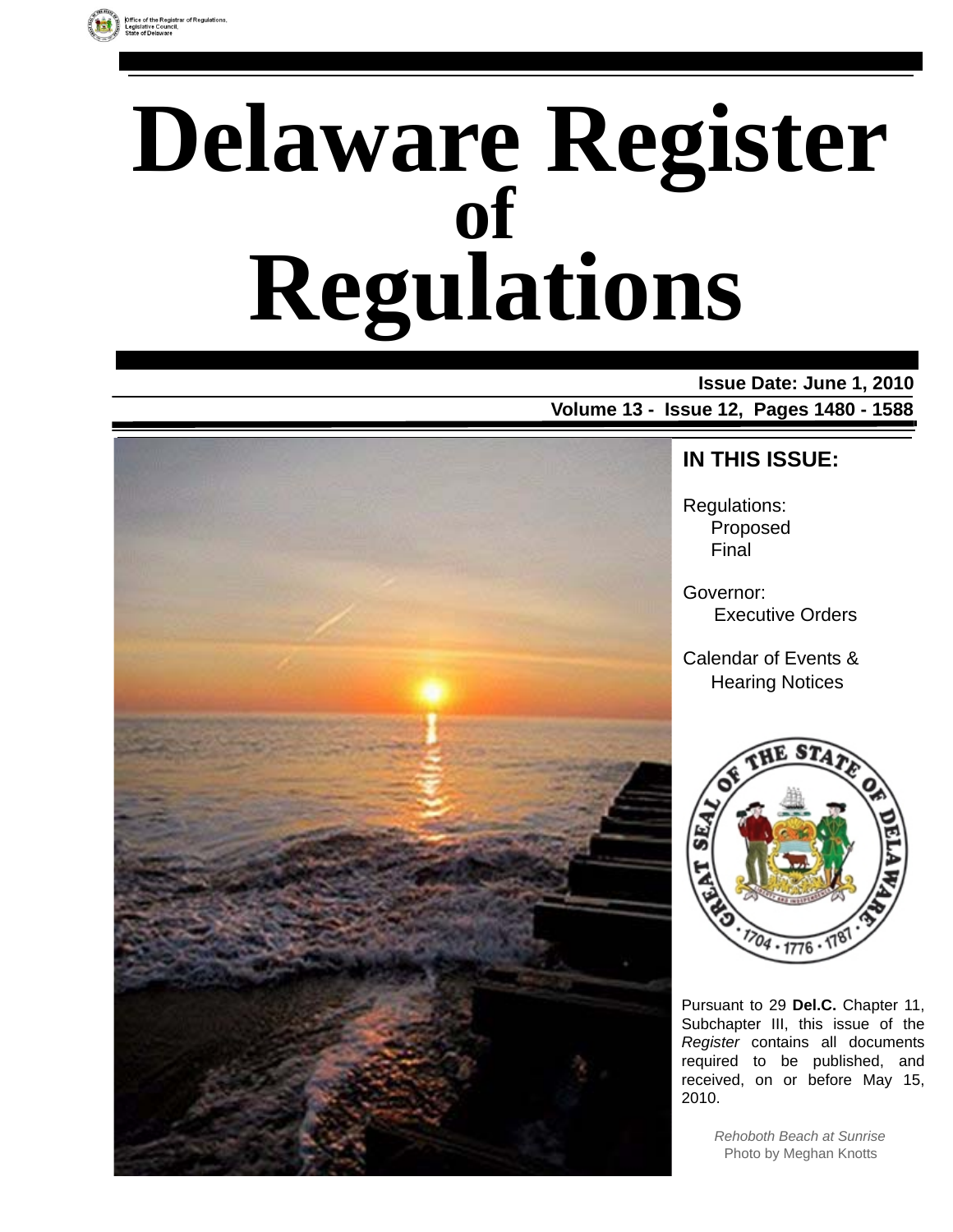Office of the Registrar of Regulations, Legislative Council, State of Delaware

# Delaware Register of Regulations

**Issue Date: June 1, 2010**

**Volume 13 - Issue 12, Pages 1480 - 1588**

## IN THIS ISSUE:

Regulations:
- Proposed
- Final

Governor:
- Executive Orders

Calendar of Events & Hearing Notices

Pursuant to 29 **Del.C.** Chapter 11, Subchapter III, this issue of the *Register* contains all documents required to be published, and received, on or before May 15, 2010.

*Rehoboth Beach at Sunrise*
Photo by Meghan Knotts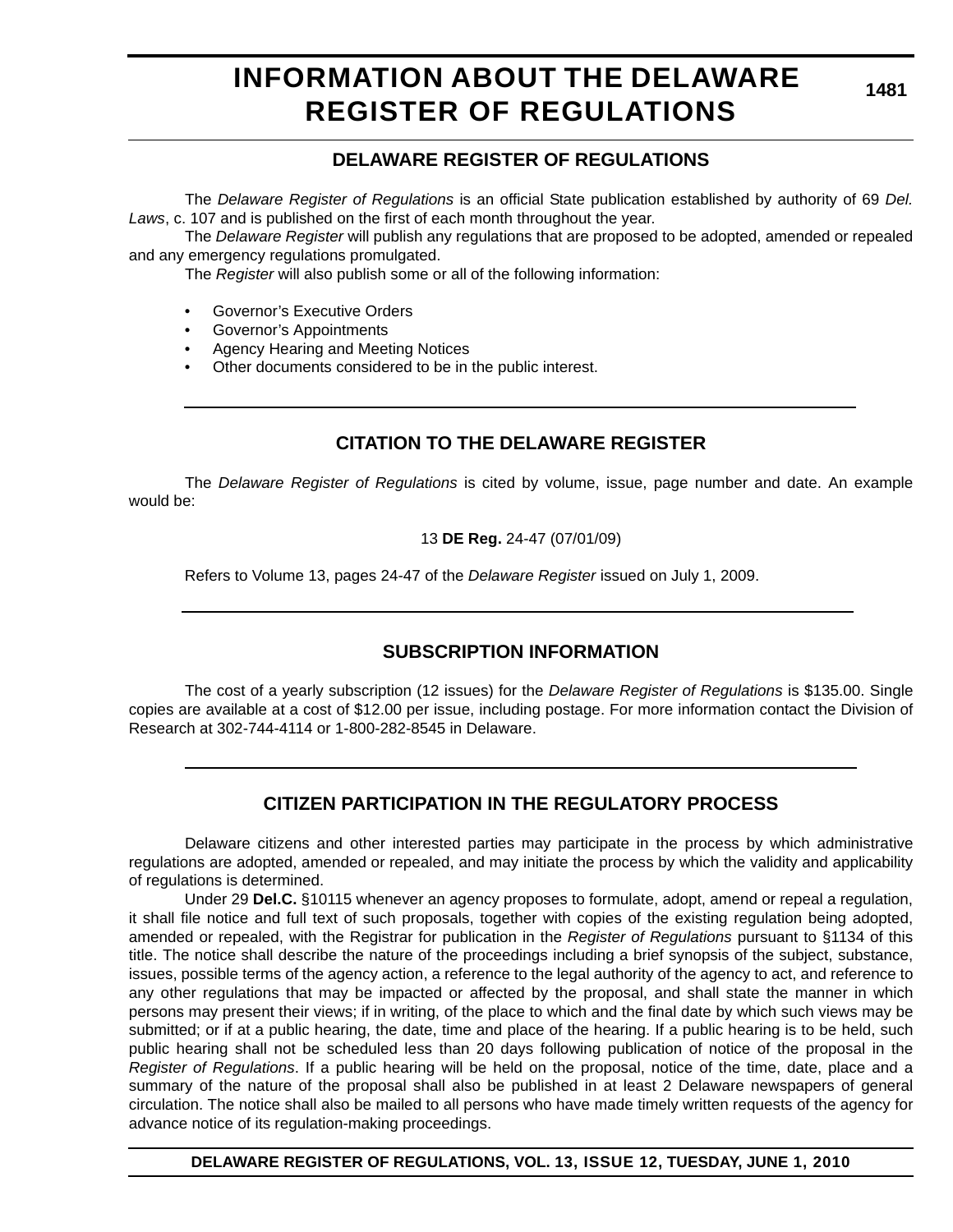# INFORMATION ABOUT THE DELAWARE REGISTER OF REGULATIONS

## DELAWARE REGISTER OF REGULATIONS

The *Delaware Register of Regulations* is an official State publication established by authority of 69 *Del. Laws*, c. 107 and is published on the first of each month throughout the year.

The *Delaware Register* will publish any regulations that are proposed to be adopted, amended or repealed and any emergency regulations promulgated.

The *Register* will also publish some or all of the following information:

- Governor's Executive Orders
- Governor's Appointments
- Agency Hearing and Meeting Notices
- Other documents considered to be in the public interest.

## CITATION TO THE DELAWARE REGISTER

The *Delaware Register of Regulations* is cited by volume, issue, page number and date. An example would be:

13 **DE Reg.** 24-47 (07/01/09)

Refers to Volume 13, pages 24-47 of the *Delaware Register* issued on July 1, 2009.

## SUBSCRIPTION INFORMATION

The cost of a yearly subscription (12 issues) for the *Delaware Register of Regulations* is $135.00. Single copies are available at a cost of $12.00 per issue, including postage. For more information contact the Division of Research at 302-744-4114 or 1-800-282-8545 in Delaware.

## CITIZEN PARTICIPATION IN THE REGULATORY PROCESS

Delaware citizens and other interested parties may participate in the process by which administrative regulations are adopted, amended or repealed, and may initiate the process by which the validity and applicability of regulations is determined.

Under 29 **Del.C.** §10115 whenever an agency proposes to formulate, adopt, amend or repeal a regulation, it shall file notice and full text of such proposals, together with copies of the existing regulation being adopted, amended or repealed, with the Registrar for publication in the *Register of Regulations* pursuant to §1134 of this title. The notice shall describe the nature of the proceedings including a brief synopsis of the subject, substance, issues, possible terms of the agency action, a reference to the legal authority of the agency to act, and reference to any other regulations that may be impacted or affected by the proposal, and shall state the manner in which persons may present their views; if in writing, of the place to which and the final date by which such views may be submitted; or if at a public hearing, the date, time and place of the hearing. If a public hearing is to be held, such public hearing shall not be scheduled less than 20 days following publication of notice of the proposal in the *Register of Regulations*. If a public hearing will be held on the proposal, notice of the time, date, place and a summary of the nature of the proposal shall also be published in at least 2 Delaware newspapers of general circulation. The notice shall also be mailed to all persons who have made timely written requests of the agency for advance notice of its regulation-making proceedings.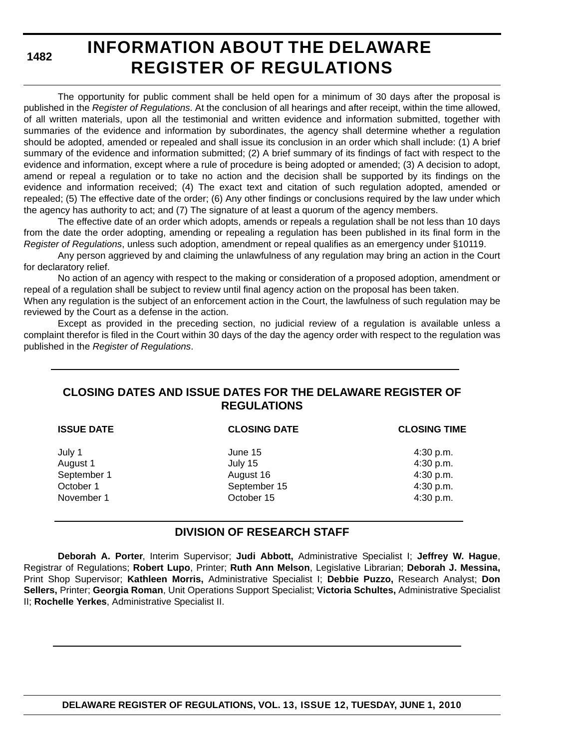# INFORMATION ABOUT THE DELAWARE REGISTER OF REGULATIONS

The opportunity for public comment shall be held open for a minimum of 30 days after the proposal is published in the *Register of Regulations*. At the conclusion of all hearings and after receipt, within the time allowed, of all written materials, upon all the testimonial and written evidence and information submitted, together with summaries of the evidence and information by subordinates, the agency shall determine whether a regulation should be adopted, amended or repealed and shall issue its conclusion in an order which shall include: (1) A brief summary of the evidence and information submitted; (2) A brief summary of its findings of fact with respect to the evidence and information, except where a rule of procedure is being adopted or amended; (3) A decision to adopt, amend or repeal a regulation or to take no action and the decision shall be supported by its findings on the evidence and information received; (4) The exact text and citation of such regulation adopted, amended or repealed; (5) The effective date of the order; (6) Any other findings or conclusions required by the law under which the agency has authority to act; and (7) The signature of at least a quorum of the agency members.

The effective date of an order which adopts, amends or repeals a regulation shall be not less than 10 days from the date the order adopting, amending or repealing a regulation has been published in its final form in the *Register of Regulations*, unless such adoption, amendment or repeal qualifies as an emergency under §10119.

Any person aggrieved by and claiming the unlawfulness of any regulation may bring an action in the Court for declaratory relief.

No action of an agency with respect to the making or consideration of a proposed adoption, amendment or repeal of a regulation shall be subject to review until final agency action on the proposal has been taken.

When any regulation is the subject of an enforcement action in the Court, the lawfulness of such regulation may be reviewed by the Court as a defense in the action.

Except as provided in the preceding section, no judicial review of a regulation is available unless a complaint therefor is filed in the Court within 30 days of the day the agency order with respect to the regulation was published in the *Register of Regulations*.

## CLOSING DATES AND ISSUE DATES FOR THE DELAWARE REGISTER OF REGULATIONS

| ISSUE DATE | CLOSING DATE | CLOSING TIME |
|---|---|---|
| July 1 | June 15 | 4:30 p.m. |
| August 1 | July 15 | 4:30 p.m. |
| September 1 | August 16 | 4:30 p.m. |
| October 1 | September 15 | 4:30 p.m. |
| November 1 | October 15 | 4:30 p.m. |

## DIVISION OF RESEARCH STAFF

**Deborah A. Porter**, Interim Supervisor; **Judi Abbott,** Administrative Specialist I; **Jeffrey W. Hague**, Registrar of Regulations; **Robert Lupo**, Printer; **Ruth Ann Melson**, Legislative Librarian; **Deborah J. Messina,** Print Shop Supervisor; **Kathleen Morris,** Administrative Specialist I; **Debbie Puzzo,** Research Analyst; **Don Sellers,** Printer; **Georgia Roman**, Unit Operations Support Specialist; **Victoria Schultes,** Administrative Specialist II; **Rochelle Yerkes**, Administrative Specialist II.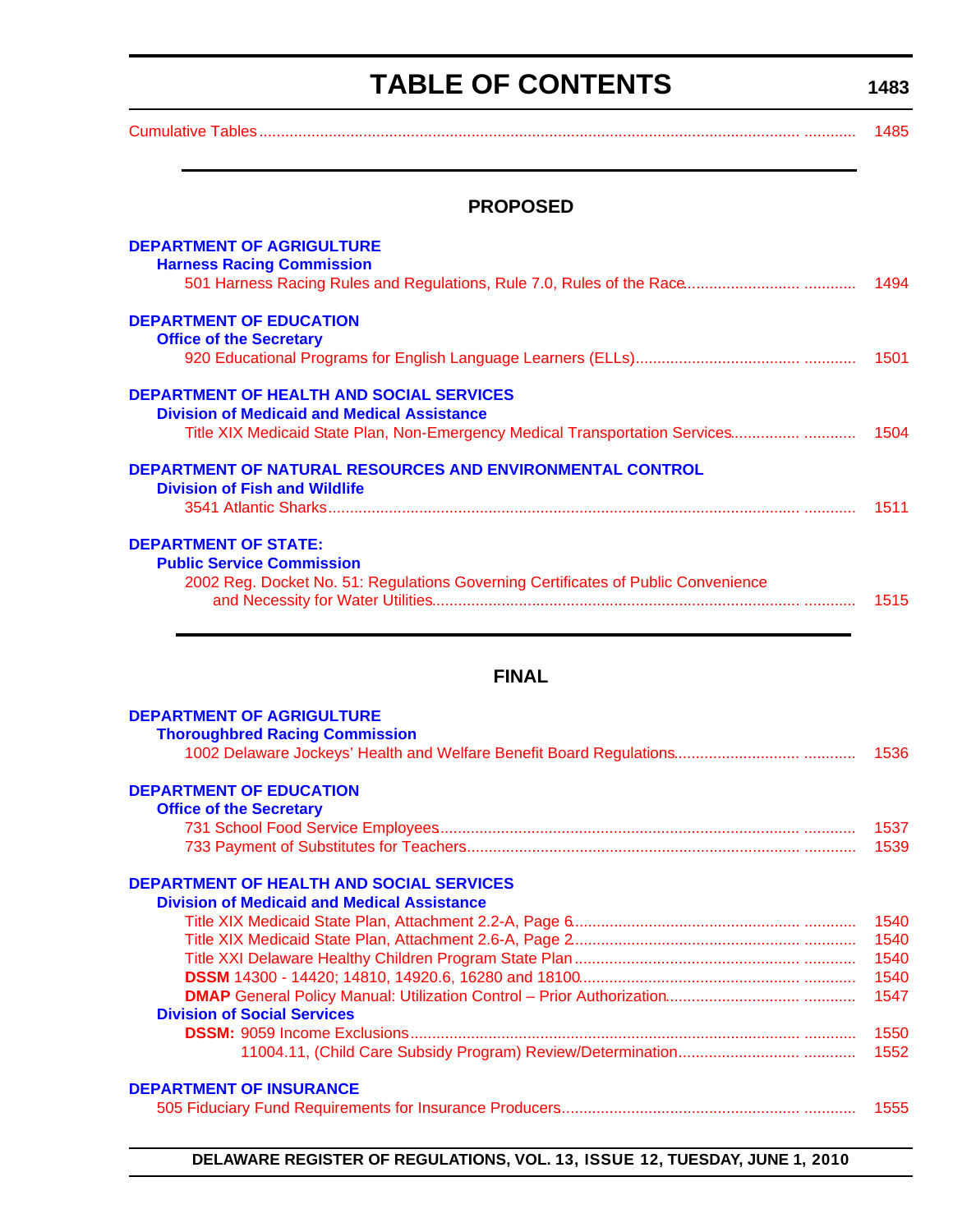# TABLE OF CONTENTS

Cumulative Tables ............ 1485

## PROPOSED

**DEPARTMENT OF AGRICULTURE**

**Harness Racing Commission**

501 Harness Racing Rules and Regulations, Rule 7.0, Rules of the Race ............ 1494

**DEPARTMENT OF EDUCATION**

**Office of the Secretary**

920 Educational Programs for English Language Learners (ELLs) ............ 1501

**DEPARTMENT OF HEALTH AND SOCIAL SERVICES**

**Division of Medicaid and Medical Assistance**

Title XIX Medicaid State Plan, Non-Emergency Medical Transportation Services ............ 1504

**DEPARTMENT OF NATURAL RESOURCES AND ENVIRONMENTAL CONTROL**

**Division of Fish and Wildlife**

3541 Atlantic Sharks ............ 1511

**DEPARTMENT OF STATE:**

**Public Service Commission**

2002 Reg. Docket No. 51: Regulations Governing Certificates of Public Convenience and Necessity for Water Utilities ............ 1515

## FINAL

**DEPARTMENT OF AGRICULTURE**

**Thoroughbred Racing Commission**

1002 Delaware Jockeys' Health and Welfare Benefit Board Regulations ............ 1536

**DEPARTMENT OF EDUCATION**

**Office of the Secretary**

731 School Food Service Employees ............ 1537

733 Payment of Substitutes for Teachers ............ 1539

**DEPARTMENT OF HEALTH AND SOCIAL SERVICES**

**Division of Medicaid and Medical Assistance**

Title XIX Medicaid State Plan, Attachment 2.2-A, Page 6 ............ 1540

Title XIX Medicaid State Plan, Attachment 2.6-A, Page 2 ............ 1540

Title XXI Delaware Healthy Children Program State Plan ............ 1540

**DSSM** 14300 - 14420; 14810, 14920.6, 16280 and 18100 ............ 1540

**DMAP** General Policy Manual: Utilization Control – Prior Authorization ............ 1547

**Division of Social Services**

**DSSM:** 9059 Income Exclusions ............ 1550

11004.11, (Child Care Subsidy Program) Review/Determination ............ 1552

**DEPARTMENT OF INSURANCE**

505 Fiduciary Fund Requirements for Insurance Producers ............ 1555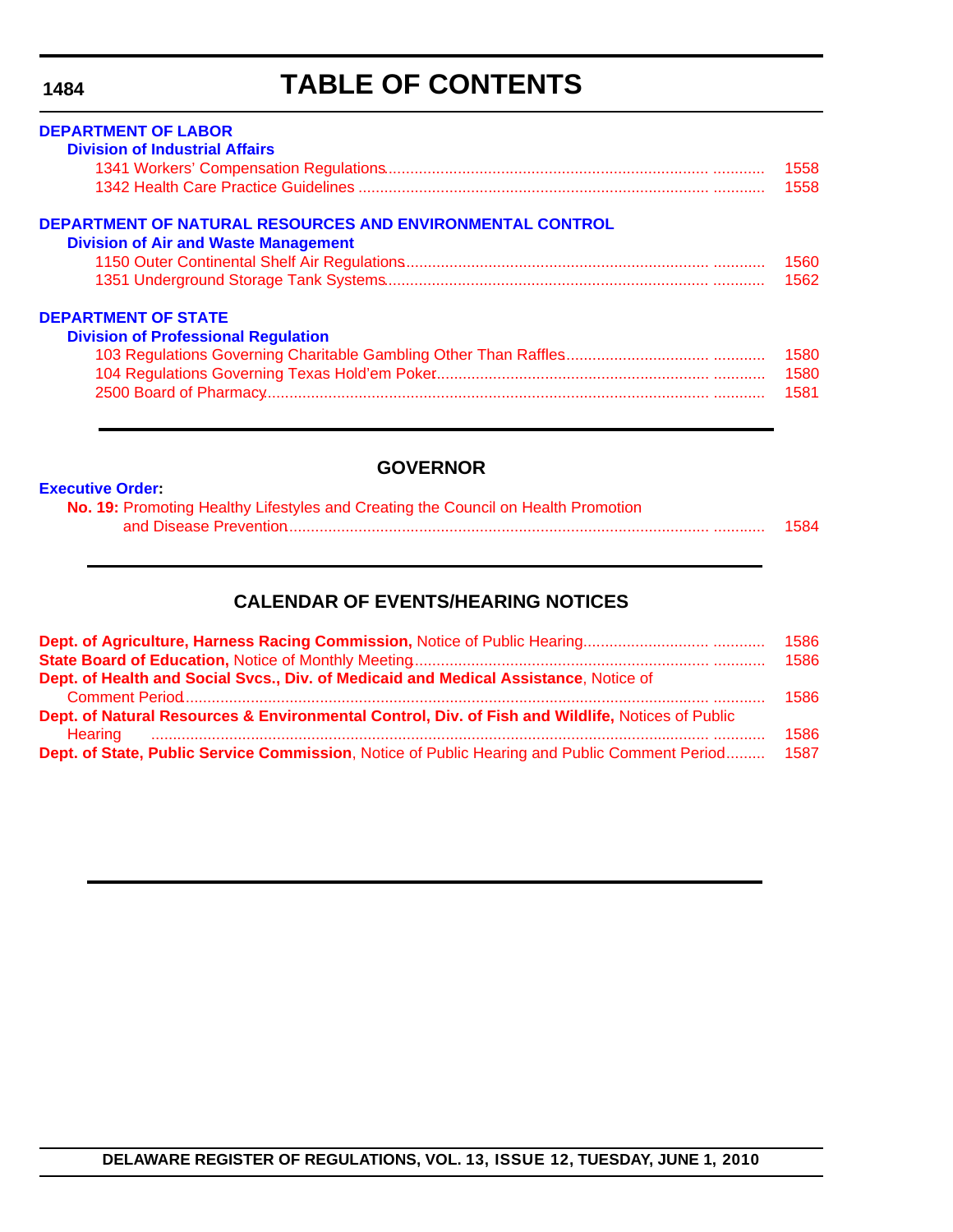# TABLE OF CONTENTS

**DEPARTMENT OF LABOR**

**Division of Industrial Affairs**

1341 Workers' Compensation Regulations ........................................................................ 1558

1342 Health Care Practice Guidelines ........................................................................ 1558

**DEPARTMENT OF NATURAL RESOURCES AND ENVIRONMENTAL CONTROL**

**Division of Air and Waste Management**

1150 Outer Continental Shelf Air Regulations ........................................................................ 1560

1351 Underground Storage Tank Systems ........................................................................ 1562

**DEPARTMENT OF STATE**

**Division of Professional Regulation**

103 Regulations Governing Charitable Gambling Other Than Raffles ........................................ 1580

104 Regulations Governing Texas Hold'em Poker ........................................................................ 1580

2500 Board of Pharmacy ........................................................................ 1581

## GOVERNOR

**Executive Order:**

**No. 19:** Promoting Healthy Lifestyles and Creating the Council on Health Promotion and Disease Prevention ........................................................................ 1584

## CALENDAR OF EVENTS/HEARING NOTICES

**Dept. of Agriculture, Harness Racing Commission,** Notice of Public Hearing ........................................ 1586

**State Board of Education,** Notice of Monthly Meeting ........................................................................ 1586

**Dept. of Health and Social Svcs., Div. of Medicaid and Medical Assistance**, Notice of Comment Period ........................................................................ 1586

**Dept. of Natural Resources & Environmental Control, Div. of Fish and Wildlife,** Notices of Public Hearing ........................................................................ 1586

**Dept. of State, Public Service Commission**, Notice of Public Hearing and Public Comment Period ......... 1587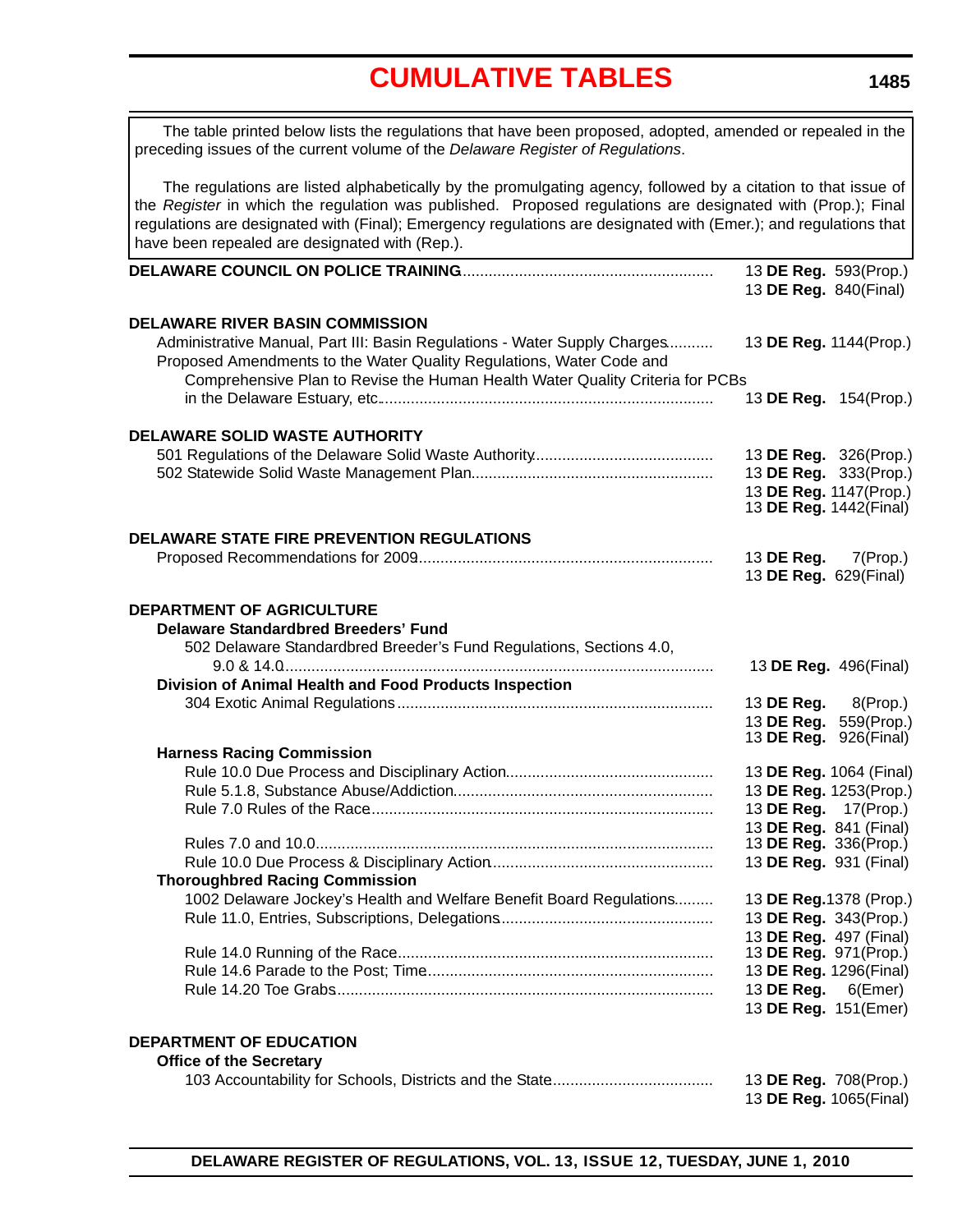# CUMULATIVE TABLES

The table printed below lists the regulations that have been proposed, adopted, amended or repealed in the preceding issues of the current volume of the *Delaware Register of Regulations*.

The regulations are listed alphabetically by the promulgating agency, followed by a citation to that issue of the *Register* in which the regulation was published. Proposed regulations are designated with (Prop.); Final regulations are designated with (Final); Emergency regulations are designated with (Emer.); and regulations that have been repealed are designated with (Rep.).

**DELAWARE COUNCIL ON POLICE TRAINING** .......... 13 **DE Reg.** 593(Prop.)
13 **DE Reg.** 840(Final)

**DELAWARE RIVER BASIN COMMISSION**

Administrative Manual, Part III: Basin Regulations - Water Supply Charges .......... 13 **DE Reg.** 1144(Prop.)

Proposed Amendments to the Water Quality Regulations, Water Code and Comprehensive Plan to Revise the Human Health Water Quality Criteria for PCBs in the Delaware Estuary, etc. .......... 13 **DE Reg.** 154(Prop.)

**DELAWARE SOLID WASTE AUTHORITY**

501 Regulations of the Delaware Solid Waste Authority .......... 13 **DE Reg.** 326(Prop.)

502 Statewide Solid Waste Management Plan .......... 13 **DE Reg.** 333(Prop.)
13 **DE Reg.** 1147(Prop.)
13 **DE Reg.** 1442(Final)

**DELAWARE STATE FIRE PREVENTION REGULATIONS**

Proposed Recommendations for 2009 .......... 13 **DE Reg.** 7(Prop.)
13 **DE Reg.** 629(Final)

**DEPARTMENT OF AGRICULTURE**

**Delaware Standardbred Breeders' Fund**

502 Delaware Standardbred Breeder's Fund Regulations, Sections 4.0, 9.0 & 14.0 .......... 13 **DE Reg.** 496(Final)

**Division of Animal Health and Food Products Inspection**

304 Exotic Animal Regulations .......... 13 **DE Reg.** 8(Prop.)
13 **DE Reg.** 559(Prop.)
13 **DE Reg.** 926(Final)

**Harness Racing Commission**

Rule 10.0 Due Process and Disciplinary Action .......... 13 **DE Reg.** 1064 (Final)

Rule 5.1.8, Substance Abuse/Addiction .......... 13 **DE Reg.** 1253(Prop.)

Rule 7.0 Rules of the Race .......... 13 **DE Reg.** 17(Prop.)
13 **DE Reg.** 841 (Final)

Rules 7.0 and 10.0 .......... 13 **DE Reg.** 336(Prop.)

Rule 10.0 Due Process & Disciplinary Action .......... 13 **DE Reg.** 931 (Final)

**Thoroughbred Racing Commission**

1002 Delaware Jockey's Health and Welfare Benefit Board Regulations .......... 13 **DE Reg.** 1378 (Prop.)

Rule 11.0, Entries, Subscriptions, Delegations .......... 13 **DE Reg.** 343(Prop.)
13 **DE Reg.** 497 (Final)

Rule 14.0 Running of the Race .......... 13 **DE Reg.** 971(Prop.)

Rule 14.6 Parade to the Post; Time .......... 13 **DE Reg.** 1296(Final)

Rule 14.20 Toe Grabs .......... 13 **DE Reg.** 6(Emer)
13 **DE Reg.** 151(Emer)

**DEPARTMENT OF EDUCATION**

**Office of the Secretary**

103 Accountability for Schools, Districts and the State .......... 13 **DE Reg.** 708(Prop.)
13 **DE Reg.** 1065(Final)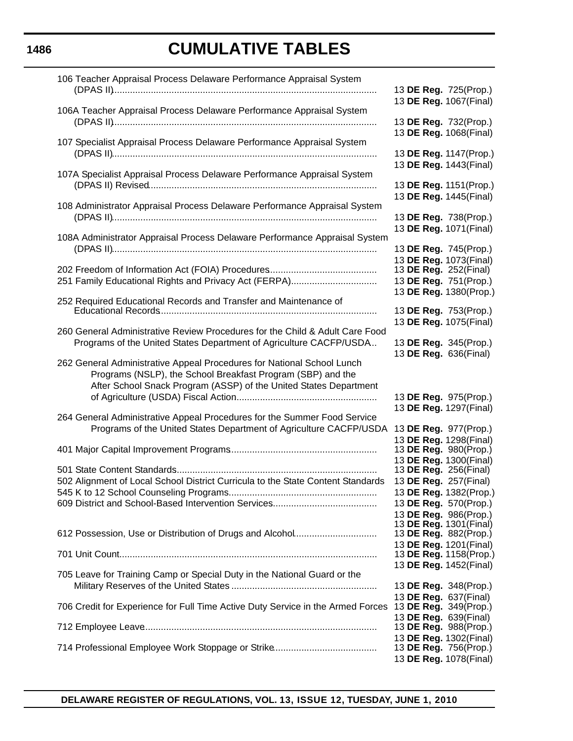# CUMULATIVE TABLES

| Regulation | Citation |
|---|---|
| 106 Teacher Appraisal Process Delaware Performance Appraisal System (DPAS II) | 13 **DE Reg.** 725(Prop.) |
| | 13 **DE Reg.** 1067(Final) |
| 106A Teacher Appraisal Process Delaware Performance Appraisal System (DPAS II) | 13 **DE Reg.** 732(Prop.) |
| | 13 **DE Reg.** 1068(Final) |
| 107 Specialist Appraisal Process Delaware Performance Appraisal System (DPAS II) | 13 **DE Reg.** 1147(Prop.) |
| | 13 **DE Reg.** 1443(Final) |
| 107A Specialist Appraisal Process Delaware Performance Appraisal System (DPAS II) Revised | 13 **DE Reg.** 1151(Prop.) |
| | 13 **DE Reg.** 1445(Final) |
| 108 Administrator Appraisal Process Delaware Performance Appraisal System (DPAS II) | 13 **DE Reg.** 738(Prop.) |
| | 13 **DE Reg.** 1071(Final) |
| 108A Administrator Appraisal Process Delaware Performance Appraisal System (DPAS II) | 13 **DE Reg.** 745(Prop.) |
| | 13 **DE Reg.** 1073(Final) |
| 202 Freedom of Information Act (FOIA) Procedures | 13 **DE Reg.** 252(Final) |
| 251 Family Educational Rights and Privacy Act (FERPA) | 13 **DE Reg.** 751(Prop.) |
| | 13 **DE Reg.** 1380(Prop.) |
| 252 Required Educational Records and Transfer and Maintenance of Educational Records | 13 **DE Reg.** 753(Prop.) |
| | 13 **DE Reg.** 1075(Final) |
| 260 General Administrative Review Procedures for the Child & Adult Care Food Programs of the United States Department of Agriculture CACFP/USDA | 13 **DE Reg.** 345(Prop.) |
| | 13 **DE Reg.** 636(Final) |
| 262 General Administrative Appeal Procedures for National School Lunch Programs (NSLP), the School Breakfast Program (SBP) and the After School Snack Program (ASSP) of the United States Department of Agriculture (USDA) Fiscal Action | 13 **DE Reg.** 975(Prop.) |
| | 13 **DE Reg.** 1297(Final) |
| 264 General Administrative Appeal Procedures for the Summer Food Service Programs of the United States Department of Agriculture CACFP/USDA | 13 **DE Reg.** 977(Prop.) |
| | 13 **DE Reg.** 1298(Final) |
| 401 Major Capital Improvement Programs | 13 **DE Reg.** 980(Prop.) |
| | 13 **DE Reg.** 1300(Final) |
| 501 State Content Standards | 13 **DE Reg.** 256(Final) |
| 502 Alignment of Local School District Curricula to the State Content Standards | 13 **DE Reg.** 257(Final) |
| 545 K to 12 School Counseling Programs | 13 **DE Reg.** 1382(Prop.) |
| 609 District and School-Based Intervention Services | 13 **DE Reg.** 570(Prop.) |
| | 13 **DE Reg.** 986(Prop.) |
| | 13 **DE Reg.** 1301(Final) |
| 612 Possession, Use or Distribution of Drugs and Alcohol | 13 **DE Reg.** 882(Prop.) |
| | 13 **DE Reg.** 1201(Final) |
| 701 Unit Count | 13 **DE Reg.** 1158(Prop.) |
| | 13 **DE Reg.** 1452(Final) |
| 705 Leave for Training Camp or Special Duty in the National Guard or the Military Reserves of the United States | 13 **DE Reg.** 348(Prop.) |
| | 13 **DE Reg.** 637(Final) |
| 706 Credit for Experience for Full Time Active Duty Service in the Armed Forces | 13 **DE Reg.** 349(Prop.) |
| | 13 **DE Reg.** 639(Final) |
| 712 Employee Leave | 13 **DE Reg.** 988(Prop.) |
| | 13 **DE Reg.** 1302(Final) |
| 714 Professional Employee Work Stoppage or Strike | 13 **DE Reg.** 756(Prop.) |
| | 13 **DE Reg.** 1078(Final) |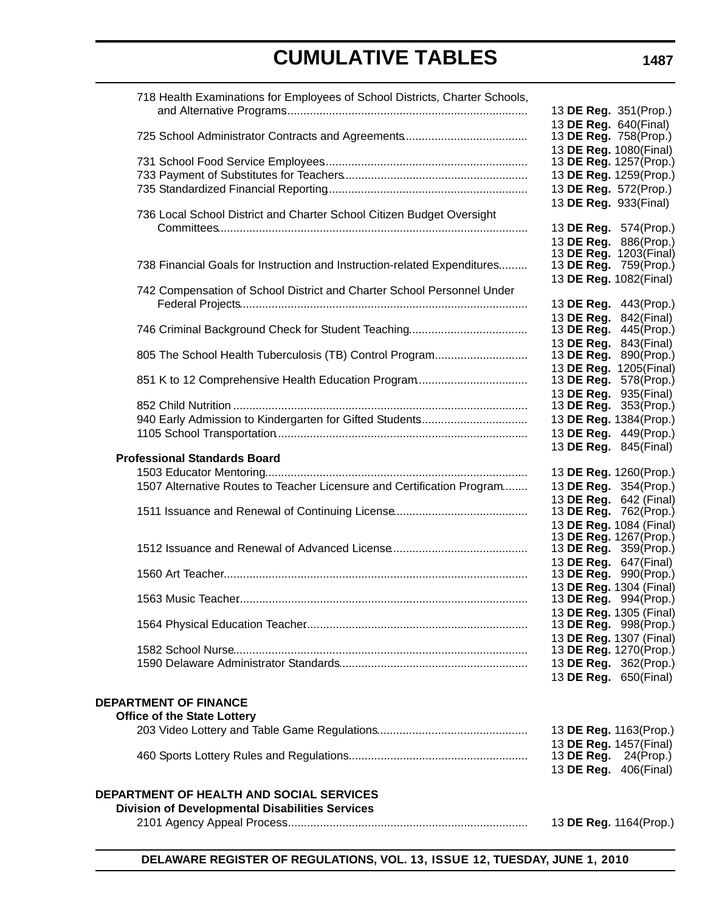# CUMULATIVE TABLES

718 Health Examinations for Employees of School Districts, Charter Schools, and Alternative Programs .......... 13 **DE Reg.** 351(Prop.)
13 **DE Reg.** 640(Final)

725 School Administrator Contracts and Agreements .......... 13 **DE Reg.** 758(Prop.)
13 **DE Reg.** 1080(Final)

731 School Food Service Employees .......... 13 **DE Reg.** 1257(Prop.)

733 Payment of Substitutes for Teachers .......... 13 **DE Reg.** 1259(Prop.)

735 Standardized Financial Reporting .......... 13 **DE Reg.** 572(Prop.)
13 **DE Reg.** 933(Final)

736 Local School District and Charter School Citizen Budget Oversight Committees .......... 13 **DE Reg.** 574(Prop.)
13 **DE Reg.** 886(Prop.)
13 **DE Reg.** 1203(Final)

738 Financial Goals for Instruction and Instruction-related Expenditures .......... 13 **DE Reg.** 759(Prop.)
13 **DE Reg.** 1082(Final)

742 Compensation of School District and Charter School Personnel Under Federal Projects .......... 13 **DE Reg.** 443(Prop.)
13 **DE Reg.** 842(Final)

746 Criminal Background Check for Student Teaching .......... 13 **DE Reg.** 445(Prop.)
13 **DE Reg.** 843(Final)

805 The School Health Tuberculosis (TB) Control Program .......... 13 **DE Reg.** 890(Prop.)
13 **DE Reg.** 1205(Final)

851 K to 12 Comprehensive Health Education Program .......... 13 **DE Reg.** 578(Prop.)
13 **DE Reg.** 935(Final)

852 Child Nutrition .......... 13 **DE Reg.** 353(Prop.)

940 Early Admission to Kindergarten for Gifted Students .......... 13 **DE Reg.** 1384(Prop.)

1105 School Transportation .......... 13 **DE Reg.** 449(Prop.)
13 **DE Reg.** 845(Final)

**Professional Standards Board**

1503 Educator Mentoring .......... 13 **DE Reg.** 1260(Prop.)

1507 Alternative Routes to Teacher Licensure and Certification Program .......... 13 **DE Reg.** 354(Prop.)
13 **DE Reg.** 642 (Final)

1511 Issuance and Renewal of Continuing License .......... 13 **DE Reg.** 762(Prop.)
13 **DE Reg.** 1084 (Final)
13 **DE Reg.** 1267(Prop.)

1512 Issuance and Renewal of Advanced License .......... 13 **DE Reg.** 359(Prop.)
13 **DE Reg.** 647(Final)

1560 Art Teacher .......... 13 **DE Reg.** 990(Prop.)
13 **DE Reg.** 1304 (Final)

1563 Music Teacher .......... 13 **DE Reg.** 994(Prop.)
13 **DE Reg.** 1305 (Final)

1564 Physical Education Teacher .......... 13 **DE Reg.** 998(Prop.)
13 **DE Reg.** 1307 (Final)

1582 School Nurse .......... 13 **DE Reg.** 1270(Prop.)

1590 Delaware Administrator Standards .......... 13 **DE Reg.** 362(Prop.)
13 **DE Reg.** 650(Final)

**DEPARTMENT OF FINANCE**

**Office of the State Lottery**

203 Video Lottery and Table Game Regulations .......... 13 **DE Reg.** 1163(Prop.)
13 **DE Reg.** 1457(Final)

460 Sports Lottery Rules and Regulations .......... 13 **DE Reg.** 24(Prop.)
13 **DE Reg.** 406(Final)

**DEPARTMENT OF HEALTH AND SOCIAL SERVICES**

**Division of Developmental Disabilities Services**

2101 Agency Appeal Process .......... 13 **DE Reg.** 1164(Prop.)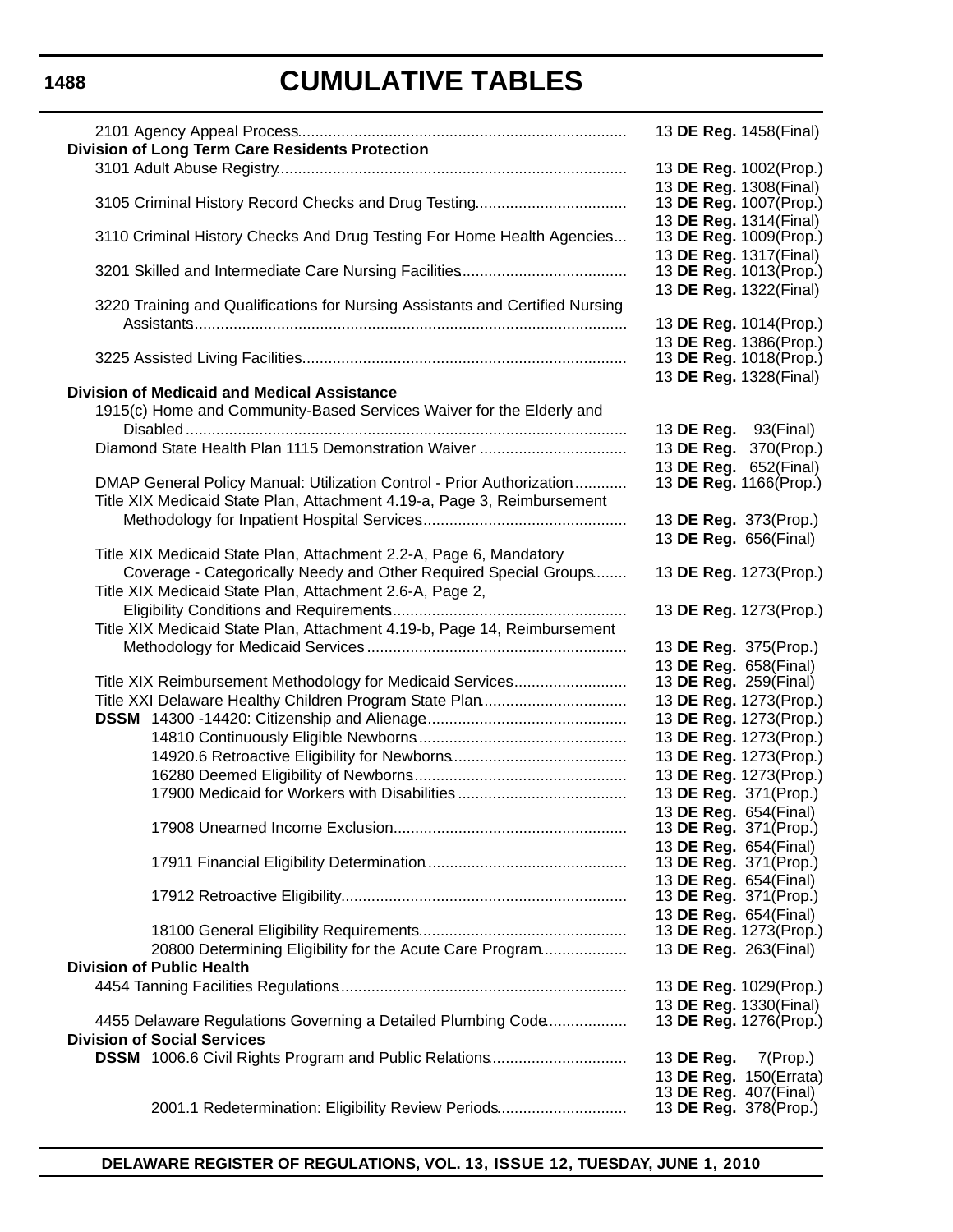# CUMULATIVE TABLES

| Regulation | Citation |
|---|---|
| 2101 Agency Appeal Process | 13 **DE Reg.** 1458(Final) |
| **Division of Long Term Care Residents Protection** | |
| 3101 Adult Abuse Registry | 13 **DE Reg.** 1002(Prop.) |
| | 13 **DE Reg.** 1308(Final) |
| 3105 Criminal History Record Checks and Drug Testing | 13 **DE Reg.** 1007(Prop.) |
| | 13 **DE Reg.** 1314(Final) |
| 3110 Criminal History Checks And Drug Testing For Home Health Agencies | 13 **DE Reg.** 1009(Prop.) |
| | 13 **DE Reg.** 1317(Final) |
| 3201 Skilled and Intermediate Care Nursing Facilities | 13 **DE Reg.** 1013(Prop.) |
| | 13 **DE Reg.** 1322(Final) |
| 3220 Training and Qualifications for Nursing Assistants and Certified Nursing Assistants | 13 **DE Reg.** 1014(Prop.) |
| | 13 **DE Reg.** 1386(Prop.) |
| 3225 Assisted Living Facilities | 13 **DE Reg.** 1018(Prop.) |
| | 13 **DE Reg.** 1328(Final) |
| **Division of Medicaid and Medical Assistance** | |
| 1915(c) Home and Community-Based Services Waiver for the Elderly and Disabled | 13 **DE Reg.** 93(Final) |
| Diamond State Health Plan 1115 Demonstration Waiver | 13 **DE Reg.** 370(Prop.) |
| | 13 **DE Reg.** 652(Final) |
| DMAP General Policy Manual: Utilization Control - Prior Authorization | 13 **DE Reg.** 1166(Prop.) |
| Title XIX Medicaid State Plan, Attachment 4.19-a, Page 3, Reimbursement Methodology for Inpatient Hospital Services | 13 **DE Reg.** 373(Prop.) |
| | 13 **DE Reg.** 656(Final) |
| Title XIX Medicaid State Plan, Attachment 2.2-A, Page 6, Mandatory Coverage - Categorically Needy and Other Required Special Groups | 13 **DE Reg.** 1273(Prop.) |
| Title XIX Medicaid State Plan, Attachment 2.6-A, Page 2, Eligibility Conditions and Requirements | 13 **DE Reg.** 1273(Prop.) |
| Title XIX Medicaid State Plan, Attachment 4.19-b, Page 14, Reimbursement Methodology for Medicaid Services | 13 **DE Reg.** 375(Prop.) |
| | 13 **DE Reg.** 658(Final) |
| Title XIX Reimbursement Methodology for Medicaid Services | 13 **DE Reg.** 259(Final) |
| Title XXI Delaware Healthy Children Program State Plan | 13 **DE Reg.** 1273(Prop.) |
| **DSSM** 14300 -14420: Citizenship and Alienage | 13 **DE Reg.** 1273(Prop.) |
| 14810 Continuously Eligible Newborns | 13 **DE Reg.** 1273(Prop.) |
| 14920.6 Retroactive Eligibility for Newborns | 13 **DE Reg.** 1273(Prop.) |
| 16280 Deemed Eligibility of Newborns | 13 **DE Reg.** 1273(Prop.) |
| 17900 Medicaid for Workers with Disabilities | 13 **DE Reg.** 371(Prop.) |
| | 13 **DE Reg.** 654(Final) |
| 17908 Unearned Income Exclusion | 13 **DE Reg.** 371(Prop.) |
| | 13 **DE Reg.** 654(Final) |
| 17911 Financial Eligibility Determination | 13 **DE Reg.** 371(Prop.) |
| | 13 **DE Reg.** 654(Final) |
| 17912 Retroactive Eligibility | 13 **DE Reg.** 371(Prop.) |
| | 13 **DE Reg.** 654(Final) |
| 18100 General Eligibility Requirements | 13 **DE Reg.** 1273(Prop.) |
| 20800 Determining Eligibility for the Acute Care Program | 13 **DE Reg.** 263(Final) |
| **Division of Public Health** | |
| 4454 Tanning Facilities Regulations | 13 **DE Reg.** 1029(Prop.) |
| | 13 **DE Reg.** 1330(Final) |
| 4455 Delaware Regulations Governing a Detailed Plumbing Code | 13 **DE Reg.** 1276(Prop.) |
| **Division of Social Services** | |
| **DSSM** 1006.6 Civil Rights Program and Public Relations | 13 **DE Reg.** 7(Prop.) |
| | 13 **DE Reg.** 150(Errata) |
| | 13 **DE Reg.** 407(Final) |
| 2001.1 Redetermination: Eligibility Review Periods | 13 **DE Reg.** 378(Prop.) |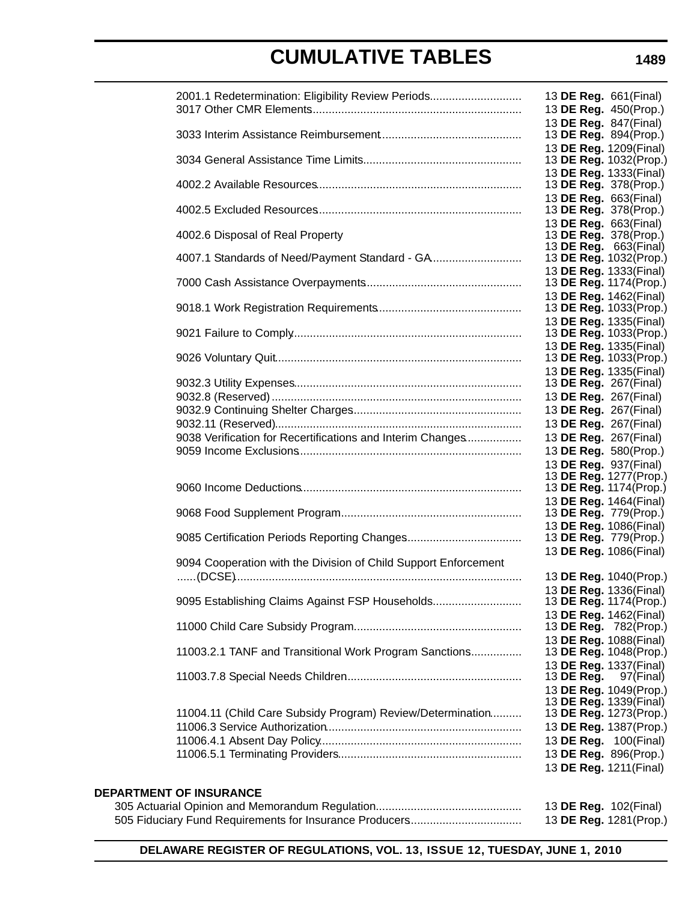| Regulation | Citation |
|---|---|
| 2001.1 Redetermination: Eligibility Review Periods | 13 **DE Reg.** 661(Final) |
| 3017 Other CMR Elements | 13 **DE Reg.** 450(Prop.) |
| | 13 **DE Reg.** 847(Final) |
| 3033 Interim Assistance Reimbursement | 13 **DE Reg.** 894(Prop.) |
| | 13 **DE Reg.** 1209(Final) |
| 3034 General Assistance Time Limits | 13 **DE Reg.** 1032(Prop.) |
| | 13 **DE Reg.** 1333(Final) |
| 4002.2 Available Resources | 13 **DE Reg.** 378(Prop.) |
| | 13 **DE Reg.** 663(Final) |
| 4002.5 Excluded Resources | 13 **DE Reg.** 378(Prop.) |
| | 13 **DE Reg.** 663(Final) |
| 4002.6 Disposal of Real Property | 13 **DE Reg.** 378(Prop.) |
| | 13 **DE Reg.** 663(Final) |
| 4007.1 Standards of Need/Payment Standard - GA | 13 **DE Reg.** 1032(Prop.) |
| | 13 **DE Reg.** 1333(Final) |
| 7000 Cash Assistance Overpayments | 13 **DE Reg.** 1174(Prop.) |
| | 13 **DE Reg.** 1462(Final) |
| 9018.1 Work Registration Requirements | 13 **DE Reg.** 1033(Prop.) |
| | 13 **DE Reg.** 1335(Final) |
| 9021 Failure to Comply | 13 **DE Reg.** 1033(Prop.) |
| | 13 **DE Reg.** 1335(Final) |
| 9026 Voluntary Quit | 13 **DE Reg.** 1033(Prop.) |
| | 13 **DE Reg.** 1335(Final) |
| 9032.3 Utility Expenses | 13 **DE Reg.** 267(Final) |
| 9032.8 (Reserved) | 13 **DE Reg.** 267(Final) |
| 9032.9 Continuing Shelter Charges | 13 **DE Reg.** 267(Final) |
| 9032.11 (Reserved) | 13 **DE Reg.** 267(Final) |
| 9038 Verification for Recertifications and Interim Changes | 13 **DE Reg.** 267(Final) |
| 9059 Income Exclusions | 13 **DE Reg.** 580(Prop.) |
| | 13 **DE Reg.** 937(Final) |
| | 13 **DE Reg.** 1277(Prop.) |
| 9060 Income Deductions | 13 **DE Reg.** 1174(Prop.) |
| | 13 **DE Reg.** 1464(Final) |
| 9068 Food Supplement Program | 13 **DE Reg.** 779(Prop.) |
| | 13 **DE Reg.** 1086(Final) |
| 9085 Certification Periods Reporting Changes | 13 **DE Reg.** 779(Prop.) |
| | 13 **DE Reg.** 1086(Final) |
| 9094 Cooperation with the Division of Child Support Enforcement (DCSE) | 13 **DE Reg.** 1040(Prop.) |
| | 13 **DE Reg.** 1336(Final) |
| 9095 Establishing Claims Against FSP Households | 13 **DE Reg.** 1174(Prop.) |
| | 13 **DE Reg.** 1462(Final) |
| 11000 Child Care Subsidy Program | 13 **DE Reg.** 782(Prop.) |
| | 13 **DE Reg.** 1088(Final) |
| 11003.2.1 TANF and Transitional Work Program Sanctions | 13 **DE Reg.** 1048(Prop.) |
| | 13 **DE Reg.** 1337(Final) |
| 11003.7.8 Special Needs Children | 13 **DE Reg.** 97(Final) |
| | 13 **DE Reg.** 1049(Prop.) |
| | 13 **DE Reg.** 1339(Final) |
| 11004.11 (Child Care Subsidy Program) Review/Determination | 13 **DE Reg.** 1273(Prop.) |
| 11006.3 Service Authorization | 13 **DE Reg.** 1387(Prop.) |
| 11006.4.1 Absent Day Policy | 13 **DE Reg.** 100(Final) |
| 11006.5.1 Terminating Providers | 13 **DE Reg.** 896(Prop.) |
| | 13 **DE Reg.** 1211(Final) |

**DEPARTMENT OF INSURANCE**

| Regulation | Citation |
|---|---|
| 305 Actuarial Opinion and Memorandum Regulation | 13 **DE Reg.** 102(Final) |
| 505 Fiduciary Fund Requirements for Insurance Producers | 13 **DE Reg.** 1281(Prop.) |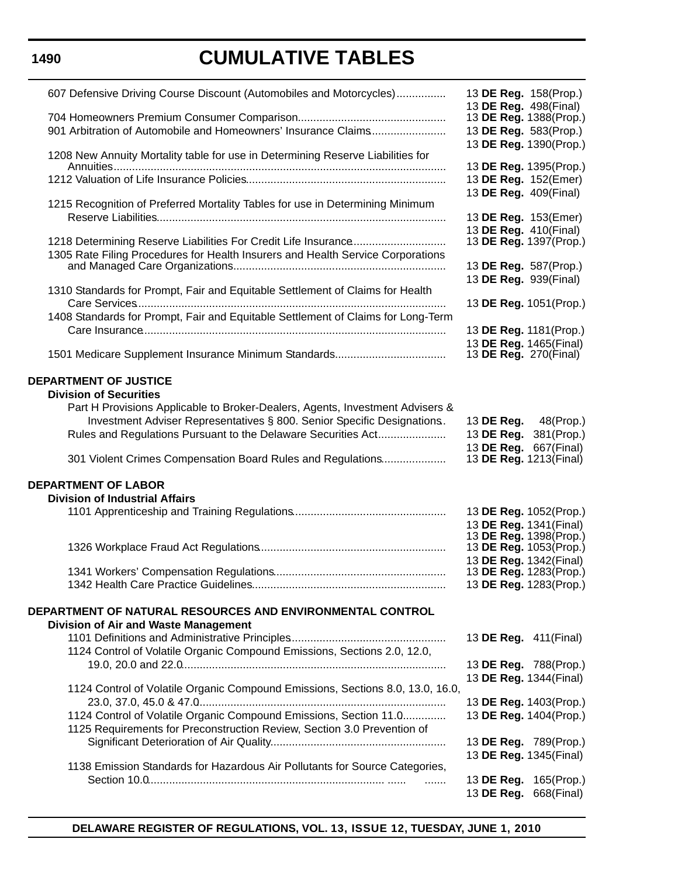# CUMULATIVE TABLES

| Regulation | Citation |
|---|---|
| 607 Defensive Driving Course Discount (Automobiles and Motorcycles) | 13 **DE Reg.** 158(Prop.) |
| | 13 **DE Reg.** 498(Final) |
| 704 Homeowners Premium Consumer Comparison | 13 **DE Reg.** 1388(Prop.) |
| 901 Arbitration of Automobile and Homeowners' Insurance Claims | 13 **DE Reg.** 583(Prop.) |
| | 13 **DE Reg.** 1390(Prop.) |
| 1208 New Annuity Mortality table for use in Determining Reserve Liabilities for Annuities | 13 **DE Reg.** 1395(Prop.) |
| 1212 Valuation of Life Insurance Policies | 13 **DE Reg.** 152(Emer) |
| | 13 **DE Reg.** 409(Final) |
| 1215 Recognition of Preferred Mortality Tables for use in Determining Minimum Reserve Liabilities | 13 **DE Reg.** 153(Emer) |
| | 13 **DE Reg.** 410(Final) |
| 1218 Determining Reserve Liabilities For Credit Life Insurance | 13 **DE Reg.** 1397(Prop.) |
| 1305 Rate Filing Procedures for Health Insurers and Health Service Corporations and Managed Care Organizations | 13 **DE Reg.** 587(Prop.) |
| | 13 **DE Reg.** 939(Final) |
| 1310 Standards for Prompt, Fair and Equitable Settlement of Claims for Health Care Services | 13 **DE Reg.** 1051(Prop.) |
| 1408 Standards for Prompt, Fair and Equitable Settlement of Claims for Long-Term Care Insurance | 13 **DE Reg.** 1181(Prop.) |
| | 13 **DE Reg.** 1465(Final) |
| 1501 Medicare Supplement Insurance Minimum Standards | 13 **DE Reg.** 270(Final) |

**DEPARTMENT OF JUSTICE**

**Division of Securities**

| Regulation | Citation |
|---|---|
| Part H Provisions Applicable to Broker-Dealers, Agents, Investment Advisers & Investment Adviser Representatives § 800. Senior Specific Designations | 13 **DE Reg.** 48(Prop.) |
| Rules and Regulations Pursuant to the Delaware Securities Act | 13 **DE Reg.** 381(Prop.) |
| | 13 **DE Reg.** 667(Final) |
| 301 Violent Crimes Compensation Board Rules and Regulations | 13 **DE Reg.** 1213(Final) |

**DEPARTMENT OF LABOR**

**Division of Industrial Affairs**

| Regulation | Citation |
|---|---|
| 1101 Apprenticeship and Training Regulations | 13 **DE Reg.** 1052(Prop.) |
| | 13 **DE Reg.** 1341(Final) |
| | 13 **DE Reg.** 1398(Prop.) |
| 1326 Workplace Fraud Act Regulations | 13 **DE Reg.** 1053(Prop.) |
| | 13 **DE Reg.** 1342(Final) |
| 1341 Workers' Compensation Regulations | 13 **DE Reg.** 1283(Prop.) |
| 1342 Health Care Practice Guidelines | 13 **DE Reg.** 1283(Prop.) |

**DEPARTMENT OF NATURAL RESOURCES AND ENVIRONMENTAL CONTROL**

**Division of Air and Waste Management**

| Regulation | Citation |
|---|---|
| 1101 Definitions and Administrative Principles | 13 **DE Reg.** 411(Final) |
| 1124 Control of Volatile Organic Compound Emissions, Sections 2.0, 12.0, 19.0, 20.0 and 22.0 | 13 **DE Reg.** 788(Prop.) |
| | 13 **DE Reg.** 1344(Final) |
| 1124 Control of Volatile Organic Compound Emissions, Sections 8.0, 13.0, 16.0, 23.0, 37.0, 45.0 & 47.0 | 13 **DE Reg.** 1403(Prop.) |
| 1124 Control of Volatile Organic Compound Emissions, Section 11.0 | 13 **DE Reg.** 1404(Prop.) |
| 1125 Requirements for Preconstruction Review, Section 3.0 Prevention of Significant Deterioration of Air Quality | 13 **DE Reg.** 789(Prop.) |
| | 13 **DE Reg.** 1345(Final) |
| 1138 Emission Standards for Hazardous Air Pollutants for Source Categories, Section 10.0 | 13 **DE Reg.** 165(Prop.) |
| | 13 **DE Reg.** 668(Final) |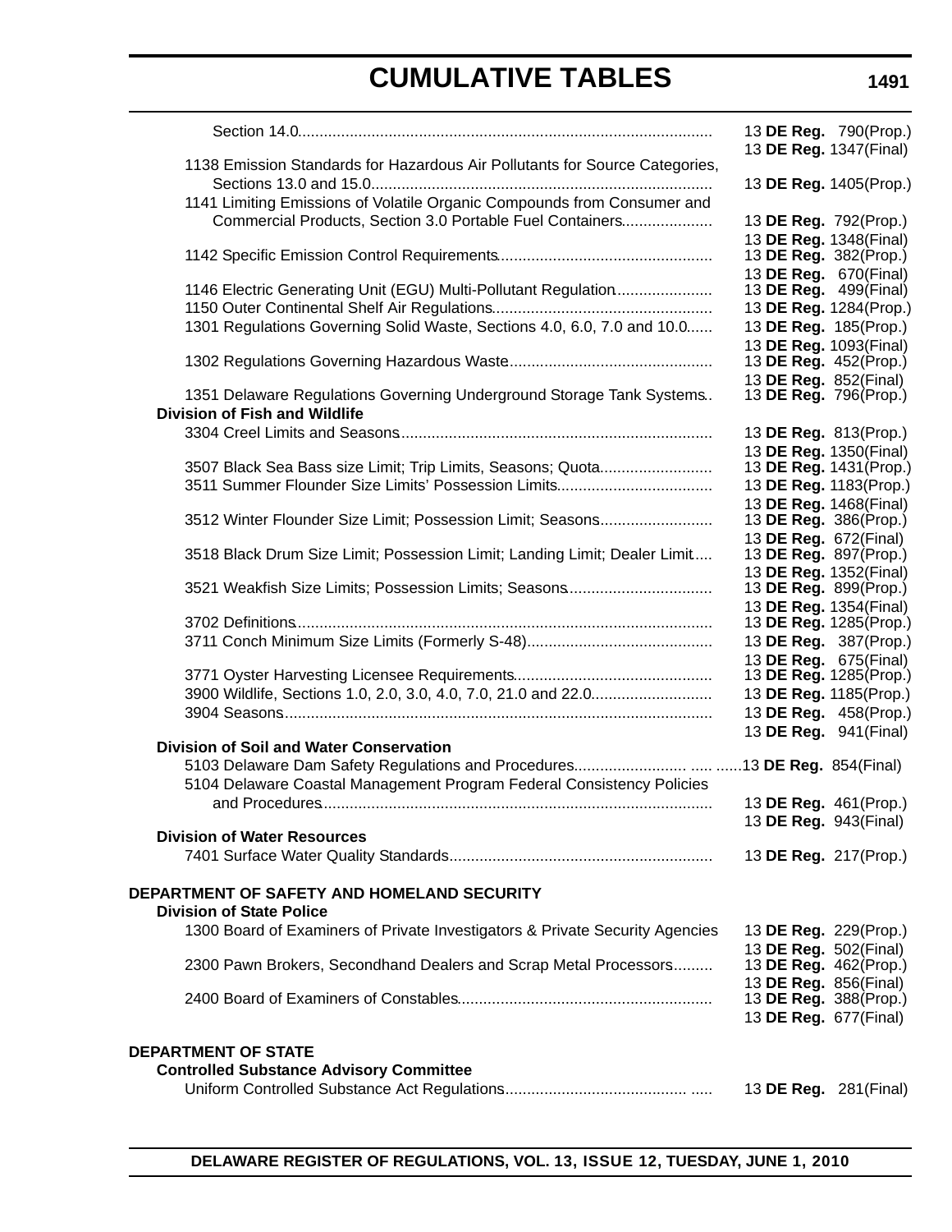# CUMULATIVE TABLES

| Regulation | Citation |
|---|---|
| Section 14.0 | 13 **DE Reg.** 790(Prop.) |
| | 13 **DE Reg.** 1347(Final) |
| 1138 Emission Standards for Hazardous Air Pollutants for Source Categories, Sections 13.0 and 15.0 | 13 **DE Reg.** 1405(Prop.) |
| 1141 Limiting Emissions of Volatile Organic Compounds from Consumer and Commercial Products, Section 3.0 Portable Fuel Containers | 13 **DE Reg.** 792(Prop.) |
| | 13 **DE Reg.** 1348(Final) |
| 1142 Specific Emission Control Requirements | 13 **DE Reg.** 382(Prop.) |
| | 13 **DE Reg.** 670(Final) |
| 1146 Electric Generating Unit (EGU) Multi-Pollutant Regulation | 13 **DE Reg.** 499(Final) |
| 1150 Outer Continental Shelf Air Regulations | 13 **DE Reg.** 1284(Prop.) |
| 1301 Regulations Governing Solid Waste, Sections 4.0, 6.0, 7.0 and 10.0 | 13 **DE Reg.** 185(Prop.) |
| | 13 **DE Reg.** 1093(Final) |
| 1302 Regulations Governing Hazardous Waste | 13 **DE Reg.** 452(Prop.) |
| | 13 **DE Reg.** 852(Final) |
| 1351 Delaware Regulations Governing Underground Storage Tank Systems | 13 **DE Reg.** 796(Prop.) |
| **Division of Fish and Wildlife** | |
| 3304 Creel Limits and Seasons | 13 **DE Reg.** 813(Prop.) |
| | 13 **DE Reg.** 1350(Final) |
| 3507 Black Sea Bass size Limit; Trip Limits, Seasons; Quota | 13 **DE Reg.** 1431(Prop.) |
| 3511 Summer Flounder Size Limits' Possession Limits | 13 **DE Reg.** 1183(Prop.) |
| | 13 **DE Reg.** 1468(Final) |
| 3512 Winter Flounder Size Limit; Possession Limit; Seasons | 13 **DE Reg.** 386(Prop.) |
| | 13 **DE Reg.** 672(Final) |
| 3518 Black Drum Size Limit; Possession Limit; Landing Limit; Dealer Limit | 13 **DE Reg.** 897(Prop.) |
| | 13 **DE Reg.** 1352(Final) |
| 3521 Weakfish Size Limits; Possession Limits; Seasons | 13 **DE Reg.** 899(Prop.) |
| | 13 **DE Reg.** 1354(Final) |
| 3702 Definitions | 13 **DE Reg.** 1285(Prop.) |
| 3711 Conch Minimum Size Limits (Formerly S-48) | 13 **DE Reg.** 387(Prop.) |
| | 13 **DE Reg.** 675(Final) |
| 3771 Oyster Harvesting Licensee Requirements | 13 **DE Reg.** 1285(Prop.) |
| 3900 Wildlife, Sections 1.0, 2.0, 3.0, 4.0, 7.0, 21.0 and 22.0 | 13 **DE Reg.** 1185(Prop.) |
| 3904 Seasons | 13 **DE Reg.** 458(Prop.) |
| | 13 **DE Reg.** 941(Final) |
| **Division of Soil and Water Conservation** | |
| 5103 Delaware Dam Safety Regulations and Procedures | 13 **DE Reg.** 854(Final) |
| 5104 Delaware Coastal Management Program Federal Consistency Policies and Procedures | 13 **DE Reg.** 461(Prop.) |
| | 13 **DE Reg.** 943(Final) |
| **Division of Water Resources** | |
| 7401 Surface Water Quality Standards | 13 **DE Reg.** 217(Prop.) |
| **DEPARTMENT OF SAFETY AND HOMELAND SECURITY** | |
| **Division of State Police** | |
| 1300 Board of Examiners of Private Investigators & Private Security Agencies | 13 **DE Reg.** 229(Prop.) |
| | 13 **DE Reg.** 502(Final) |
| 2300 Pawn Brokers, Secondhand Dealers and Scrap Metal Processors | 13 **DE Reg.** 462(Prop.) |
| | 13 **DE Reg.** 856(Final) |
| 2400 Board of Examiners of Constables | 13 **DE Reg.** 388(Prop.) |
| | 13 **DE Reg.** 677(Final) |
| **DEPARTMENT OF STATE** | |
| **Controlled Substance Advisory Committee** | |
| Uniform Controlled Substance Act Regulations | 13 **DE Reg.** 281(Final) |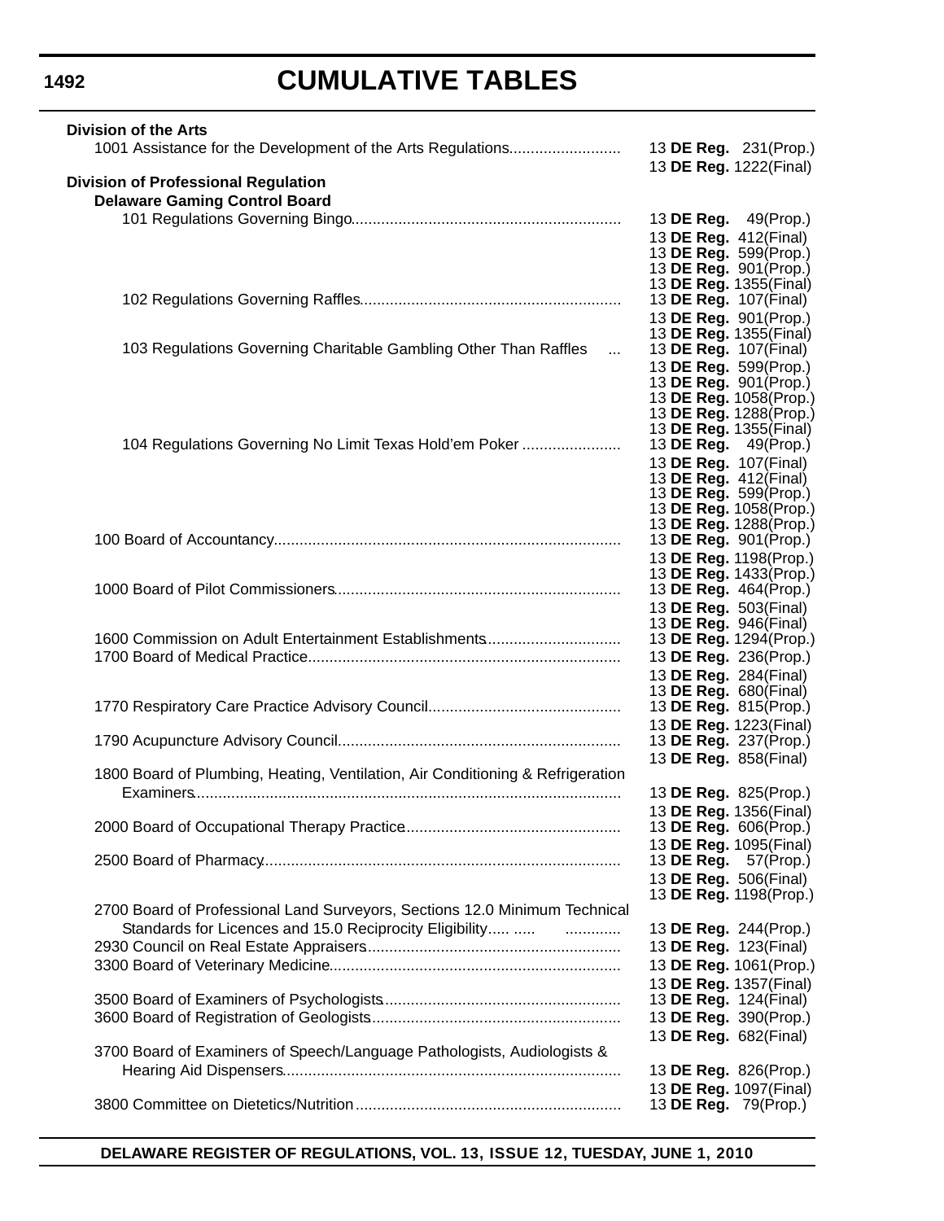# CUMULATIVE TABLES

**Division of the Arts**

| Regulation | Citation |
|---|---|
| 1001 Assistance for the Development of the Arts Regulations | 13 **DE Reg.** 231(Prop.) |
| | 13 **DE Reg.** 1222(Final) |

**Division of Professional Regulation**

**Delaware Gaming Control Board**

| Regulation | Citation |
|---|---|
| 101 Regulations Governing Bingo | 13 **DE Reg.** 49(Prop.) |
| | 13 **DE Reg.** 412(Final) |
| | 13 **DE Reg.** 599(Prop.) |
| | 13 **DE Reg.** 901(Prop.) |
| | 13 **DE Reg.** 1355(Final) |
| 102 Regulations Governing Raffles | 13 **DE Reg.** 107(Final) |
| | 13 **DE Reg.** 901(Prop.) |
| | 13 **DE Reg.** 1355(Final) |
| 103 Regulations Governing Charitable Gambling Other Than Raffles | 13 **DE Reg.** 107(Final) |
| | 13 **DE Reg.** 599(Prop.) |
| | 13 **DE Reg.** 901(Prop.) |
| | 13 **DE Reg.** 1058(Prop.) |
| | 13 **DE Reg.** 1288(Prop.) |
| | 13 **DE Reg.** 1355(Final) |
| 104 Regulations Governing No Limit Texas Hold'em Poker | 13 **DE Reg.** 49(Prop.) |
| | 13 **DE Reg.** 107(Final) |
| | 13 **DE Reg.** 412(Final) |
| | 13 **DE Reg.** 599(Prop.) |
| | 13 **DE Reg.** 1058(Prop.) |
| | 13 **DE Reg.** 1288(Prop.) |
| 100 Board of Accountancy | 13 **DE Reg.** 901(Prop.) |
| | 13 **DE Reg.** 1198(Prop.) |
| | 13 **DE Reg.** 1433(Prop.) |
| 1000 Board of Pilot Commissioners | 13 **DE Reg.** 464(Prop.) |
| | 13 **DE Reg.** 503(Final) |
| | 13 **DE Reg.** 946(Final) |
| 1600 Commission on Adult Entertainment Establishments | 13 **DE Reg.** 1294(Prop.) |
| 1700 Board of Medical Practice | 13 **DE Reg.** 236(Prop.) |
| | 13 **DE Reg.** 284(Final) |
| | 13 **DE Reg.** 680(Final) |
| 1770 Respiratory Care Practice Advisory Council | 13 **DE Reg.** 815(Prop.) |
| | 13 **DE Reg.** 1223(Final) |
| 1790 Acupuncture Advisory Council | 13 **DE Reg.** 237(Prop.) |
| | 13 **DE Reg.** 858(Final) |
| 1800 Board of Plumbing, Heating, Ventilation, Air Conditioning & Refrigeration Examiners | 13 **DE Reg.** 825(Prop.) |
| | 13 **DE Reg.** 1356(Final) |
| 2000 Board of Occupational Therapy Practice | 13 **DE Reg.** 606(Prop.) |
| | 13 **DE Reg.** 1095(Final) |
| 2500 Board of Pharmacy | 13 **DE Reg.** 57(Prop.) |
| | 13 **DE Reg.** 506(Final) |
| | 13 **DE Reg.** 1198(Prop.) |
| 2700 Board of Professional Land Surveyors, Sections 12.0 Minimum Technical Standards for Licences and 15.0 Reciprocity Eligibility | 13 **DE Reg.** 244(Prop.) |
| 2930 Council on Real Estate Appraisers | 13 **DE Reg.** 123(Final) |
| 3300 Board of Veterinary Medicine | 13 **DE Reg.** 1061(Prop.) |
| | 13 **DE Reg.** 1357(Final) |
| 3500 Board of Examiners of Psychologists | 13 **DE Reg.** 124(Final) |
| 3600 Board of Registration of Geologists | 13 **DE Reg.** 390(Prop.) |
| | 13 **DE Reg.** 682(Final) |
| 3700 Board of Examiners of Speech/Language Pathologists, Audiologists & Hearing Aid Dispensers | 13 **DE Reg.** 826(Prop.) |
| | 13 **DE Reg.** 1097(Final) |
| 3800 Committee on Dietetics/Nutrition | 13 **DE Reg.** 79(Prop.) |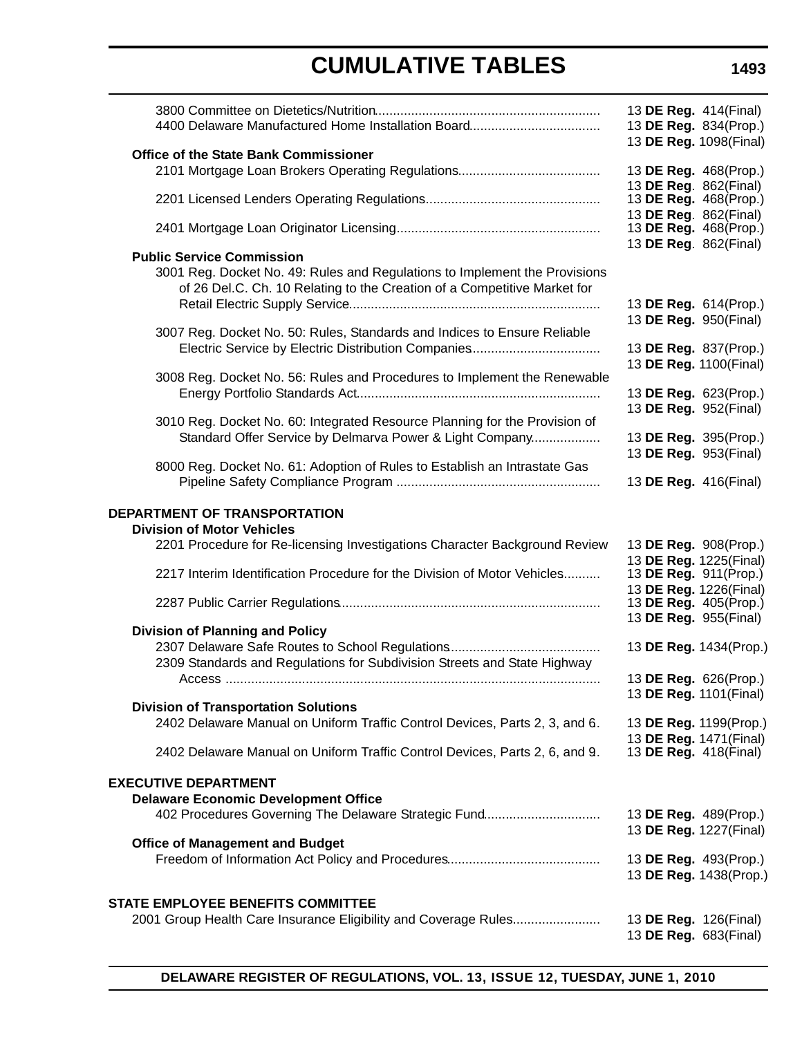# CUMULATIVE TABLES

| Regulation | Citation |
|---|---|
| 3800 Committee on Dietetics/Nutrition | 13 **DE Reg.** 414(Final) |
| 4400 Delaware Manufactured Home Installation Board | 13 **DE Reg.** 834(Prop.)<br>13 **DE Reg.** 1098(Final) |
| **Office of the State Bank Commissioner** | |
| 2101 Mortgage Loan Brokers Operating Regulations | 13 **DE Reg.** 468(Prop.)<br>13 **DE Reg**. 862(Final) |
| 2201 Licensed Lenders Operating Regulations | 13 **DE Reg.** 468(Prop.)<br>13 **DE Reg**. 862(Final) |
| 2401 Mortgage Loan Originator Licensing | 13 **DE Reg.** 468(Prop.)<br>13 **DE Reg**. 862(Final) |
| **Public Service Commission** | |
| 3001 Reg. Docket No. 49: Rules and Regulations to Implement the Provisions of 26 Del.C. Ch. 10 Relating to the Creation of a Competitive Market for Retail Electric Supply Service | 13 **DE Reg.** 614(Prop.)<br>13 **DE Reg.** 950(Final) |
| 3007 Reg. Docket No. 50: Rules, Standards and Indices to Ensure Reliable Electric Service by Electric Distribution Companies | 13 **DE Reg.** 837(Prop.)<br>13 **DE Reg.** 1100(Final) |
| 3008 Reg. Docket No. 56: Rules and Procedures to Implement the Renewable Energy Portfolio Standards Act | 13 **DE Reg.** 623(Prop.)<br>13 **DE Reg.** 952(Final) |
| 3010 Reg. Docket No. 60: Integrated Resource Planning for the Provision of Standard Offer Service by Delmarva Power & Light Company | 13 **DE Reg.** 395(Prop.)<br>13 **DE Reg.** 953(Final) |
| 8000 Reg. Docket No. 61: Adoption of Rules to Establish an Intrastate Gas Pipeline Safety Compliance Program | 13 **DE Reg.** 416(Final) |
| **DEPARTMENT OF TRANSPORTATION** | |
| **Division of Motor Vehicles** | |
| 2201 Procedure for Re-licensing Investigations Character Background Review | 13 **DE Reg.** 908(Prop.)<br>13 **DE Reg.** 1225(Final) |
| 2217 Interim Identification Procedure for the Division of Motor Vehicles | 13 **DE Reg.** 911(Prop.)<br>13 **DE Reg.** 1226(Final) |
| 2287 Public Carrier Regulations | 13 **DE Reg.** 405(Prop.)<br>13 **DE Reg.** 955(Final) |
| **Division of Planning and Policy** | |
| 2307 Delaware Safe Routes to School Regulations | 13 **DE Reg.** 1434(Prop.) |
| 2309 Standards and Regulations for Subdivision Streets and State Highway Access | 13 **DE Reg.** 626(Prop.)<br>13 **DE Reg.** 1101(Final) |
| **Division of Transportation Solutions** | |
| 2402 Delaware Manual on Uniform Traffic Control Devices, Parts 2, 3, and 6 | 13 **DE Reg.** 1199(Prop.)<br>13 **DE Reg.** 1471(Final) |
| 2402 Delaware Manual on Uniform Traffic Control Devices, Parts 2, 6, and 9 | 13 **DE Reg.** 418(Final) |
| **EXECUTIVE DEPARTMENT** | |
| **Delaware Economic Development Office** | |
| 402 Procedures Governing The Delaware Strategic Fund | 13 **DE Reg.** 489(Prop.)<br>13 **DE Reg.** 1227(Final) |
| **Office of Management and Budget** | |
| Freedom of Information Act Policy and Procedures | 13 **DE Reg.** 493(Prop.)<br>13 **DE Reg.** 1438(Prop.) |
| **STATE EMPLOYEE BENEFITS COMMITTEE** | |
| 2001 Group Health Care Insurance Eligibility and Coverage Rules | 13 **DE Reg.** 126(Final)<br>13 **DE Reg.** 683(Final) |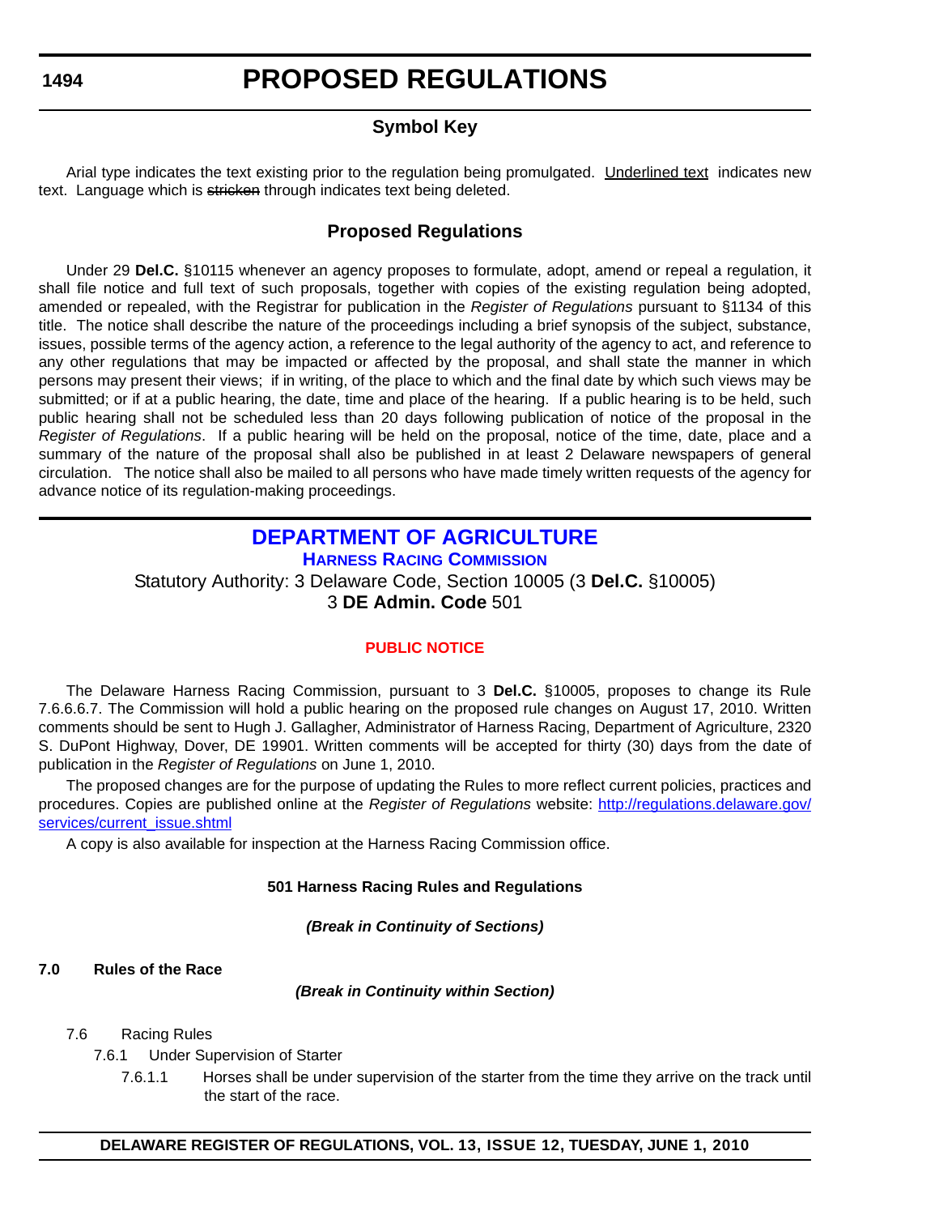# PROPOSED REGULATIONS

## Symbol Key

Arial type indicates the text existing prior to the regulation being promulgated. Underlined text indicates new text. Language which is ~~stricken~~ through indicates text being deleted.

## Proposed Regulations

Under 29 **Del.C.** §10115 whenever an agency proposes to formulate, adopt, amend or repeal a regulation, it shall file notice and full text of such proposals, together with copies of the existing regulation being adopted, amended or repealed, with the Registrar for publication in the *Register of Regulations* pursuant to §1134 of this title. The notice shall describe the nature of the proceedings including a brief synopsis of the subject, substance, issues, possible terms of the agency action, a reference to the legal authority of the agency to act, and reference to any other regulations that may be impacted or affected by the proposal, and shall state the manner in which persons may present their views; if in writing, of the place to which and the final date by which such views may be submitted; or if at a public hearing, the date, time and place of the hearing. If a public hearing is to be held, such public hearing shall not be scheduled less than 20 days following publication of notice of the proposal in the *Register of Regulations*. If a public hearing will be held on the proposal, notice of the time, date, place and a summary of the nature of the proposal shall also be published in at least 2 Delaware newspapers of general circulation. The notice shall also be mailed to all persons who have made timely written requests of the agency for advance notice of its regulation-making proceedings.

## DEPARTMENT OF AGRICULTURE

### HARNESS RACING COMMISSION

Statutory Authority: 3 Delaware Code, Section 10005 (3 **Del.C.** §10005)
3 **DE Admin. Code** 501

### PUBLIC NOTICE

The Delaware Harness Racing Commission, pursuant to 3 **Del.C.** §10005, proposes to change its Rule 7.6.6.6.7. The Commission will hold a public hearing on the proposed rule changes on August 17, 2010. Written comments should be sent to Hugh J. Gallagher, Administrator of Harness Racing, Department of Agriculture, 2320 S. DuPont Highway, Dover, DE 19901. Written comments will be accepted for thirty (30) days from the date of publication in the *Register of Regulations* on June 1, 2010.

The proposed changes are for the purpose of updating the Rules to more reflect current policies, practices and procedures. Copies are published online at the *Register of Regulations* website: http://regulations.delaware.gov/services/current_issue.shtml

A copy is also available for inspection at the Harness Racing Commission office.

**501 Harness Racing Rules and Regulations**

***(Break in Continuity of Sections)***

**7.0 Rules of the Race**

***(Break in Continuity within Section)***

7.6 Racing Rules

7.6.1 Under Supervision of Starter

7.6.1.1 Horses shall be under supervision of the starter from the time they arrive on the track until the start of the race.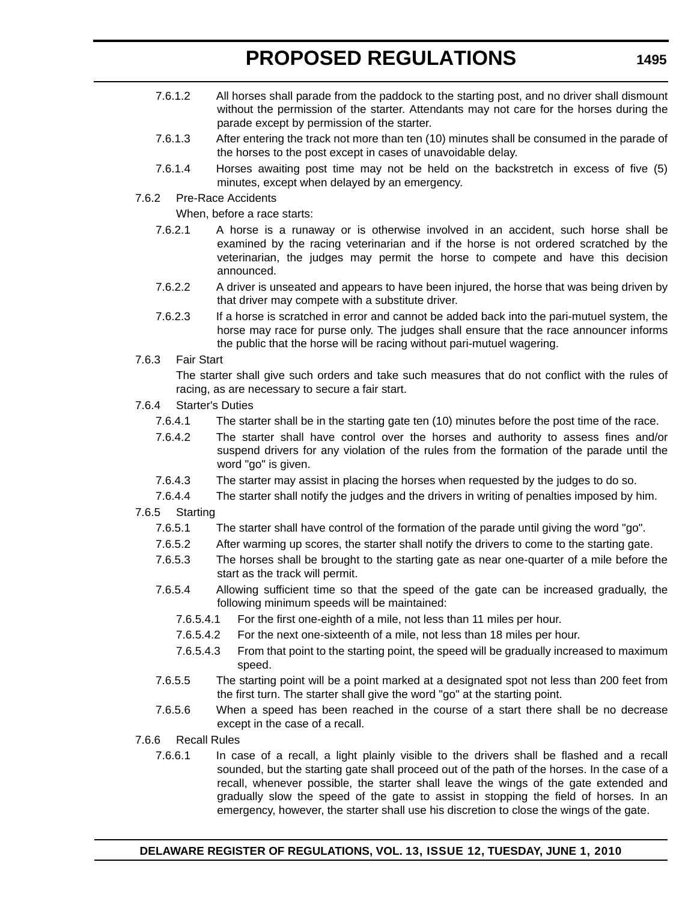7.6.1.2 All horses shall parade from the paddock to the starting post, and no driver shall dismount without the permission of the starter. Attendants may not care for the horses during the parade except by permission of the starter.

7.6.1.3 After entering the track not more than ten (10) minutes shall be consumed in the parade of the horses to the post except in cases of unavoidable delay.

7.6.1.4 Horses awaiting post time may not be held on the backstretch in excess of five (5) minutes, except when delayed by an emergency.

7.6.2 Pre-Race Accidents

When, before a race starts:

7.6.2.1 A horse is a runaway or is otherwise involved in an accident, such horse shall be examined by the racing veterinarian and if the horse is not ordered scratched by the veterinarian, the judges may permit the horse to compete and have this decision announced.

7.6.2.2 A driver is unseated and appears to have been injured, the horse that was being driven by that driver may compete with a substitute driver.

7.6.2.3 If a horse is scratched in error and cannot be added back into the pari-mutuel system, the horse may race for purse only. The judges shall ensure that the race announcer informs the public that the horse will be racing without pari-mutuel wagering.

7.6.3 Fair Start

The starter shall give such orders and take such measures that do not conflict with the rules of racing, as are necessary to secure a fair start.

7.6.4 Starter's Duties

7.6.4.1 The starter shall be in the starting gate ten (10) minutes before the post time of the race.

7.6.4.2 The starter shall have control over the horses and authority to assess fines and/or suspend drivers for any violation of the rules from the formation of the parade until the word "go" is given.

7.6.4.3 The starter may assist in placing the horses when requested by the judges to do so.

7.6.4.4 The starter shall notify the judges and the drivers in writing of penalties imposed by him.

7.6.5 Starting

7.6.5.1 The starter shall have control of the formation of the parade until giving the word "go".

7.6.5.2 After warming up scores, the starter shall notify the drivers to come to the starting gate.

7.6.5.3 The horses shall be brought to the starting gate as near one-quarter of a mile before the start as the track will permit.

7.6.5.4 Allowing sufficient time so that the speed of the gate can be increased gradually, the following minimum speeds will be maintained:

7.6.5.4.1 For the first one-eighth of a mile, not less than 11 miles per hour.

7.6.5.4.2 For the next one-sixteenth of a mile, not less than 18 miles per hour.

7.6.5.4.3 From that point to the starting point, the speed will be gradually increased to maximum speed.

7.6.5.5 The starting point will be a point marked at a designated spot not less than 200 feet from the first turn. The starter shall give the word "go" at the starting point.

7.6.5.6 When a speed has been reached in the course of a start there shall be no decrease except in the case of a recall.

7.6.6 Recall Rules

7.6.6.1 In case of a recall, a light plainly visible to the drivers shall be flashed and a recall sounded, but the starting gate shall proceed out of the path of the horses. In the case of a recall, whenever possible, the starter shall leave the wings of the gate extended and gradually slow the speed of the gate to assist in stopping the field of horses. In an emergency, however, the starter shall use his discretion to close the wings of the gate.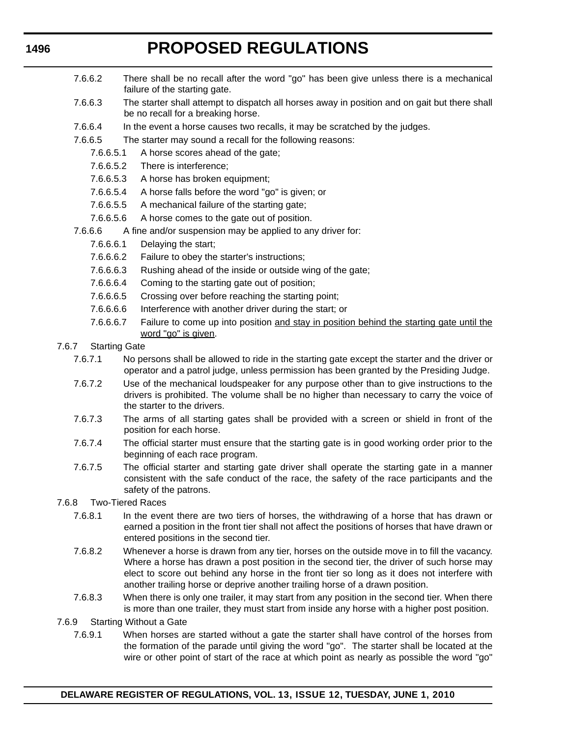7.6.6.2 There shall be no recall after the word "go" has been give unless there is a mechanical failure of the starting gate.

7.6.6.3 The starter shall attempt to dispatch all horses away in position and on gait but there shall be no recall for a breaking horse.

7.6.6.4 In the event a horse causes two recalls, it may be scratched by the judges.

7.6.6.5 The starter may sound a recall for the following reasons:

7.6.6.5.1 A horse scores ahead of the gate;

7.6.6.5.2 There is interference;

7.6.6.5.3 A horse has broken equipment;

7.6.6.5.4 A horse falls before the word "go" is given; or

7.6.6.5.5 A mechanical failure of the starting gate;

7.6.6.5.6 A horse comes to the gate out of position.

7.6.6.6 A fine and/or suspension may be applied to any driver for:

7.6.6.6.1 Delaying the start;

7.6.6.6.2 Failure to obey the starter's instructions;

7.6.6.6.3 Rushing ahead of the inside or outside wing of the gate;

7.6.6.6.4 Coming to the starting gate out of position;

7.6.6.6.5 Crossing over before reaching the starting point;

7.6.6.6.6 Interference with another driver during the start; or

7.6.6.6.7 Failure to come up into position <u>and stay in position behind the starting gate until the word "go" is given</u>.

7.6.7 Starting Gate

7.6.7.1 No persons shall be allowed to ride in the starting gate except the starter and the driver or operator and a patrol judge, unless permission has been granted by the Presiding Judge.

7.6.7.2 Use of the mechanical loudspeaker for any purpose other than to give instructions to the drivers is prohibited. The volume shall be no higher than necessary to carry the voice of the starter to the drivers.

7.6.7.3 The arms of all starting gates shall be provided with a screen or shield in front of the position for each horse.

7.6.7.4 The official starter must ensure that the starting gate is in good working order prior to the beginning of each race program.

7.6.7.5 The official starter and starting gate driver shall operate the starting gate in a manner consistent with the safe conduct of the race, the safety of the race participants and the safety of the patrons.

7.6.8 Two-Tiered Races

7.6.8.1 In the event there are two tiers of horses, the withdrawing of a horse that has drawn or earned a position in the front tier shall not affect the positions of horses that have drawn or entered positions in the second tier.

7.6.8.2 Whenever a horse is drawn from any tier, horses on the outside move in to fill the vacancy. Where a horse has drawn a post position in the second tier, the driver of such horse may elect to score out behind any horse in the front tier so long as it does not interfere with another trailing horse or deprive another trailing horse of a drawn position.

7.6.8.3 When there is only one trailer, it may start from any position in the second tier. When there is more than one trailer, they must start from inside any horse with a higher post position.

7.6.9 Starting Without a Gate

7.6.9.1 When horses are started without a gate the starter shall have control of the horses from the formation of the parade until giving the word "go". The starter shall be located at the wire or other point of start of the race at which point as nearly as possible the word "go"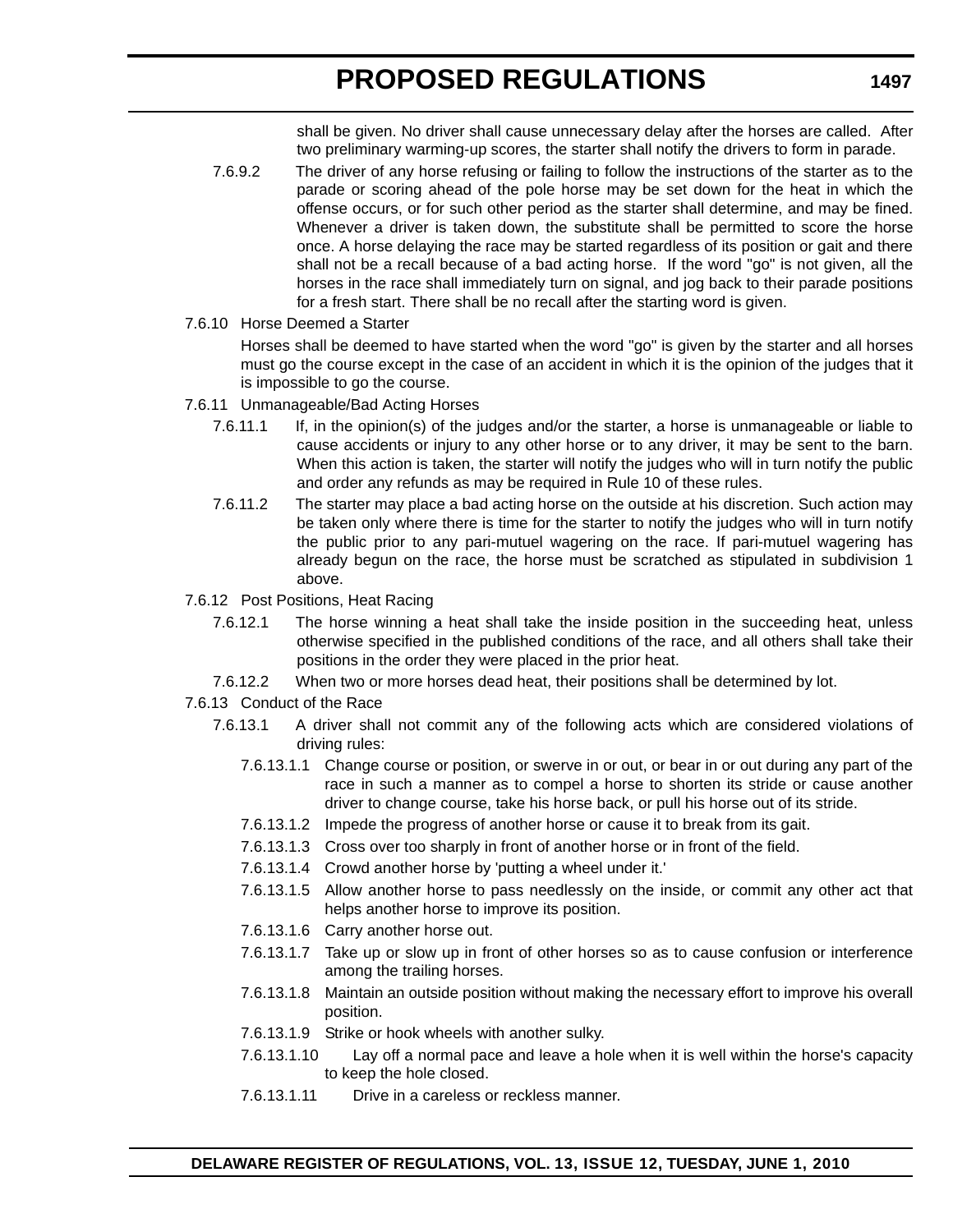shall be given. No driver shall cause unnecessary delay after the horses are called. After two preliminary warming-up scores, the starter shall notify the drivers to form in parade.

7.6.9.2 The driver of any horse refusing or failing to follow the instructions of the starter as to the parade or scoring ahead of the pole horse may be set down for the heat in which the offense occurs, or for such other period as the starter shall determine, and may be fined. Whenever a driver is taken down, the substitute shall be permitted to score the horse once. A horse delaying the race may be started regardless of its position or gait and there shall not be a recall because of a bad acting horse. If the word "go" is not given, all the horses in the race shall immediately turn on signal, and jog back to their parade positions for a fresh start. There shall be no recall after the starting word is given.

7.6.10 Horse Deemed a Starter

Horses shall be deemed to have started when the word "go" is given by the starter and all horses must go the course except in the case of an accident in which it is the opinion of the judges that it is impossible to go the course.

7.6.11 Unmanageable/Bad Acting Horses

7.6.11.1 If, in the opinion(s) of the judges and/or the starter, a horse is unmanageable or liable to cause accidents or injury to any other horse or to any driver, it may be sent to the barn. When this action is taken, the starter will notify the judges who will in turn notify the public and order any refunds as may be required in Rule 10 of these rules.

7.6.11.2 The starter may place a bad acting horse on the outside at his discretion. Such action may be taken only where there is time for the starter to notify the judges who will in turn notify the public prior to any pari-mutuel wagering on the race. If pari-mutuel wagering has already begun on the race, the horse must be scratched as stipulated in subdivision 1 above.

7.6.12 Post Positions, Heat Racing

7.6.12.1 The horse winning a heat shall take the inside position in the succeeding heat, unless otherwise specified in the published conditions of the race, and all others shall take their positions in the order they were placed in the prior heat.

7.6.12.2 When two or more horses dead heat, their positions shall be determined by lot.

7.6.13 Conduct of the Race

7.6.13.1 A driver shall not commit any of the following acts which are considered violations of driving rules:

7.6.13.1.1 Change course or position, or swerve in or out, or bear in or out during any part of the race in such a manner as to compel a horse to shorten its stride or cause another driver to change course, take his horse back, or pull his horse out of its stride.

7.6.13.1.2 Impede the progress of another horse or cause it to break from its gait.

7.6.13.1.3 Cross over too sharply in front of another horse or in front of the field.

7.6.13.1.4 Crowd another horse by 'putting a wheel under it.'

7.6.13.1.5 Allow another horse to pass needlessly on the inside, or commit any other act that helps another horse to improve its position.

7.6.13.1.6 Carry another horse out.

7.6.13.1.7 Take up or slow up in front of other horses so as to cause confusion or interference among the trailing horses.

7.6.13.1.8 Maintain an outside position without making the necessary effort to improve his overall position.

7.6.13.1.9 Strike or hook wheels with another sulky.

7.6.13.1.10 Lay off a normal pace and leave a hole when it is well within the horse's capacity to keep the hole closed.

7.6.13.1.11 Drive in a careless or reckless manner.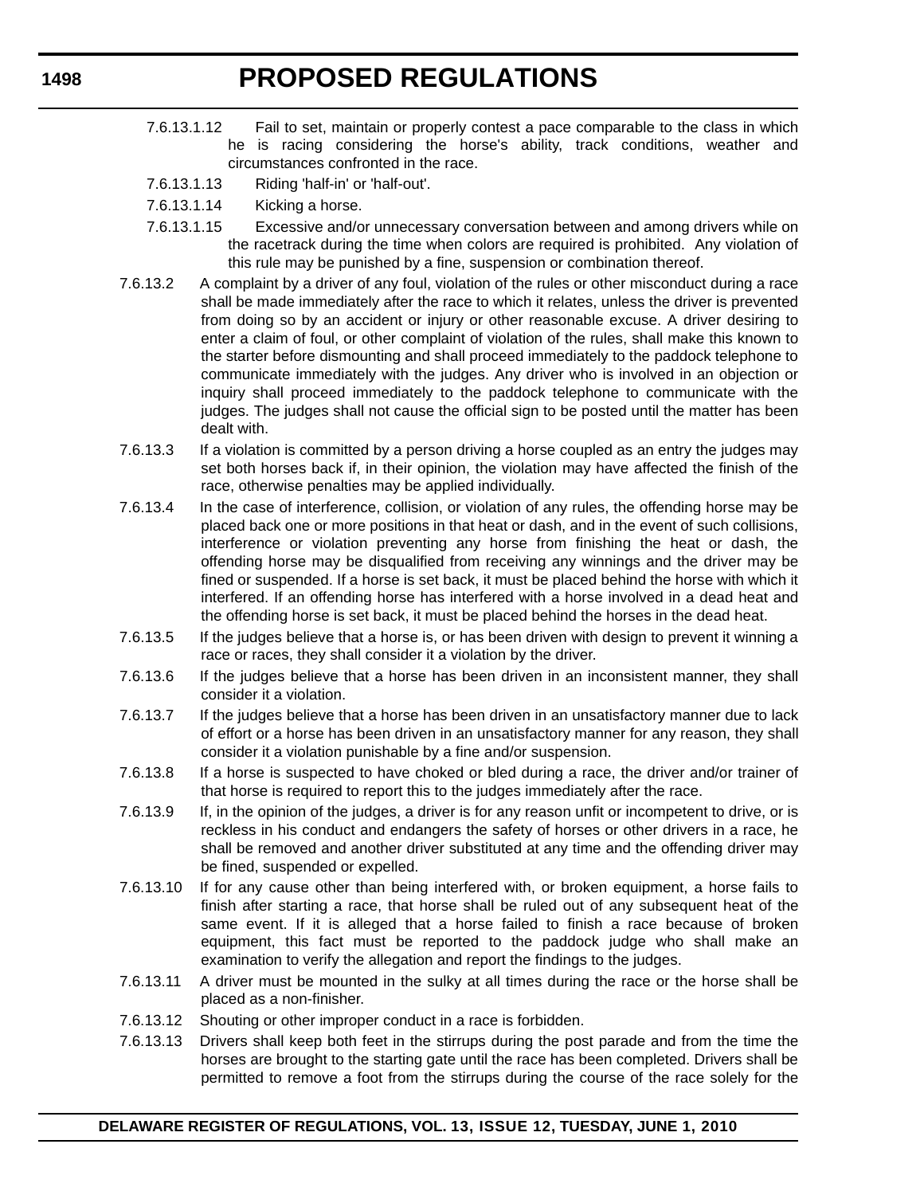7.6.13.1.12 Fail to set, maintain or properly contest a pace comparable to the class in which he is racing considering the horse's ability, track conditions, weather and circumstances confronted in the race.

7.6.13.1.13 Riding 'half-in' or 'half-out'.

7.6.13.1.14 Kicking a horse.

7.6.13.1.15 Excessive and/or unnecessary conversation between and among drivers while on the racetrack during the time when colors are required is prohibited. Any violation of this rule may be punished by a fine, suspension or combination thereof.

7.6.13.2 A complaint by a driver of any foul, violation of the rules or other misconduct during a race shall be made immediately after the race to which it relates, unless the driver is prevented from doing so by an accident or injury or other reasonable excuse. A driver desiring to enter a claim of foul, or other complaint of violation of the rules, shall make this known to the starter before dismounting and shall proceed immediately to the paddock telephone to communicate immediately with the judges. Any driver who is involved in an objection or inquiry shall proceed immediately to the paddock telephone to communicate with the judges. The judges shall not cause the official sign to be posted until the matter has been dealt with.

7.6.13.3 If a violation is committed by a person driving a horse coupled as an entry the judges may set both horses back if, in their opinion, the violation may have affected the finish of the race, otherwise penalties may be applied individually.

7.6.13.4 In the case of interference, collision, or violation of any rules, the offending horse may be placed back one or more positions in that heat or dash, and in the event of such collisions, interference or violation preventing any horse from finishing the heat or dash, the offending horse may be disqualified from receiving any winnings and the driver may be fined or suspended. If a horse is set back, it must be placed behind the horse with which it interfered. If an offending horse has interfered with a horse involved in a dead heat and the offending horse is set back, it must be placed behind the horses in the dead heat.

7.6.13.5 If the judges believe that a horse is, or has been driven with design to prevent it winning a race or races, they shall consider it a violation by the driver.

7.6.13.6 If the judges believe that a horse has been driven in an inconsistent manner, they shall consider it a violation.

7.6.13.7 If the judges believe that a horse has been driven in an unsatisfactory manner due to lack of effort or a horse has been driven in an unsatisfactory manner for any reason, they shall consider it a violation punishable by a fine and/or suspension.

7.6.13.8 If a horse is suspected to have choked or bled during a race, the driver and/or trainer of that horse is required to report this to the judges immediately after the race.

7.6.13.9 If, in the opinion of the judges, a driver is for any reason unfit or incompetent to drive, or is reckless in his conduct and endangers the safety of horses or other drivers in a race, he shall be removed and another driver substituted at any time and the offending driver may be fined, suspended or expelled.

7.6.13.10 If for any cause other than being interfered with, or broken equipment, a horse fails to finish after starting a race, that horse shall be ruled out of any subsequent heat of the same event. If it is alleged that a horse failed to finish a race because of broken equipment, this fact must be reported to the paddock judge who shall make an examination to verify the allegation and report the findings to the judges.

7.6.13.11 A driver must be mounted in the sulky at all times during the race or the horse shall be placed as a non-finisher.

7.6.13.12 Shouting or other improper conduct in a race is forbidden.

7.6.13.13 Drivers shall keep both feet in the stirrups during the post parade and from the time the horses are brought to the starting gate until the race has been completed. Drivers shall be permitted to remove a foot from the stirrups during the course of the race solely for the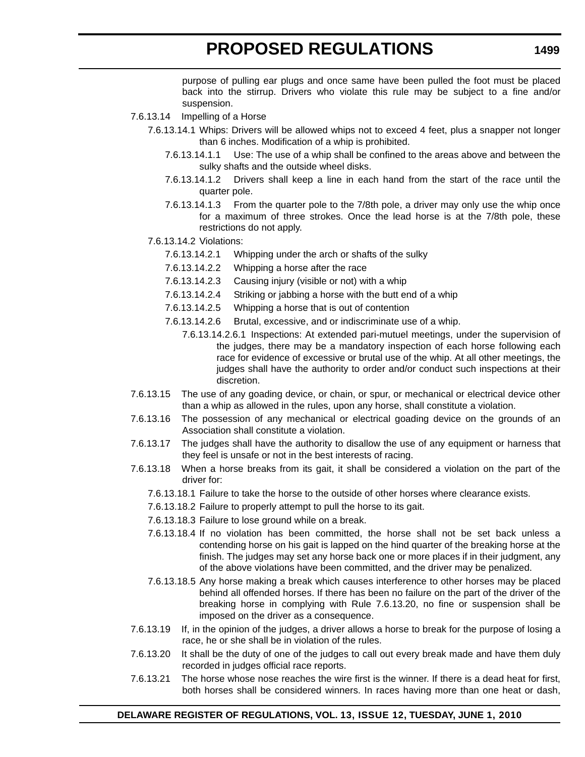purpose of pulling ear plugs and once same have been pulled the foot must be placed back into the stirrup. Drivers who violate this rule may be subject to a fine and/or suspension.

7.6.13.14 Impelling of a Horse

7.6.13.14.1 Whips: Drivers will be allowed whips not to exceed 4 feet, plus a snapper not longer than 6 inches. Modification of a whip is prohibited.

7.6.13.14.1.1 Use: The use of a whip shall be confined to the areas above and between the sulky shafts and the outside wheel disks.

7.6.13.14.1.2 Drivers shall keep a line in each hand from the start of the race until the quarter pole.

7.6.13.14.1.3 From the quarter pole to the 7/8th pole, a driver may only use the whip once for a maximum of three strokes. Once the lead horse is at the 7/8th pole, these restrictions do not apply.

7.6.13.14.2 Violations:

7.6.13.14.2.1 Whipping under the arch or shafts of the sulky

7.6.13.14.2.2 Whipping a horse after the race

7.6.13.14.2.3 Causing injury (visible or not) with a whip

7.6.13.14.2.4 Striking or jabbing a horse with the butt end of a whip

7.6.13.14.2.5 Whipping a horse that is out of contention

7.6.13.14.2.6 Brutal, excessive, and or indiscriminate use of a whip.

7.6.13.14.2.6.1 Inspections: At extended pari-mutuel meetings, under the supervision of the judges, there may be a mandatory inspection of each horse following each race for evidence of excessive or brutal use of the whip. At all other meetings, the judges shall have the authority to order and/or conduct such inspections at their discretion.

7.6.13.15 The use of any goading device, or chain, or spur, or mechanical or electrical device other than a whip as allowed in the rules, upon any horse, shall constitute a violation.

7.6.13.16 The possession of any mechanical or electrical goading device on the grounds of an Association shall constitute a violation.

7.6.13.17 The judges shall have the authority to disallow the use of any equipment or harness that they feel is unsafe or not in the best interests of racing.

7.6.13.18 When a horse breaks from its gait, it shall be considered a violation on the part of the driver for:

7.6.13.18.1 Failure to take the horse to the outside of other horses where clearance exists.

7.6.13.18.2 Failure to properly attempt to pull the horse to its gait.

7.6.13.18.3 Failure to lose ground while on a break.

7.6.13.18.4 If no violation has been committed, the horse shall not be set back unless a contending horse on his gait is lapped on the hind quarter of the breaking horse at the finish. The judges may set any horse back one or more places if in their judgment, any of the above violations have been committed, and the driver may be penalized.

7.6.13.18.5 Any horse making a break which causes interference to other horses may be placed behind all offended horses. If there has been no failure on the part of the driver of the breaking horse in complying with Rule 7.6.13.20, no fine or suspension shall be imposed on the driver as a consequence.

7.6.13.19 If, in the opinion of the judges, a driver allows a horse to break for the purpose of losing a race, he or she shall be in violation of the rules.

7.6.13.20 It shall be the duty of one of the judges to call out every break made and have them duly recorded in judges official race reports.

7.6.13.21 The horse whose nose reaches the wire first is the winner. If there is a dead heat for first, both horses shall be considered winners. In races having more than one heat or dash,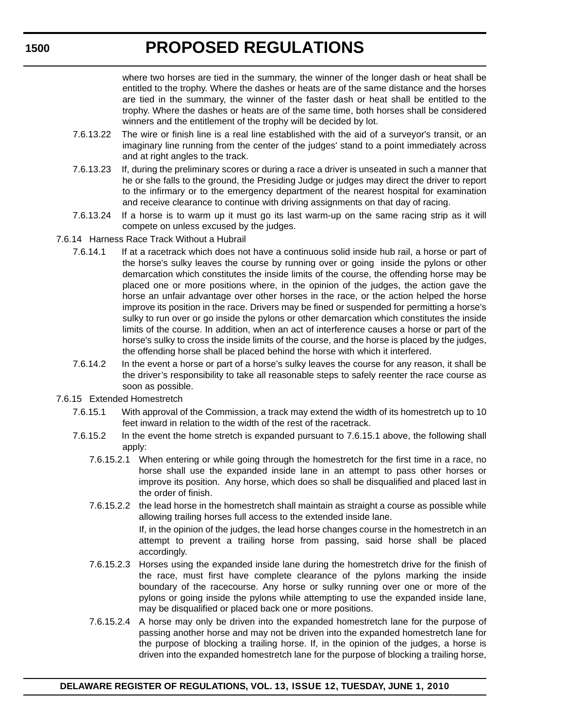where two horses are tied in the summary, the winner of the longer dash or heat shall be entitled to the trophy. Where the dashes or heats are of the same distance and the horses are tied in the summary, the winner of the faster dash or heat shall be entitled to the trophy. Where the dashes or heats are of the same time, both horses shall be considered winners and the entitlement of the trophy will be decided by lot.

7.6.13.22 The wire or finish line is a real line established with the aid of a surveyor's transit, or an imaginary line running from the center of the judges' stand to a point immediately across and at right angles to the track.

7.6.13.23 If, during the preliminary scores or during a race a driver is unseated in such a manner that he or she falls to the ground, the Presiding Judge or judges may direct the driver to report to the infirmary or to the emergency department of the nearest hospital for examination and receive clearance to continue with driving assignments on that day of racing.

7.6.13.24 If a horse is to warm up it must go its last warm-up on the same racing strip as it will compete on unless excused by the judges.

7.6.14 Harness Race Track Without a Hubrail

7.6.14.1 If at a racetrack which does not have a continuous solid inside hub rail, a horse or part of the horse's sulky leaves the course by running over or going inside the pylons or other demarcation which constitutes the inside limits of the course, the offending horse may be placed one or more positions where, in the opinion of the judges, the action gave the horse an unfair advantage over other horses in the race, or the action helped the horse improve its position in the race. Drivers may be fined or suspended for permitting a horse's sulky to run over or go inside the pylons or other demarcation which constitutes the inside limits of the course. In addition, when an act of interference causes a horse or part of the horse's sulky to cross the inside limits of the course, and the horse is placed by the judges, the offending horse shall be placed behind the horse with which it interfered.

7.6.14.2 In the event a horse or part of a horse's sulky leaves the course for any reason, it shall be the driver's responsibility to take all reasonable steps to safely reenter the race course as soon as possible.

7.6.15 Extended Homestretch

7.6.15.1 With approval of the Commission, a track may extend the width of its homestretch up to 10 feet inward in relation to the width of the rest of the racetrack.

7.6.15.2 In the event the home stretch is expanded pursuant to 7.6.15.1 above, the following shall apply:

7.6.15.2.1 When entering or while going through the homestretch for the first time in a race, no horse shall use the expanded inside lane in an attempt to pass other horses or improve its position. Any horse, which does so shall be disqualified and placed last in the order of finish.

7.6.15.2.2 the lead horse in the homestretch shall maintain as straight a course as possible while allowing trailing horses full access to the extended inside lane.

If, in the opinion of the judges, the lead horse changes course in the homestretch in an attempt to prevent a trailing horse from passing, said horse shall be placed accordingly.

7.6.15.2.3 Horses using the expanded inside lane during the homestretch drive for the finish of the race, must first have complete clearance of the pylons marking the inside boundary of the racecourse. Any horse or sulky running over one or more of the pylons or going inside the pylons while attempting to use the expanded inside lane, may be disqualified or placed back one or more positions.

7.6.15.2.4 A horse may only be driven into the expanded homestretch lane for the purpose of passing another horse and may not be driven into the expanded homestretch lane for the purpose of blocking a trailing horse. If, in the opinion of the judges, a horse is driven into the expanded homestretch lane for the purpose of blocking a trailing horse,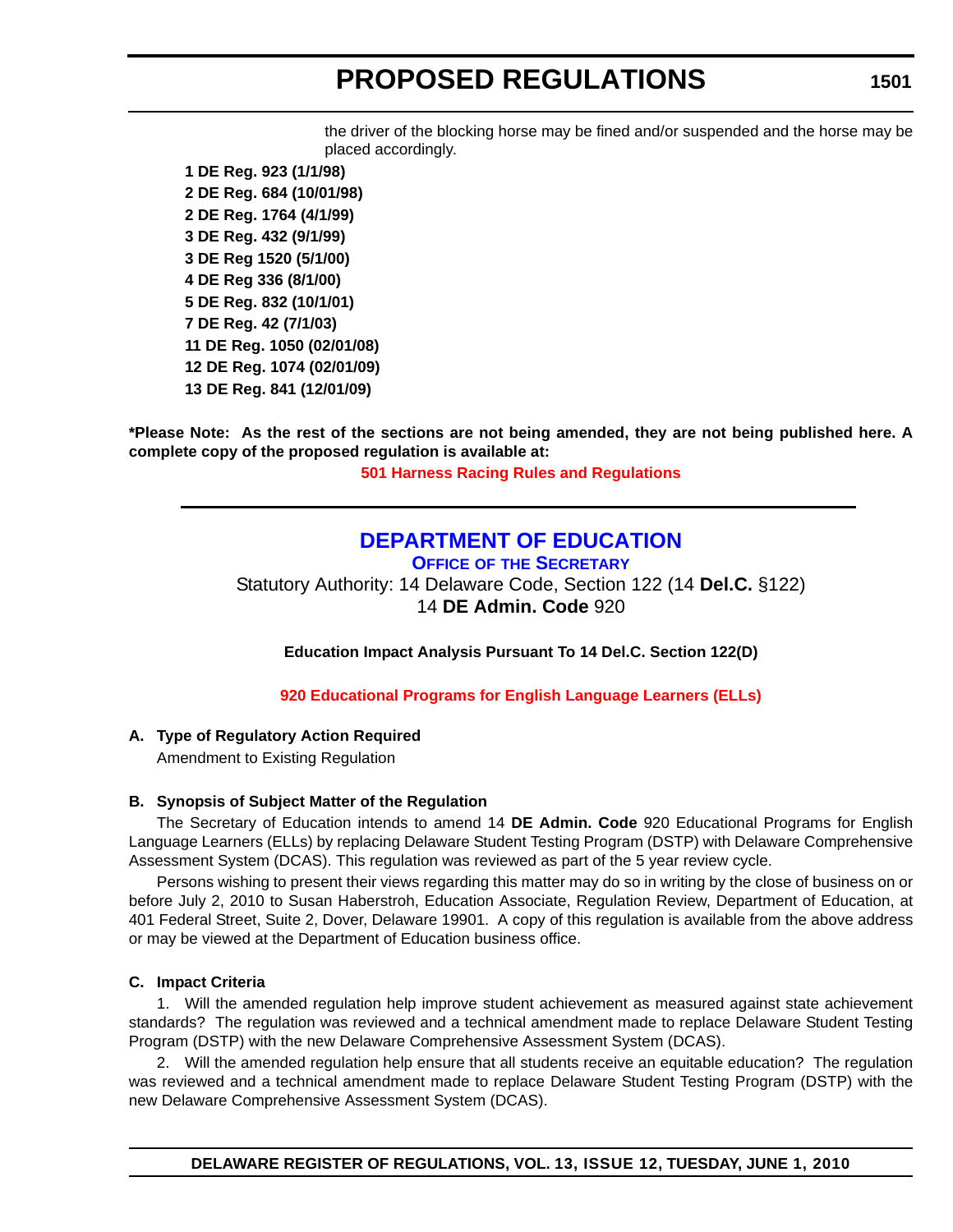the driver of the blocking horse may be fined and/or suspended and the horse may be placed accordingly.

**1 DE Reg. 923 (1/1/98)**
**2 DE Reg. 684 (10/01/98)**
**2 DE Reg. 1764 (4/1/99)**
**3 DE Reg. 432 (9/1/99)**
**3 DE Reg 1520 (5/1/00)**
**4 DE Reg 336 (8/1/00)**
**5 DE Reg. 832 (10/1/01)**
**7 DE Reg. 42 (7/1/03)**
**11 DE Reg. 1050 (02/01/08)**
**12 DE Reg. 1074 (02/01/09)**
**13 DE Reg. 841 (12/01/09)**

***Please Note: As the rest of the sections are not being amended, they are not being published here. A complete copy of the proposed regulation is available at:**

**501 Harness Racing Rules and Regulations**

---

## DEPARTMENT OF EDUCATION

### OFFICE OF THE SECRETARY

Statutory Authority: 14 Delaware Code, Section 122 (14 **Del.C.** §122)
14 **DE Admin. Code** 920

**Education Impact Analysis Pursuant To 14 Del.C. Section 122(D)**

**920 Educational Programs for English Language Learners (ELLs)**

**A. Type of Regulatory Action Required**

Amendment to Existing Regulation

**B. Synopsis of Subject Matter of the Regulation**

The Secretary of Education intends to amend 14 **DE Admin. Code** 920 Educational Programs for English Language Learners (ELLs) by replacing Delaware Student Testing Program (DSTP) with Delaware Comprehensive Assessment System (DCAS). This regulation was reviewed as part of the 5 year review cycle.

Persons wishing to present their views regarding this matter may do so in writing by the close of business on or before July 2, 2010 to Susan Haberstroh, Education Associate, Regulation Review, Department of Education, at 401 Federal Street, Suite 2, Dover, Delaware 19901. A copy of this regulation is available from the above address or may be viewed at the Department of Education business office.

**C. Impact Criteria**

1. Will the amended regulation help improve student achievement as measured against state achievement standards? The regulation was reviewed and a technical amendment made to replace Delaware Student Testing Program (DSTP) with the new Delaware Comprehensive Assessment System (DCAS).

2. Will the amended regulation help ensure that all students receive an equitable education? The regulation was reviewed and a technical amendment made to replace Delaware Student Testing Program (DSTP) with the new Delaware Comprehensive Assessment System (DCAS).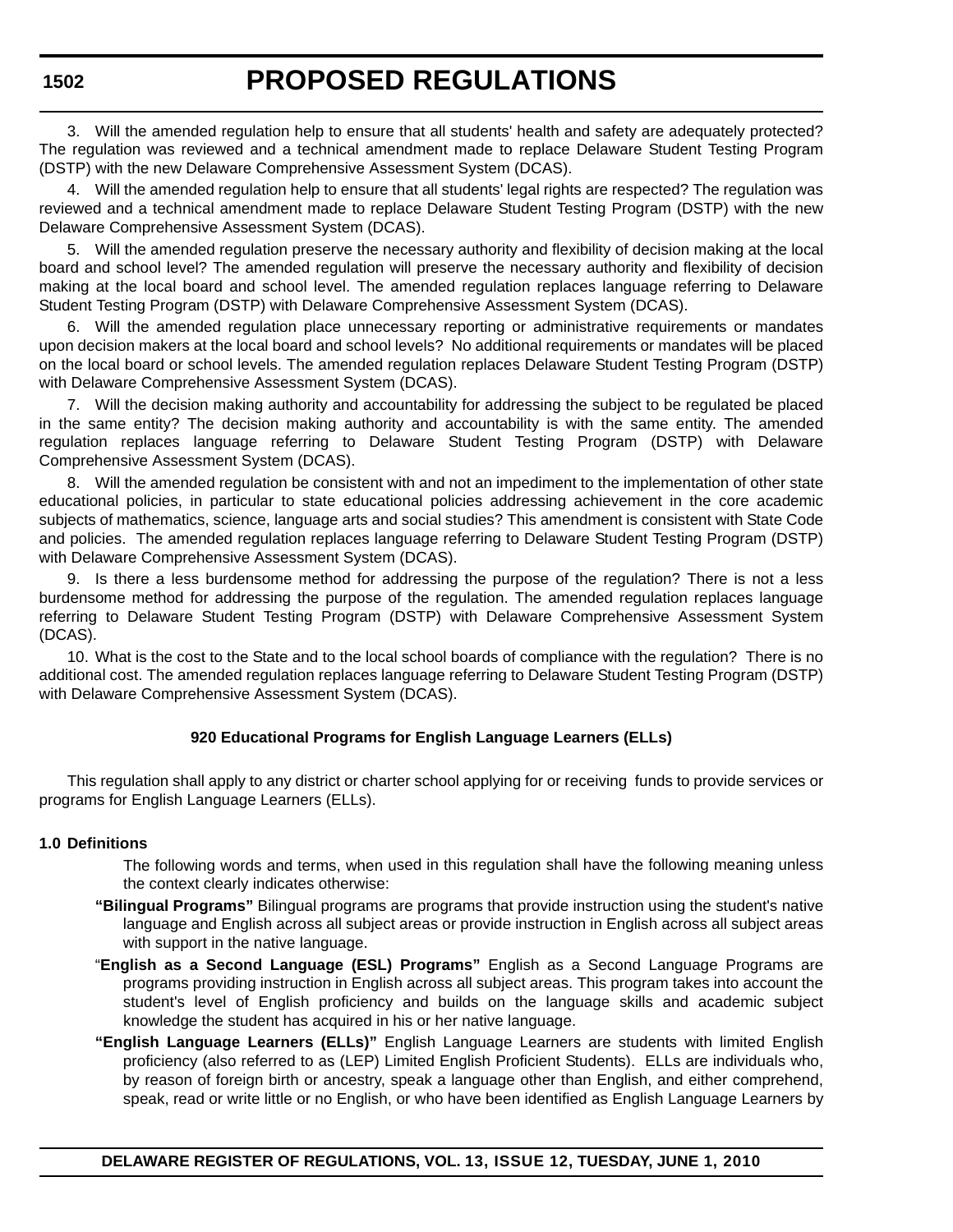3. Will the amended regulation help to ensure that all students' health and safety are adequately protected? The regulation was reviewed and a technical amendment made to replace Delaware Student Testing Program (DSTP) with the new Delaware Comprehensive Assessment System (DCAS).

4. Will the amended regulation help to ensure that all students' legal rights are respected? The regulation was reviewed and a technical amendment made to replace Delaware Student Testing Program (DSTP) with the new Delaware Comprehensive Assessment System (DCAS).

5. Will the amended regulation preserve the necessary authority and flexibility of decision making at the local board and school level? The amended regulation will preserve the necessary authority and flexibility of decision making at the local board and school level. The amended regulation replaces language referring to Delaware Student Testing Program (DSTP) with Delaware Comprehensive Assessment System (DCAS).

6. Will the amended regulation place unnecessary reporting or administrative requirements or mandates upon decision makers at the local board and school levels? No additional requirements or mandates will be placed on the local board or school levels. The amended regulation replaces Delaware Student Testing Program (DSTP) with Delaware Comprehensive Assessment System (DCAS).

7. Will the decision making authority and accountability for addressing the subject to be regulated be placed in the same entity? The decision making authority and accountability is with the same entity. The amended regulation replaces language referring to Delaware Student Testing Program (DSTP) with Delaware Comprehensive Assessment System (DCAS).

8. Will the amended regulation be consistent with and not an impediment to the implementation of other state educational policies, in particular to state educational policies addressing achievement in the core academic subjects of mathematics, science, language arts and social studies? This amendment is consistent with State Code and policies. The amended regulation replaces language referring to Delaware Student Testing Program (DSTP) with Delaware Comprehensive Assessment System (DCAS).

9. Is there a less burdensome method for addressing the purpose of the regulation? There is not a less burdensome method for addressing the purpose of the regulation. The amended regulation replaces language referring to Delaware Student Testing Program (DSTP) with Delaware Comprehensive Assessment System (DCAS).

10. What is the cost to the State and to the local school boards of compliance with the regulation? There is no additional cost. The amended regulation replaces language referring to Delaware Student Testing Program (DSTP) with Delaware Comprehensive Assessment System (DCAS).

**920 Educational Programs for English Language Learners (ELLs)**

This regulation shall apply to any district or charter school applying for or receiving funds to provide services or programs for English Language Learners (ELLs).

**1.0 Definitions**

The following words and terms, when used in this regulation shall have the following meaning unless the context clearly indicates otherwise:

**"Bilingual Programs"** Bilingual programs are programs that provide instruction using the student's native language and English across all subject areas or provide instruction in English across all subject areas with support in the native language.

"**English as a Second Language (ESL) Programs"** English as a Second Language Programs are programs providing instruction in English across all subject areas. This program takes into account the student's level of English proficiency and builds on the language skills and academic subject knowledge the student has acquired in his or her native language.

**"English Language Learners (ELLs)"** English Language Learners are students with limited English proficiency (also referred to as (LEP) Limited English Proficient Students). ELLs are individuals who, by reason of foreign birth or ancestry, speak a language other than English, and either comprehend, speak, read or write little or no English, or who have been identified as English Language Learners by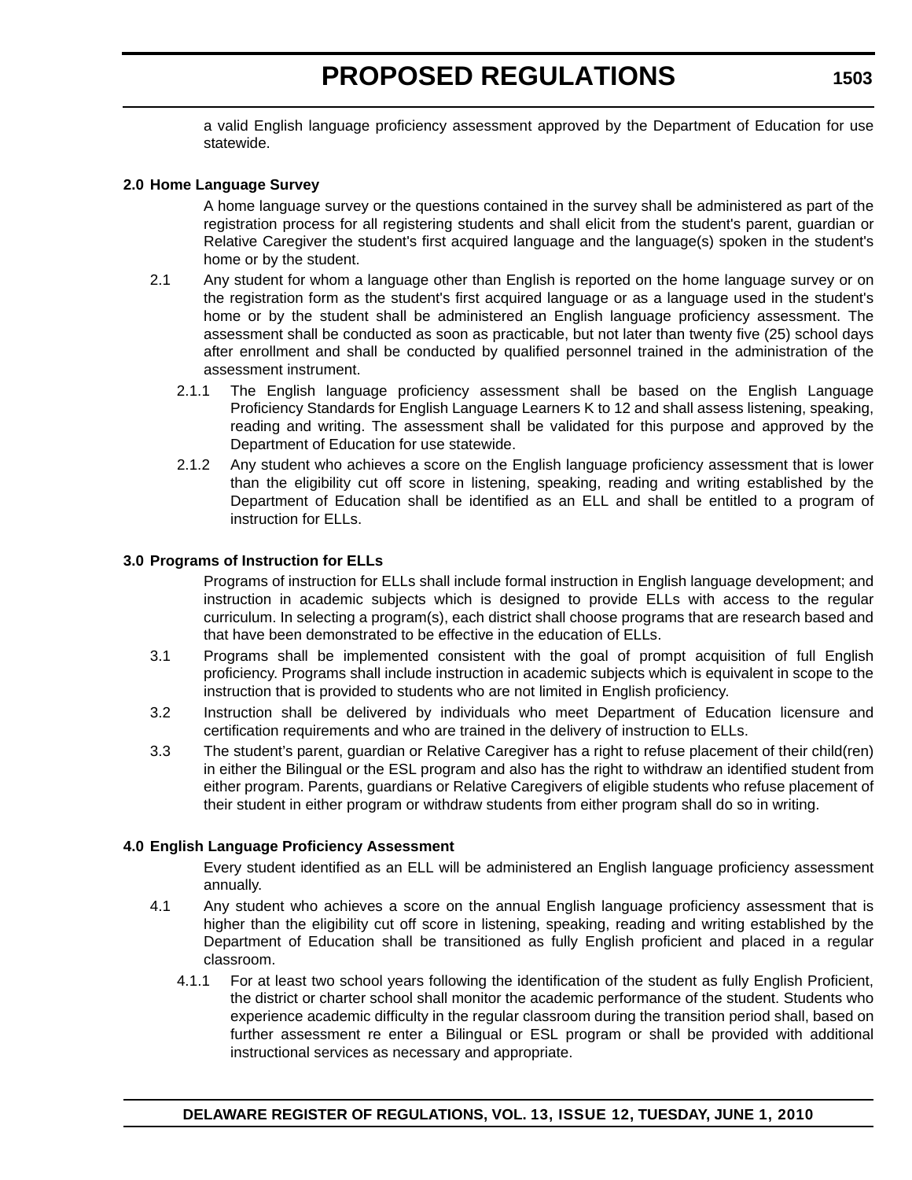a valid English language proficiency assessment approved by the Department of Education for use statewide.

**2.0 Home Language Survey**

A home language survey or the questions contained in the survey shall be administered as part of the registration process for all registering students and shall elicit from the student's parent, guardian or Relative Caregiver the student's first acquired language and the language(s) spoken in the student's home or by the student.

2.1 Any student for whom a language other than English is reported on the home language survey or on the registration form as the student's first acquired language or as a language used in the student's home or by the student shall be administered an English language proficiency assessment. The assessment shall be conducted as soon as practicable, but not later than twenty five (25) school days after enrollment and shall be conducted by qualified personnel trained in the administration of the assessment instrument.

2.1.1 The English language proficiency assessment shall be based on the English Language Proficiency Standards for English Language Learners K to 12 and shall assess listening, speaking, reading and writing. The assessment shall be validated for this purpose and approved by the Department of Education for use statewide.

2.1.2 Any student who achieves a score on the English language proficiency assessment that is lower than the eligibility cut off score in listening, speaking, reading and writing established by the Department of Education shall be identified as an ELL and shall be entitled to a program of instruction for ELLs.

**3.0 Programs of Instruction for ELLs**

Programs of instruction for ELLs shall include formal instruction in English language development; and instruction in academic subjects which is designed to provide ELLs with access to the regular curriculum. In selecting a program(s), each district shall choose programs that are research based and that have been demonstrated to be effective in the education of ELLs.

3.1 Programs shall be implemented consistent with the goal of prompt acquisition of full English proficiency. Programs shall include instruction in academic subjects which is equivalent in scope to the instruction that is provided to students who are not limited in English proficiency.

3.2 Instruction shall be delivered by individuals who meet Department of Education licensure and certification requirements and who are trained in the delivery of instruction to ELLs.

3.3 The student's parent, guardian or Relative Caregiver has a right to refuse placement of their child(ren) in either the Bilingual or the ESL program and also has the right to withdraw an identified student from either program. Parents, guardians or Relative Caregivers of eligible students who refuse placement of their student in either program or withdraw students from either program shall do so in writing.

**4.0 English Language Proficiency Assessment**

Every student identified as an ELL will be administered an English language proficiency assessment annually.

4.1 Any student who achieves a score on the annual English language proficiency assessment that is higher than the eligibility cut off score in listening, speaking, reading and writing established by the Department of Education shall be transitioned as fully English proficient and placed in a regular classroom.

4.1.1 For at least two school years following the identification of the student as fully English Proficient, the district or charter school shall monitor the academic performance of the student. Students who experience academic difficulty in the regular classroom during the transition period shall, based on further assessment re enter a Bilingual or ESL program or shall be provided with additional instructional services as necessary and appropriate.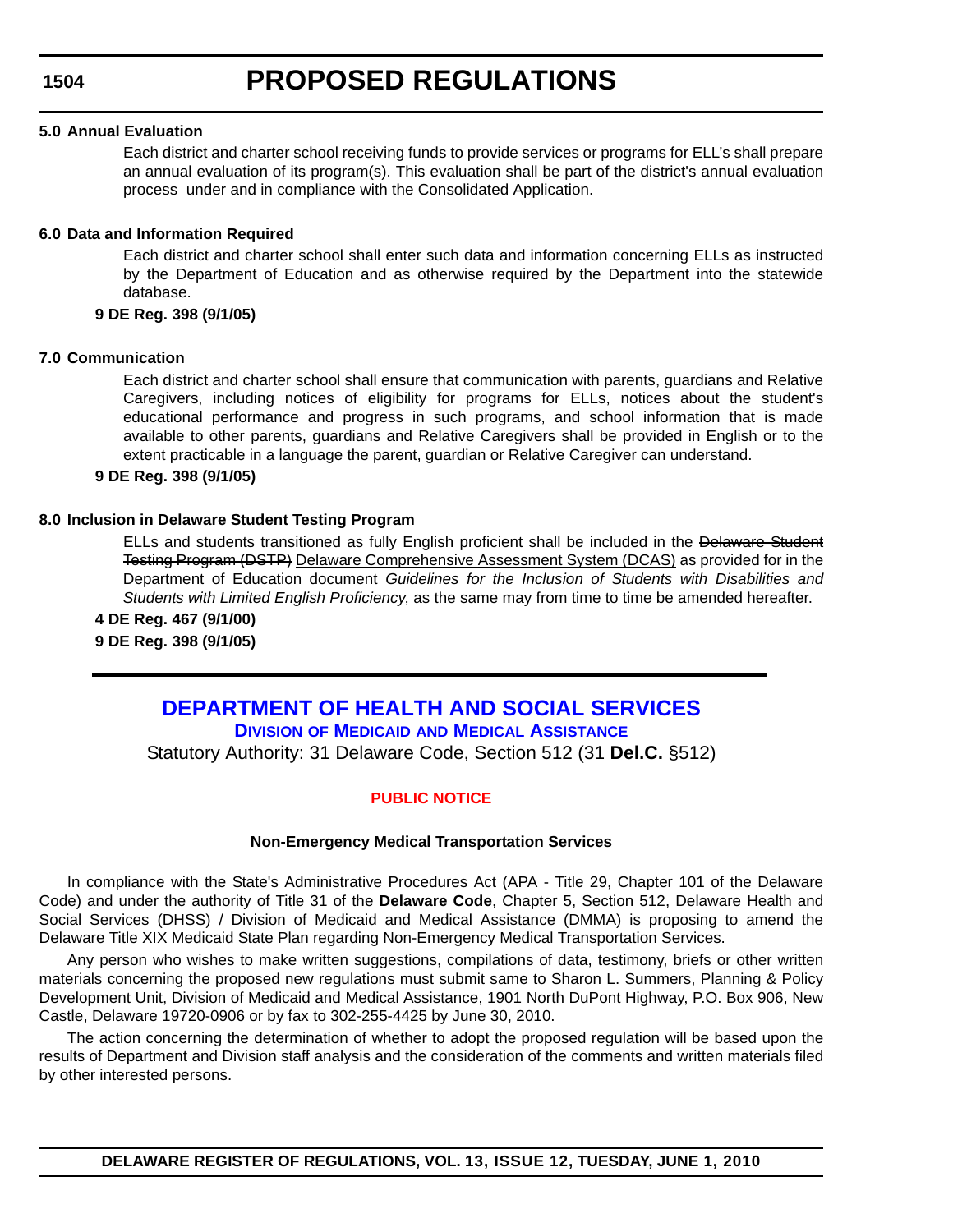**5.0 Annual Evaluation**

Each district and charter school receiving funds to provide services or programs for ELL's shall prepare an annual evaluation of its program(s). This evaluation shall be part of the district's annual evaluation process under and in compliance with the Consolidated Application.

**6.0 Data and Information Required**

Each district and charter school shall enter such data and information concerning ELLs as instructed by the Department of Education and as otherwise required by the Department into the statewide database.

**9 DE Reg. 398 (9/1/05)**

**7.0 Communication**

Each district and charter school shall ensure that communication with parents, guardians and Relative Caregivers, including notices of eligibility for programs for ELLs, notices about the student's educational performance and progress in such programs, and school information that is made available to other parents, guardians and Relative Caregivers shall be provided in English or to the extent practicable in a language the parent, guardian or Relative Caregiver can understand.

**9 DE Reg. 398 (9/1/05)**

**8.0 Inclusion in Delaware Student Testing Program**

ELLs and students transitioned as fully English proficient shall be included in the ~~Delaware Student Testing Program (DSTP)~~ <u>Delaware Comprehensive Assessment System (DCAS)</u> as provided for in the Department of Education document *Guidelines for the Inclusion of Students with Disabilities and Students with Limited English Proficiency*, as the same may from time to time be amended hereafter.

**4 DE Reg. 467 (9/1/00)**

**9 DE Reg. 398 (9/1/05)**

---

## DEPARTMENT OF HEALTH AND SOCIAL SERVICES

### DIVISION OF MEDICAID AND MEDICAL ASSISTANCE

Statutory Authority: 31 Delaware Code, Section 512 (31 **Del.C.** §512)

### PUBLIC NOTICE

**Non-Emergency Medical Transportation Services**

In compliance with the State's Administrative Procedures Act (APA - Title 29, Chapter 101 of the Delaware Code) and under the authority of Title 31 of the **Delaware Code**, Chapter 5, Section 512, Delaware Health and Social Services (DHSS) / Division of Medicaid and Medical Assistance (DMMA) is proposing to amend the Delaware Title XIX Medicaid State Plan regarding Non-Emergency Medical Transportation Services.

Any person who wishes to make written suggestions, compilations of data, testimony, briefs or other written materials concerning the proposed new regulations must submit same to Sharon L. Summers, Planning & Policy Development Unit, Division of Medicaid and Medical Assistance, 1901 North DuPont Highway, P.O. Box 906, New Castle, Delaware 19720-0906 or by fax to 302-255-4425 by June 30, 2010.

The action concerning the determination of whether to adopt the proposed regulation will be based upon the results of Department and Division staff analysis and the consideration of the comments and written materials filed by other interested persons.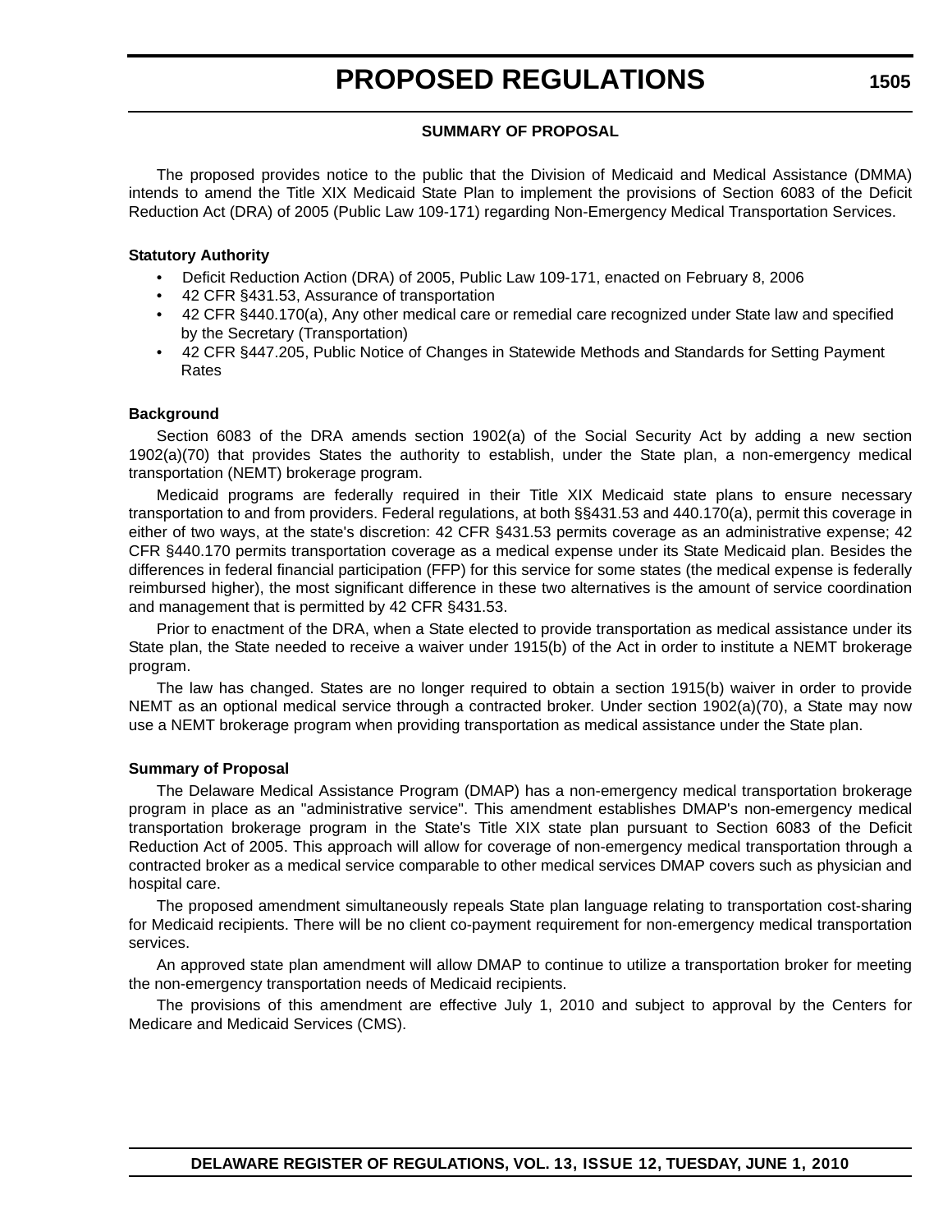### SUMMARY OF PROPOSAL

The proposed provides notice to the public that the Division of Medicaid and Medical Assistance (DMMA) intends to amend the Title XIX Medicaid State Plan to implement the provisions of Section 6083 of the Deficit Reduction Act (DRA) of 2005 (Public Law 109-171) regarding Non-Emergency Medical Transportation Services.

**Statutory Authority**

- Deficit Reduction Action (DRA) of 2005, Public Law 109-171, enacted on February 8, 2006
- 42 CFR §431.53, Assurance of transportation
- 42 CFR §440.170(a), Any other medical care or remedial care recognized under State law and specified by the Secretary (Transportation)
- 42 CFR §447.205, Public Notice of Changes in Statewide Methods and Standards for Setting Payment Rates

**Background**

Section 6083 of the DRA amends section 1902(a) of the Social Security Act by adding a new section 1902(a)(70) that provides States the authority to establish, under the State plan, a non-emergency medical transportation (NEMT) brokerage program.

Medicaid programs are federally required in their Title XIX Medicaid state plans to ensure necessary transportation to and from providers. Federal regulations, at both §§431.53 and 440.170(a), permit this coverage in either of two ways, at the state's discretion: 42 CFR §431.53 permits coverage as an administrative expense; 42 CFR §440.170 permits transportation coverage as a medical expense under its State Medicaid plan. Besides the differences in federal financial participation (FFP) for this service for some states (the medical expense is federally reimbursed higher), the most significant difference in these two alternatives is the amount of service coordination and management that is permitted by 42 CFR §431.53.

Prior to enactment of the DRA, when a State elected to provide transportation as medical assistance under its State plan, the State needed to receive a waiver under 1915(b) of the Act in order to institute a NEMT brokerage program.

The law has changed. States are no longer required to obtain a section 1915(b) waiver in order to provide NEMT as an optional medical service through a contracted broker. Under section 1902(a)(70), a State may now use a NEMT brokerage program when providing transportation as medical assistance under the State plan.

**Summary of Proposal**

The Delaware Medical Assistance Program (DMAP) has a non-emergency medical transportation brokerage program in place as an "administrative service". This amendment establishes DMAP's non-emergency medical transportation brokerage program in the State's Title XIX state plan pursuant to Section 6083 of the Deficit Reduction Act of 2005. This approach will allow for coverage of non-emergency medical transportation through a contracted broker as a medical service comparable to other medical services DMAP covers such as physician and hospital care.

The proposed amendment simultaneously repeals State plan language relating to transportation cost-sharing for Medicaid recipients. There will be no client co-payment requirement for non-emergency medical transportation services.

An approved state plan amendment will allow DMAP to continue to utilize a transportation broker for meeting the non-emergency transportation needs of Medicaid recipients.

The provisions of this amendment are effective July 1, 2010 and subject to approval by the Centers for Medicare and Medicaid Services (CMS).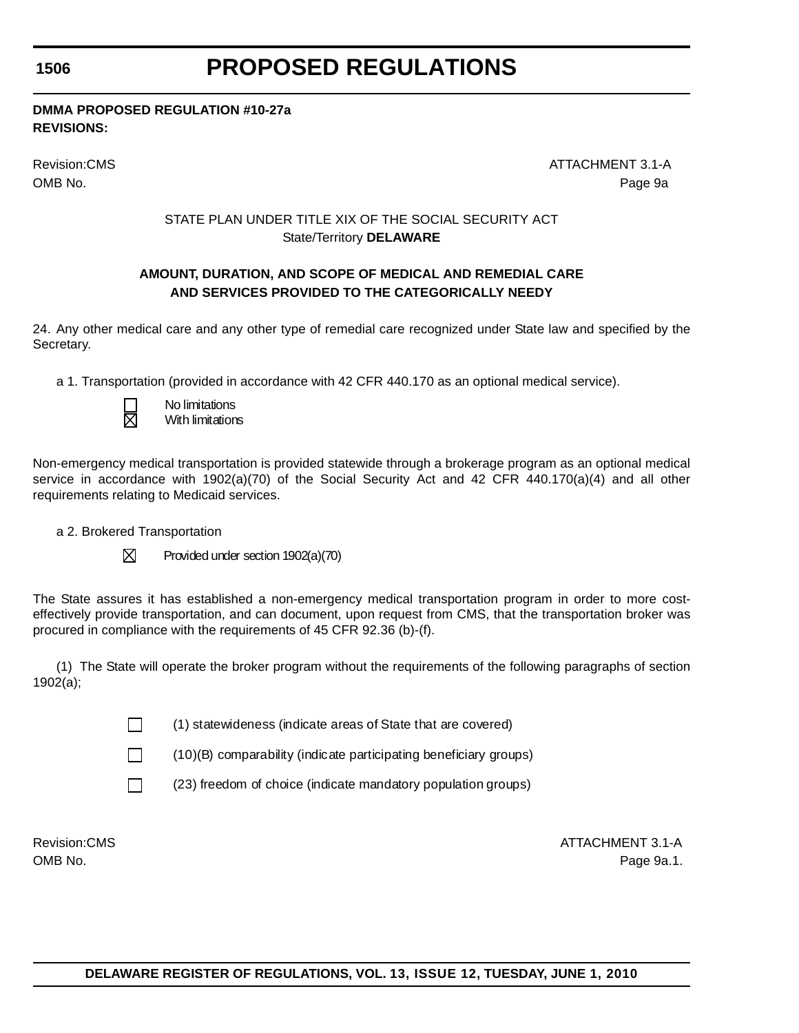**DMMA PROPOSED REGULATION #10-27a**
**REVISIONS:**

Revision:CMS ATTACHMENT 3.1-A
OMB No. Page 9a

STATE PLAN UNDER TITLE XIX OF THE SOCIAL SECURITY ACT
State/Territory **DELAWARE**

**AMOUNT, DURATION, AND SCOPE OF MEDICAL AND REMEDIAL CARE AND SERVICES PROVIDED TO THE CATEGORICALLY NEEDY**

24. Any other medical care and any other type of remedial care recognized under State law and specified by the Secretary.

a 1. Transportation (provided in accordance with 42 CFR 440.170 as an optional medical service).

☐ No limitations
☒ With limitations

Non-emergency medical transportation is provided statewide through a brokerage program as an optional medical service in accordance with 1902(a)(70) of the Social Security Act and 42 CFR 440.170(a)(4) and all other requirements relating to Medicaid services.

a 2. Brokered Transportation

☒ Provided under section 1902(a)(70)

The State assures it has established a non-emergency medical transportation program in order to more cost-effectively provide transportation, and can document, upon request from CMS, that the transportation broker was procured in compliance with the requirements of 45 CFR 92.36 (b)-(f).

(1) The State will operate the broker program without the requirements of the following paragraphs of section 1902(a);

☐ (1) statewideness (indicate areas of State that are covered)

☐ (10)(B) comparability (indicate participating beneficiary groups)

☐ (23) freedom of choice (indicate mandatory population groups)

Revision:CMS ATTACHMENT 3.1-A
OMB No. Page 9a.1.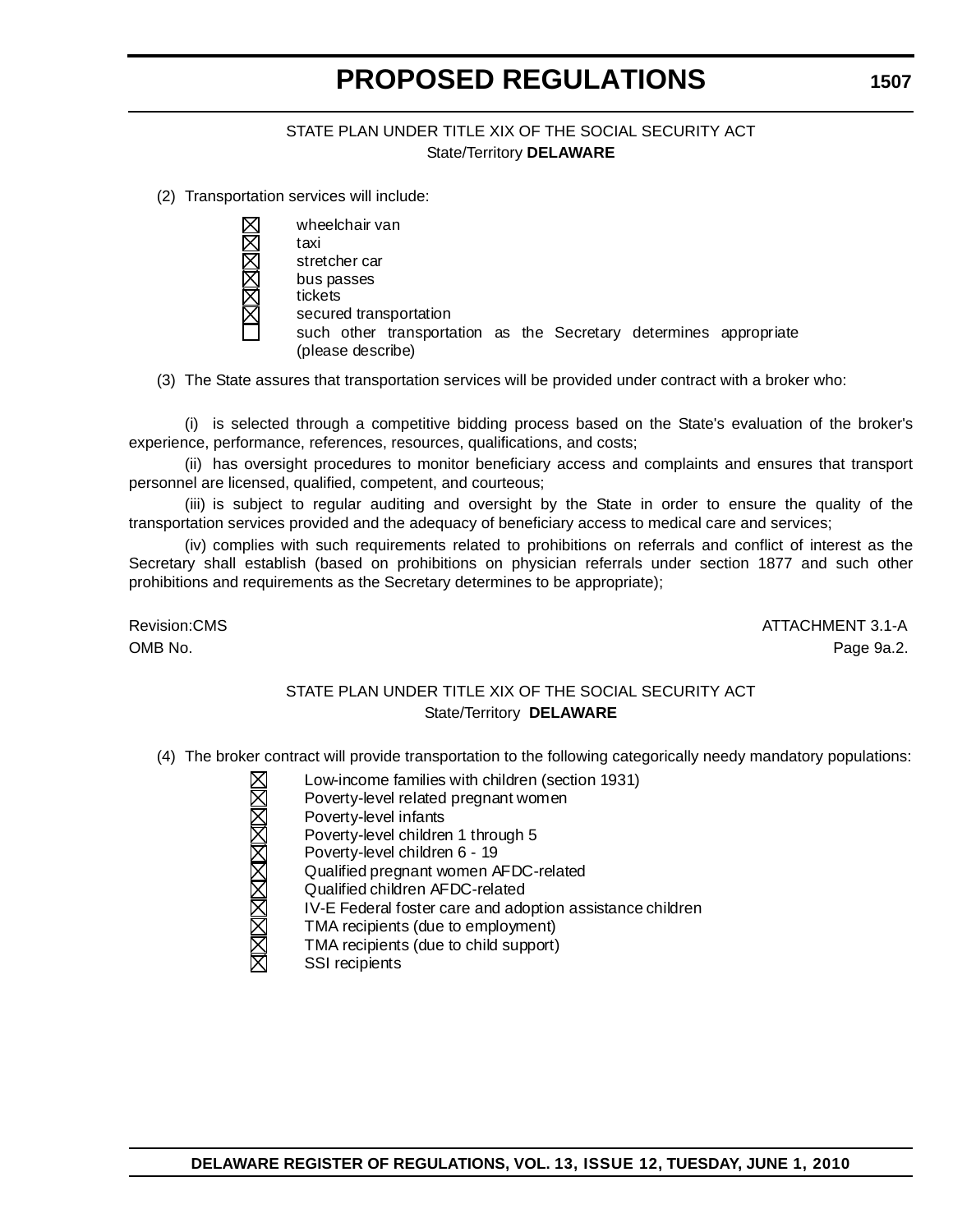STATE PLAN UNDER TITLE XIX OF THE SOCIAL SECURITY ACT
State/Territory **DELAWARE**

(2) Transportation services will include:

- ☒ wheelchair van
- ☒ taxi
- ☒ stretcher car
- ☒ bus passes
- ☒ tickets
- ☒ secured transportation
- ☐ such other transportation as the Secretary determines appropriate (please describe)

(3) The State assures that transportation services will be provided under contract with a broker who:

(i) is selected through a competitive bidding process based on the State's evaluation of the broker's experience, performance, references, resources, qualifications, and costs;

(ii) has oversight procedures to monitor beneficiary access and complaints and ensures that transport personnel are licensed, qualified, competent, and courteous;

(iii) is subject to regular auditing and oversight by the State in order to ensure the quality of the transportation services provided and the adequacy of beneficiary access to medical care and services;

(iv) complies with such requirements related to prohibitions on referrals and conflict of interest as the Secretary shall establish (based on prohibitions on physician referrals under section 1877 and such other prohibitions and requirements as the Secretary determines to be appropriate);

Revision:CMS ATTACHMENT 3.1-A
OMB No. Page 9a.2.

STATE PLAN UNDER TITLE XIX OF THE SOCIAL SECURITY ACT
State/Territory **DELAWARE**

(4) The broker contract will provide transportation to the following categorically needy mandatory populations:

- ☒ Low-income families with children (section 1931)
- ☒ Poverty-level related pregnant women
- ☒ Poverty-level infants
- ☒ Poverty-level children 1 through 5
- ☒ Poverty-level children 6 - 19
- ☒ Qualified pregnant women AFDC-related
- ☒ Qualified children AFDC-related
- ☒ IV-E Federal foster care and adoption assistance children
- ☒ TMA recipients (due to employment)
- ☒ TMA recipients (due to child support)
- ☒ SSI recipients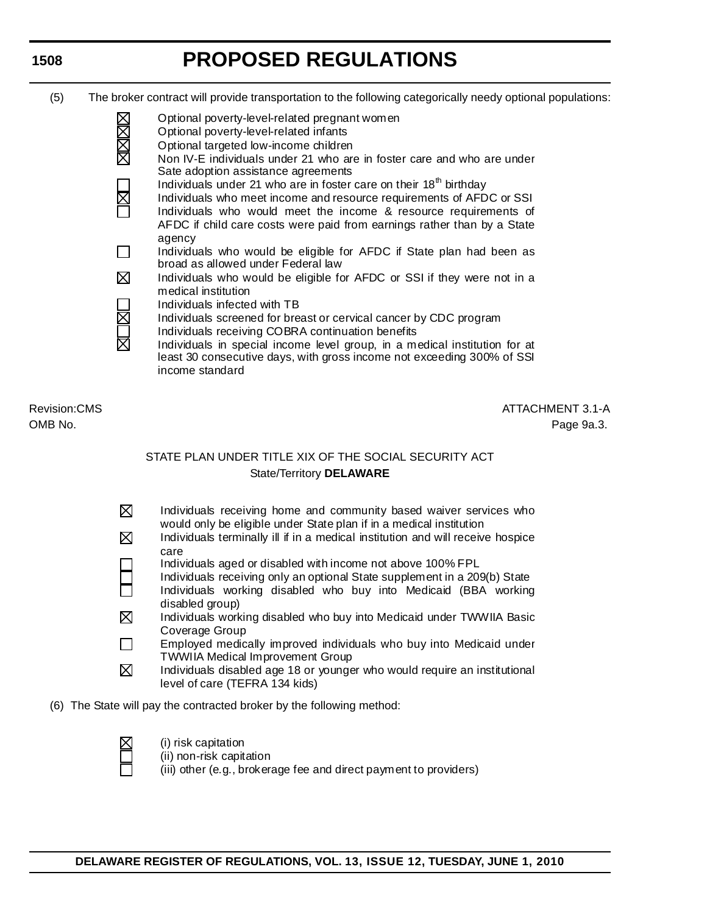(5) The broker contract will provide transportation to the following categorically needy optional populations:

- ☒ Optional poverty-level-related pregnant women
- ☒ Optional poverty-level-related infants
- ☒ Optional targeted low-income children
- ☒ Non IV-E individuals under 21 who are in foster care and who are under Sate adoption assistance agreements
- ☐ Individuals under 21 who are in foster care on their 18th birthday
- ☒ Individuals who meet income and resource requirements of AFDC or SSI
- ☐ Individuals who would meet the income & resource requirements of AFDC if child care costs were paid from earnings rather than by a State agency
- ☐ Individuals who would be eligible for AFDC if State plan had been as broad as allowed under Federal law
- ☒ Individuals who would be eligible for AFDC or SSI if they were not in a medical institution
- ☐ Individuals infected with TB
- ☒ Individuals screened for breast or cervical cancer by CDC program
- ☐ Individuals receiving COBRA continuation benefits
- ☒ Individuals in special income level group, in a medical institution for at least 30 consecutive days, with gross income not exceeding 300% of SSI income standard

Revision:CMS ATTACHMENT 3.1-A

OMB No. Page 9a.3.

STATE PLAN UNDER TITLE XIX OF THE SOCIAL SECURITY ACT

State/Territory **DELAWARE**

- ☒ Individuals receiving home and community based waiver services who would only be eligible under State plan if in a medical institution
- ☒ Individuals terminally ill if in a medical institution and will receive hospice care
- ☐ Individuals aged or disabled with income not above 100% FPL
- ☐ Individuals receiving only an optional State supplement in a 209(b) State
- ☐ Individuals working disabled who buy into Medicaid (BBA working disabled group)
- ☒ Individuals working disabled who buy into Medicaid under TWWIIA Basic Coverage Group
- ☐ Employed medically improved individuals who buy into Medicaid under TWWIIA Medical Improvement Group
- ☒ Individuals disabled age 18 or younger who would require an institutional level of care (TEFRA 134 kids)

(6) The State will pay the contracted broker by the following method:

- ☒ (i) risk capitation
- ☐ (ii) non-risk capitation
- ☐ (iii) other (e.g., brokerage fee and direct payment to providers)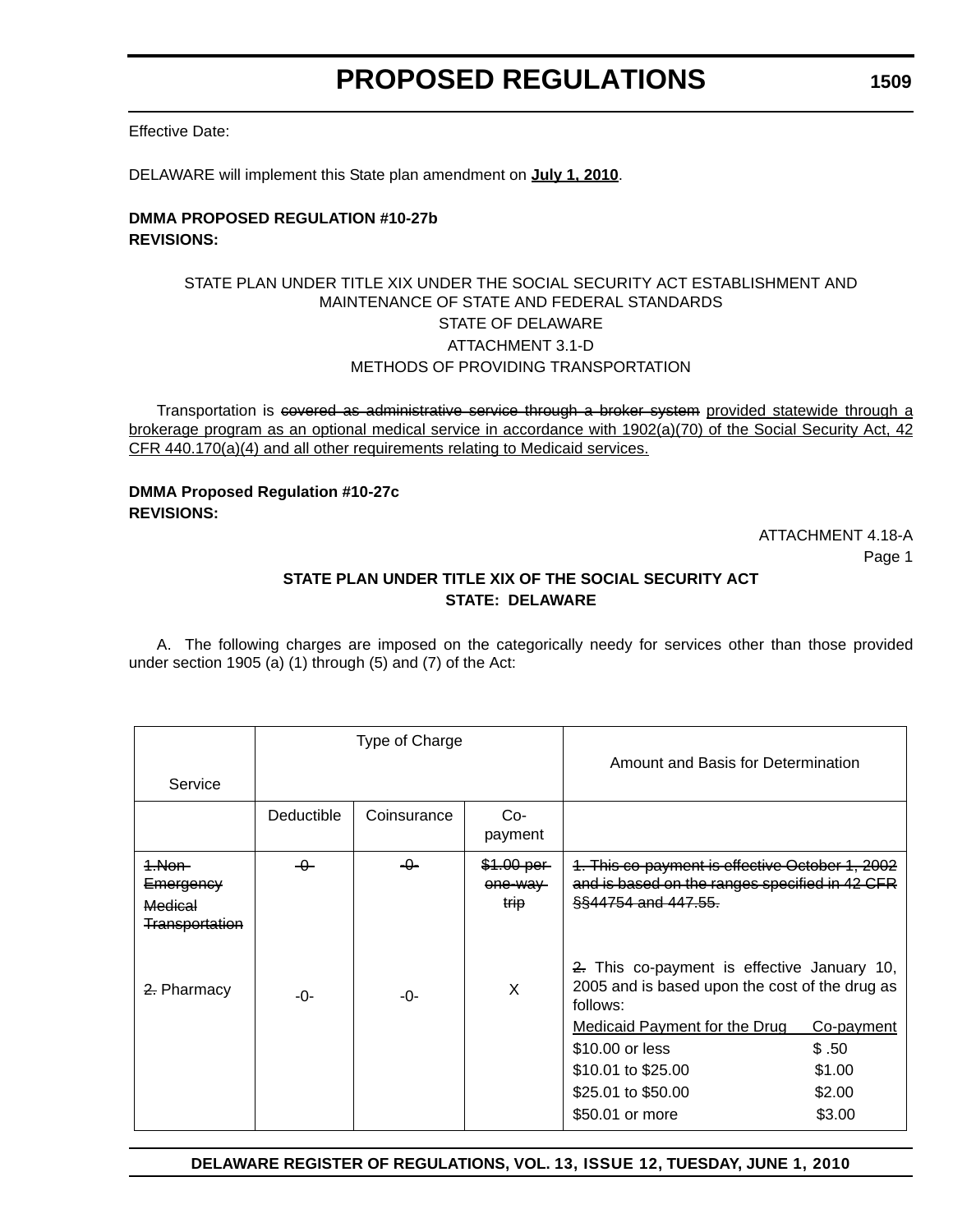Effective Date:

DELAWARE will implement this State plan amendment on **July 1, 2010**.

**DMMA PROPOSED REGULATION #10-27b**
**REVISIONS:**

STATE PLAN UNDER TITLE XIX UNDER THE SOCIAL SECURITY ACT ESTABLISHMENT AND MAINTENANCE OF STATE AND FEDERAL STANDARDS

STATE OF DELAWARE

ATTACHMENT 3.1-D

METHODS OF PROVIDING TRANSPORTATION

Transportation is ~~covered as administrative service through a broker system~~ provided statewide through a brokerage program as an optional medical service in accordance with 1902(a)(70) of the Social Security Act, 42 CFR 440.170(a)(4) and all other requirements relating to Medicaid services.

**DMMA Proposed Regulation #10-27c**
**REVISIONS:**

ATTACHMENT 4.18-A
Page 1

**STATE PLAN UNDER TITLE XIX OF THE SOCIAL SECURITY ACT**
**STATE: DELAWARE**

A. The following charges are imposed on the categorically needy for services other than those provided under section 1905 (a) (1) through (5) and (7) of the Act:

| Service | Type of Charge | | | Amount and Basis for Determination |
|---|---|---|---|---|
| | Deductible | Coinsurance | Co-payment | |
| ~~1.Non-Emergency Medical Transportation~~ | ~~-0-~~ | ~~-0-~~ | ~~$1.00 per one-way trip~~ | ~~1. This co-payment is effective October 1, 2002 and is based on the ranges specified in 42 CFR §§44754 and 447.55.~~ |
| ~~2.~~ Pharmacy | -0- | -0- | X | ~~2.~~ This co-payment is effective January 10, 2005 and is based upon the cost of the drug as follows:<br>Medicaid Payment for the Drug — Co-payment<br>$10.00 or less — $ .50<br>$10.01 to $25.00 — $1.00<br>$25.01 to $50.00 — $2.00<br>$50.01 or more — $3.00 |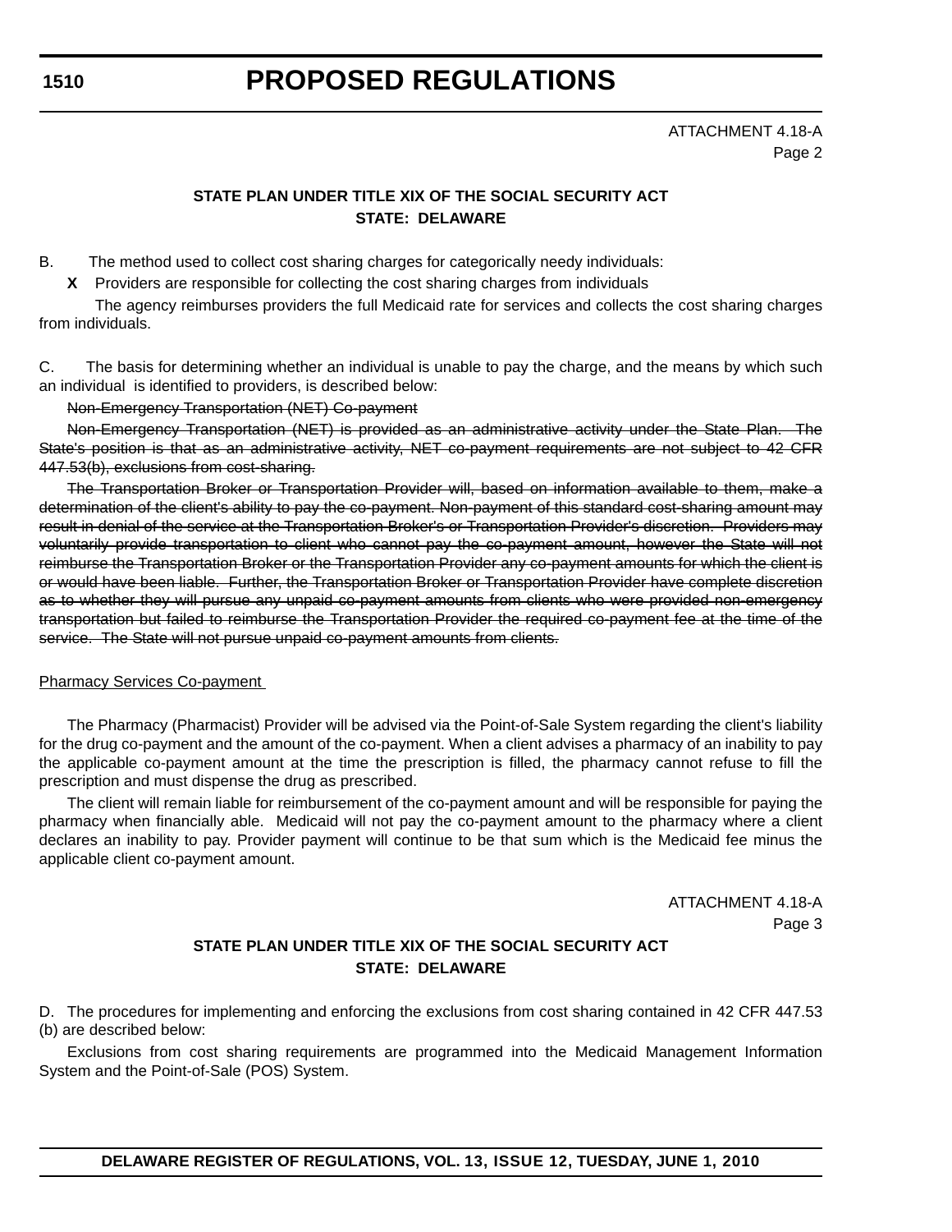ATTACHMENT 4.18-A
Page 2

**STATE PLAN UNDER TITLE XIX OF THE SOCIAL SECURITY ACT**
**STATE: DELAWARE**

B. The method used to collect cost sharing charges for categorically needy individuals:

**X** Providers are responsible for collecting the cost sharing charges from individuals

The agency reimburses providers the full Medicaid rate for services and collects the cost sharing charges from individuals.

C. The basis for determining whether an individual is unable to pay the charge, and the means by which such an individual is identified to providers, is described below:

~~Non-Emergency Transportation (NET) Co-payment~~

~~Non-Emergency Transportation (NET) is provided as an administrative activity under the State Plan. The State's position is that as an administrative activity, NET co-payment requirements are not subject to 42 CFR 447.53(b), exclusions from cost-sharing.~~

~~The Transportation Broker or Transportation Provider will, based on information available to them, make a determination of the client's ability to pay the co-payment. Non-payment of this standard cost-sharing amount may result in denial of the service at the Transportation Broker's or Transportation Provider's discretion. Providers may voluntarily provide transportation to client who cannot pay the co-payment amount, however the State will not reimburse the Transportation Broker or the Transportation Provider any co-payment amounts for which the client is or would have been liable. Further, the Transportation Broker or Transportation Provider have complete discretion as to whether they will pursue any unpaid co-payment amounts from clients who were provided non-emergency transportation but failed to reimburse the Transportation Provider the required co-payment fee at the time of the service. The State will not pursue unpaid co-payment amounts from clients.~~

<u>Pharmacy Services Co-payment</u>

The Pharmacy (Pharmacist) Provider will be advised via the Point-of-Sale System regarding the client's liability for the drug co-payment and the amount of the co-payment. When a client advises a pharmacy of an inability to pay the applicable co-payment amount at the time the prescription is filled, the pharmacy cannot refuse to fill the prescription and must dispense the drug as prescribed.

The client will remain liable for reimbursement of the co-payment amount and will be responsible for paying the pharmacy when financially able. Medicaid will not pay the co-payment amount to the pharmacy where a client declares an inability to pay. Provider payment will continue to be that sum which is the Medicaid fee minus the applicable client co-payment amount.

ATTACHMENT 4.18-A
Page 3

**STATE PLAN UNDER TITLE XIX OF THE SOCIAL SECURITY ACT**
**STATE: DELAWARE**

D. The procedures for implementing and enforcing the exclusions from cost sharing contained in 42 CFR 447.53 (b) are described below:

Exclusions from cost sharing requirements are programmed into the Medicaid Management Information System and the Point-of-Sale (POS) System.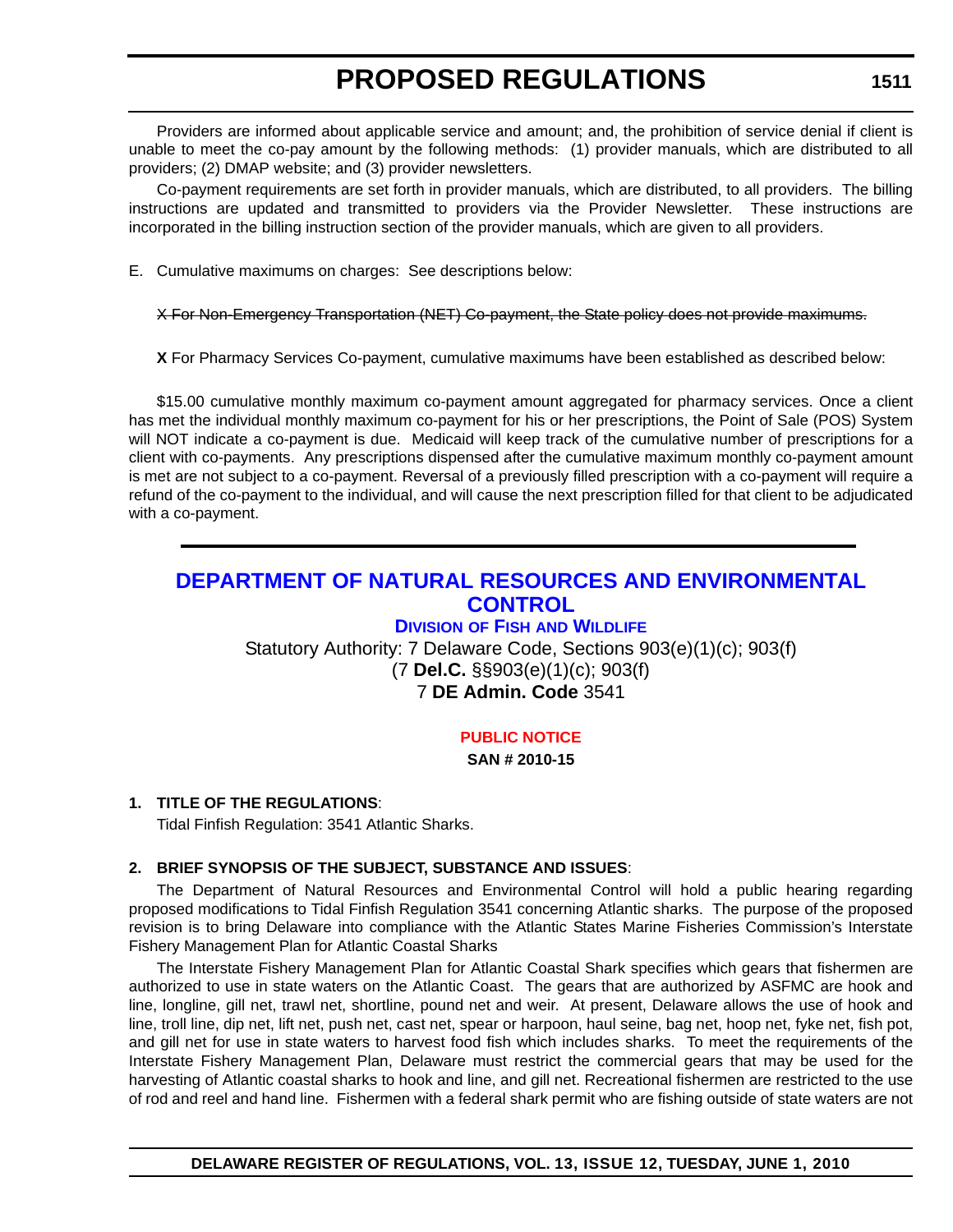Providers are informed about applicable service and amount; and, the prohibition of service denial if client is unable to meet the co-pay amount by the following methods: (1) provider manuals, which are distributed to all providers; (2) DMAP website; and (3) provider newsletters.

Co-payment requirements are set forth in provider manuals, which are distributed, to all providers. The billing instructions are updated and transmitted to providers via the Provider Newsletter. These instructions are incorporated in the billing instruction section of the provider manuals, which are given to all providers.

E. Cumulative maximums on charges: See descriptions below:

~~X For Non-Emergency Transportation (NET) Co-payment, the State policy does not provide maximums.~~

**X** For Pharmacy Services Co-payment, cumulative maximums have been established as described below:

$15.00 cumulative monthly maximum co-payment amount aggregated for pharmacy services. Once a client has met the individual monthly maximum co-payment for his or her prescriptions, the Point of Sale (POS) System will NOT indicate a co-payment is due. Medicaid will keep track of the cumulative number of prescriptions for a client with co-payments. Any prescriptions dispensed after the cumulative maximum monthly co-payment amount is met are not subject to a co-payment. Reversal of a previously filled prescription with a co-payment will require a refund of the co-payment to the individual, and will cause the next prescription filled for that client to be adjudicated with a co-payment.

---

# DEPARTMENT OF NATURAL RESOURCES AND ENVIRONMENTAL CONTROL

## Division of Fish and Wildlife

Statutory Authority: 7 Delaware Code, Sections 903(e)(1)(c); 903(f)
(7 **Del.C.** §§903(e)(1)(c); 903(f)
7 **DE Admin. Code** 3541

### PUBLIC NOTICE

**SAN # 2010-15**

**1. TITLE OF THE REGULATIONS**:

Tidal Finfish Regulation: 3541 Atlantic Sharks.

**2. BRIEF SYNOPSIS OF THE SUBJECT, SUBSTANCE AND ISSUES**:

The Department of Natural Resources and Environmental Control will hold a public hearing regarding proposed modifications to Tidal Finfish Regulation 3541 concerning Atlantic sharks. The purpose of the proposed revision is to bring Delaware into compliance with the Atlantic States Marine Fisheries Commission's Interstate Fishery Management Plan for Atlantic Coastal Sharks

The Interstate Fishery Management Plan for Atlantic Coastal Shark specifies which gears that fishermen are authorized to use in state waters on the Atlantic Coast. The gears that are authorized by ASFMC are hook and line, longline, gill net, trawl net, shortline, pound net and weir. At present, Delaware allows the use of hook and line, troll line, dip net, lift net, push net, cast net, spear or harpoon, haul seine, bag net, hoop net, fyke net, fish pot, and gill net for use in state waters to harvest food fish which includes sharks. To meet the requirements of the Interstate Fishery Management Plan, Delaware must restrict the commercial gears that may be used for the harvesting of Atlantic coastal sharks to hook and line, and gill net. Recreational fishermen are restricted to the use of rod and reel and hand line. Fishermen with a federal shark permit who are fishing outside of state waters are not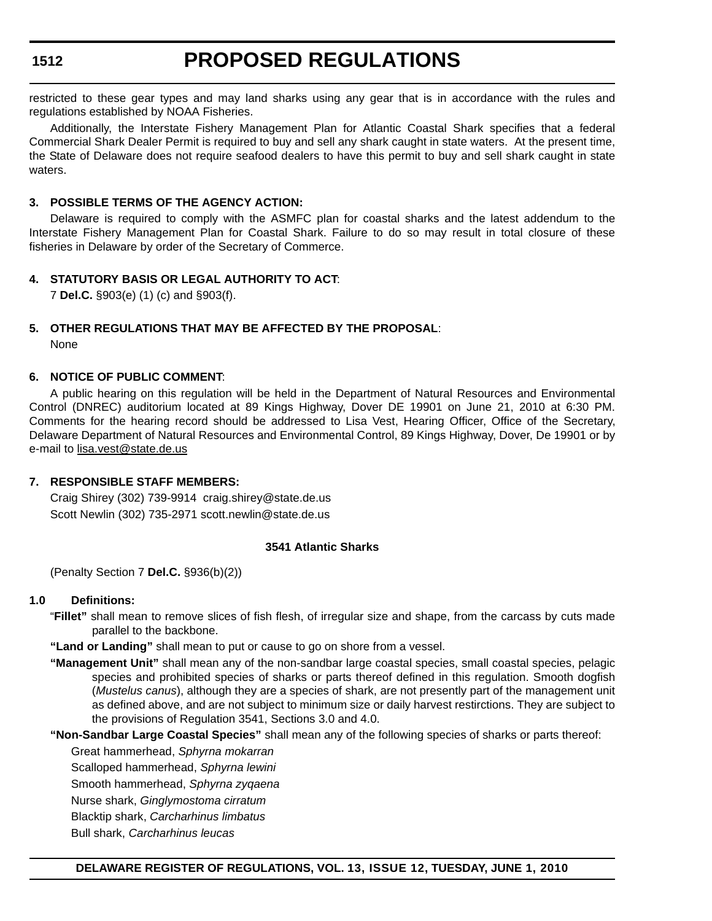restricted to these gear types and may land sharks using any gear that is in accordance with the rules and regulations established by NOAA Fisheries.

Additionally, the Interstate Fishery Management Plan for Atlantic Coastal Shark specifies that a federal Commercial Shark Dealer Permit is required to buy and sell any shark caught in state waters. At the present time, the State of Delaware does not require seafood dealers to have this permit to buy and sell shark caught in state waters.

**3. POSSIBLE TERMS OF THE AGENCY ACTION:**

Delaware is required to comply with the ASMFC plan for coastal sharks and the latest addendum to the Interstate Fishery Management Plan for Coastal Shark. Failure to do so may result in total closure of these fisheries in Delaware by order of the Secretary of Commerce.

**4. STATUTORY BASIS OR LEGAL AUTHORITY TO ACT**:

7 **Del.C.** §903(e) (1) (c) and §903(f).

**5. OTHER REGULATIONS THAT MAY BE AFFECTED BY THE PROPOSAL**:

None

**6. NOTICE OF PUBLIC COMMENT**:

A public hearing on this regulation will be held in the Department of Natural Resources and Environmental Control (DNREC) auditorium located at 89 Kings Highway, Dover DE 19901 on June 21, 2010 at 6:30 PM. Comments for the hearing record should be addressed to Lisa Vest, Hearing Officer, Office of the Secretary, Delaware Department of Natural Resources and Environmental Control, 89 Kings Highway, Dover, De 19901 or by e-mail to lisa.vest@state.de.us

**7. RESPONSIBLE STAFF MEMBERS:**

Craig Shirey (302) 739-9914 craig.shirey@state.de.us
Scott Newlin (302) 735-2971 scott.newlin@state.de.us

**3541 Atlantic Sharks**

(Penalty Section 7 **Del.C.** §936(b)(2))

**1.0 Definitions:**

"**Fillet"** shall mean to remove slices of fish flesh, of irregular size and shape, from the carcass by cuts made parallel to the backbone.

**"Land or Landing"** shall mean to put or cause to go on shore from a vessel.

**"Management Unit"** shall mean any of the non-sandbar large coastal species, small coastal species, pelagic species and prohibited species of sharks or parts thereof defined in this regulation. Smooth dogfish (*Mustelus canus*), although they are a species of shark, are not presently part of the management unit as defined above, and are not subject to minimum size or daily harvest restirctions. They are subject to the provisions of Regulation 3541, Sections 3.0 and 4.0.

**"Non-Sandbar Large Coastal Species"** shall mean any of the following species of sharks or parts thereof:

Great hammerhead, *Sphyrna mokarran*
Scalloped hammerhead, *Sphyrna lewini*
Smooth hammerhead, *Sphyrna zyqaena*
Nurse shark, *Ginglymostoma cirratum*
Blacktip shark, *Carcharhinus limbatus*
Bull shark, *Carcharhinus leucas*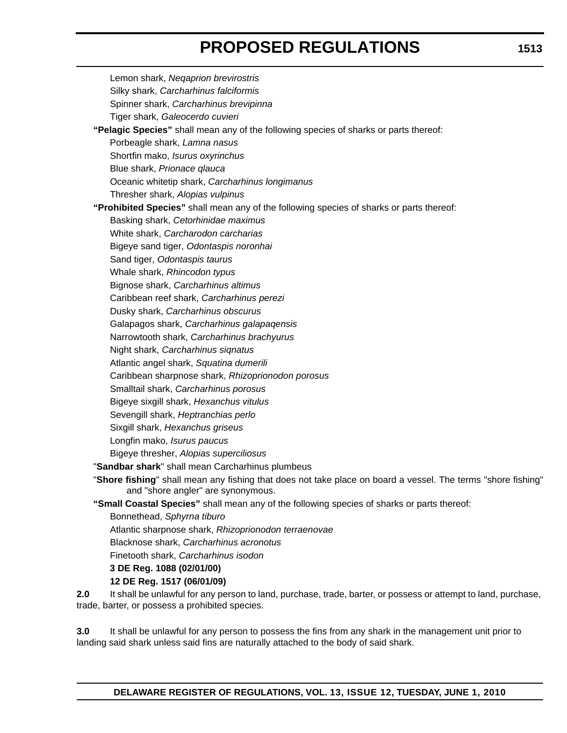Lemon shark, *Neqaprion brevirostris*

Silky shark, *Carcharhinus falciformis*

Spinner shark, *Carcharhinus brevipinna*

Tiger shark, *Galeocerdo cuvieri*

**"Pelagic Species"** shall mean any of the following species of sharks or parts thereof:

Porbeagle shark, *Lamna nasus*

Shortfin mako, *Isurus oxyrinchus*

Blue shark, *Prionace qlauca*

Oceanic whitetip shark, *Carcharhinus longimanus*

Thresher shark, *Alopias vulpinus*

**"Prohibited Species"** shall mean any of the following species of sharks or parts thereof:

Basking shark, *Cetorhinidae maximus*

White shark, *Carcharodon carcharias*

Bigeye sand tiger, *Odontaspis noronhai*

Sand tiger, *Odontaspis taurus*

Whale shark, *Rhincodon typus*

Bignose shark, *Carcharhinus altimus*

Caribbean reef shark, *Carcharhinus perezi*

Dusky shark, *Carcharhinus obscurus*

Galapagos shark, *Carcharhinus galapaqensis*

Narrowtooth shark, *Carcharhinus brachyurus*

Night shark, *Carcharhinus siqnatus*

Atlantic angel shark, *Squatina dumerili*

Caribbean sharpnose shark, *Rhizoprionodon porosus*

Smalltail shark, *Carcharhinus porosus*

Bigeye sixgill shark, *Hexanchus vitulus*

Sevengill shark, *Heptranchias perlo*

Sixgill shark, *Hexanchus griseus*

Longfin mako, *Isurus paucus*

Bigeye thresher, *Alopias superciliosus*

"**Sandbar shark**" shall mean Carcharhinus plumbeus

"**Shore fishing**" shall mean any fishing that does not take place on board a vessel. The terms "shore fishing" and "shore angler" are synonymous.

**"Small Coastal Species"** shall mean any of the following species of sharks or parts thereof:

Bonnethead, *Sphyrna tiburo*

Atlantic sharpnose shark, *Rhizoprionodon terraenovae*

Blacknose shark, *Carcharhinus acronotus*

Finetooth shark, *Carcharhinus isodon*

**3 DE Reg. 1088 (02/01/00)**

**12 DE Reg. 1517 (06/01/09)**

**2.0** It shall be unlawful for any person to land, purchase, trade, barter, or possess or attempt to land, purchase, trade, barter, or possess a prohibited species.

**3.0** It shall be unlawful for any person to possess the fins from any shark in the management unit prior to landing said shark unless said fins are naturally attached to the body of said shark.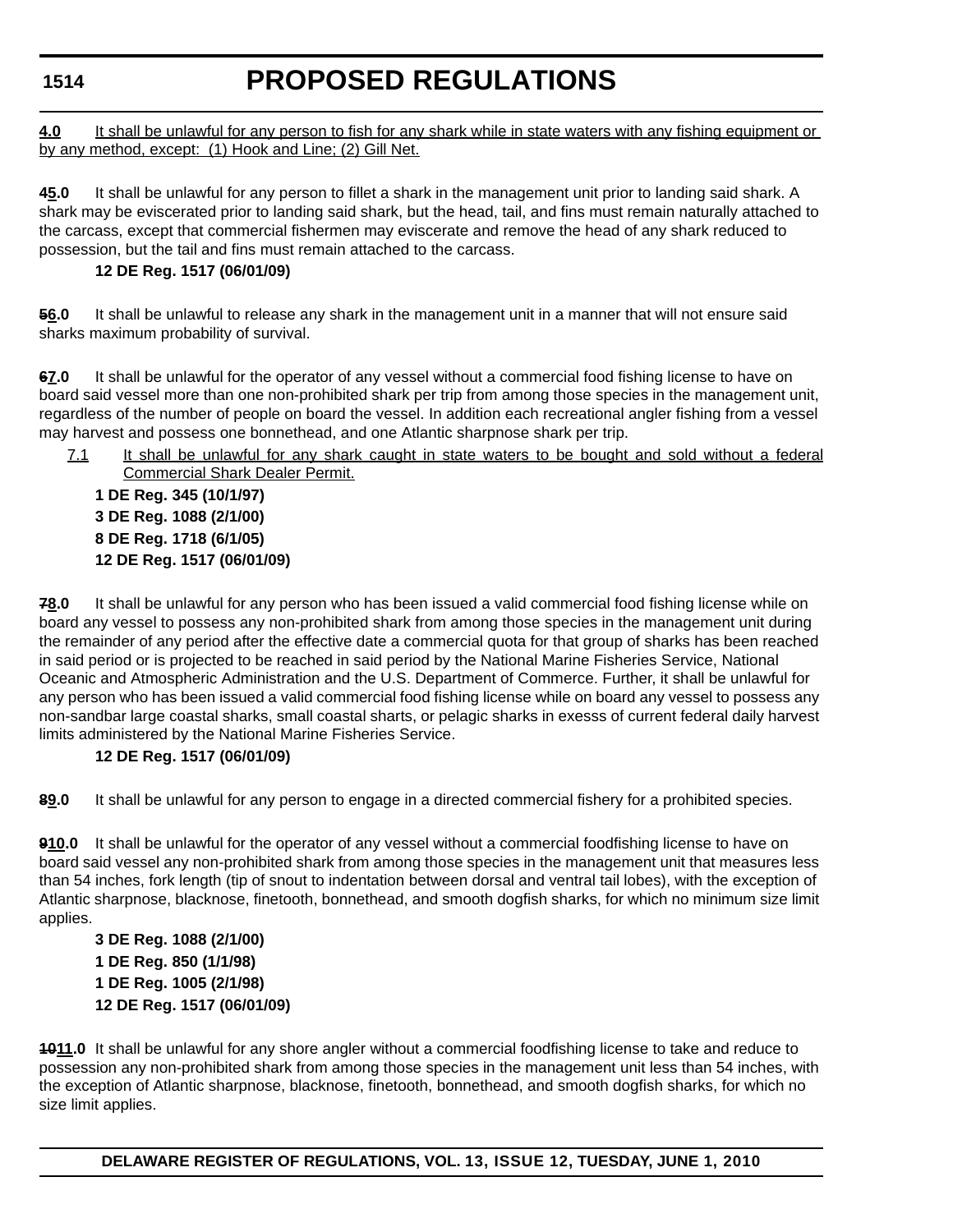4.0 It shall be unlawful for any person to fish for any shark while in state waters with any fishing equipment or by any method, except: (1) Hook and Line; (2) Gill Net.

**45.0** It shall be unlawful for any person to fillet a shark in the management unit prior to landing said shark. A shark may be eviscerated prior to landing said shark, but the head, tail, and fins must remain naturally attached to the carcass, except that commercial fishermen may eviscerate and remove the head of any shark reduced to possession, but the tail and fins must remain attached to the carcass.

**12 DE Reg. 1517 (06/01/09)**

**56.0** It shall be unlawful to release any shark in the management unit in a manner that will not ensure said sharks maximum probability of survival.

**67.0** It shall be unlawful for the operator of any vessel without a commercial food fishing license to have on board said vessel more than one non-prohibited shark per trip from among those species in the management unit, regardless of the number of people on board the vessel. In addition each recreational angler fishing from a vessel may harvest and possess one bonnethead, and one Atlantic sharpnose shark per trip.

7.1 It shall be unlawful for any shark caught in state waters to be bought and sold without a federal Commercial Shark Dealer Permit.

**1 DE Reg. 345 (10/1/97)**
**3 DE Reg. 1088 (2/1/00)**
**8 DE Reg. 1718 (6/1/05)**
**12 DE Reg. 1517 (06/01/09)**

**78.0** It shall be unlawful for any person who has been issued a valid commercial food fishing license while on board any vessel to possess any non-prohibited shark from among those species in the management unit during the remainder of any period after the effective date a commercial quota for that group of sharks has been reached in said period or is projected to be reached in said period by the National Marine Fisheries Service, National Oceanic and Atmospheric Administration and the U.S. Department of Commerce. Further, it shall be unlawful for any person who has been issued a valid commercial food fishing license while on board any vessel to possess any non-sandbar large coastal sharks, small coastal sharts, or pelagic sharks in exesss of current federal daily harvest limits administered by the National Marine Fisheries Service.

**12 DE Reg. 1517 (06/01/09)**

**89.0** It shall be unlawful for any person to engage in a directed commercial fishery for a prohibited species.

**910.0** It shall be unlawful for the operator of any vessel without a commercial foodfishing license to have on board said vessel any non-prohibited shark from among those species in the management unit that measures less than 54 inches, fork length (tip of snout to indentation between dorsal and ventral tail lobes), with the exception of Atlantic sharpnose, blacknose, finetooth, bonnethead, and smooth dogfish sharks, for which no minimum size limit applies.

**3 DE Reg. 1088 (2/1/00)**
**1 DE Reg. 850 (1/1/98)**
**1 DE Reg. 1005 (2/1/98)**
**12 DE Reg. 1517 (06/01/09)**

**1011.0** It shall be unlawful for any shore angler without a commercial foodfishing license to take and reduce to possession any non-prohibited shark from among those species in the management unit less than 54 inches, with the exception of Atlantic sharpnose, blacknose, finetooth, bonnethead, and smooth dogfish sharks, for which no size limit applies.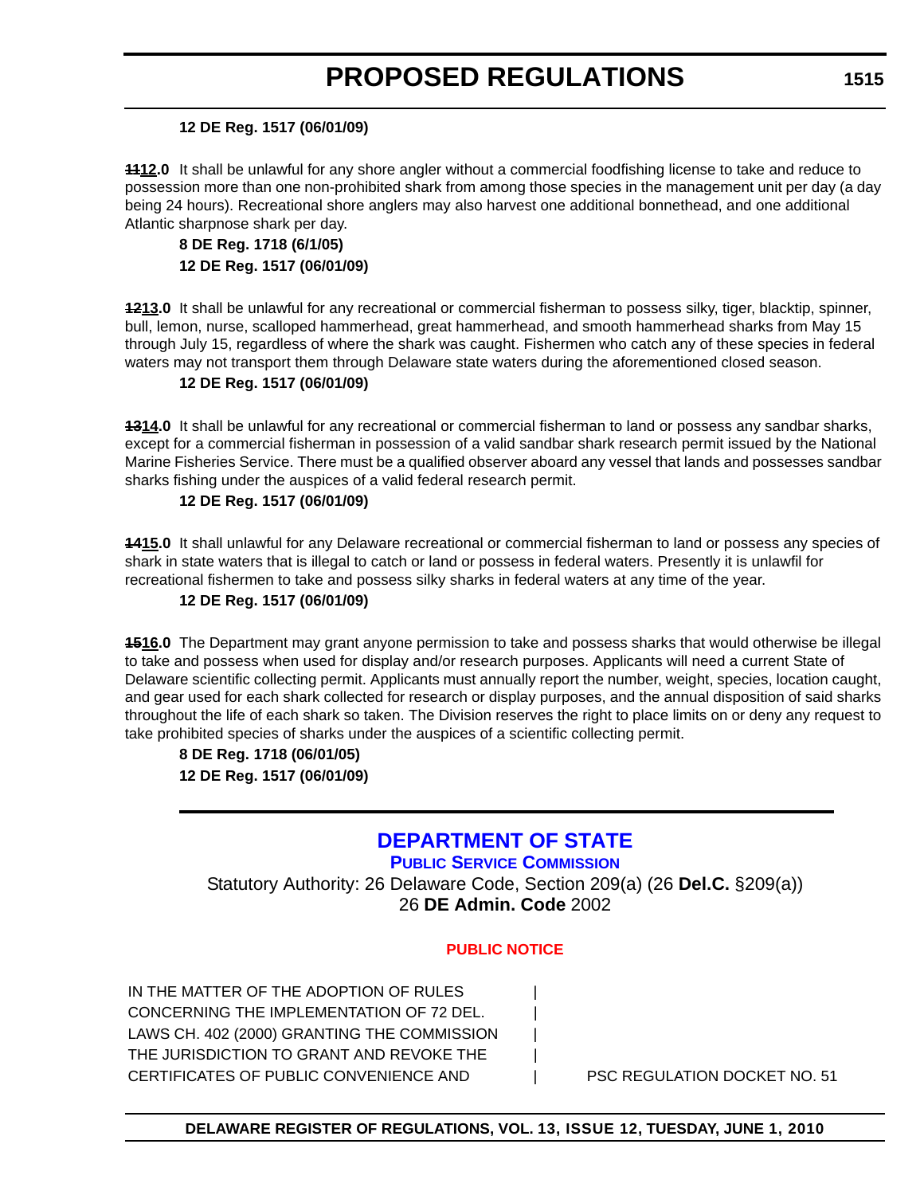**12 DE Reg. 1517 (06/01/09)**

~~11~~**12.0** It shall be unlawful for any shore angler without a commercial foodfishing license to take and reduce to possession more than one non-prohibited shark from among those species in the management unit per day (a day being 24 hours). Recreational shore anglers may also harvest one additional bonnethead, and one additional Atlantic sharpnose shark per day.

**8 DE Reg. 1718 (6/1/05)**
**12 DE Reg. 1517 (06/01/09)**

~~12~~**13.0** It shall be unlawful for any recreational or commercial fisherman to possess silky, tiger, blacktip, spinner, bull, lemon, nurse, scalloped hammerhead, great hammerhead, and smooth hammerhead sharks from May 15 through July 15, regardless of where the shark was caught. Fishermen who catch any of these species in federal waters may not transport them through Delaware state waters during the aforementioned closed season.

**12 DE Reg. 1517 (06/01/09)**

~~13~~**14.0** It shall be unlawful for any recreational or commercial fisherman to land or possess any sandbar sharks, except for a commercial fisherman in possession of a valid sandbar shark research permit issued by the National Marine Fisheries Service. There must be a qualified observer aboard any vessel that lands and possesses sandbar sharks fishing under the auspices of a valid federal research permit.

**12 DE Reg. 1517 (06/01/09)**

~~14~~**15.0** It shall unlawful for any Delaware recreational or commercial fisherman to land or possess any species of shark in state waters that is illegal to catch or land or possess in federal waters. Presently it is unlawfil for recreational fishermen to take and possess silky sharks in federal waters at any time of the year.

**12 DE Reg. 1517 (06/01/09)**

~~15~~**16.0** The Department may grant anyone permission to take and possess sharks that would otherwise be illegal to take and possess when used for display and/or research purposes. Applicants will need a current State of Delaware scientific collecting permit. Applicants must annually report the number, weight, species, location caught, and gear used for each shark collected for research or display purposes, and the annual disposition of said sharks throughout the life of each shark so taken. The Division reserves the right to place limits on or deny any request to take prohibited species of sharks under the auspices of a scientific collecting permit.

**8 DE Reg. 1718 (06/01/05)**
**12 DE Reg. 1517 (06/01/09)**

---

## DEPARTMENT OF STATE

### PUBLIC SERVICE COMMISSION

Statutory Authority: 26 Delaware Code, Section 209(a) (26 **Del.C.** §209(a))
26 **DE Admin. Code** 2002

#### PUBLIC NOTICE

| | |
|---|---|
| IN THE MATTER OF THE ADOPTION OF RULES CONCERNING THE IMPLEMENTATION OF 72 DEL. LAWS CH. 402 (2000) GRANTING THE COMMISSION THE JURISDICTION TO GRANT AND REVOKE THE CERTIFICATES OF PUBLIC CONVENIENCE AND | PSC REGULATION DOCKET NO. 51 |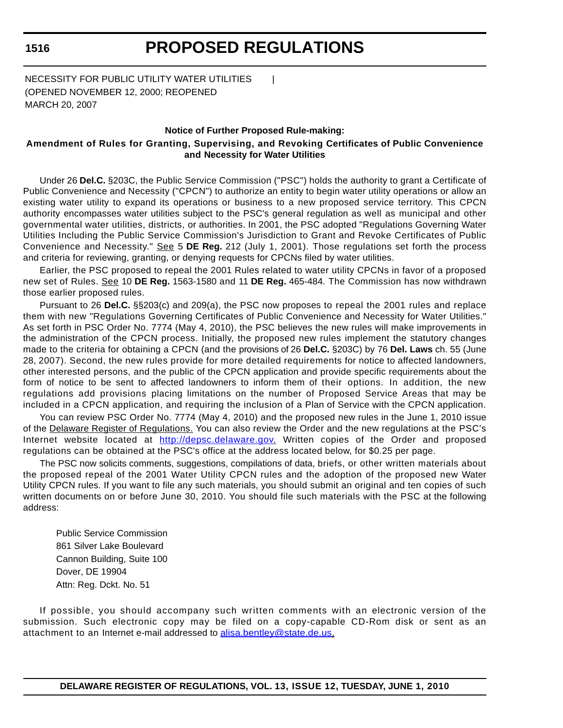NECESSITY FOR PUBLIC UTILITY WATER UTILITIES |
(OPENED NOVEMBER 12, 2000; REOPENED
MARCH 20, 2007

**Notice of Further Proposed Rule-making:**

**Amendment of Rules for Granting, Supervising, and Revoking Certificates of Public Convenience and Necessity for Water Utilities**

Under 26 **Del.C.** §203C, the Public Service Commission ("PSC") holds the authority to grant a Certificate of Public Convenience and Necessity ("CPCN") to authorize an entity to begin water utility operations or allow an existing water utility to expand its operations or business to a new proposed service territory. This CPCN authority encompasses water utilities subject to the PSC's general regulation as well as municipal and other governmental water utilities, districts, or authorities. In 2001, the PSC adopted "Regulations Governing Water Utilities Including the Public Service Commission's Jurisdiction to Grant and Revoke Certificates of Public Convenience and Necessity." See 5 **DE Reg.** 212 (July 1, 2001). Those regulations set forth the process and criteria for reviewing, granting, or denying requests for CPCNs filed by water utilities.

Earlier, the PSC proposed to repeal the 2001 Rules related to water utility CPCNs in favor of a proposed new set of Rules. See 10 **DE Reg.** 1563-1580 and 11 **DE Reg.** 465-484. The Commission has now withdrawn those earlier proposed rules.

Pursuant to 26 **Del.C.** §§203(c) and 209(a), the PSC now proposes to repeal the 2001 rules and replace them with new "Regulations Governing Certificates of Public Convenience and Necessity for Water Utilities." As set forth in PSC Order No. 7774 (May 4, 2010), the PSC believes the new rules will make improvements in the administration of the CPCN process. Initially, the proposed new rules implement the statutory changes made to the criteria for obtaining a CPCN (and the provisions of 26 **Del.C.** §203C) by 76 **Del. Laws** ch. 55 (June 28, 2007). Second, the new rules provide for more detailed requirements for notice to affected landowners, other interested persons, and the public of the CPCN application and provide specific requirements about the form of notice to be sent to affected landowners to inform them of their options. In addition, the new regulations add provisions placing limitations on the number of Proposed Service Areas that may be included in a CPCN application, and requiring the inclusion of a Plan of Service with the CPCN application.

You can review PSC Order No. 7774 (May 4, 2010) and the proposed new rules in the June 1, 2010 issue of the Delaware Register of Regulations. You can also review the Order and the new regulations at the PSC's Internet website located at http://depsc.delaware.gov. Written copies of the Order and proposed regulations can be obtained at the PSC's office at the address located below, for $0.25 per page.

The PSC now solicits comments, suggestions, compilations of data, briefs, or other written materials about the proposed repeal of the 2001 Water Utility CPCN rules and the adoption of the proposed new Water Utility CPCN rules. If you want to file any such materials, you should submit an original and ten copies of such written documents on or before June 30, 2010. You should file such materials with the PSC at the following address:

Public Service Commission
861 Silver Lake Boulevard
Cannon Building, Suite 100
Dover, DE 19904
Attn: Reg. Dckt. No. 51

If possible, you should accompany such written comments with an electronic version of the submission. Such electronic copy may be filed on a copy-capable CD-Rom disk or sent as an attachment to an Internet e-mail addressed to alisa.bentley@state.de.us.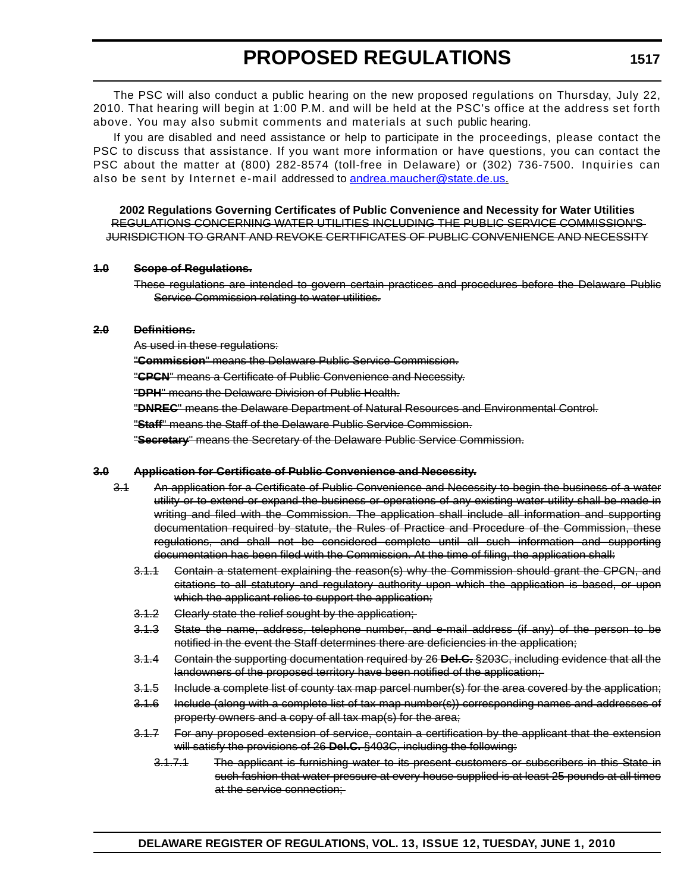The PSC will also conduct a public hearing on the new proposed regulations on Thursday, July 22, 2010. That hearing will begin at 1:00 P.M. and will be held at the PSC's office at the address set forth above. You may also submit comments and materials at such public hearing.

If you are disabled and need assistance or help to participate in the proceedings, please contact the PSC to discuss that assistance. If you want more information or have questions, you can contact the PSC about the matter at (800) 282-8574 (toll-free in Delaware) or (302) 736-7500. Inquiries can also be sent by Internet e-mail addressed to andrea.maucher@state.de.us.

**2002 Regulations Governing Certificates of Public Convenience and Necessity for Water Utilities**

~~REGULATIONS CONCERNING WATER UTILITIES INCLUDING THE PUBLIC SERVICE COMMISSION'S JURISDICTION TO GRANT AND REVOKE CERTIFICATES OF PUBLIC CONVENIENCE AND NECESSITY~~

~~**1.0 Scope of Regulations.**~~

~~These regulations are intended to govern certain practices and procedures before the Delaware Public Service Commission relating to water utilities.~~

~~**2.0 Definitions.**~~

~~As used in these regulations:~~

~~"**Commission**" means the Delaware Public Service Commission.~~

~~"**CPCN**" means a Certificate of Public Convenience and Necessity.~~

~~"**DPH**" means the Delaware Division of Public Health.~~

~~"**DNREC**" means the Delaware Department of Natural Resources and Environmental Control.~~

~~"**Staff**" means the Staff of the Delaware Public Service Commission.~~

~~"**Secretary**" means the Secretary of the Delaware Public Service Commission.~~

~~**3.0 Application for Certificate of Public Convenience and Necessity.**~~

~~3.1 An application for a Certificate of Public Convenience and Necessity to begin the business of a water utility or to extend or expand the business or operations of any existing water utility shall be made in writing and filed with the Commission. The application shall include all information and supporting documentation required by statute, the Rules of Practice and Procedure of the Commission, these regulations, and shall not be considered complete until all such information and supporting documentation has been filed with the Commission. At the time of filing, the application shall:~~

~~3.1.1 Contain a statement explaining the reason(s) why the Commission should grant the CPCN, and citations to all statutory and regulatory authority upon which the application is based, or upon which the applicant relies to support the application;~~

~~3.1.2 Clearly state the relief sought by the application;~~

~~3.1.3 State the name, address, telephone number, and e-mail address (if any) of the person to be notified in the event the Staff determines there are deficiencies in the application;~~

~~3.1.4 Contain the supporting documentation required by 26 **Del.C.** §203C, including evidence that all the landowners of the proposed territory have been notified of the application;~~

~~3.1.5 Include a complete list of county tax map parcel number(s) for the area covered by the application;~~

~~3.1.6 Include (along with a complete list of tax map number(s)) corresponding names and addresses of property owners and a copy of all tax map(s) for the area;~~

~~3.1.7 For any proposed extension of service, contain a certification by the applicant that the extension will satisfy the provisions of 26 **Del.C.** §403C, including the following:~~

~~3.1.7.1 The applicant is furnishing water to its present customers or subscribers in this State in such fashion that water pressure at every house supplied is at least 25 pounds at all times at the service connection;~~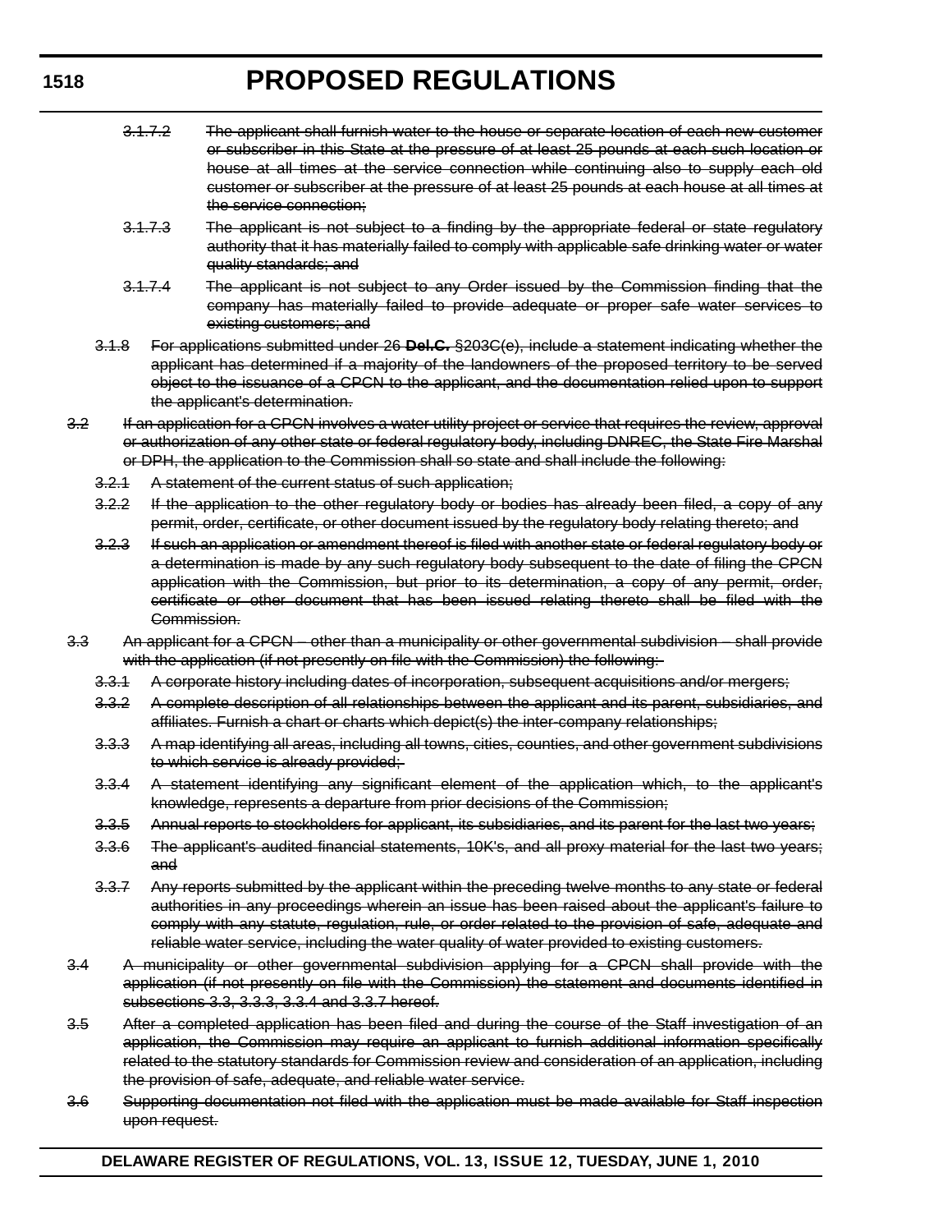~~3.1.7.2 The applicant shall furnish water to the house or separate location of each new customer or subscriber in this State at the pressure of at least 25 pounds at each such location or house at all times at the service connection while continuing also to supply each old customer or subscriber at the pressure of at least 25 pounds at each house at all times at the service connection;~~

~~3.1.7.3 The applicant is not subject to a finding by the appropriate federal or state regulatory authority that it has materially failed to comply with applicable safe drinking water or water quality standards; and~~

~~3.1.7.4 The applicant is not subject to any Order issued by the Commission finding that the company has materially failed to provide adequate or proper safe water services to existing customers; and~~

~~3.1.8 For applications submitted under 26 **Del.C.** §203C(e), include a statement indicating whether the applicant has determined if a majority of the landowners of the proposed territory to be served object to the issuance of a CPCN to the applicant, and the documentation relied upon to support the applicant's determination.~~

~~3.2 If an application for a CPCN involves a water utility project or service that requires the review, approval or authorization of any other state or federal regulatory body, including DNREC, the State Fire Marshal or DPH, the application to the Commission shall so state and shall include the following:~~

~~3.2.1 A statement of the current status of such application;~~

~~3.2.2 If the application to the other regulatory body or bodies has already been filed, a copy of any permit, order, certificate, or other document issued by the regulatory body relating thereto; and~~

~~3.2.3 If such an application or amendment thereof is filed with another state or federal regulatory body or a determination is made by any such regulatory body subsequent to the date of filing the CPCN application with the Commission, but prior to its determination, a copy of any permit, order, certificate or other document that has been issued relating thereto shall be filed with the Commission.~~

~~3.3 An applicant for a CPCN – other than a municipality or other governmental subdivision – shall provide with the application (if not presently on file with the Commission) the following:~~

~~3.3.1 A corporate history including dates of incorporation, subsequent acquisitions and/or mergers;~~

~~3.3.2 A complete description of all relationships between the applicant and its parent, subsidiaries, and affiliates. Furnish a chart or charts which depict(s) the inter-company relationships;~~

~~3.3.3 A map identifying all areas, including all towns, cities, counties, and other government subdivisions to which service is already provided;~~

~~3.3.4 A statement identifying any significant element of the application which, to the applicant's knowledge, represents a departure from prior decisions of the Commission;~~

~~3.3.5 Annual reports to stockholders for applicant, its subsidiaries, and its parent for the last two years;~~

~~3.3.6 The applicant's audited financial statements, 10K's, and all proxy material for the last two years; and~~

~~3.3.7 Any reports submitted by the applicant within the preceding twelve months to any state or federal authorities in any proceedings wherein an issue has been raised about the applicant's failure to comply with any statute, regulation, rule, or order related to the provision of safe, adequate and reliable water service, including the water quality of water provided to existing customers.~~

~~3.4 A municipality or other governmental subdivision applying for a CPCN shall provide with the application (if not presently on file with the Commission) the statement and documents identified in subsections 3.3, 3.3.3, 3.3.4 and 3.3.7 hereof.~~

~~3.5 After a completed application has been filed and during the course of the Staff investigation of an application, the Commission may require an applicant to furnish additional information specifically related to the statutory standards for Commission review and consideration of an application, including the provision of safe, adequate, and reliable water service.~~

~~3.6 Supporting documentation not filed with the application must be made available for Staff inspection upon request.~~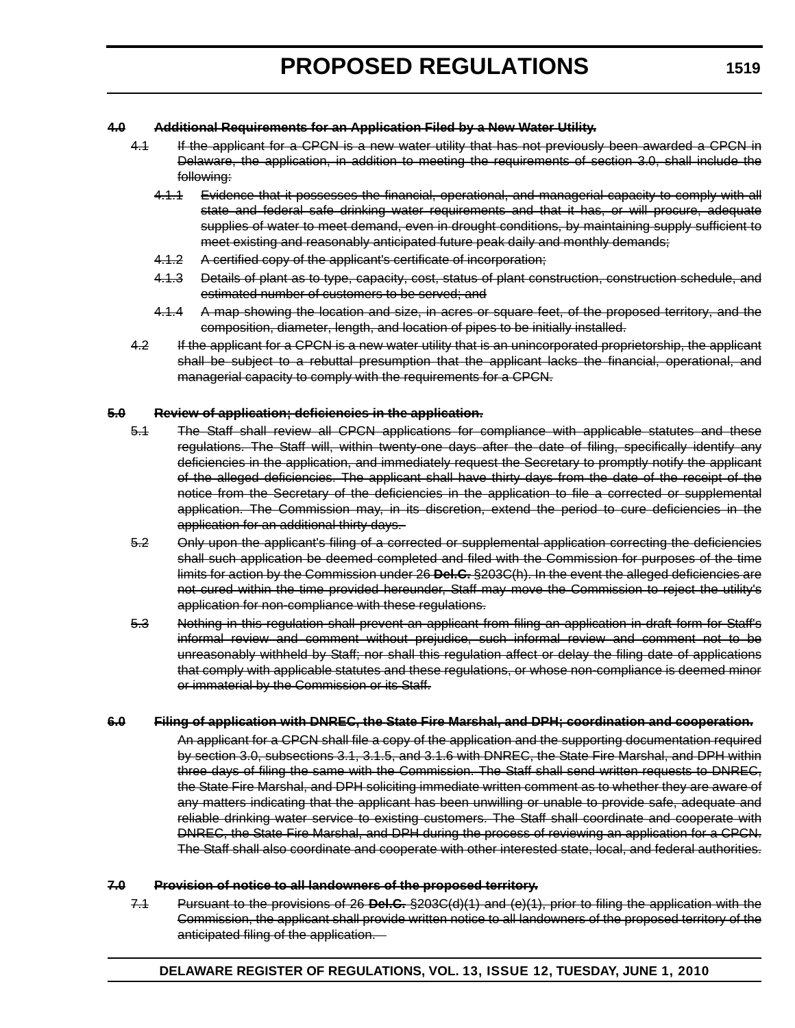~~**4.0 Additional Requirements for an Application Filed by a New Water Utility.**~~

~~4.1 If the applicant for a CPCN is a new water utility that has not previously been awarded a CPCN in Delaware, the application, in addition to meeting the requirements of section 3.0, shall include the following:~~

~~4.1.1 Evidence that it possesses the financial, operational, and managerial capacity to comply with all state and federal safe drinking water requirements and that it has, or will procure, adequate supplies of water to meet demand, even in drought conditions, by maintaining supply sufficient to meet existing and reasonably anticipated future peak daily and monthly demands;~~

~~4.1.2 A certified copy of the applicant's certificate of incorporation;~~

~~4.1.3 Details of plant as to type, capacity, cost, status of plant construction, construction schedule, and estimated number of customers to be served; and~~

~~4.1.4 A map showing the location and size, in acres or square feet, of the proposed territory, and the composition, diameter, length, and location of pipes to be initially installed.~~

~~4.2 If the applicant for a CPCN is a new water utility that is an unincorporated proprietorship, the applicant shall be subject to a rebuttal presumption that the applicant lacks the financial, operational, and managerial capacity to comply with the requirements for a CPCN.~~

~~**5.0 Review of application; deficiencies in the application.**~~

~~5.1 The Staff shall review all CPCN applications for compliance with applicable statutes and these regulations. The Staff will, within twenty-one days after the date of filing, specifically identify any deficiencies in the application, and immediately request the Secretary to promptly notify the applicant of the alleged deficiencies. The applicant shall have thirty days from the date of the receipt of the notice from the Secretary of the deficiencies in the application to file a corrected or supplemental application. The Commission may, in its discretion, extend the period to cure deficiencies in the application for an additional thirty days.~~

~~5.2 Only upon the applicant's filing of a corrected or supplemental application correcting the deficiencies shall such application be deemed completed and filed with the Commission for purposes of the time limits for action by the Commission under 26 **Del.C.** §203C(h). In the event the alleged deficiencies are not cured within the time provided hereunder, Staff may move the Commission to reject the utility's application for non-compliance with these regulations.~~

~~5.3 Nothing in this regulation shall prevent an applicant from filing an application in draft form for Staff's informal review and comment without prejudice, such informal review and comment not to be unreasonably withheld by Staff; nor shall this regulation affect or delay the filing date of applications that comply with applicable statutes and these regulations, or whose non-compliance is deemed minor or immaterial by the Commission or its Staff.~~

~~**6.0 Filing of application with DNREC, the State Fire Marshal, and DPH; coordination and cooperation.**~~

~~An applicant for a CPCN shall file a copy of the application and the supporting documentation required by section 3.0, subsections 3.1, 3.1.5, and 3.1.6 with DNREC, the State Fire Marshal, and DPH within three days of filing the same with the Commission. The Staff shall send written requests to DNREC, the State Fire Marshal, and DPH soliciting immediate written comment as to whether they are aware of any matters indicating that the applicant has been unwilling or unable to provide safe, adequate and reliable drinking water service to existing customers. The Staff shall coordinate and cooperate with DNREC, the State Fire Marshal, and DPH during the process of reviewing an application for a CPCN. The Staff shall also coordinate and cooperate with other interested state, local, and federal authorities.~~

~~**7.0 Provision of notice to all landowners of the proposed territory.**~~

~~7.1 Pursuant to the provisions of 26 **Del.C.** §203C(d)(1) and (e)(1), prior to filing the application with the Commission, the applicant shall provide written notice to all landowners of the proposed territory of the anticipated filing of the application.~~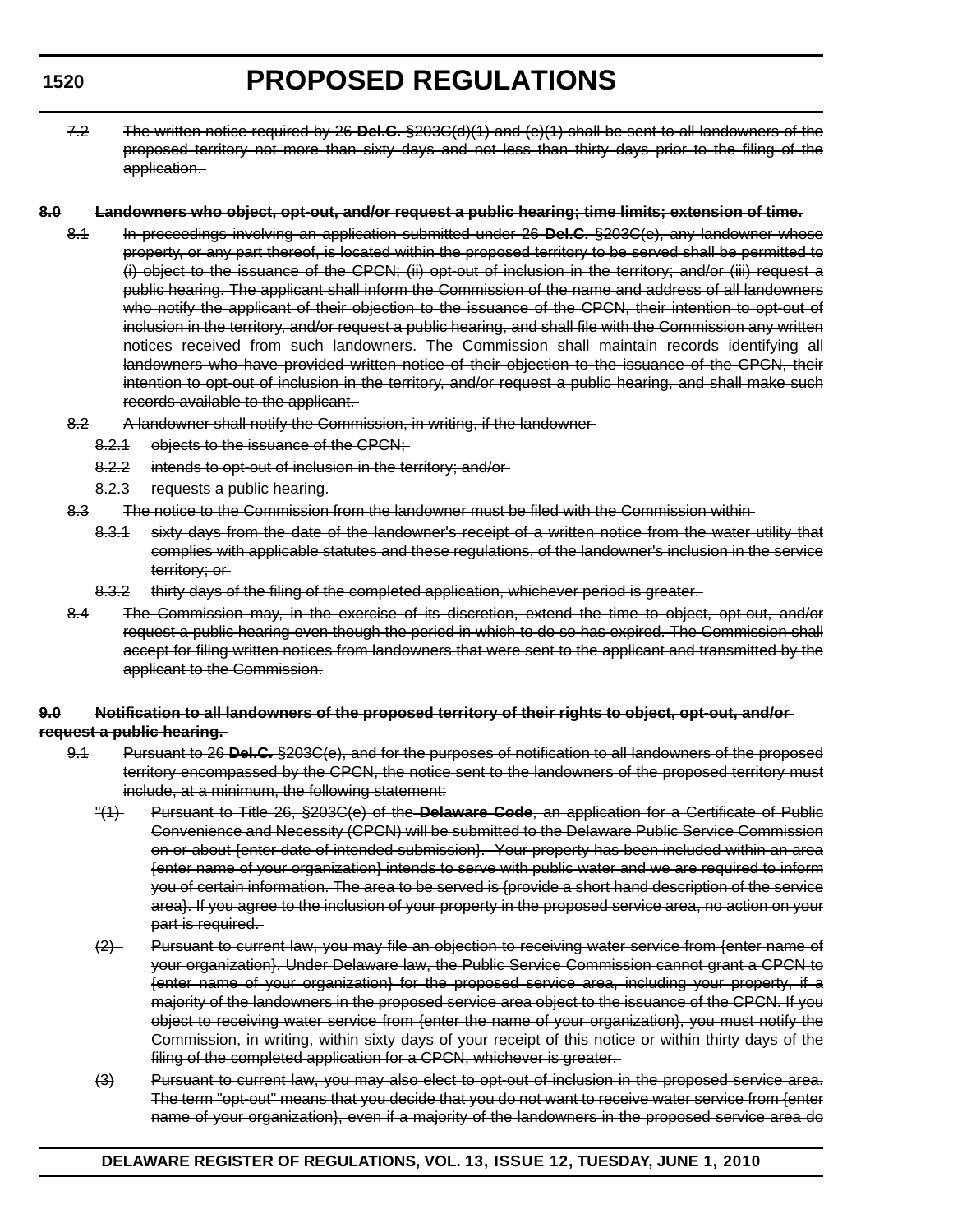~~7.2 The written notice required by 26 **Del.C.** §203C(d)(1) and (e)(1) shall be sent to all landowners of the proposed territory not more than sixty days and not less than thirty days prior to the filing of the application.~~

~~**8.0 Landowners who object, opt-out, and/or request a public hearing; time limits; extension of time.**~~

~~8.1 In proceedings involving an application submitted under 26 **Del.C.** §203C(e), any landowner whose property, or any part thereof, is located within the proposed territory to be served shall be permitted to (i) object to the issuance of the CPCN; (ii) opt-out of inclusion in the territory; and/or (iii) request a public hearing. The applicant shall inform the Commission of the name and address of all landowners who notify the applicant of their objection to the issuance of the CPCN, their intention to opt-out of inclusion in the territory, and/or request a public hearing, and shall file with the Commission any written notices received from such landowners. The Commission shall maintain records identifying all landowners who have provided written notice of their objection to the issuance of the CPCN, their intention to opt-out of inclusion in the territory, and/or request a public hearing, and shall make such records available to the applicant.~~

~~8.2 A landowner shall notify the Commission, in writing, if the landowner~~

~~8.2.1 objects to the issuance of the CPCN;~~

~~8.2.2 intends to opt-out of inclusion in the territory; and/or~~

~~8.2.3 requests a public hearing.~~

~~8.3 The notice to the Commission from the landowner must be filed with the Commission within~~

~~8.3.1 sixty days from the date of the landowner's receipt of a written notice from the water utility that complies with applicable statutes and these regulations, of the landowner's inclusion in the service territory; or~~

~~8.3.2 thirty days of the filing of the completed application, whichever period is greater.~~

~~8.4 The Commission may, in the exercise of its discretion, extend the time to object, opt-out, and/or request a public hearing even though the period in which to do so has expired. The Commission shall accept for filing written notices from landowners that were sent to the applicant and transmitted by the applicant to the Commission.~~

~~**9.0 Notification to all landowners of the proposed territory of their rights to object, opt-out, and/or request a public hearing.**~~

~~9.1 Pursuant to 26 **Del.C.** §203C(e), and for the purposes of notification to all landowners of the proposed territory encompassed by the CPCN, the notice sent to the landowners of the proposed territory must include, at a minimum, the following statement:~~

~~"(1) Pursuant to Title 26, §203C(e) of the **Delaware Code**, an application for a Certificate of Public Convenience and Necessity (CPCN) will be submitted to the Delaware Public Service Commission on or about {enter date of intended submission}. Your property has been included within an area {enter name of your organization} intends to serve with public water and we are required to inform you of certain information. The area to be served is {provide a short hand description of the service area}. If you agree to the inclusion of your property in the proposed service area, no action on your part is required.~~

~~(2) Pursuant to current law, you may file an objection to receiving water service from {enter name of your organization}. Under Delaware law, the Public Service Commission cannot grant a CPCN to {enter name of your organization} for the proposed service area, including your property, if a majority of the landowners in the proposed service area object to the issuance of the CPCN. If you object to receiving water service from {enter the name of your organization}, you must notify the Commission, in writing, within sixty days of your receipt of this notice or within thirty days of the filing of the completed application for a CPCN, whichever is greater.~~

~~(3) Pursuant to current law, you may also elect to opt-out of inclusion in the proposed service area. The term "opt-out" means that you decide that you do not want to receive water service from {enter name of your organization}, even if a majority of the landowners in the proposed service area do~~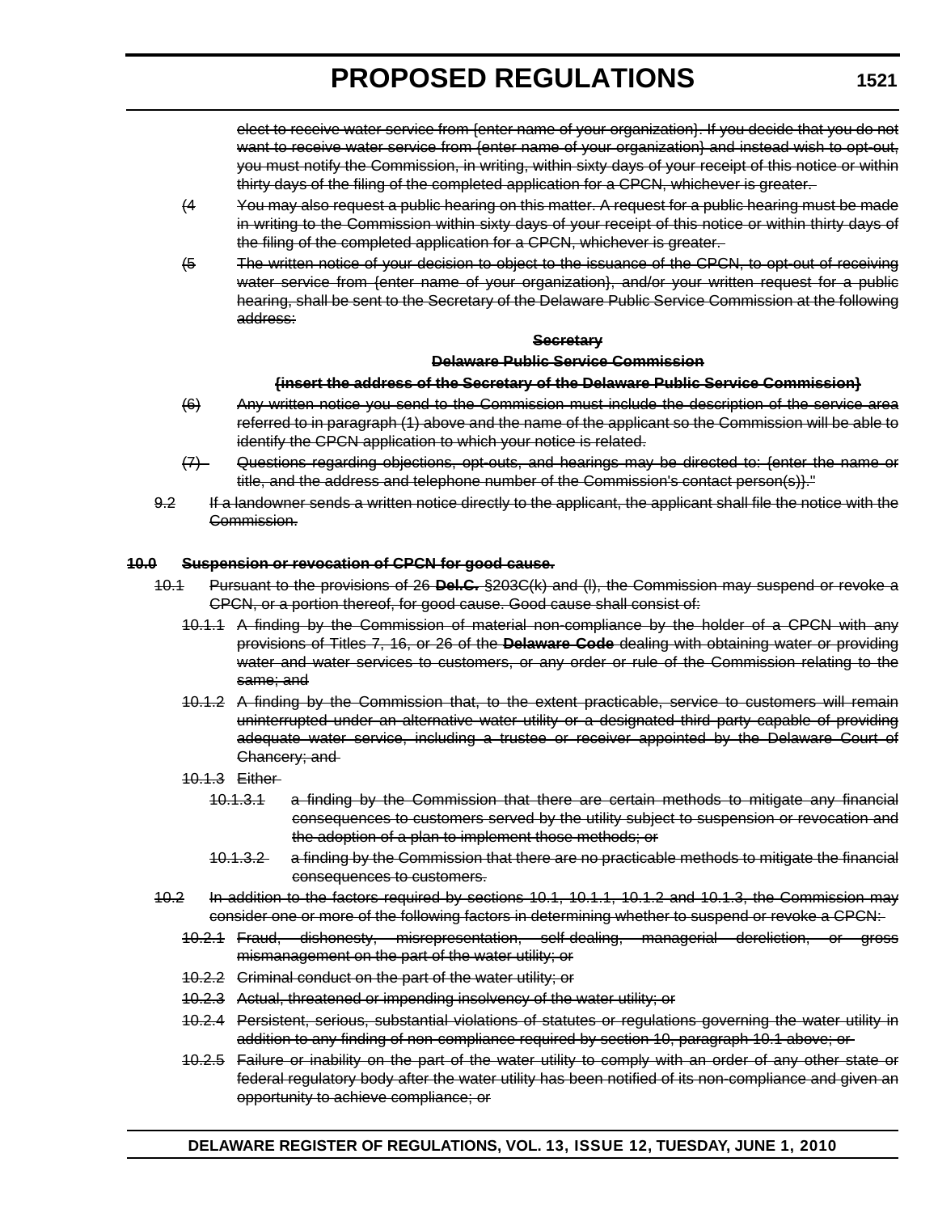~~elect to receive water service from {enter name of your organization}. If you decide that you do not want to receive water service from {enter name of your organization} and instead wish to opt-out, you must notify the Commission, in writing, within sixty days of your receipt of this notice or within thirty days of the filing of the completed application for a CPCN, whichever is greater.~~

~~(4 You may also request a public hearing on this matter. A request for a public hearing must be made in writing to the Commission within sixty days of your receipt of this notice or within thirty days of the filing of the completed application for a CPCN, whichever is greater.~~

~~(5 The written notice of your decision to object to the issuance of the CPCN, to opt-out of receiving water service from {enter name of your organization}, and/or your written request for a public hearing, shall be sent to the Secretary of the Delaware Public Service Commission at the following address:~~

~~**Secretary**~~

~~**Delaware Public Service Commission**~~

~~**{insert the address of the Secretary of the Delaware Public Service Commission}**~~

~~(6) Any written notice you send to the Commission must include the description of the service area referred to in paragraph (1) above and the name of the applicant so the Commission will be able to identify the CPCN application to which your notice is related.~~

~~(7) Questions regarding objections, opt-outs, and hearings may be directed to: {enter the name or title, and the address and telephone number of the Commission's contact person(s)}."~~

~~9.2 If a landowner sends a written notice directly to the applicant, the applicant shall file the notice with the Commission.~~

~~**10.0 Suspension or revocation of CPCN for good cause.**~~

~~10.1 Pursuant to the provisions of 26 **Del.C.** §203C(k) and (l), the Commission may suspend or revoke a CPCN, or a portion thereof, for good cause. Good cause shall consist of:~~

~~10.1.1 A finding by the Commission of material non-compliance by the holder of a CPCN with any provisions of Titles 7, 16, or 26 of the **Delaware Code** dealing with obtaining water or providing water and water services to customers, or any order or rule of the Commission relating to the same; and~~

~~10.1.2 A finding by the Commission that, to the extent practicable, service to customers will remain uninterrupted under an alternative water utility or a designated third party capable of providing adequate water service, including a trustee or receiver appointed by the Delaware Court of Chancery; and~~

~~10.1.3 Either~~

~~10.1.3.1 a finding by the Commission that there are certain methods to mitigate any financial consequences to customers served by the utility subject to suspension or revocation and the adoption of a plan to implement those methods; or~~

~~10.1.3.2 a finding by the Commission that there are no practicable methods to mitigate the financial consequences to customers.~~

~~10.2 In addition to the factors required by sections 10.1, 10.1.1, 10.1.2 and 10.1.3, the Commission may consider one or more of the following factors in determining whether to suspend or revoke a CPCN:~~

~~10.2.1 Fraud, dishonesty, misrepresentation, self-dealing, managerial dereliction, or gross mismanagement on the part of the water utility; or~~

~~10.2.2 Criminal conduct on the part of the water utility; or~~

~~10.2.3 Actual, threatened or impending insolvency of the water utility; or~~

~~10.2.4 Persistent, serious, substantial violations of statutes or regulations governing the water utility in addition to any finding of non-compliance required by section 10, paragraph 10.1 above; or~~

~~10.2.5 Failure or inability on the part of the water utility to comply with an order of any other state or federal regulatory body after the water utility has been notified of its non-compliance and given an opportunity to achieve compliance; or~~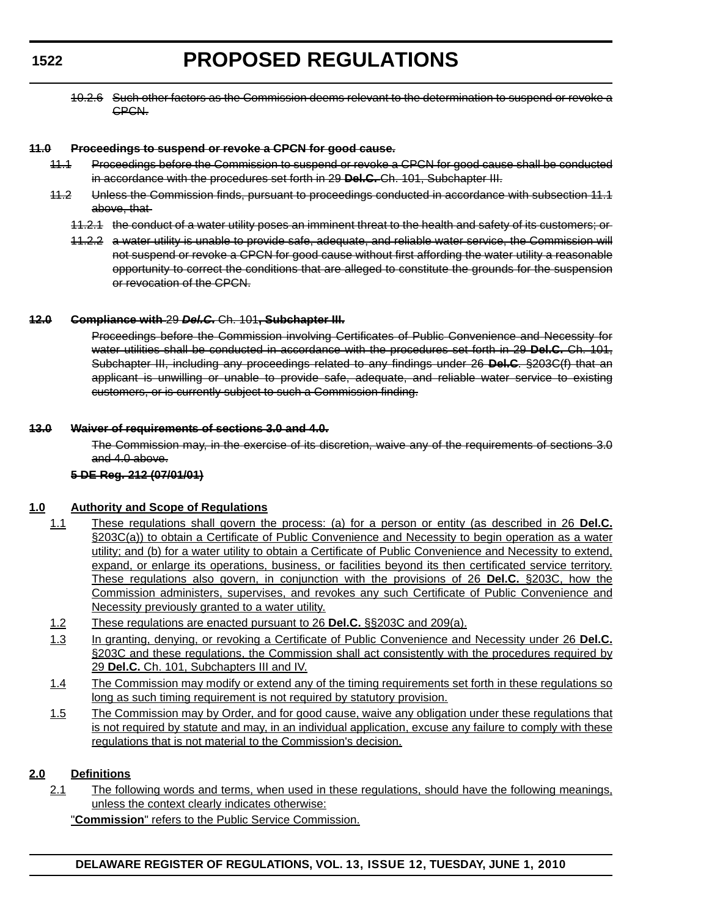~~10.2.6 Such other factors as the Commission deems relevant to the determination to suspend or revoke a CPCN.~~

~~**11.0 Proceedings to suspend or revoke a CPCN for good cause.**~~

~~11.1 Proceedings before the Commission to suspend or revoke a CPCN for good cause shall be conducted in accordance with the procedures set forth in 29 **Del.C.** Ch. 101, Subchapter III.~~

~~11.2 Unless the Commission finds, pursuant to proceedings conducted in accordance with subsection 11.1 above, that~~

~~11.2.1 the conduct of a water utility poses an imminent threat to the health and safety of its customers; or~~

~~11.2.2 a water utility is unable to provide safe, adequate, and reliable water service, the Commission will not suspend or revoke a CPCN for good cause without first affording the water utility a reasonable opportunity to correct the conditions that are alleged to constitute the grounds for the suspension or revocation of the CPCN.~~

~~**12.0 Compliance with** 29 ***Del.C.*** Ch. 101**, Subchapter III.**~~

~~Proceedings before the Commission involving Certificates of Public Convenience and Necessity for water utilities shall be conducted in accordance with the procedures set forth in 29 **Del.C.** Ch. 101, Subchapter III, including any proceedings related to any findings under 26 **Del.C**. §203C(f) that an applicant is unwilling or unable to provide safe, adequate, and reliable water service to existing customers, or is currently subject to such a Commission finding.~~

~~**13.0 Waiver of requirements of sections 3.0 and 4.0.**~~

~~The Commission may, in the exercise of its discretion, waive any of the requirements of sections 3.0 and 4.0 above.~~

~~**5 DE Reg. 212 (07/01/01)**~~

<u>**1.0 Authority and Scope of Regulations**</u>

<u>1.1 These regulations shall govern the process: (a) for a person or entity (as described in 26 **Del.C.** §203C(a)) to obtain a Certificate of Public Convenience and Necessity to begin operation as a water utility; and (b) for a water utility to obtain a Certificate of Public Convenience and Necessity to extend, expand, or enlarge its operations, business, or facilities beyond its then certificated service territory. These regulations also govern, in conjunction with the provisions of 26 **Del.C.** §203C, how the Commission administers, supervises, and revokes any such Certificate of Public Convenience and Necessity previously granted to a water utility.</u>

<u>1.2 These regulations are enacted pursuant to 26 **Del.C.** §§203C and 209(a).</u>

<u>1.3 In granting, denying, or revoking a Certificate of Public Convenience and Necessity under 26 **Del.C.** §203C and these regulations, the Commission shall act consistently with the procedures required by 29 **Del.C.** Ch. 101, Subchapters III and IV.</u>

<u>1.4 The Commission may modify or extend any of the timing requirements set forth in these regulations so long as such timing requirement is not required by statutory provision.</u>

<u>1.5 The Commission may by Order, and for good cause, waive any obligation under these regulations that is not required by statute and may, in an individual application, excuse any failure to comply with these regulations that is not material to the Commission's decision.</u>

<u>**2.0 Definitions**</u>

<u>2.1 The following words and terms, when used in these regulations, should have the following meanings, unless the context clearly indicates otherwise:</u>

<u>"**Commission**" refers to the Public Service Commission.</u>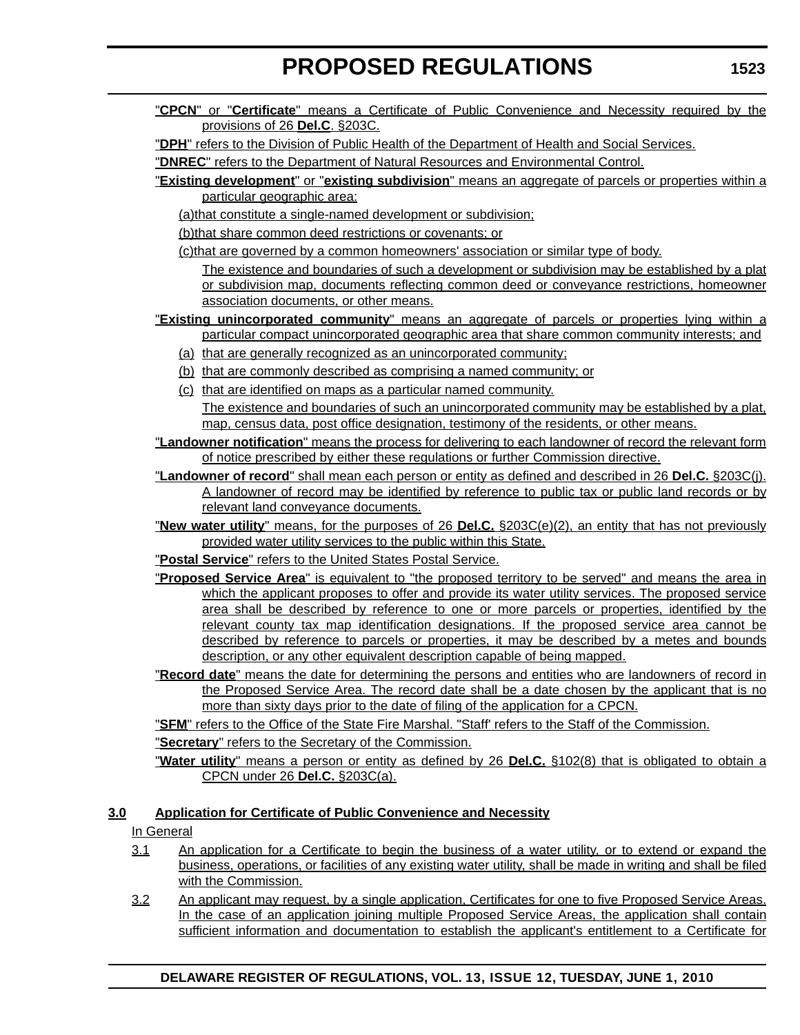"**CPCN**" or "**Certificate**" means a Certificate of Public Convenience and Necessity required by the provisions of 26 **Del.C**. §203C.

"**DPH**" refers to the Division of Public Health of the Department of Health and Social Services.

"**DNREC**" refers to the Department of Natural Resources and Environmental Control.

"**Existing development**" or "**existing subdivision**" means an aggregate of parcels or properties within a particular geographic area:

(a)that constitute a single-named development or subdivision;

(b)that share common deed restrictions or covenants; or

(c)that are governed by a common homeowners' association or similar type of body.

The existence and boundaries of such a development or subdivision may be established by a plat or subdivision map, documents reflecting common deed or conveyance restrictions, homeowner association documents, or other means.

"**Existing unincorporated community**" means an aggregate of parcels or properties lying within a particular compact unincorporated geographic area that share common community interests; and

(a) that are generally recognized as an unincorporated community;

(b) that are commonly described as comprising a named community; or

(c) that are identified on maps as a particular named community.

The existence and boundaries of such an unincorporated community may be established by a plat, map, census data, post office designation, testimony of the residents, or other means.

"**Landowner notification**" means the process for delivering to each landowner of record the relevant form of notice prescribed by either these regulations or further Commission directive.

"**Landowner of record**" shall mean each person or entity as defined and described in 26 **Del.C.** §203C(j). A landowner of record may be identified by reference to public tax or public land records or by relevant land conveyance documents.

"**New water utility**" means, for the purposes of 26 **Del.C.** §203C(e)(2), an entity that has not previously provided water utility services to the public within this State.

"**Postal Service**" refers to the United States Postal Service.

"**Proposed Service Area**" is equivalent to "the proposed territory to be served" and means the area in which the applicant proposes to offer and provide its water utility services. The proposed service area shall be described by reference to one or more parcels or properties, identified by the relevant county tax map identification designations. If the proposed service area cannot be described by reference to parcels or properties, it may be described by a metes and bounds description, or any other equivalent description capable of being mapped.

"**Record date**" means the date for determining the persons and entities who are landowners of record in the Proposed Service Area. The record date shall be a date chosen by the applicant that is no more than sixty days prior to the date of filing of the application for a CPCN.

"**SFM**" refers to the Office of the State Fire Marshal. "Staff' refers to the Staff of the Commission.

"**Secretary**" refers to the Secretary of the Commission.

"**Water utility**" means a person or entity as defined by 26 **Del.C.** §102(8) that is obligated to obtain a CPCN under 26 **Del.C.** §203C(a).

**3.0 Application for Certificate of Public Convenience and Necessity**

In General

3.1 An application for a Certificate to begin the business of a water utility, or to extend or expand the business, operations, or facilities of any existing water utility, shall be made in writing and shall be filed with the Commission.

3.2 An applicant may request, by a single application, Certificates for one to five Proposed Service Areas. In the case of an application joining multiple Proposed Service Areas, the application shall contain sufficient information and documentation to establish the applicant's entitlement to a Certificate for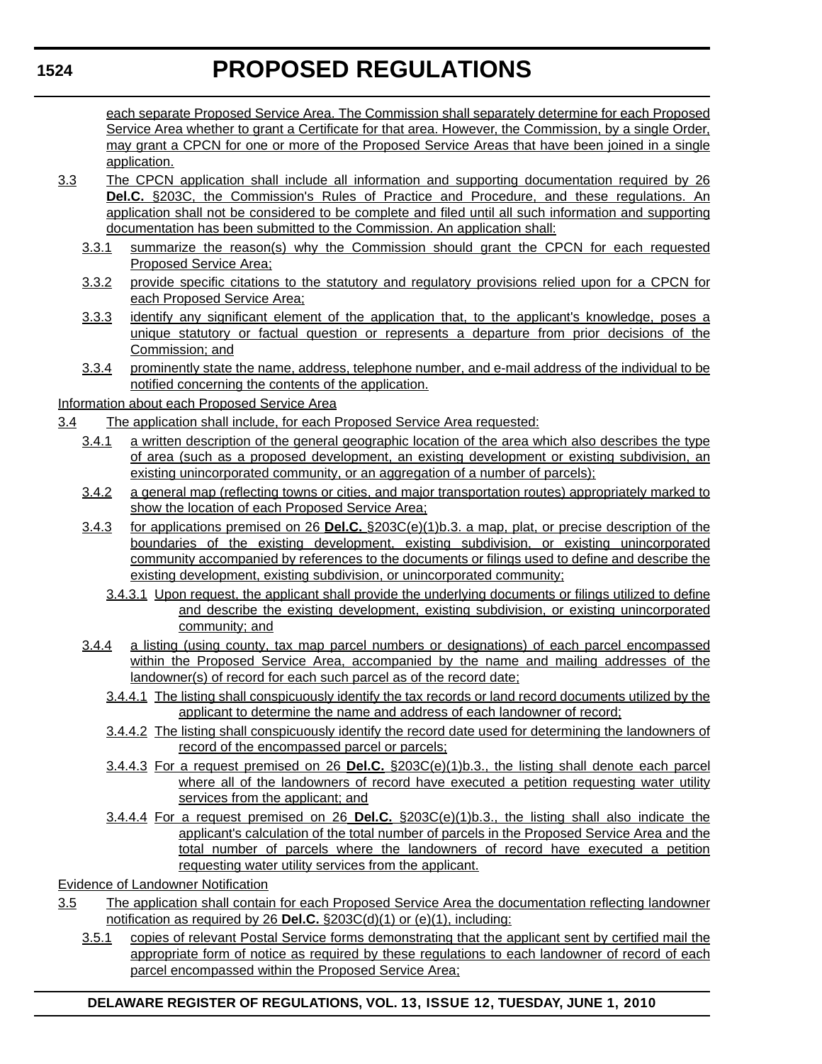each separate Proposed Service Area. The Commission shall separately determine for each Proposed Service Area whether to grant a Certificate for that area. However, the Commission, by a single Order, may grant a CPCN for one or more of the Proposed Service Areas that have been joined in a single application.

3.3 The CPCN application shall include all information and supporting documentation required by 26 **Del.C.** §203C, the Commission's Rules of Practice and Procedure, and these regulations. An application shall not be considered to be complete and filed until all such information and supporting documentation has been submitted to the Commission. An application shall:

3.3.1 summarize the reason(s) why the Commission should grant the CPCN for each requested Proposed Service Area;

3.3.2 provide specific citations to the statutory and regulatory provisions relied upon for a CPCN for each Proposed Service Area;

3.3.3 identify any significant element of the application that, to the applicant's knowledge, poses a unique statutory or factual question or represents a departure from prior decisions of the Commission; and

3.3.4 prominently state the name, address, telephone number, and e-mail address of the individual to be notified concerning the contents of the application.

Information about each Proposed Service Area

3.4 The application shall include, for each Proposed Service Area requested:

3.4.1 a written description of the general geographic location of the area which also describes the type of area (such as a proposed development, an existing development or existing subdivision, an existing unincorporated community, or an aggregation of a number of parcels);

3.4.2 a general map (reflecting towns or cities, and major transportation routes) appropriately marked to show the location of each Proposed Service Area;

3.4.3 for applications premised on 26 **Del.C.** §203C(e)(1)b.3. a map, plat, or precise description of the boundaries of the existing development, existing subdivision, or existing unincorporated community accompanied by references to the documents or filings used to define and describe the existing development, existing subdivision, or unincorporated community;

3.4.3.1 Upon request, the applicant shall provide the underlying documents or filings utilized to define and describe the existing development, existing subdivision, or existing unincorporated community; and

3.4.4 a listing (using county, tax map parcel numbers or designations) of each parcel encompassed within the Proposed Service Area, accompanied by the name and mailing addresses of the landowner(s) of record for each such parcel as of the record date;

3.4.4.1 The listing shall conspicuously identify the tax records or land record documents utilized by the applicant to determine the name and address of each landowner of record;

3.4.4.2 The listing shall conspicuously identify the record date used for determining the landowners of record of the encompassed parcel or parcels;

3.4.4.3 For a request premised on 26 **Del.C.** §203C(e)(1)b.3., the listing shall denote each parcel where all of the landowners of record have executed a petition requesting water utility services from the applicant; and

3.4.4.4 For a request premised on 26 **Del.C.** §203C(e)(1)b.3., the listing shall also indicate the applicant's calculation of the total number of parcels in the Proposed Service Area and the total number of parcels where the landowners of record have executed a petition requesting water utility services from the applicant.

Evidence of Landowner Notification

3.5 The application shall contain for each Proposed Service Area the documentation reflecting landowner notification as required by 26 **Del.C.** §203C(d)(1) or (e)(1), including:

3.5.1 copies of relevant Postal Service forms demonstrating that the applicant sent by certified mail the appropriate form of notice as required by these regulations to each landowner of record of each parcel encompassed within the Proposed Service Area;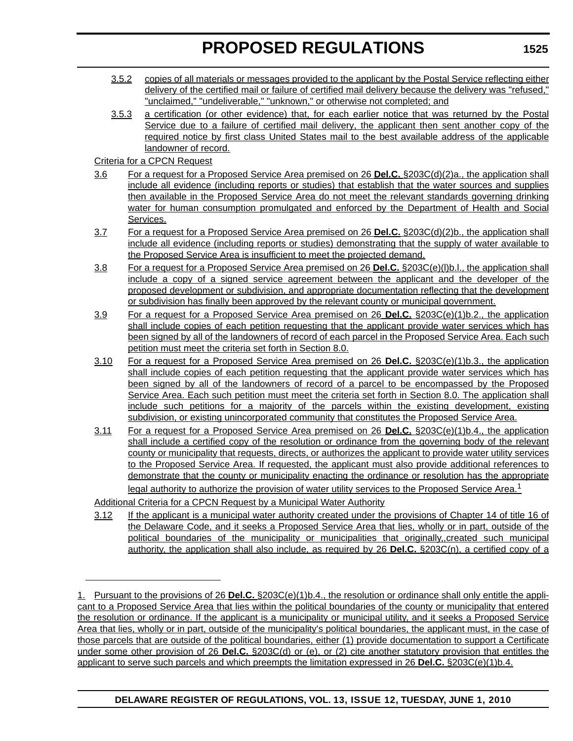3.5.2 copies of all materials or messages provided to the applicant by the Postal Service reflecting either delivery of the certified mail or failure of certified mail delivery because the delivery was "refused," "unclaimed," "undeliverable," "unknown," or otherwise not completed; and

3.5.3 a certification (or other evidence) that, for each earlier notice that was returned by the Postal Service due to a failure of certified mail delivery, the applicant then sent another copy of the required notice by first class United States mail to the best available address of the applicable landowner of record.

Criteria for a CPCN Request

3.6 For a request for a Proposed Service Area premised on 26 **Del.C.** §203C(d)(2)a., the application shall include all evidence (including reports or studies) that establish that the water sources and supplies then available in the Proposed Service Area do not meet the relevant standards governing drinking water for human consumption promulgated and enforced by the Department of Health and Social Services.

3.7 For a request for a Proposed Service Area premised on 26 **Del.C.** §203C(d)(2)b., the application shall include all evidence (including reports or studies) demonstrating that the supply of water available to the Proposed Service Area is insufficient to meet the projected demand.

3.8 For a request for a Proposed Service Area premised on 26 **Del.C.** §203C(e)(l)b.l., the application shall include a copy of a signed service agreement between the applicant and the developer of the proposed development or subdivision, and appropriate documentation reflecting that the development or subdivision has finally been approved by the relevant county or municipal government.

3.9 For a request for a Proposed Service Area premised on 26 **Del.C.** §203C(e)(1)b.2., the application shall include copies of each petition requesting that the applicant provide water services which has been signed by all of the landowners of record of each parcel in the Proposed Service Area. Each such petition must meet the criteria set forth in Section 8.0.

3.10 For a request for a Proposed Service Area premised on 26 **Del.C.** §203C(e)(1)b.3., the application shall include copies of each petition requesting that the applicant provide water services which has been signed by all of the landowners of record of a parcel to be encompassed by the Proposed Service Area. Each such petition must meet the criteria set forth in Section 8.0. The application shall include such petitions for a majority of the parcels within the existing development, existing subdivision, or existing unincorporated community that constitutes the Proposed Service Area.

3.11 For a request for a Proposed Service Area premised on 26 **Del.C.** §203C(e)(1)b.4., the application shall include a certified copy of the resolution or ordinance from the governing body of the relevant county or municipality that requests, directs, or authorizes the applicant to provide water utility services to the Proposed Service Area. If requested, the applicant must also provide additional references to demonstrate that the county or municipality enacting the ordinance or resolution has the appropriate legal authority to authorize the provision of water utility services to the Proposed Service Area.[1]

Additional Criteria for a CPCN Request by a Municipal Water Authority

3.12 If the applicant is a municipal water authority created under the provisions of Chapter 14 of title 16 of the Delaware Code, and it seeks a Proposed Service Area that lies, wholly or in part, outside of the political boundaries of the municipality or municipalities that originally,,created such municipal authority, the application shall also include, as required by 26 **Del.C.** §203C(n), a certified copy of a

---

1. Pursuant to the provisions of 26 **Del.C.** §203C(e)(1)b.4., the resolution or ordinance shall only entitle the applicant to a Proposed Service Area that lies within the political boundaries of the county or municipality that entered the resolution or ordinance. If the applicant is a municipality or municipal utility, and it seeks a Proposed Service Area that lies, wholly or in part, outside of the municipality's political boundaries, the applicant must, in the case of those parcels that are outside of the political boundaries, either (1) provide documentation to support a Certificate under some other provision of 26 **Del.C.** §203C(d) or (e), or (2) cite another statutory provision that entitles the applicant to serve such parcels and which preempts the limitation expressed in 26 **Del.C.** §203C(e)(1)b.4.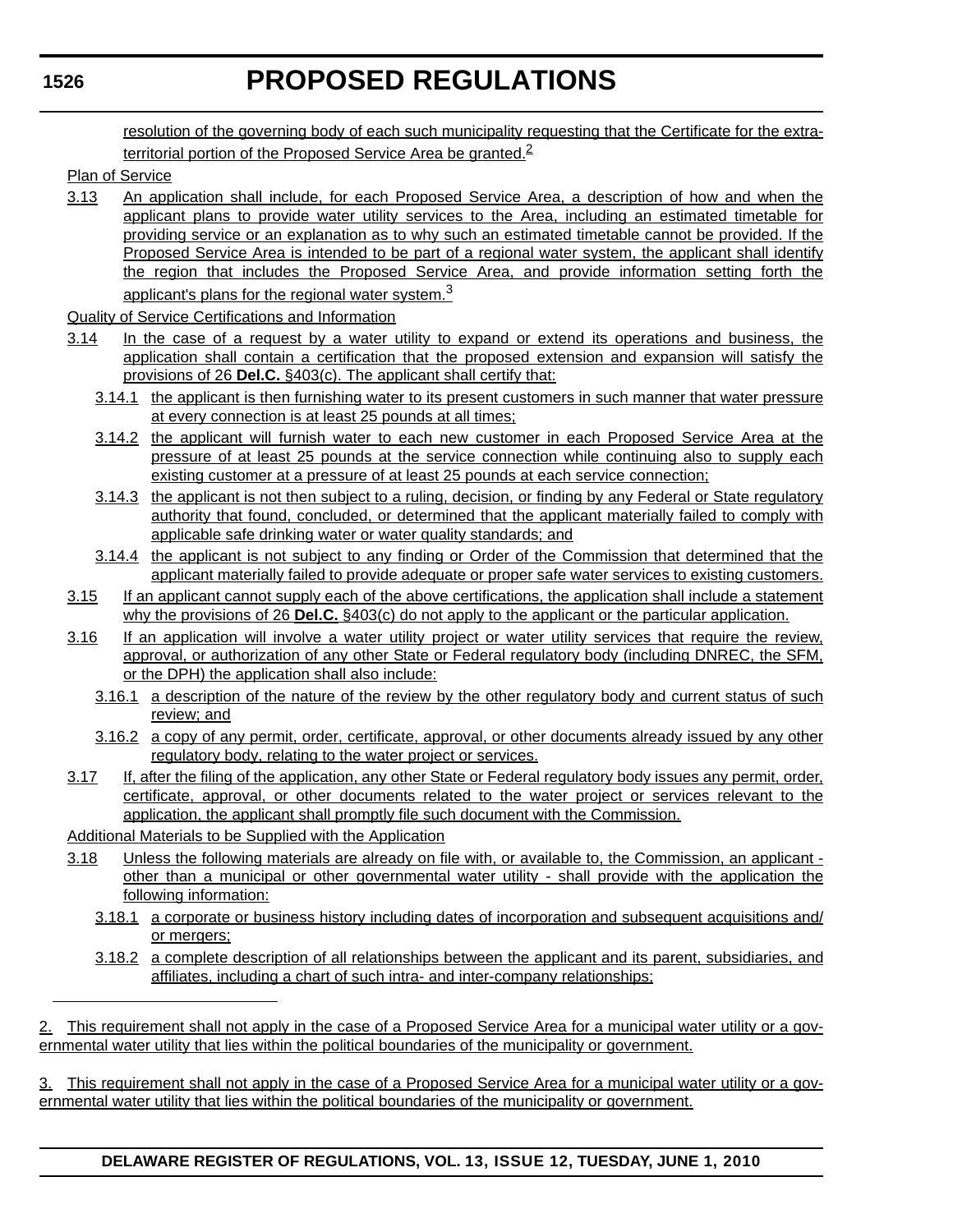resolution of the governing body of each such municipality requesting that the Certificate for the extra-territorial portion of the Proposed Service Area be granted.[2]

Plan of Service

3.13 An application shall include, for each Proposed Service Area, a description of how and when the applicant plans to provide water utility services to the Area, including an estimated timetable for providing service or an explanation as to why such an estimated timetable cannot be provided. If the Proposed Service Area is intended to be part of a regional water system, the applicant shall identify the region that includes the Proposed Service Area, and provide information setting forth the applicant's plans for the regional water system.[3]

Quality of Service Certifications and Information

3.14 In the case of a request by a water utility to expand or extend its operations and business, the application shall contain a certification that the proposed extension and expansion will satisfy the provisions of 26 **Del.C.** §403(c). The applicant shall certify that:

3.14.1 the applicant is then furnishing water to its present customers in such manner that water pressure at every connection is at least 25 pounds at all times;

3.14.2 the applicant will furnish water to each new customer in each Proposed Service Area at the pressure of at least 25 pounds at the service connection while continuing also to supply each existing customer at a pressure of at least 25 pounds at each service connection;

3.14.3 the applicant is not then subject to a ruling, decision, or finding by any Federal or State regulatory authority that found, concluded, or determined that the applicant materially failed to comply with applicable safe drinking water or water quality standards; and

3.14.4 the applicant is not subject to any finding or Order of the Commission that determined that the applicant materially failed to provide adequate or proper safe water services to existing customers.

3.15 If an applicant cannot supply each of the above certifications, the application shall include a statement why the provisions of 26 **Del.C.** §403(c) do not apply to the applicant or the particular application.

3.16 If an application will involve a water utility project or water utility services that require the review, approval, or authorization of any other State or Federal regulatory body (including DNREC, the SFM, or the DPH) the application shall also include:

3.16.1 a description of the nature of the review by the other regulatory body and current status of such review; and

3.16.2 a copy of any permit, order, certificate, approval, or other documents already issued by any other regulatory body, relating to the water project or services.

3.17 If, after the filing of the application, any other State or Federal regulatory body issues any permit, order, certificate, approval, or other documents related to the water project or services relevant to the application, the applicant shall promptly file such document with the Commission.

Additional Materials to be Supplied with the Application

3.18 Unless the following materials are already on file with, or available to, the Commission, an applicant - other than a municipal or other governmental water utility - shall provide with the application the following information:

3.18.1 a corporate or business history including dates of incorporation and subsequent acquisitions and/or mergers;

3.18.2 a complete description of all relationships between the applicant and its parent, subsidiaries, and affiliates, including a chart of such intra- and inter-company relationships;

---

2. This requirement shall not apply in the case of a Proposed Service Area for a municipal water utility or a governmental water utility that lies within the political boundaries of the municipality or government.

3. This requirement shall not apply in the case of a Proposed Service Area for a municipal water utility or a governmental water utility that lies within the political boundaries of the municipality or government.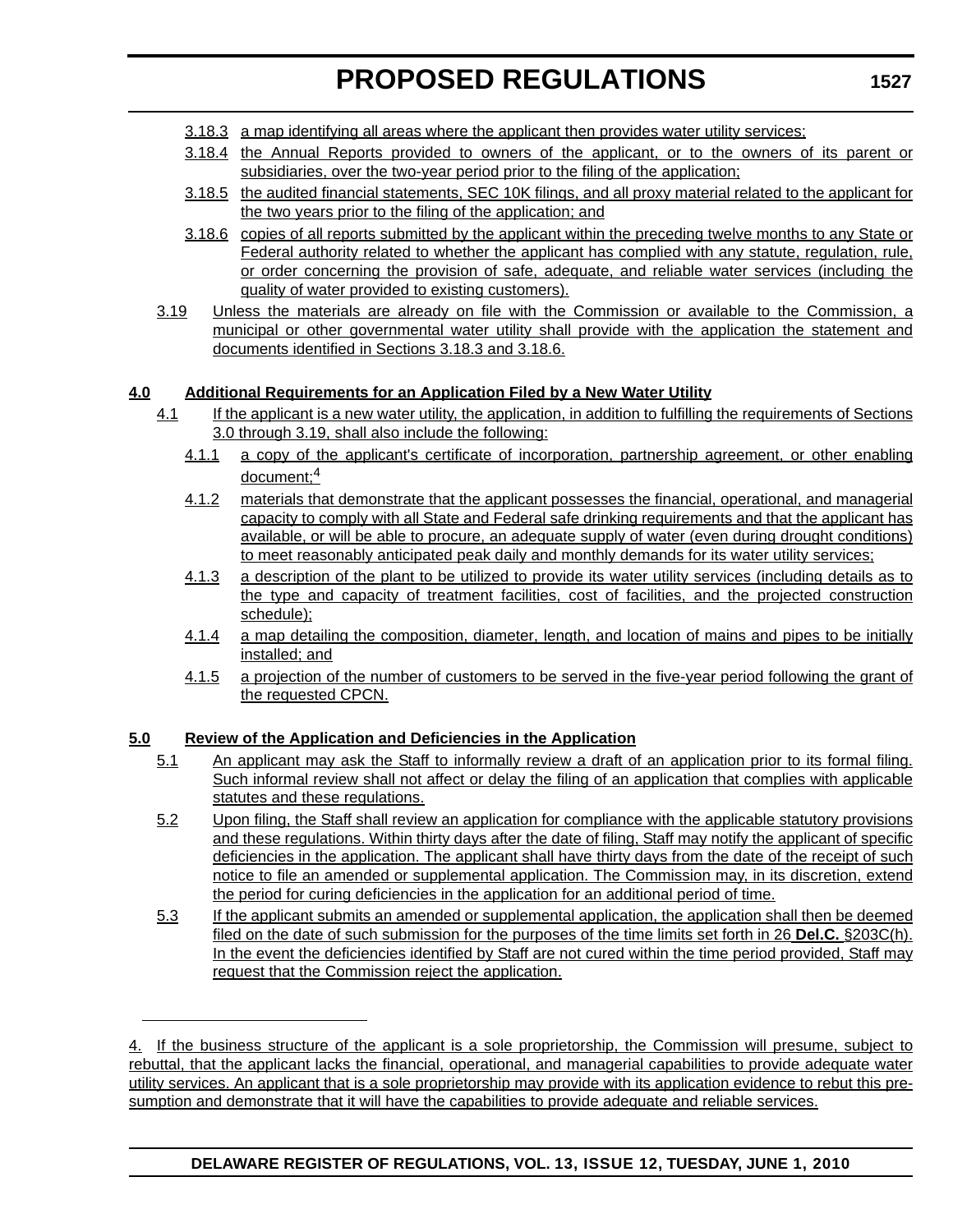3.18.3 a map identifying all areas where the applicant then provides water utility services;

3.18.4 the Annual Reports provided to owners of the applicant, or to the owners of its parent or subsidiaries, over the two-year period prior to the filing of the application;

3.18.5 the audited financial statements, SEC 10K filings, and all proxy material related to the applicant for the two years prior to the filing of the application; and

3.18.6 copies of all reports submitted by the applicant within the preceding twelve months to any State or Federal authority related to whether the applicant has complied with any statute, regulation, rule, or order concerning the provision of safe, adequate, and reliable water services (including the quality of water provided to existing customers).

3.19 Unless the materials are already on file with the Commission or available to the Commission, a municipal or other governmental water utility shall provide with the application the statement and documents identified in Sections 3.18.3 and 3.18.6.

**4.0 Additional Requirements for an Application Filed by a New Water Utility**

4.1 If the applicant is a new water utility, the application, in addition to fulfilling the requirements of Sections 3.0 through 3.19, shall also include the following:

4.1.1 a copy of the applicant's certificate of incorporation, partnership agreement, or other enabling document;[4]

4.1.2 materials that demonstrate that the applicant possesses the financial, operational, and managerial capacity to comply with all State and Federal safe drinking requirements and that the applicant has available, or will be able to procure, an adequate supply of water (even during drought conditions) to meet reasonably anticipated peak daily and monthly demands for its water utility services;

4.1.3 a description of the plant to be utilized to provide its water utility services (including details as to the type and capacity of treatment facilities, cost of facilities, and the projected construction schedule);

4.1.4 a map detailing the composition, diameter, length, and location of mains and pipes to be initially installed; and

4.1.5 a projection of the number of customers to be served in the five-year period following the grant of the requested CPCN.

**5.0 Review of the Application and Deficiencies in the Application**

5.1 An applicant may ask the Staff to informally review a draft of an application prior to its formal filing. Such informal review shall not affect or delay the filing of an application that complies with applicable statutes and these regulations.

5.2 Upon filing, the Staff shall review an application for compliance with the applicable statutory provisions and these regulations. Within thirty days after the date of filing, Staff may notify the applicant of specific deficiencies in the application. The applicant shall have thirty days from the date of the receipt of such notice to file an amended or supplemental application. The Commission may, in its discretion, extend the period for curing deficiencies in the application for an additional period of time.

5.3 If the applicant submits an amended or supplemental application, the application shall then be deemed filed on the date of such submission for the purposes of the time limits set forth in 26 **Del.C.** §203C(h). In the event the deficiencies identified by Staff are not cured within the time period provided, Staff may request that the Commission reject the application.

---

4. If the business structure of the applicant is a sole proprietorship, the Commission will presume, subject to rebuttal, that the applicant lacks the financial, operational, and managerial capabilities to provide adequate water utility services. An applicant that is a sole proprietorship may provide with its application evidence to rebut this presumption and demonstrate that it will have the capabilities to provide adequate and reliable services.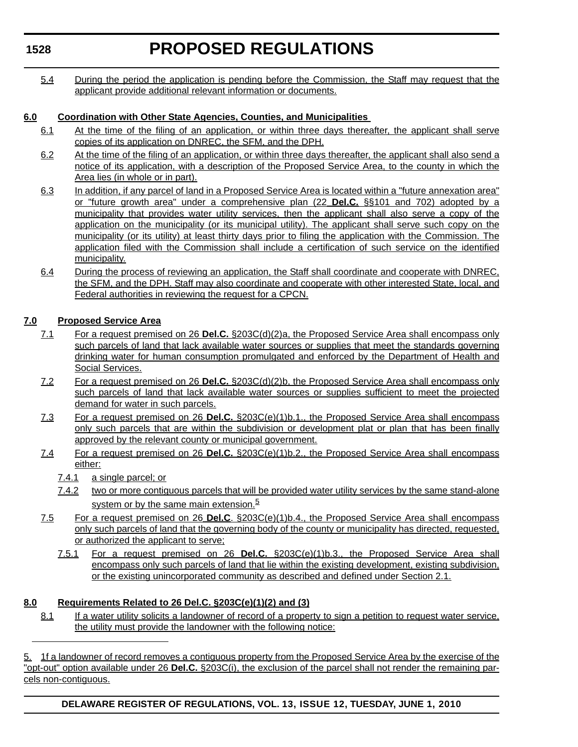5.4 During the period the application is pending before the Commission, the Staff may request that the applicant provide additional relevant information or documents.

**6.0 Coordination with Other State Agencies, Counties, and Municipalities**

6.1 At the time of the filing of an application, or within three days thereafter, the applicant shall serve copies of its application on DNREC, the SFM, and the DPH.

6.2 At the time of the filing of an application, or within three days thereafter, the applicant shall also send a notice of its application, with a description of the Proposed Service Area, to the county in which the Area lies (in whole or in part).

6.3 In addition, if any parcel of land in a Proposed Service Area is located within a "future annexation area" or "future growth area" under a comprehensive plan (22 **Del.C.** §§101 and 702) adopted by a municipality that provides water utility services, then the applicant shall also serve a copy of the application on the municipality (or its municipal utility). The applicant shall serve such copy on the municipality (or its utility) at least thirty days prior to filing the application with the Commission. The application filed with the Commission shall include a certification of such service on the identified municipality.

6.4 During the process of reviewing an application, the Staff shall coordinate and cooperate with DNREC, the SFM, and the DPH. Staff may also coordinate and cooperate with other interested State, local, and Federal authorities in reviewing the request for a CPCN.

**7.0 Proposed Service Area**

7.1 For a request premised on 26 **Del.C.** §203C(d)(2)a, the Proposed Service Area shall encompass only such parcels of land that lack available water sources or supplies that meet the standards governing drinking water for human consumption promulgated and enforced by the Department of Health and Social Services.

7.2 For a request premised on 26 **Del.C.** §203C(d)(2)b, the Proposed Service Area shall encompass only such parcels of land that lack available water sources or supplies sufficient to meet the projected demand for water in such parcels.

7.3 For a request premised on 26 **Del.C.** §203C(e)(1)b.1., the Proposed Service Area shall encompass only such parcels that are within the subdivision or development plat or plan that has been finally approved by the relevant county or municipal government.

7.4 For a request premised on 26 **Del.C.** §203C(e)(1)b.2., the Proposed Service Area shall encompass either:

7.4.1 a single parcel; or

7.4.2 two or more contiguous parcels that will be provided water utility services by the same stand-alone system or by the same main extension.[5]

7.5 For a request premised on 26 **Del.C**. §203C(e)(1)b.4., the Proposed Service Area shall encompass only such parcels of land that the governing body of the county or municipality has directed, requested, or authorized the applicant to serve;

7.5.1 For a request premised on 26 **Del.C.** §203C(e)(1)b.3., the Proposed Service Area shall encompass only such parcels of land that lie within the existing development, existing subdivision, or the existing unincorporated community as described and defined under Section 2.1.

**8.0 Requirements Related to 26 Del.C. §203C(e)(1)(2) and (3)**

8.1 If a water utility solicits a landowner of record of a property to sign a petition to request water service, the utility must provide the landowner with the following notice:

---

5. 1f a landowner of record removes a contiguous property from the Proposed Service Area by the exercise of the "opt-out" option available under 26 **Del.C.** §203C(i), the exclusion of the parcel shall not render the remaining parcels non-contiguous.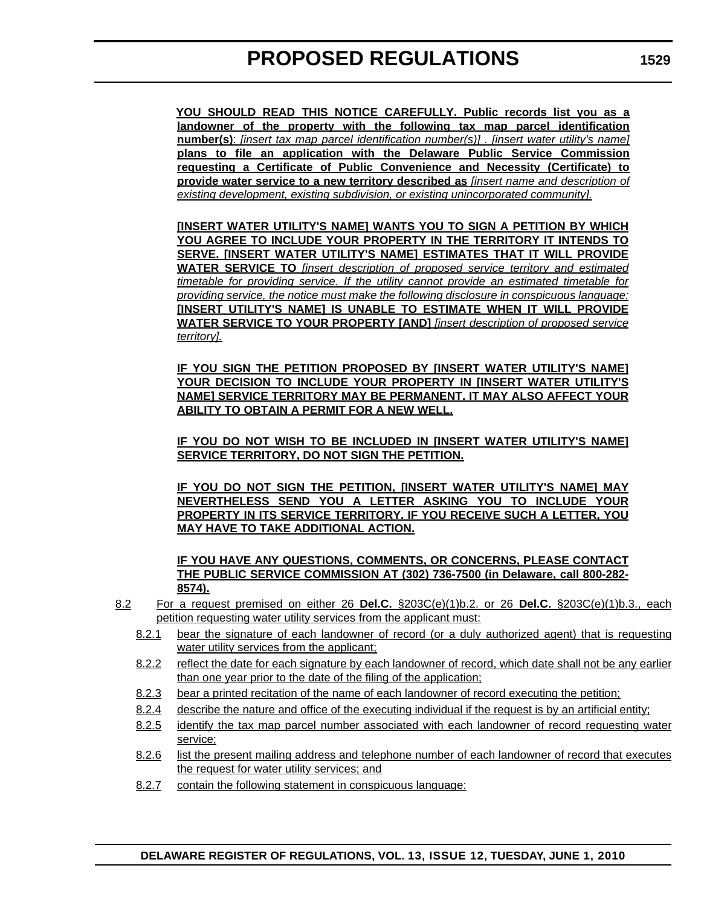**YOU SHOULD READ THIS NOTICE CAREFULLY. Public records list you as a landowner of the property with the following tax map parcel identification number(s)**: *[insert tax map parcel identification number(s)]* . *[insert water utility's name]* **plans to file an application with the Delaware Public Service Commission requesting a Certificate of Public Convenience and Necessity (Certificate) to provide water service to a new territory described as** *[insert name and description of existing development, existing subdivision, or existing unincorporated community].*

**[INSERT WATER UTILITY'S NAME] WANTS YOU TO SIGN A PETITION BY WHICH YOU AGREE TO INCLUDE YOUR PROPERTY IN THE TERRITORY IT INTENDS TO SERVE. [INSERT WATER UTILITY'S NAME] ESTIMATES THAT IT WILL PROVIDE WATER SERVICE TO** *[insert description of proposed service territory and estimated timetable for providing service. If the utility cannot provide an estimated timetable for providing service, the notice must make the following disclosure in conspicuous language:* **[INSERT UTILITY'S NAME] IS UNABLE TO ESTIMATE WHEN IT WILL PROVIDE WATER SERVICE TO YOUR PROPERTY [AND]** *[insert description of proposed service territory].*

**IF YOU SIGN THE PETITION PROPOSED BY [INSERT WATER UTILITY'S NAME] YOUR DECISION TO INCLUDE YOUR PROPERTY IN [INSERT WATER UTILITY'S NAME] SERVICE TERRITORY MAY BE PERMANENT. IT MAY ALSO AFFECT YOUR ABILITY TO OBTAIN A PERMIT FOR A NEW WELL.**

**IF YOU DO NOT WISH TO BE INCLUDED IN [INSERT WATER UTILITY'S NAME] SERVICE TERRITORY, DO NOT SIGN THE PETITION.**

**IF YOU DO NOT SIGN THE PETITION, [INSERT WATER UTILITY'S NAME] MAY NEVERTHELESS SEND YOU A LETTER ASKING YOU TO INCLUDE YOUR PROPERTY IN ITS SERVICE TERRITORY. IF YOU RECEIVE SUCH A LETTER, YOU MAY HAVE TO TAKE ADDITIONAL ACTION.**

**IF YOU HAVE ANY QUESTIONS, COMMENTS, OR CONCERNS, PLEASE CONTACT THE PUBLIC SERVICE COMMISSION AT (302) 736-7500 (in Delaware, call 800-282-8574).**

8.2 For a request premised on either 26 **Del.C.** §203C(e)(1)b.2. or 26 **Del.C.** §203C(e)(1)b.3., each petition requesting water utility services from the applicant must:

- 8.2.1 bear the signature of each landowner of record (or a duly authorized agent) that is requesting water utility services from the applicant;
- 8.2.2 reflect the date for each signature by each landowner of record, which date shall not be any earlier than one year prior to the date of the filing of the application;
- 8.2.3 bear a printed recitation of the name of each landowner of record executing the petition;
- 8.2.4 describe the nature and office of the executing individual if the request is by an artificial entity;
- 8.2.5 identify the tax map parcel number associated with each landowner of record requesting water service;
- 8.2.6 list the present mailing address and telephone number of each landowner of record that executes the request for water utility services; and
- 8.2.7 contain the following statement in conspicuous language: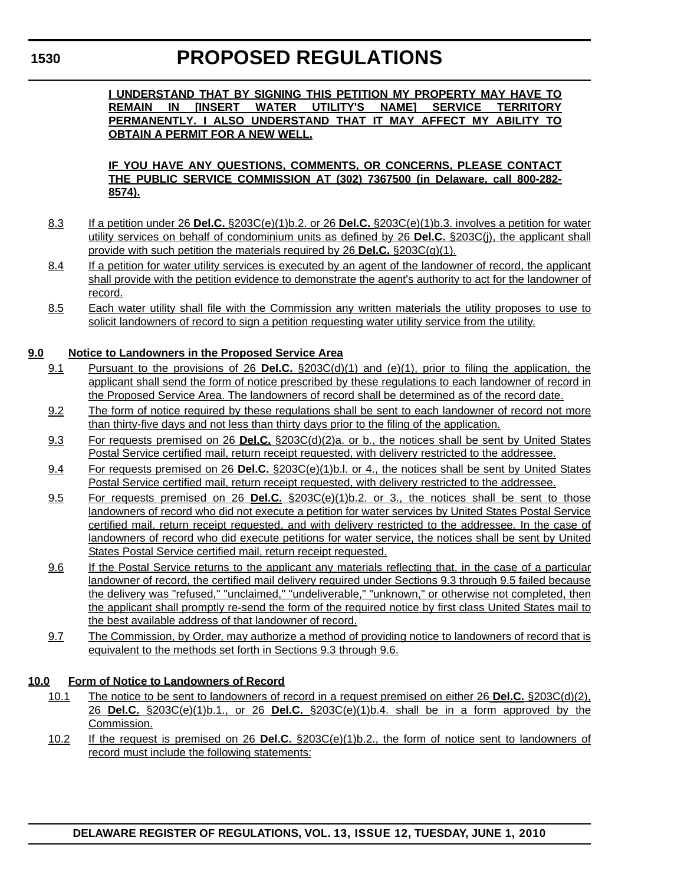**I UNDERSTAND THAT BY SIGNING THIS PETITION MY PROPERTY MAY HAVE TO REMAIN IN [INSERT WATER UTILITY'S NAME] SERVICE TERRITORY PERMANENTLY. I ALSO UNDERSTAND THAT IT MAY AFFECT MY ABILITY TO OBTAIN A PERMIT FOR A NEW WELL.**

**IF YOU HAVE ANY QUESTIONS, COMMENTS, OR CONCERNS, PLEASE CONTACT THE PUBLIC SERVICE COMMISSION AT (302) 7367500 (in Delaware, call 800-282-8574).**

8.3 If a petition under 26 **Del.C.** §203C(e)(1)b.2. or 26 **Del.C.** §203C(e)(1)b.3. involves a petition for water utility services on behalf of condominium units as defined by 26 **Del.C.** §203C(j), the applicant shall provide with such petition the materials required by 26 **Del.C.** §203C(g)(1).

8.4 If a petition for water utility services is executed by an agent of the landowner of record, the applicant shall provide with the petition evidence to demonstrate the agent's authority to act for the landowner of record.

8.5 Each water utility shall file with the Commission any written materials the utility proposes to use to solicit landowners of record to sign a petition requesting water utility service from the utility.

**9.0 Notice to Landowners in the Proposed Service Area**

9.1 Pursuant to the provisions of 26 **Del.C.** §203C(d)(1) and (e)(1), prior to filing the application, the applicant shall send the form of notice prescribed by these regulations to each landowner of record in the Proposed Service Area. The landowners of record shall be determined as of the record date.

9.2 The form of notice required by these regulations shall be sent to each landowner of record not more than thirty-five days and not less than thirty days prior to the filing of the application.

9.3 For requests premised on 26 **Del.C.** §203C(d)(2)a. or b., the notices shall be sent by United States Postal Service certified mail, return receipt requested, with delivery restricted to the addressee.

9.4 For requests premised on 26 **Del.C.** §203C(e)(1)b.l. or 4., the notices shall be sent by United States Postal Service certified mail, return receipt requested, with delivery restricted to the addressee.

9.5 For requests premised on 26 **Del.C.** §203C(e)(1)b.2. or 3., the notices shall be sent to those landowners of record who did not execute a petition for water services by United States Postal Service certified mail, return receipt requested, and with delivery restricted to the addressee. In the case of landowners of record who did execute petitions for water service, the notices shall be sent by United States Postal Service certified mail, return receipt requested.

9.6 If the Postal Service returns to the applicant any materials reflecting that, in the case of a particular landowner of record, the certified mail delivery required under Sections 9.3 through 9.5 failed because the delivery was "refused," "unclaimed," "undeliverable," "unknown," or otherwise not completed, then the applicant shall promptly re-send the form of the required notice by first class United States mail to the best available address of that landowner of record.

9.7 The Commission, by Order, may authorize a method of providing notice to landowners of record that is equivalent to the methods set forth in Sections 9.3 through 9.6.

**10.0 Form of Notice to Landowners of Record**

10.1 The notice to be sent to landowners of record in a request premised on either 26 **Del.C.** §203C(d)(2), 26 **Del.C.** §203C(e)(1)b.1., or 26 **Del.C.** §203C(e)(1)b.4. shall be in a form approved by the Commission.

10.2 If the request is premised on 26 **Del.C.** §203C(e)(1)b.2., the form of notice sent to landowners of record must include the following statements: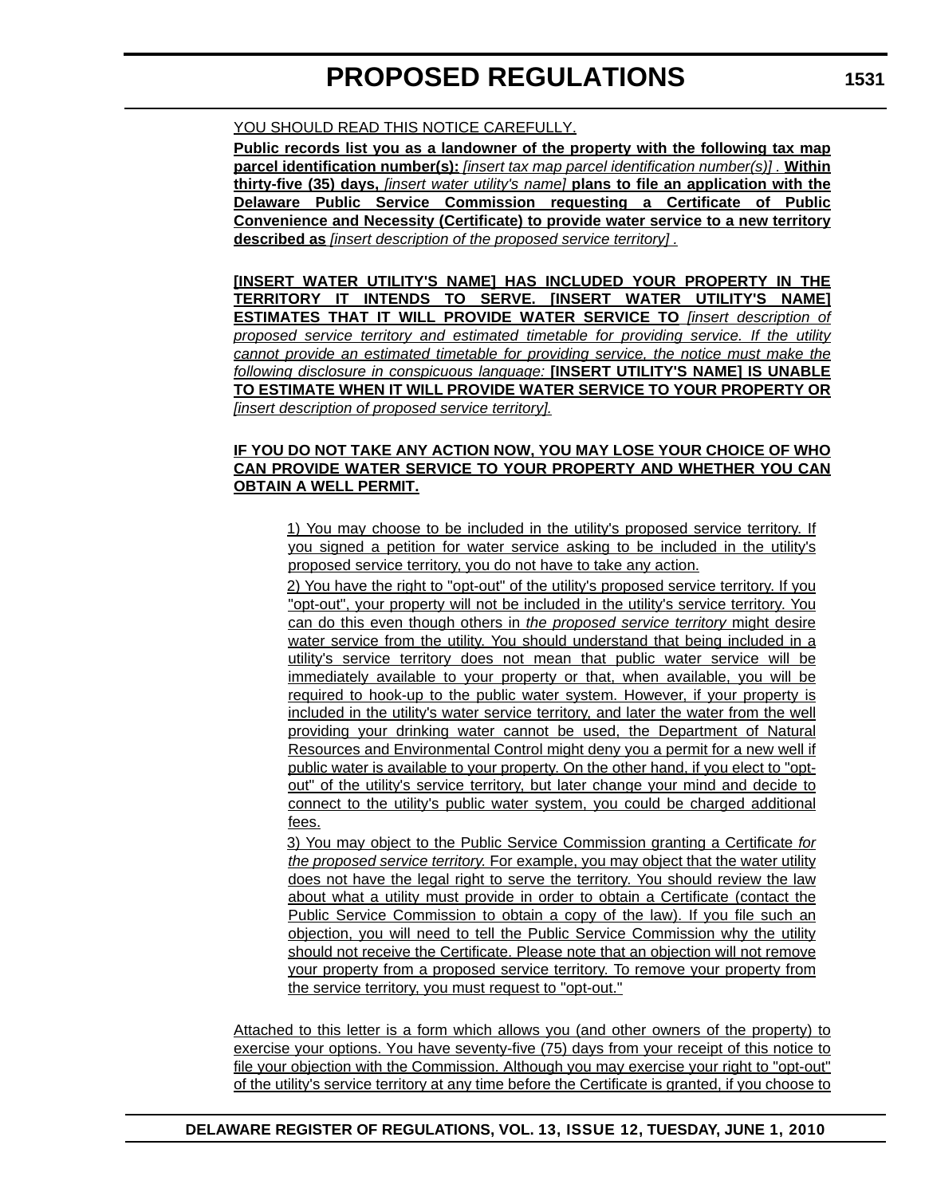YOU SHOULD READ THIS NOTICE CAREFULLY.

**Public records list you as a landowner of the property with the following tax map parcel identification number(s):** *[insert tax map parcel identification number(s)]* . **Within thirty-five (35) days,** *[insert water utility's name]* **plans to file an application with the Delaware Public Service Commission requesting a Certificate of Public Convenience and Necessity (Certificate) to provide water service to a new territory described as** *[insert description of the proposed service territory] .*

**[INSERT WATER UTILITY'S NAME] HAS INCLUDED YOUR PROPERTY IN THE TERRITORY IT INTENDS TO SERVE. [INSERT WATER UTILITY'S NAME] ESTIMATES THAT IT WILL PROVIDE WATER SERVICE TO** *[insert description of proposed service territory and estimated timetable for providing service. If the utility cannot provide an estimated timetable for providing service, the notice must make the following disclosure in conspicuous language:* **[INSERT UTILITY'S NAME] IS UNABLE TO ESTIMATE WHEN IT WILL PROVIDE WATER SERVICE TO YOUR PROPERTY OR** *[insert description of proposed service territory].*

**IF YOU DO NOT TAKE ANY ACTION NOW, YOU MAY LOSE YOUR CHOICE OF WHO CAN PROVIDE WATER SERVICE TO YOUR PROPERTY AND WHETHER YOU CAN OBTAIN A WELL PERMIT.**

1) You may choose to be included in the utility's proposed service territory. If you signed a petition for water service asking to be included in the utility's proposed service territory, you do not have to take any action.

2) You have the right to "opt-out" of the utility's proposed service territory. If you "opt-out", your property will not be included in the utility's service territory. You can do this even though others in *the proposed service territory* might desire water service from the utility. You should understand that being included in a utility's service territory does not mean that public water service will be immediately available to your property or that, when available, you will be required to hook-up to the public water system. However, if your property is included in the utility's water service territory, and later the water from the well providing your drinking water cannot be used, the Department of Natural Resources and Environmental Control might deny you a permit for a new well if public water is available to your property. On the other hand, if you elect to "opt-out" of the utility's service territory, but later change your mind and decide to connect to the utility's public water system, you could be charged additional fees.

3) You may object to the Public Service Commission granting a Certificate *for the proposed service territory.* For example, you may object that the water utility does not have the legal right to serve the territory. You should review the law about what a utility must provide in order to obtain a Certificate (contact the Public Service Commission to obtain a copy of the law). If you file such an objection, you will need to tell the Public Service Commission why the utility should not receive the Certificate. Please note that an objection will not remove your property from a proposed service territory. To remove your property from the service territory, you must request to "opt-out."

Attached to this letter is a form which allows you (and other owners of the property) to exercise your options. You have seventy-five (75) days from your receipt of this notice to file your objection with the Commission. Although you may exercise your right to "opt-out" of the utility's service territory at any time before the Certificate is granted, if you choose to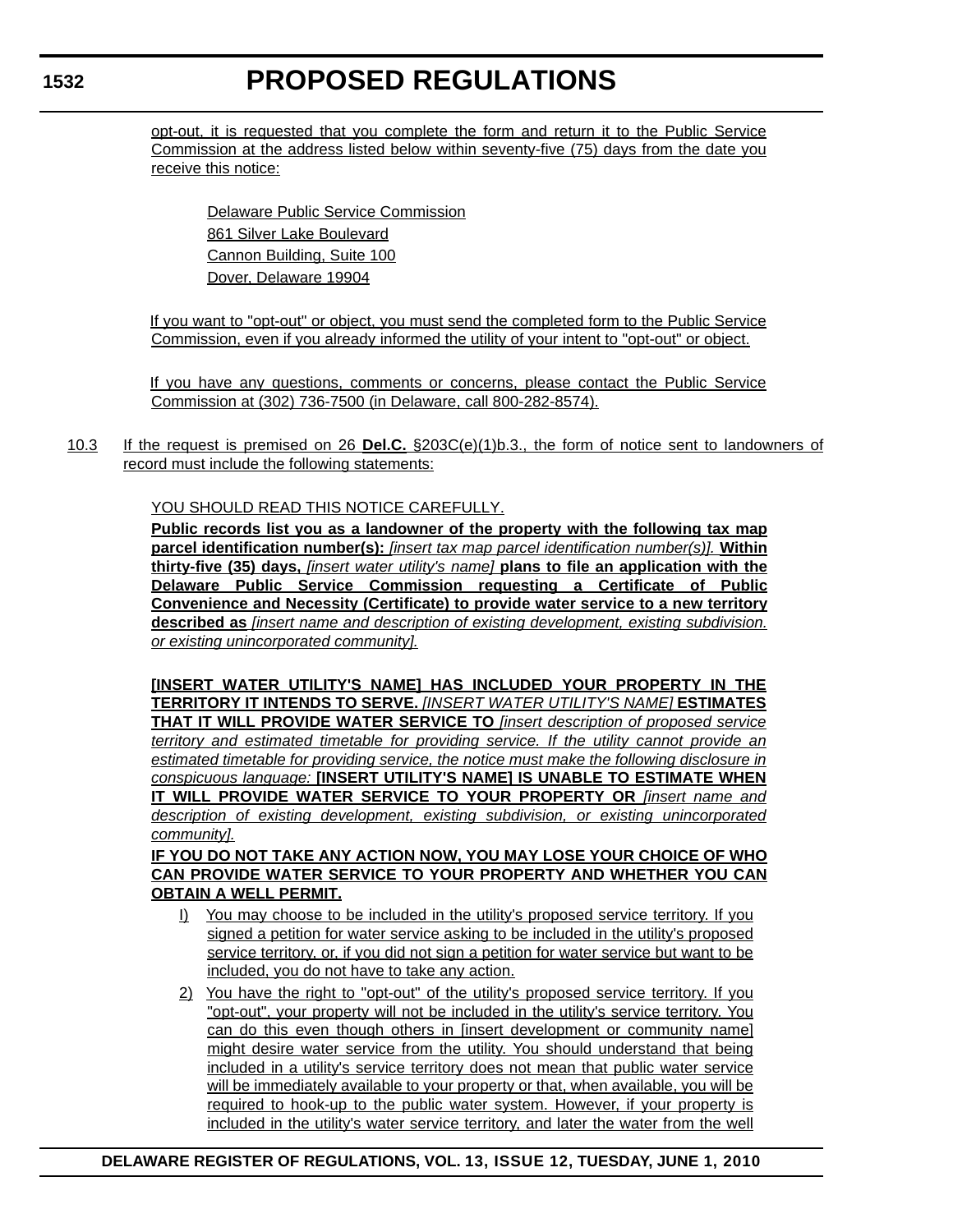opt-out, it is requested that you complete the form and return it to the Public Service Commission at the address listed below within seventy-five (75) days from the date you receive this notice:

Delaware Public Service Commission
861 Silver Lake Boulevard
Cannon Building, Suite 100
Dover, Delaware 19904

If you want to "opt-out" or object, you must send the completed form to the Public Service Commission, even if you already informed the utility of your intent to "opt-out" or object.

If you have any questions, comments or concerns, please contact the Public Service Commission at (302) 736-7500 (in Delaware, call 800-282-8574).

10.3 If the request is premised on 26 **Del.C.** §203C(e)(1)b.3., the form of notice sent to landowners of record must include the following statements:

YOU SHOULD READ THIS NOTICE CAREFULLY.

**Public records list you as a landowner of the property with the following tax map parcel identification number(s):** *[insert tax map parcel identification number(s)].* **Within thirty-five (35) days,** *[insert water utility's name]* **plans to file an application with the Delaware Public Service Commission requesting a Certificate of Public Convenience and Necessity (Certificate) to provide water service to a new territory described as** *[insert name and description of existing development, existing subdivision. or existing unincorporated community].*

**[INSERT WATER UTILITY'S NAME] HAS INCLUDED YOUR PROPERTY IN THE TERRITORY IT INTENDS TO SERVE.** *[INSERT WATER UTILITY'S NAME]* **ESTIMATES THAT IT WILL PROVIDE WATER SERVICE TO** *[insert description of proposed service territory and estimated timetable for providing service. If the utility cannot provide an estimated timetable for providing service, the notice must make the following disclosure in conspicuous language:* **[INSERT UTILITY'S NAME] IS UNABLE TO ESTIMATE WHEN IT WILL PROVIDE WATER SERVICE TO YOUR PROPERTY OR** *[insert name and description of existing development, existing subdivision, or existing unincorporated community].*

**IF YOU DO NOT TAKE ANY ACTION NOW, YOU MAY LOSE YOUR CHOICE OF WHO CAN PROVIDE WATER SERVICE TO YOUR PROPERTY AND WHETHER YOU CAN OBTAIN A WELL PERMIT.**

I) You may choose to be included in the utility's proposed service territory. If you signed a petition for water service asking to be included in the utility's proposed service territory, or, if you did not sign a petition for water service but want to be included, you do not have to take any action.

2) You have the right to "opt-out" of the utility's proposed service territory. If you "opt-out", your property will not be included in the utility's service territory. You can do this even though others in [insert development or community name] might desire water service from the utility. You should understand that being included in a utility's service territory does not mean that public water service will be immediately available to your property or that, when available, you will be required to hook-up to the public water system. However, if your property is included in the utility's water service territory, and later the water from the well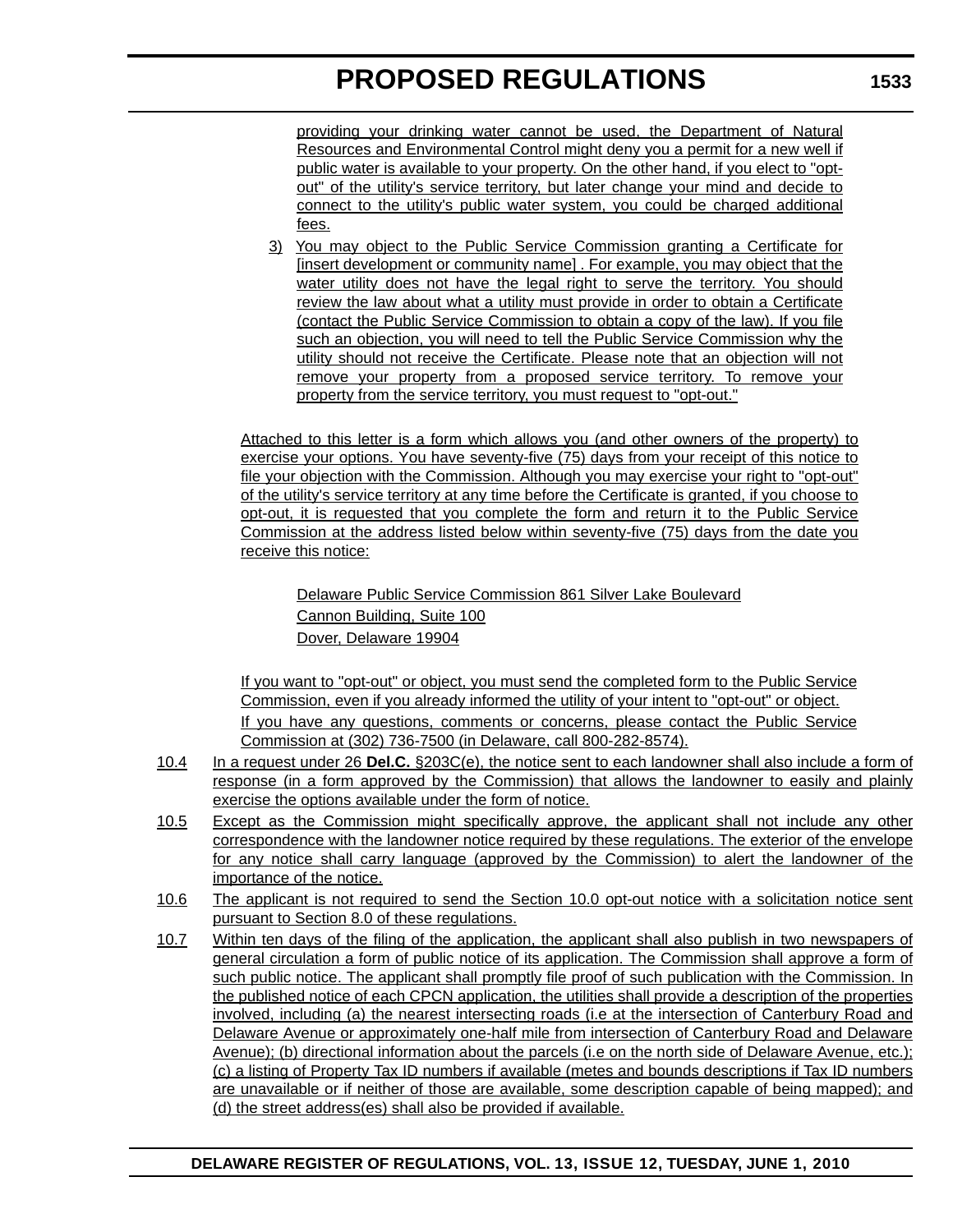providing your drinking water cannot be used, the Department of Natural Resources and Environmental Control might deny you a permit for a new well if public water is available to your property. On the other hand, if you elect to "opt-out" of the utility's service territory, but later change your mind and decide to connect to the utility's public water system, you could be charged additional fees.

3) You may object to the Public Service Commission granting a Certificate for [insert development or community name] . For example, you may object that the water utility does not have the legal right to serve the territory. You should review the law about what a utility must provide in order to obtain a Certificate (contact the Public Service Commission to obtain a copy of the law). If you file such an objection, you will need to tell the Public Service Commission why the utility should not receive the Certificate. Please note that an objection will not remove your property from a proposed service territory. To remove your property from the service territory, you must request to "opt-out."

Attached to this letter is a form which allows you (and other owners of the property) to exercise your options. You have seventy-five (75) days from your receipt of this notice to file your objection with the Commission. Although you may exercise your right to "opt-out" of the utility's service territory at any time before the Certificate is granted, if you choose to opt-out, it is requested that you complete the form and return it to the Public Service Commission at the address listed below within seventy-five (75) days from the date you receive this notice:

Delaware Public Service Commission 861 Silver Lake Boulevard
Cannon Building, Suite 100
Dover, Delaware 19904

If you want to "opt-out" or object, you must send the completed form to the Public Service Commission, even if you already informed the utility of your intent to "opt-out" or object.

If you have any questions, comments or concerns, please contact the Public Service Commission at (302) 736-7500 (in Delaware, call 800-282-8574).

10.4 In a request under 26 **Del.C.** §203C(e), the notice sent to each landowner shall also include a form of response (in a form approved by the Commission) that allows the landowner to easily and plainly exercise the options available under the form of notice.

10.5 Except as the Commission might specifically approve, the applicant shall not include any other correspondence with the landowner notice required by these regulations. The exterior of the envelope for any notice shall carry language (approved by the Commission) to alert the landowner of the importance of the notice.

10.6 The applicant is not required to send the Section 10.0 opt-out notice with a solicitation notice sent pursuant to Section 8.0 of these regulations.

10.7 Within ten days of the filing of the application, the applicant shall also publish in two newspapers of general circulation a form of public notice of its application. The Commission shall approve a form of such public notice. The applicant shall promptly file proof of such publication with the Commission. In the published notice of each CPCN application, the utilities shall provide a description of the properties involved, including (a) the nearest intersecting roads (i.e at the intersection of Canterbury Road and Delaware Avenue or approximately one-half mile from intersection of Canterbury Road and Delaware Avenue); (b) directional information about the parcels (i.e on the north side of Delaware Avenue, etc.); (c) a listing of Property Tax ID numbers if available (metes and bounds descriptions if Tax ID numbers are unavailable or if neither of those are available, some description capable of being mapped); and (d) the street address(es) shall also be provided if available.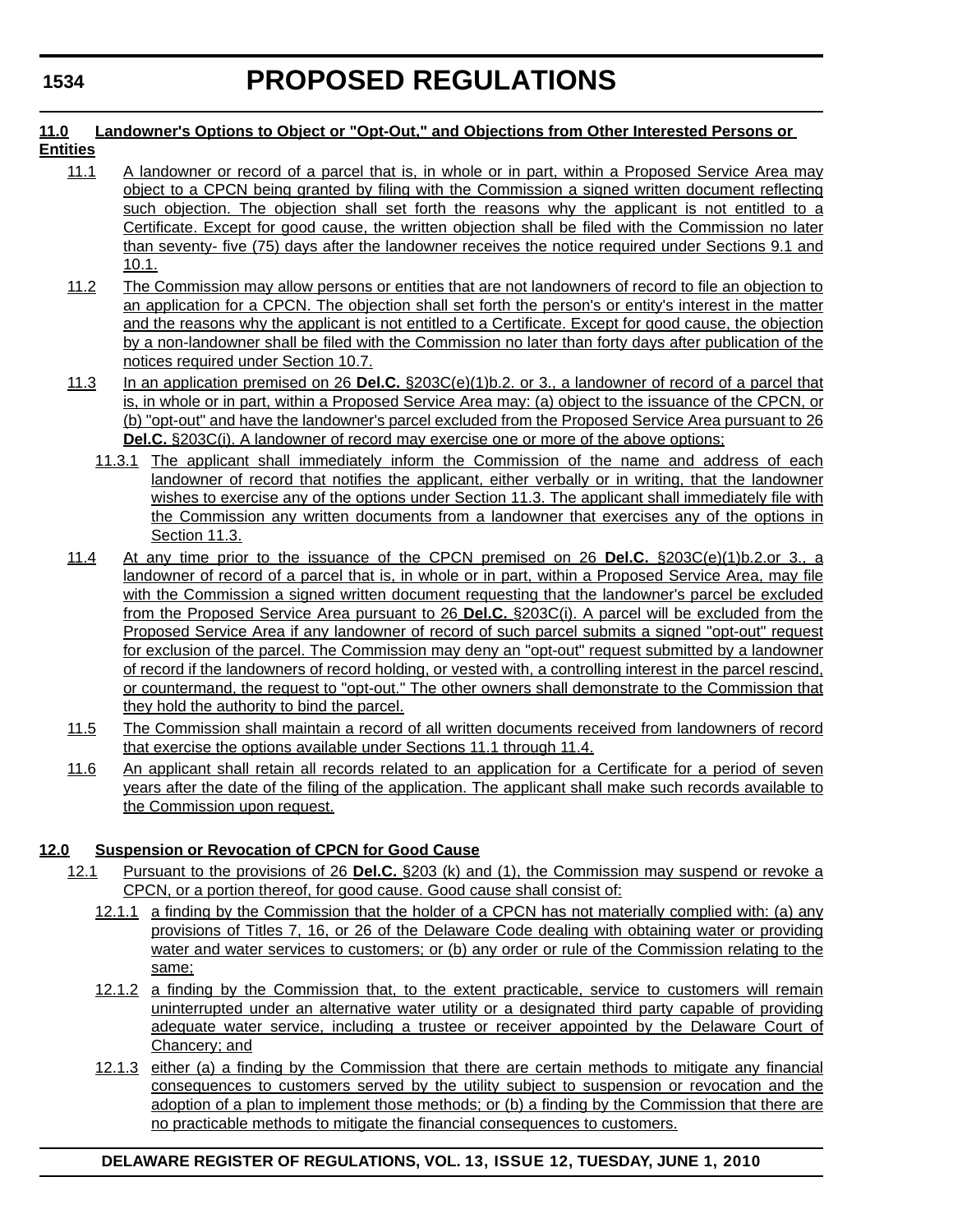**11.0 Landowner's Options to Object or "Opt-Out," and Objections from Other Interested Persons or Entities**

11.1 A landowner or record of a parcel that is, in whole or in part, within a Proposed Service Area may object to a CPCN being granted by filing with the Commission a signed written document reflecting such objection. The objection shall set forth the reasons why the applicant is not entitled to a Certificate. Except for good cause, the written objection shall be filed with the Commission no later than seventy- five (75) days after the landowner receives the notice required under Sections 9.1 and 10.1.

11.2 The Commission may allow persons or entities that are not landowners of record to file an objection to an application for a CPCN. The objection shall set forth the person's or entity's interest in the matter and the reasons why the applicant is not entitled to a Certificate. Except for good cause, the objection by a non-landowner shall be filed with the Commission no later than forty days after publication of the notices required under Section 10.7.

11.3 In an application premised on 26 **Del.C.** §203C(e)(1)b.2. or 3., a landowner of record of a parcel that is, in whole or in part, within a Proposed Service Area may: (a) object to the issuance of the CPCN, or (b) "opt-out" and have the landowner's parcel excluded from the Proposed Service Area pursuant to 26 **Del.C.** §203C(i). A landowner of record may exercise one or more of the above options;

11.3.1 The applicant shall immediately inform the Commission of the name and address of each landowner of record that notifies the applicant, either verbally or in writing, that the landowner wishes to exercise any of the options under Section 11.3. The applicant shall immediately file with the Commission any written documents from a landowner that exercises any of the options in Section 11.3.

11.4 At any time prior to the issuance of the CPCN premised on 26 **Del.C.** §203C(e)(1)b.2.or 3., a landowner of record of a parcel that is, in whole or in part, within a Proposed Service Area, may file with the Commission a signed written document requesting that the landowner's parcel be excluded from the Proposed Service Area pursuant to 26 **Del.C.** §203C(i). A parcel will be excluded from the Proposed Service Area if any landowner of record of such parcel submits a signed "opt-out" request for exclusion of the parcel. The Commission may deny an "opt-out" request submitted by a landowner of record if the landowners of record holding, or vested with, a controlling interest in the parcel rescind, or countermand, the request to "opt-out." The other owners shall demonstrate to the Commission that they hold the authority to bind the parcel.

11.5 The Commission shall maintain a record of all written documents received from landowners of record that exercise the options available under Sections 11.1 through 11.4.

11.6 An applicant shall retain all records related to an application for a Certificate for a period of seven years after the date of the filing of the application. The applicant shall make such records available to the Commission upon request.

**12.0 Suspension or Revocation of CPCN for Good Cause**

12.1 Pursuant to the provisions of 26 **Del.C.** §203 (k) and (1), the Commission may suspend or revoke a CPCN, or a portion thereof, for good cause. Good cause shall consist of:

12.1.1 a finding by the Commission that the holder of a CPCN has not materially complied with: (a) any provisions of Titles 7, 16, or 26 of the Delaware Code dealing with obtaining water or providing water and water services to customers; or (b) any order or rule of the Commission relating to the same;

12.1.2 a finding by the Commission that, to the extent practicable, service to customers will remain uninterrupted under an alternative water utility or a designated third party capable of providing adequate water service, including a trustee or receiver appointed by the Delaware Court of Chancery; and

12.1.3 either (a) a finding by the Commission that there are certain methods to mitigate any financial consequences to customers served by the utility subject to suspension or revocation and the adoption of a plan to implement those methods; or (b) a finding by the Commission that there are no practicable methods to mitigate the financial consequences to customers.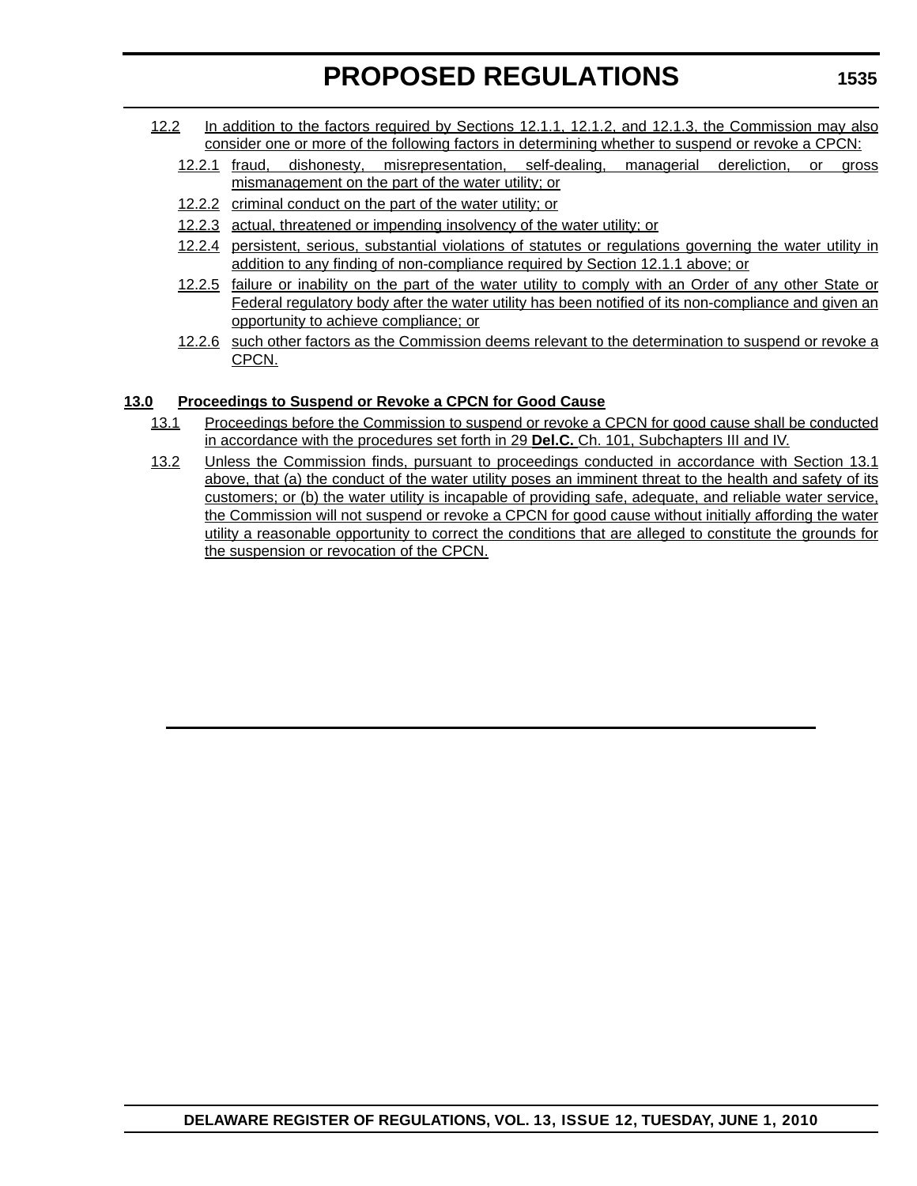12.2 In addition to the factors required by Sections 12.1.1, 12.1.2, and 12.1.3, the Commission may also consider one or more of the following factors in determining whether to suspend or revoke a CPCN:

12.2.1 fraud, dishonesty, misrepresentation, self-dealing, managerial dereliction, or gross mismanagement on the part of the water utility; or

12.2.2 criminal conduct on the part of the water utility; or

12.2.3 actual, threatened or impending insolvency of the water utility; or

12.2.4 persistent, serious, substantial violations of statutes or regulations governing the water utility in addition to any finding of non-compliance required by Section 12.1.1 above; or

12.2.5 failure or inability on the part of the water utility to comply with an Order of any other State or Federal regulatory body after the water utility has been notified of its non-compliance and given an opportunity to achieve compliance; or

12.2.6 such other factors as the Commission deems relevant to the determination to suspend or revoke a CPCN.

**13.0 Proceedings to Suspend or Revoke a CPCN for Good Cause**

13.1 Proceedings before the Commission to suspend or revoke a CPCN for good cause shall be conducted in accordance with the procedures set forth in 29 **Del.C.** Ch. 101, Subchapters III and IV.

13.2 Unless the Commission finds, pursuant to proceedings conducted in accordance with Section 13.1 above, that (a) the conduct of the water utility poses an imminent threat to the health and safety of its customers; or (b) the water utility is incapable of providing safe, adequate, and reliable water service, the Commission will not suspend or revoke a CPCN for good cause without initially affording the water utility a reasonable opportunity to correct the conditions that are alleged to constitute the grounds for the suspension or revocation of the CPCN.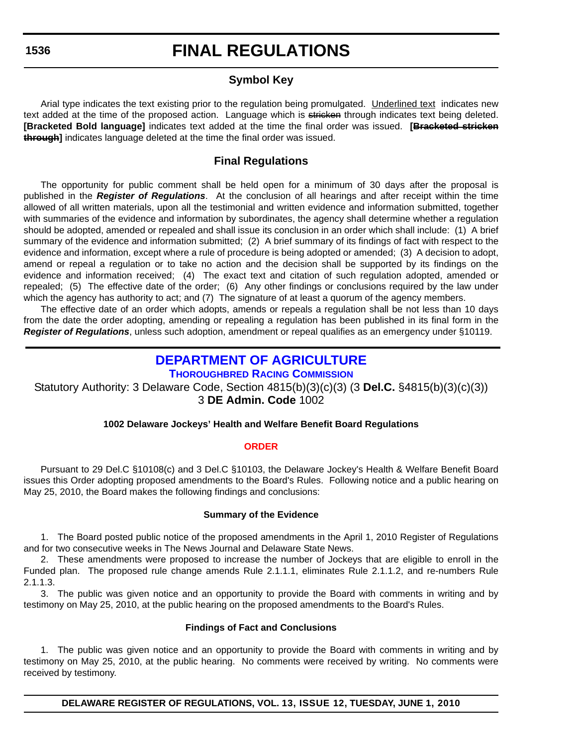## Symbol Key

Arial type indicates the text existing prior to the regulation being promulgated. Underlined text indicates new text added at the time of the proposed action. Language which is ~~stricken~~ through indicates text being deleted. **[Bracketed Bold language]** indicates text added at the time the final order was issued. **[~~Bracketed stricken through~~]** indicates language deleted at the time the final order was issued.

## Final Regulations

The opportunity for public comment shall be held open for a minimum of 30 days after the proposal is published in the ***Register of Regulations***. At the conclusion of all hearings and after receipt within the time allowed of all written materials, upon all the testimonial and written evidence and information submitted, together with summaries of the evidence and information by subordinates, the agency shall determine whether a regulation should be adopted, amended or repealed and shall issue its conclusion in an order which shall include: (1) A brief summary of the evidence and information submitted; (2) A brief summary of its findings of fact with respect to the evidence and information, except where a rule of procedure is being adopted or amended; (3) A decision to adopt, amend or repeal a regulation or to take no action and the decision shall be supported by its findings on the evidence and information received; (4) The exact text and citation of such regulation adopted, amended or repealed; (5) The effective date of the order; (6) Any other findings or conclusions required by the law under which the agency has authority to act; and (7) The signature of at least a quorum of the agency members.

The effective date of an order which adopts, amends or repeals a regulation shall be not less than 10 days from the date the order adopting, amending or repealing a regulation has been published in its final form in the ***Register of Regulations***, unless such adoption, amendment or repeal qualifies as an emergency under §10119.

# DEPARTMENT OF AGRICULTURE

### THOROUGHBRED RACING COMMISSION

Statutory Authority: 3 Delaware Code, Section 4815(b)(3)(c)(3) (3 **Del.C.** §4815(b)(3)(c)(3))
3 **DE Admin. Code** 1002

**1002 Delaware Jockeys' Health and Welfare Benefit Board Regulations**

**ORDER**

Pursuant to 29 Del.C §10108(c) and 3 Del.C §10103, the Delaware Jockey's Health & Welfare Benefit Board issues this Order adopting proposed amendments to the Board's Rules. Following notice and a public hearing on May 25, 2010, the Board makes the following findings and conclusions:

**Summary of the Evidence**

1. The Board posted public notice of the proposed amendments in the April 1, 2010 Register of Regulations and for two consecutive weeks in The News Journal and Delaware State News.

2. These amendments were proposed to increase the number of Jockeys that are eligible to enroll in the Funded plan. The proposed rule change amends Rule 2.1.1.1, eliminates Rule 2.1.1.2, and re-numbers Rule 2.1.1.3.

3. The public was given notice and an opportunity to provide the Board with comments in writing and by testimony on May 25, 2010, at the public hearing on the proposed amendments to the Board's Rules.

**Findings of Fact and Conclusions**

1. The public was given notice and an opportunity to provide the Board with comments in writing and by testimony on May 25, 2010, at the public hearing. No comments were received by writing. No comments were received by testimony.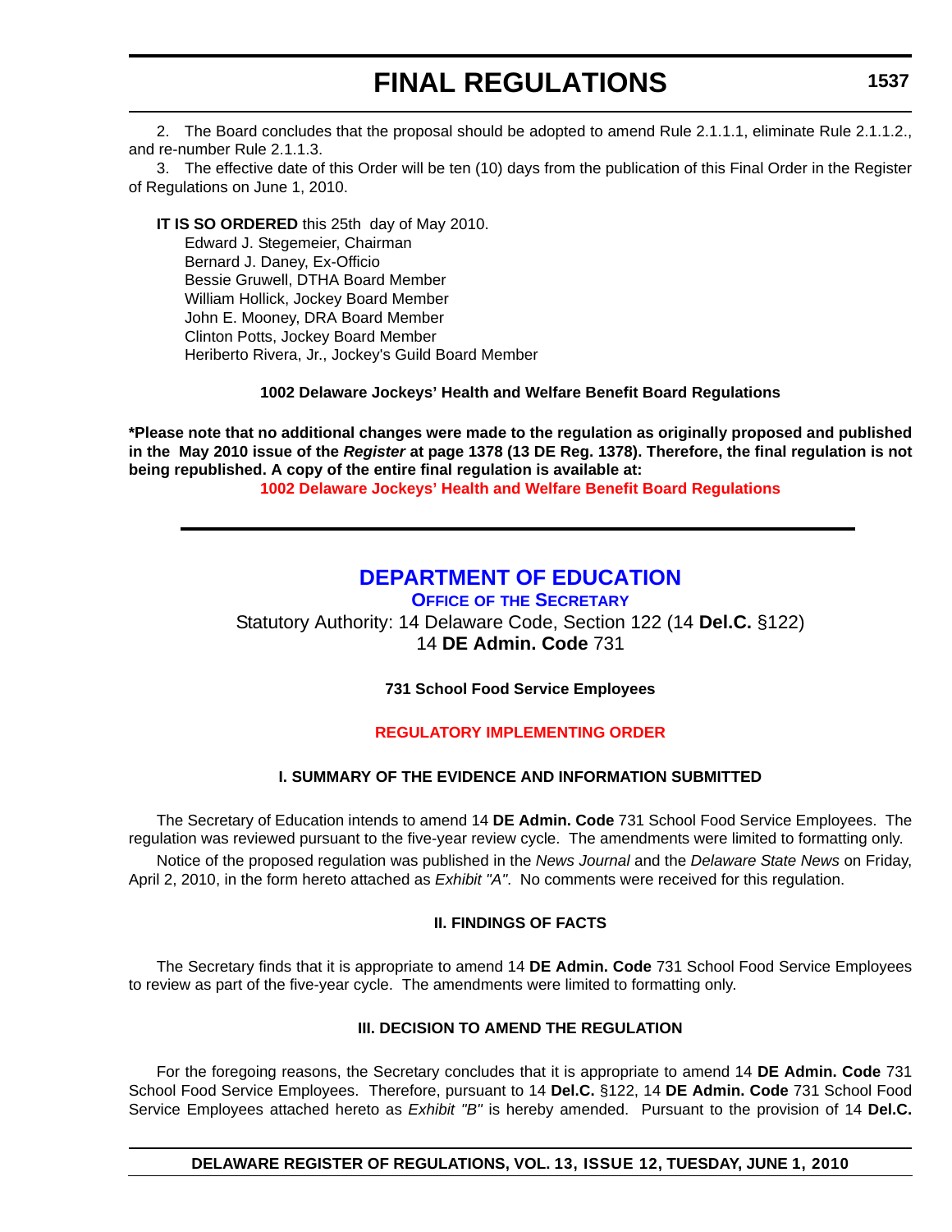2. The Board concludes that the proposal should be adopted to amend Rule 2.1.1.1, eliminate Rule 2.1.1.2., and re-number Rule 2.1.1.3.

3. The effective date of this Order will be ten (10) days from the publication of this Final Order in the Register of Regulations on June 1, 2010.

**IT IS SO ORDERED** this 25th day of May 2010.

Edward J. Stegemeier, Chairman
Bernard J. Daney, Ex-Officio
Bessie Gruwell, DTHA Board Member
William Hollick, Jockey Board Member
John E. Mooney, DRA Board Member
Clinton Potts, Jockey Board Member
Heriberto Rivera, Jr., Jockey's Guild Board Member

**1002 Delaware Jockeys' Health and Welfare Benefit Board Regulations**

**\*Please note that no additional changes were made to the regulation as originally proposed and published in the May 2010 issue of the *Register* at page 1378 (13 DE Reg. 1378). Therefore, the final regulation is not being republished. A copy of the entire final regulation is available at:**

**1002 Delaware Jockeys' Health and Welfare Benefit Board Regulations**

---

# DEPARTMENT OF EDUCATION

## OFFICE OF THE SECRETARY

Statutory Authority: 14 Delaware Code, Section 122 (14 **Del.C.** §122)
14 **DE Admin. Code** 731

**731 School Food Service Employees**

**REGULATORY IMPLEMENTING ORDER**

### I. SUMMARY OF THE EVIDENCE AND INFORMATION SUBMITTED

The Secretary of Education intends to amend 14 **DE Admin. Code** 731 School Food Service Employees. The regulation was reviewed pursuant to the five-year review cycle. The amendments were limited to formatting only.

Notice of the proposed regulation was published in the *News Journal* and the *Delaware State News* on Friday, April 2, 2010, in the form hereto attached as *Exhibit "A"*. No comments were received for this regulation.

### II. FINDINGS OF FACTS

The Secretary finds that it is appropriate to amend 14 **DE Admin. Code** 731 School Food Service Employees to review as part of the five-year cycle. The amendments were limited to formatting only.

### III. DECISION TO AMEND THE REGULATION

For the foregoing reasons, the Secretary concludes that it is appropriate to amend 14 **DE Admin. Code** 731 School Food Service Employees. Therefore, pursuant to 14 **Del.C.** §122, 14 **DE Admin. Code** 731 School Food Service Employees attached hereto as *Exhibit "B"* is hereby amended. Pursuant to the provision of 14 **Del.C.**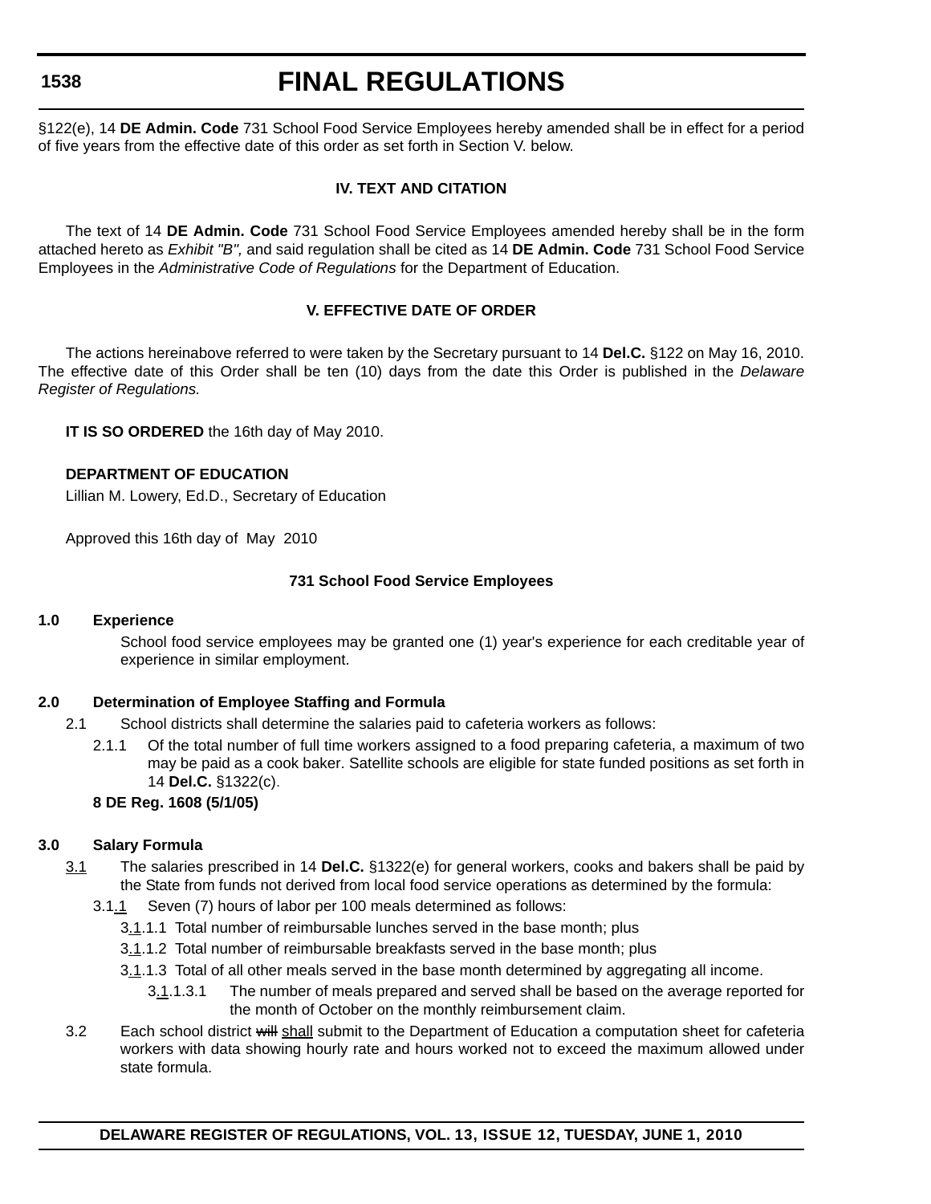§122(e), 14 **DE Admin. Code** 731 School Food Service Employees hereby amended shall be in effect for a period of five years from the effective date of this order as set forth in Section V. below.

### IV. TEXT AND CITATION

The text of 14 **DE Admin. Code** 731 School Food Service Employees amended hereby shall be in the form attached hereto as *Exhibit "B",* and said regulation shall be cited as 14 **DE Admin. Code** 731 School Food Service Employees in the *Administrative Code of Regulations* for the Department of Education.

### V. EFFECTIVE DATE OF ORDER

The actions hereinabove referred to were taken by the Secretary pursuant to 14 **Del.C.** §122 on May 16, 2010. The effective date of this Order shall be ten (10) days from the date this Order is published in the *Delaware Register of Regulations.*

**IT IS SO ORDERED** the 16th day of May 2010.

**DEPARTMENT OF EDUCATION**
Lillian M. Lowery, Ed.D., Secretary of Education

Approved this 16th day of May 2010

### 731 School Food Service Employees

**1.0 Experience**

School food service employees may be granted one (1) year's experience for each creditable year of experience in similar employment.

**2.0 Determination of Employee Staffing and Formula**

2.1 School districts shall determine the salaries paid to cafeteria workers as follows:

2.1.1 Of the total number of full time workers assigned to a food preparing cafeteria, a maximum of two may be paid as a cook baker. Satellite schools are eligible for state funded positions as set forth in 14 **Del.C.** §1322(c).

**8 DE Reg. 1608 (5/1/05)**

**3.0 Salary Formula**

3.1 The salaries prescribed in 14 **Del.C.** §1322(e) for general workers, cooks and bakers shall be paid by the State from funds not derived from local food service operations as determined by the formula:

3.1.1 Seven (7) hours of labor per 100 meals determined as follows:

3.1.1.1 Total number of reimbursable lunches served in the base month; plus

3.1.1.2 Total number of reimbursable breakfasts served in the base month; plus

3.1.1.3 Total of all other meals served in the base month determined by aggregating all income.

3.1.1.3.1 The number of meals prepared and served shall be based on the average reported for the month of October on the monthly reimbursement claim.

3.2 Each school district ~~will~~ shall submit to the Department of Education a computation sheet for cafeteria workers with data showing hourly rate and hours worked not to exceed the maximum allowed under state formula.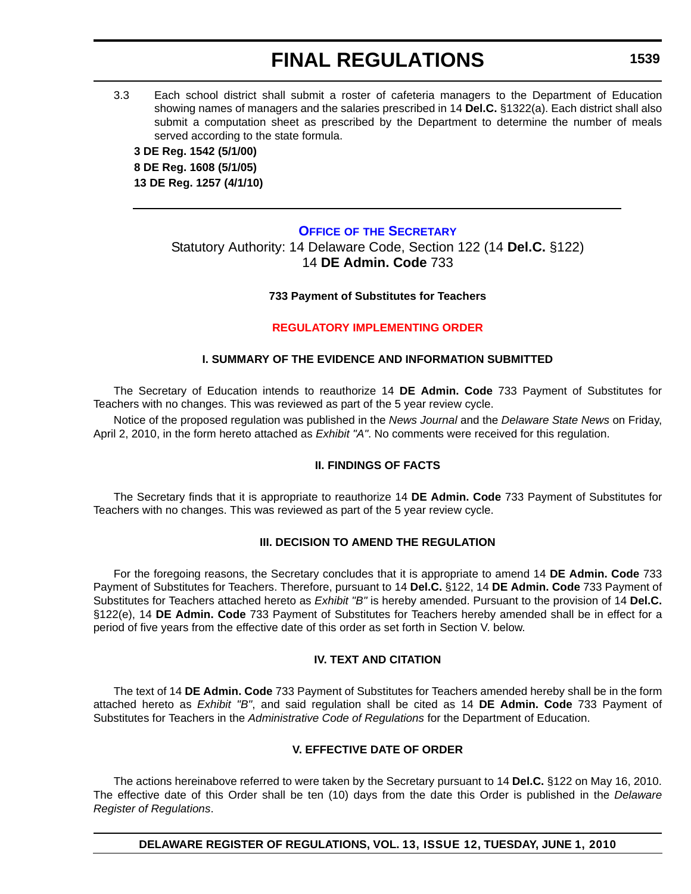3.3 Each school district shall submit a roster of cafeteria managers to the Department of Education showing names of managers and the salaries prescribed in 14 **Del.C.** §1322(a). Each district shall also submit a computation sheet as prescribed by the Department to determine the number of meals served according to the state formula.

**3 DE Reg. 1542 (5/1/00)**
**8 DE Reg. 1608 (5/1/05)**
**13 DE Reg. 1257 (4/1/10)**

---

## Office of the Secretary

Statutory Authority: 14 Delaware Code, Section 122 (14 **Del.C.** §122)
14 **DE Admin. Code** 733

**733 Payment of Substitutes for Teachers**

**REGULATORY IMPLEMENTING ORDER**

### I. SUMMARY OF THE EVIDENCE AND INFORMATION SUBMITTED

The Secretary of Education intends to reauthorize 14 **DE Admin. Code** 733 Payment of Substitutes for Teachers with no changes. This was reviewed as part of the 5 year review cycle.

Notice of the proposed regulation was published in the *News Journal* and the *Delaware State News* on Friday, April 2, 2010, in the form hereto attached as *Exhibit "A"*. No comments were received for this regulation.

### II. FINDINGS OF FACTS

The Secretary finds that it is appropriate to reauthorize 14 **DE Admin. Code** 733 Payment of Substitutes for Teachers with no changes. This was reviewed as part of the 5 year review cycle.

### III. DECISION TO AMEND THE REGULATION

For the foregoing reasons, the Secretary concludes that it is appropriate to amend 14 **DE Admin. Code** 733 Payment of Substitutes for Teachers. Therefore, pursuant to 14 **Del.C.** §122, 14 **DE Admin. Code** 733 Payment of Substitutes for Teachers attached hereto as *Exhibit "B"* is hereby amended. Pursuant to the provision of 14 **Del.C.** §122(e), 14 **DE Admin. Code** 733 Payment of Substitutes for Teachers hereby amended shall be in effect for a period of five years from the effective date of this order as set forth in Section V. below.

### IV. TEXT AND CITATION

The text of 14 **DE Admin. Code** 733 Payment of Substitutes for Teachers amended hereby shall be in the form attached hereto as *Exhibit "B"*, and said regulation shall be cited as 14 **DE Admin. Code** 733 Payment of Substitutes for Teachers in the *Administrative Code of Regulations* for the Department of Education.

### V. EFFECTIVE DATE OF ORDER

The actions hereinabove referred to were taken by the Secretary pursuant to 14 **Del.C.** §122 on May 16, 2010. The effective date of this Order shall be ten (10) days from the date this Order is published in the *Delaware Register of Regulations*.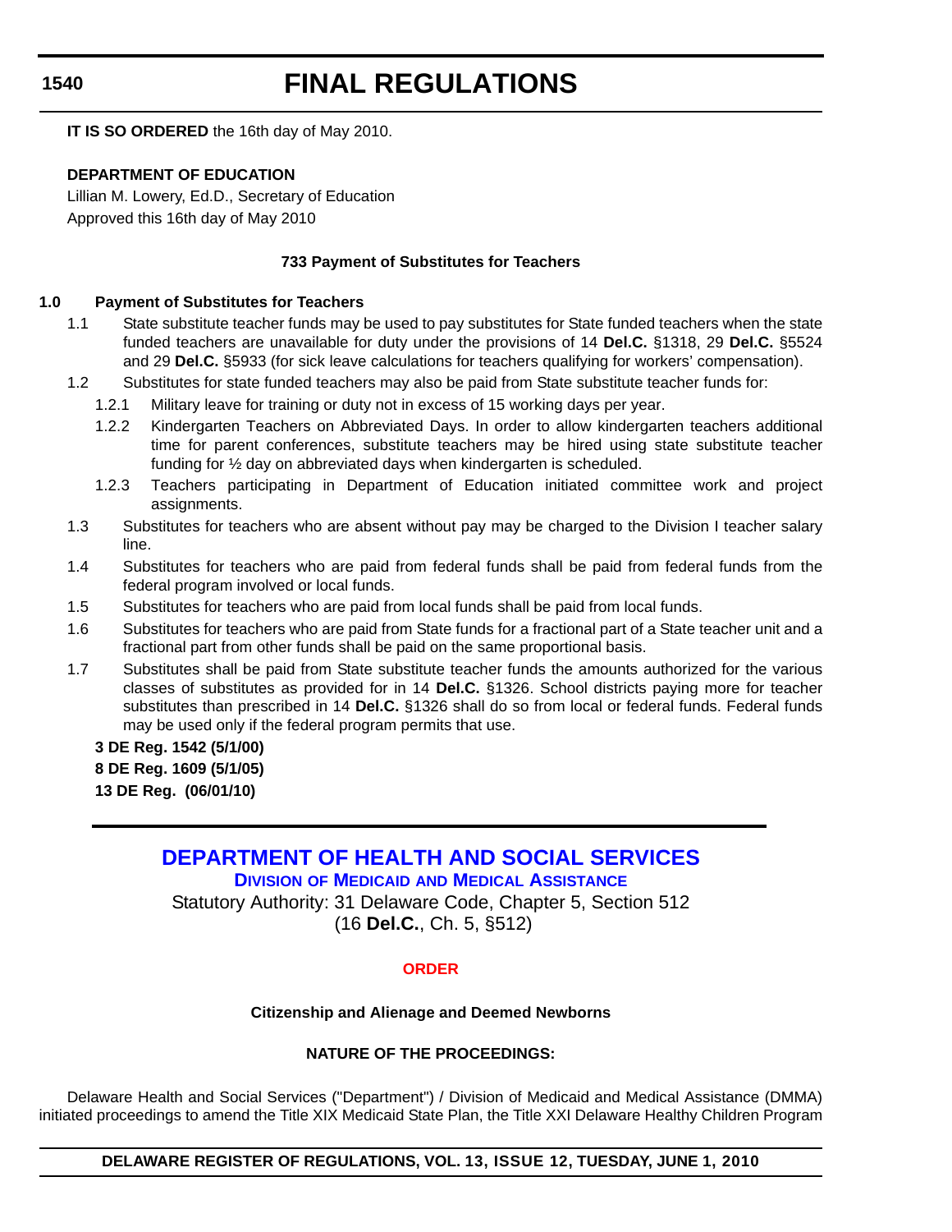**IT IS SO ORDERED** the 16th day of May 2010.

**DEPARTMENT OF EDUCATION**

Lillian M. Lowery, Ed.D., Secretary of Education

Approved this 16th day of May 2010

**733 Payment of Substitutes for Teachers**

**1.0 Payment of Substitutes for Teachers**

1.1 State substitute teacher funds may be used to pay substitutes for State funded teachers when the state funded teachers are unavailable for duty under the provisions of 14 **Del.C.** §1318, 29 **Del.C.** §5524 and 29 **Del.C.** §5933 (for sick leave calculations for teachers qualifying for workers' compensation).

1.2 Substitutes for state funded teachers may also be paid from State substitute teacher funds for:

1.2.1 Military leave for training or duty not in excess of 15 working days per year.

1.2.2 Kindergarten Teachers on Abbreviated Days. In order to allow kindergarten teachers additional time for parent conferences, substitute teachers may be hired using state substitute teacher funding for ½ day on abbreviated days when kindergarten is scheduled.

1.2.3 Teachers participating in Department of Education initiated committee work and project assignments.

1.3 Substitutes for teachers who are absent without pay may be charged to the Division I teacher salary line.

1.4 Substitutes for teachers who are paid from federal funds shall be paid from federal funds from the federal program involved or local funds.

1.5 Substitutes for teachers who are paid from local funds shall be paid from local funds.

1.6 Substitutes for teachers who are paid from State funds for a fractional part of a State teacher unit and a fractional part from other funds shall be paid on the same proportional basis.

1.7 Substitutes shall be paid from State substitute teacher funds the amounts authorized for the various classes of substitutes as provided for in 14 **Del.C.** §1326. School districts paying more for teacher substitutes than prescribed in 14 **Del.C.** §1326 shall do so from local or federal funds. Federal funds may be used only if the federal program permits that use.

**3 DE Reg. 1542 (5/1/00)**

**8 DE Reg. 1609 (5/1/05)**

**13 DE Reg. (06/01/10)**

---

## DEPARTMENT OF HEALTH AND SOCIAL SERVICES

### Division of Medicaid and Medical Assistance

Statutory Authority: 31 Delaware Code, Chapter 5, Section 512

(16 **Del.C.**, Ch. 5, §512)

**ORDER**

**Citizenship and Alienage and Deemed Newborns**

**NATURE OF THE PROCEEDINGS:**

Delaware Health and Social Services ("Department") / Division of Medicaid and Medical Assistance (DMMA) initiated proceedings to amend the Title XIX Medicaid State Plan, the Title XXI Delaware Healthy Children Program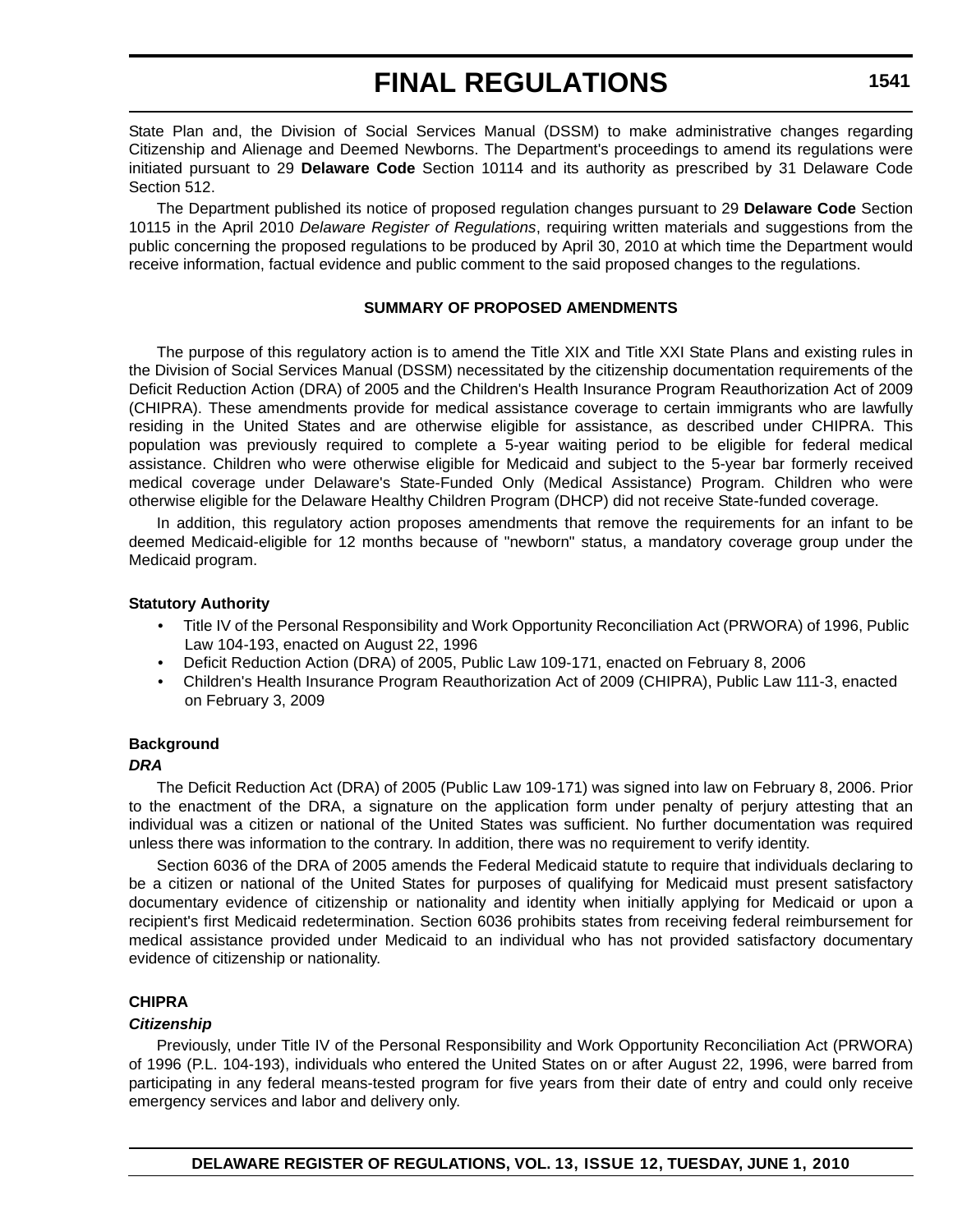State Plan and, the Division of Social Services Manual (DSSM) to make administrative changes regarding Citizenship and Alienage and Deemed Newborns. The Department's proceedings to amend its regulations were initiated pursuant to 29 **Delaware Code** Section 10114 and its authority as prescribed by 31 Delaware Code Section 512.

The Department published its notice of proposed regulation changes pursuant to 29 **Delaware Code** Section 10115 in the April 2010 *Delaware Register of Regulations*, requiring written materials and suggestions from the public concerning the proposed regulations to be produced by April 30, 2010 at which time the Department would receive information, factual evidence and public comment to the said proposed changes to the regulations.

**SUMMARY OF PROPOSED AMENDMENTS**

The purpose of this regulatory action is to amend the Title XIX and Title XXI State Plans and existing rules in the Division of Social Services Manual (DSSM) necessitated by the citizenship documentation requirements of the Deficit Reduction Action (DRA) of 2005 and the Children's Health Insurance Program Reauthorization Act of 2009 (CHIPRA). These amendments provide for medical assistance coverage to certain immigrants who are lawfully residing in the United States and are otherwise eligible for assistance, as described under CHIPRA. This population was previously required to complete a 5-year waiting period to be eligible for federal medical assistance. Children who were otherwise eligible for Medicaid and subject to the 5-year bar formerly received medical coverage under Delaware's State-Funded Only (Medical Assistance) Program. Children who were otherwise eligible for the Delaware Healthy Children Program (DHCP) did not receive State-funded coverage.

In addition, this regulatory action proposes amendments that remove the requirements for an infant to be deemed Medicaid-eligible for 12 months because of "newborn" status, a mandatory coverage group under the Medicaid program.

**Statutory Authority**

- Title IV of the Personal Responsibility and Work Opportunity Reconciliation Act (PRWORA) of 1996, Public Law 104-193, enacted on August 22, 1996
- Deficit Reduction Action (DRA) of 2005, Public Law 109-171, enacted on February 8, 2006
- Children's Health Insurance Program Reauthorization Act of 2009 (CHIPRA), Public Law 111-3, enacted on February 3, 2009

**Background**

***DRA***

The Deficit Reduction Act (DRA) of 2005 (Public Law 109-171) was signed into law on February 8, 2006. Prior to the enactment of the DRA, a signature on the application form under penalty of perjury attesting that an individual was a citizen or national of the United States was sufficient. No further documentation was required unless there was information to the contrary. In addition, there was no requirement to verify identity.

Section 6036 of the DRA of 2005 amends the Federal Medicaid statute to require that individuals declaring to be a citizen or national of the United States for purposes of qualifying for Medicaid must present satisfactory documentary evidence of citizenship or nationality and identity when initially applying for Medicaid or upon a recipient's first Medicaid redetermination. Section 6036 prohibits states from receiving federal reimbursement for medical assistance provided under Medicaid to an individual who has not provided satisfactory documentary evidence of citizenship or nationality.

**CHIPRA**

***Citizenship***

Previously, under Title IV of the Personal Responsibility and Work Opportunity Reconciliation Act (PRWORA) of 1996 (P.L. 104-193), individuals who entered the United States on or after August 22, 1996, were barred from participating in any federal means-tested program for five years from their date of entry and could only receive emergency services and labor and delivery only.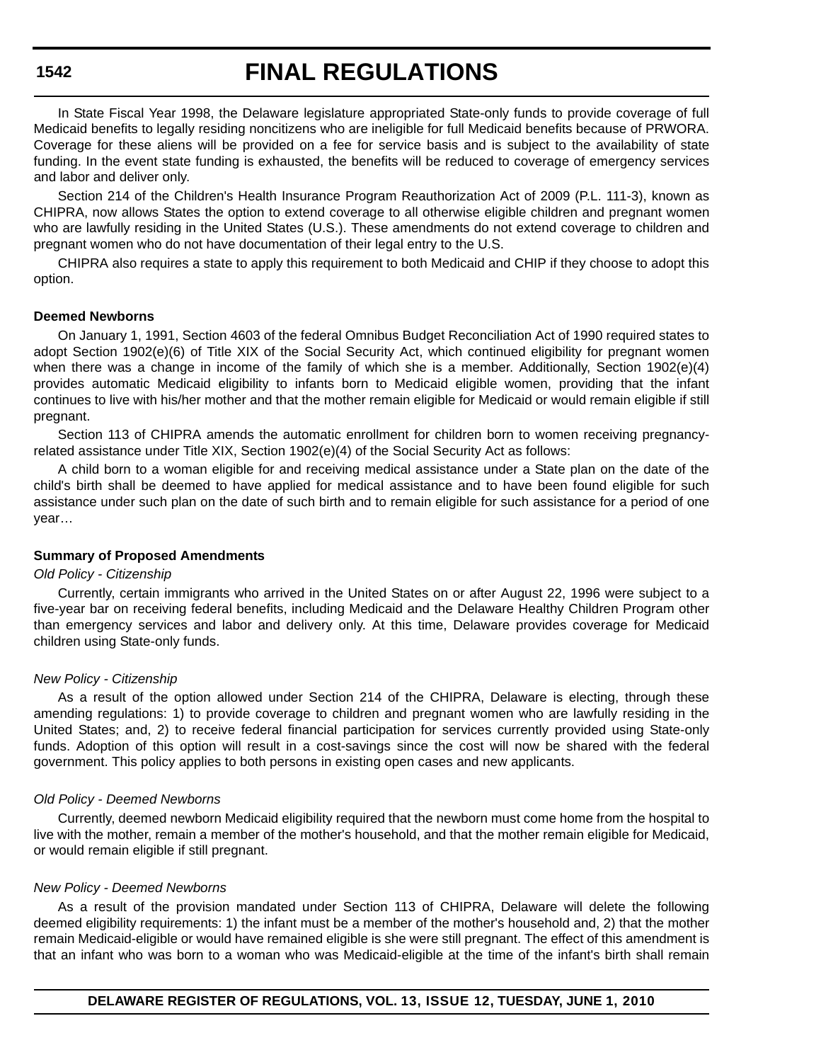In State Fiscal Year 1998, the Delaware legislature appropriated State-only funds to provide coverage of full Medicaid benefits to legally residing noncitizens who are ineligible for full Medicaid benefits because of PRWORA. Coverage for these aliens will be provided on a fee for service basis and is subject to the availability of state funding. In the event state funding is exhausted, the benefits will be reduced to coverage of emergency services and labor and deliver only.

Section 214 of the Children's Health Insurance Program Reauthorization Act of 2009 (P.L. 111-3), known as CHIPRA, now allows States the option to extend coverage to all otherwise eligible children and pregnant women who are lawfully residing in the United States (U.S.). These amendments do not extend coverage to children and pregnant women who do not have documentation of their legal entry to the U.S.

CHIPRA also requires a state to apply this requirement to both Medicaid and CHIP if they choose to adopt this option.

**Deemed Newborns**

On January 1, 1991, Section 4603 of the federal Omnibus Budget Reconciliation Act of 1990 required states to adopt Section 1902(e)(6) of Title XIX of the Social Security Act, which continued eligibility for pregnant women when there was a change in income of the family of which she is a member. Additionally, Section 1902(e)(4) provides automatic Medicaid eligibility to infants born to Medicaid eligible women, providing that the infant continues to live with his/her mother and that the mother remain eligible for Medicaid or would remain eligible if still pregnant.

Section 113 of CHIPRA amends the automatic enrollment for children born to women receiving pregnancy-related assistance under Title XIX, Section 1902(e)(4) of the Social Security Act as follows:

A child born to a woman eligible for and receiving medical assistance under a State plan on the date of the child's birth shall be deemed to have applied for medical assistance and to have been found eligible for such assistance under such plan on the date of such birth and to remain eligible for such assistance for a period of one year…

**Summary of Proposed Amendments**

*Old Policy - Citizenship*

Currently, certain immigrants who arrived in the United States on or after August 22, 1996 were subject to a five-year bar on receiving federal benefits, including Medicaid and the Delaware Healthy Children Program other than emergency services and labor and delivery only. At this time, Delaware provides coverage for Medicaid children using State-only funds.

*New Policy - Citizenship*

As a result of the option allowed under Section 214 of the CHIPRA, Delaware is electing, through these amending regulations: 1) to provide coverage to children and pregnant women who are lawfully residing in the United States; and, 2) to receive federal financial participation for services currently provided using State-only funds. Adoption of this option will result in a cost-savings since the cost will now be shared with the federal government. This policy applies to both persons in existing open cases and new applicants.

*Old Policy - Deemed Newborns*

Currently, deemed newborn Medicaid eligibility required that the newborn must come home from the hospital to live with the mother, remain a member of the mother's household, and that the mother remain eligible for Medicaid, or would remain eligible if still pregnant.

*New Policy - Deemed Newborns*

As a result of the provision mandated under Section 113 of CHIPRA, Delaware will delete the following deemed eligibility requirements: 1) the infant must be a member of the mother's household and, 2) that the mother remain Medicaid-eligible or would have remained eligible is she were still pregnant. The effect of this amendment is that an infant who was born to a woman who was Medicaid-eligible at the time of the infant's birth shall remain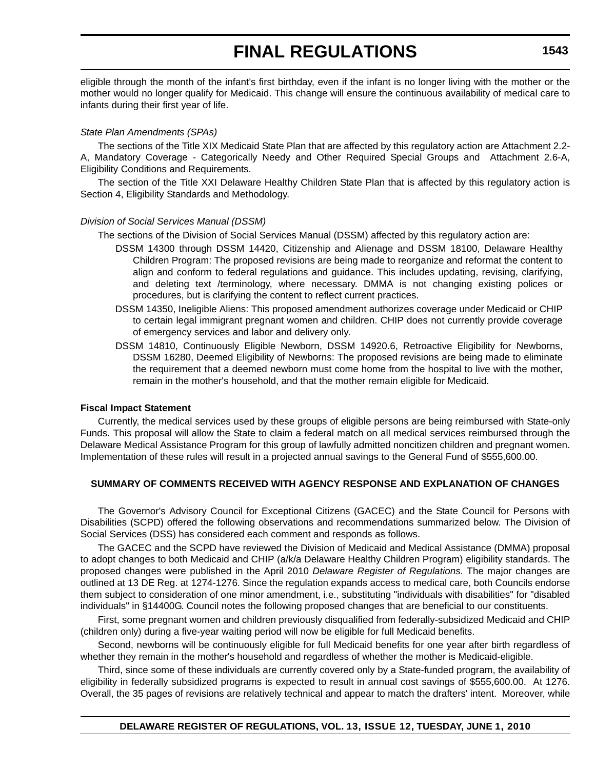eligible through the month of the infant's first birthday, even if the infant is no longer living with the mother or the mother would no longer qualify for Medicaid. This change will ensure the continuous availability of medical care to infants during their first year of life.

*State Plan Amendments (SPAs)*

The sections of the Title XIX Medicaid State Plan that are affected by this regulatory action are Attachment 2.2-A, Mandatory Coverage - Categorically Needy and Other Required Special Groups and Attachment 2.6-A, Eligibility Conditions and Requirements.

The section of the Title XXI Delaware Healthy Children State Plan that is affected by this regulatory action is Section 4, Eligibility Standards and Methodology.

*Division of Social Services Manual (DSSM)*

The sections of the Division of Social Services Manual (DSSM) affected by this regulatory action are:

- DSSM 14300 through DSSM 14420, Citizenship and Alienage and DSSM 18100, Delaware Healthy Children Program: The proposed revisions are being made to reorganize and reformat the content to align and conform to federal regulations and guidance. This includes updating, revising, clarifying, and deleting text /terminology, where necessary. DMMA is not changing existing polices or procedures, but is clarifying the content to reflect current practices.
- DSSM 14350, Ineligible Aliens: This proposed amendment authorizes coverage under Medicaid or CHIP to certain legal immigrant pregnant women and children. CHIP does not currently provide coverage of emergency services and labor and delivery only.
- DSSM 14810, Continuously Eligible Newborn, DSSM 14920.6, Retroactive Eligibility for Newborns, DSSM 16280, Deemed Eligibility of Newborns: The proposed revisions are being made to eliminate the requirement that a deemed newborn must come home from the hospital to live with the mother, remain in the mother's household, and that the mother remain eligible for Medicaid.

**Fiscal Impact Statement**

Currently, the medical services used by these groups of eligible persons are being reimbursed with State-only Funds. This proposal will allow the State to claim a federal match on all medical services reimbursed through the Delaware Medical Assistance Program for this group of lawfully admitted noncitizen children and pregnant women. Implementation of these rules will result in a projected annual savings to the General Fund of $555,600.00.

**SUMMARY OF COMMENTS RECEIVED WITH AGENCY RESPONSE AND EXPLANATION OF CHANGES**

The Governor's Advisory Council for Exceptional Citizens (GACEC) and the State Council for Persons with Disabilities (SCPD) offered the following observations and recommendations summarized below. The Division of Social Services (DSS) has considered each comment and responds as follows.

The GACEC and the SCPD have reviewed the Division of Medicaid and Medical Assistance (DMMA) proposal to adopt changes to both Medicaid and CHIP (a/k/a Delaware Healthy Children Program) eligibility standards. The proposed changes were published in the April 2010 *Delaware Register of Regulations*. The major changes are outlined at 13 DE Reg. at 1274-1276. Since the regulation expands access to medical care, both Councils endorse them subject to consideration of one minor amendment, i.e., substituting "individuals with disabilities" for "disabled individuals" in §14400G. Council notes the following proposed changes that are beneficial to our constituents.

First, some pregnant women and children previously disqualified from federally-subsidized Medicaid and CHIP (children only) during a five-year waiting period will now be eligible for full Medicaid benefits.

Second, newborns will be continuously eligible for full Medicaid benefits for one year after birth regardless of whether they remain in the mother's household and regardless of whether the mother is Medicaid-eligible.

Third, since some of these individuals are currently covered only by a State-funded program, the availability of eligibility in federally subsidized programs is expected to result in annual cost savings of $555,600.00. At 1276. Overall, the 35 pages of revisions are relatively technical and appear to match the drafters' intent. Moreover, while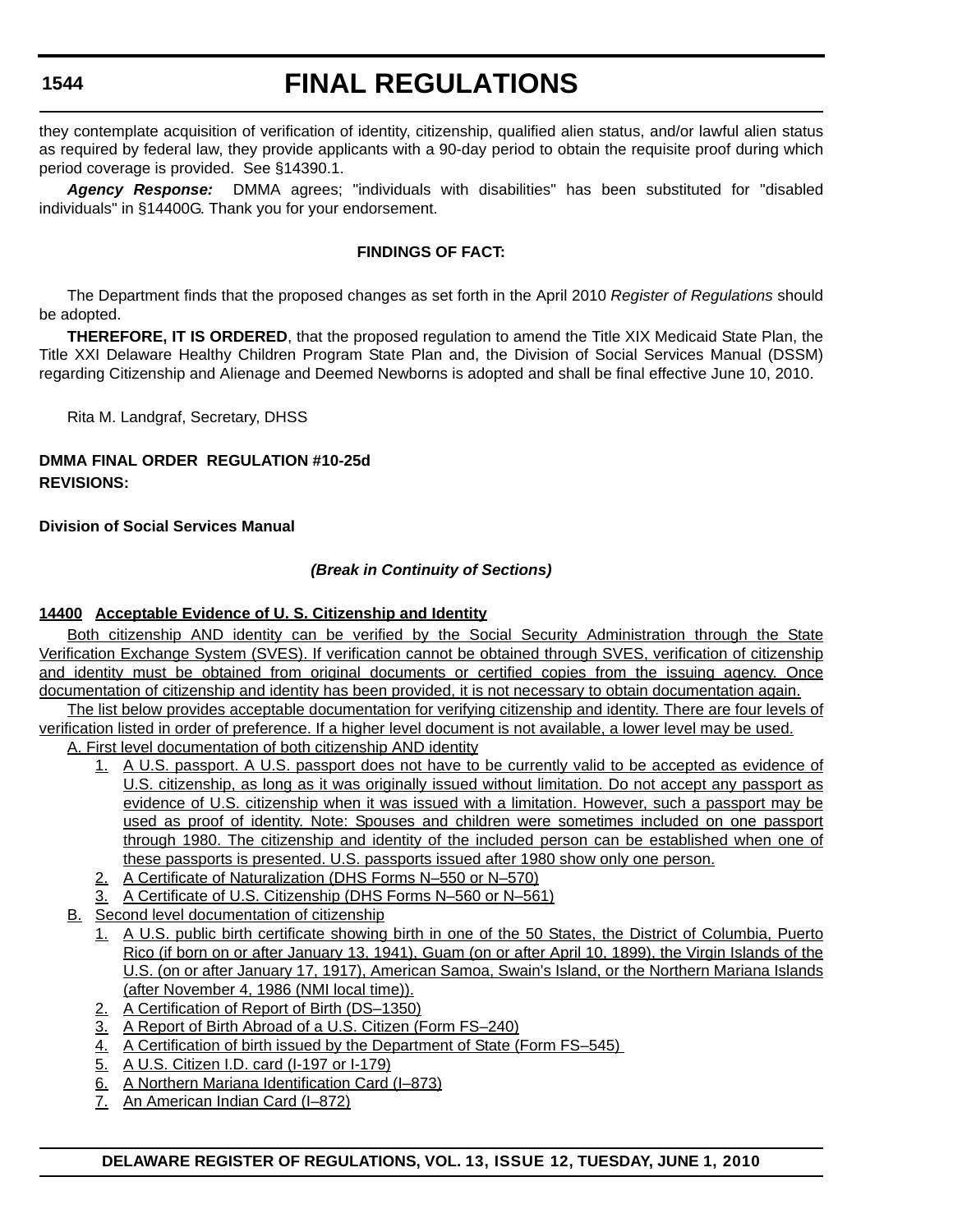they contemplate acquisition of verification of identity, citizenship, qualified alien status, and/or lawful alien status as required by federal law, they provide applicants with a 90-day period to obtain the requisite proof during which period coverage is provided. See §14390.1.

***Agency Response:*** DMMA agrees; "individuals with disabilities" has been substituted for "disabled individuals" in §14400G. Thank you for your endorsement.

**FINDINGS OF FACT:**

The Department finds that the proposed changes as set forth in the April 2010 *Register of Regulations* should be adopted.

**THEREFORE, IT IS ORDERED**, that the proposed regulation to amend the Title XIX Medicaid State Plan, the Title XXI Delaware Healthy Children Program State Plan and, the Division of Social Services Manual (DSSM) regarding Citizenship and Alienage and Deemed Newborns is adopted and shall be final effective June 10, 2010.

Rita M. Landgraf, Secretary, DHSS

**DMMA FINAL ORDER REGULATION #10-25d**

**REVISIONS:**

**Division of Social Services Manual**

***(Break in Continuity of Sections)***

**14400 Acceptable Evidence of U. S. Citizenship and Identity**

Both citizenship AND identity can be verified by the Social Security Administration through the State Verification Exchange System (SVES). If verification cannot be obtained through SVES, verification of citizenship and identity must be obtained from original documents or certified copies from the issuing agency. Once documentation of citizenship and identity has been provided, it is not necessary to obtain documentation again.

The list below provides acceptable documentation for verifying citizenship and identity. There are four levels of verification listed in order of preference. If a higher level document is not available, a lower level may be used.

A. First level documentation of both citizenship AND identity

1. A U.S. passport. A U.S. passport does not have to be currently valid to be accepted as evidence of U.S. citizenship, as long as it was originally issued without limitation. Do not accept any passport as evidence of U.S. citizenship when it was issued with a limitation. However, such a passport may be used as proof of identity. Note: Spouses and children were sometimes included on one passport through 1980. The citizenship and identity of the included person can be established when one of these passports is presented. U.S. passports issued after 1980 show only one person.
2. A Certificate of Naturalization (DHS Forms N–550 or N–570)
3. A Certificate of U.S. Citizenship (DHS Forms N–560 or N–561)

B. Second level documentation of citizenship

1. A U.S. public birth certificate showing birth in one of the 50 States, the District of Columbia, Puerto Rico (if born on or after January 13, 1941), Guam (on or after April 10, 1899), the Virgin Islands of the U.S. (on or after January 17, 1917), American Samoa, Swain's Island, or the Northern Mariana Islands (after November 4, 1986 (NMI local time)).
2. A Certification of Report of Birth (DS–1350)
3. A Report of Birth Abroad of a U.S. Citizen (Form FS–240)
4. A Certification of birth issued by the Department of State (Form FS–545)
5. A U.S. Citizen I.D. card (I-197 or I-179)
6. A Northern Mariana Identification Card (I–873)
7. An American Indian Card (I–872)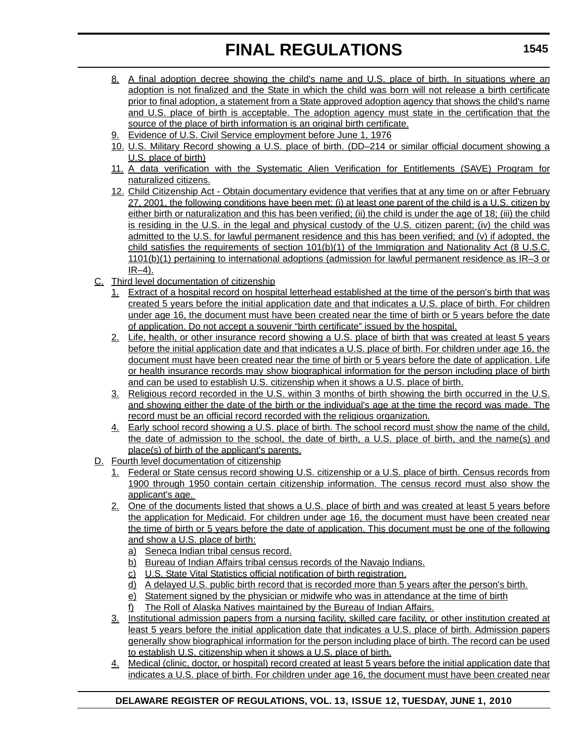8. A final adoption decree showing the child's name and U.S. place of birth. In situations where an adoption is not finalized and the State in which the child was born will not release a birth certificate prior to final adoption, a statement from a State approved adoption agency that shows the child's name and U.S. place of birth is acceptable. The adoption agency must state in the certification that the source of the place of birth information is an original birth certificate.
9. Evidence of U.S. Civil Service employment before June 1, 1976
10. U.S. Military Record showing a U.S. place of birth. (DD–214 or similar official document showing a U.S. place of birth)
11. A data verification with the Systematic Alien Verification for Entitlements (SAVE) Program for naturalized citizens.
12. Child Citizenship Act - Obtain documentary evidence that verifies that at any time on or after February 27, 2001, the following conditions have been met: (i) at least one parent of the child is a U.S. citizen by either birth or naturalization and this has been verified; (ii) the child is under the age of 18; (iii) the child is residing in the U.S. in the legal and physical custody of the U.S. citizen parent; (iv) the child was admitted to the U.S. for lawful permanent residence and this has been verified; and (v) if adopted, the child satisfies the requirements of section 101(b)(1) of the Immigration and Nationality Act (8 U.S.C. 1101(b)(1) pertaining to international adoptions (admission for lawful permanent residence as IR–3 or IR–4).

C. Third level documentation of citizenship

1. Extract of a hospital record on hospital letterhead established at the time of the person's birth that was created 5 years before the initial application date and that indicates a U.S. place of birth. For children under age 16, the document must have been created near the time of birth or 5 years before the date of application. Do not accept a souvenir "birth certificate" issued by the hospital.
2. Life, health, or other insurance record showing a U.S. place of birth that was created at least 5 years before the initial application date and that indicates a U.S. place of birth. For children under age 16, the document must have been created near the time of birth or 5 years before the date of application. Life or health insurance records may show biographical information for the person including place of birth and can be used to establish U.S. citizenship when it shows a U.S. place of birth.
3. Religious record recorded in the U.S. within 3 months of birth showing the birth occurred in the U.S. and showing either the date of the birth or the individual's age at the time the record was made. The record must be an official record recorded with the religious organization.
4. Early school record showing a U.S. place of birth. The school record must show the name of the child, the date of admission to the school, the date of birth, a U.S. place of birth, and the name(s) and place(s) of birth of the applicant's parents.

D. Fourth level documentation of citizenship

1. Federal or State census record showing U.S. citizenship or a U.S. place of birth. Census records from 1900 through 1950 contain certain citizenship information. The census record must also show the applicant's age.
2. One of the documents listed that shows a U.S. place of birth and was created at least 5 years before the application for Medicaid. For children under age 16, the document must have been created near the time of birth or 5 years before the date of application. This document must be one of the following and show a U.S. place of birth:
   a) Seneca Indian tribal census record.
   b) Bureau of Indian Affairs tribal census records of the Navajo Indians.
   c) U.S. State Vital Statistics official notification of birth registration.
   d) A delayed U.S. public birth record that is recorded more than 5 years after the person's birth.
   e) Statement signed by the physician or midwife who was in attendance at the time of birth
   f) The Roll of Alaska Natives maintained by the Bureau of Indian Affairs.
3. Institutional admission papers from a nursing facility, skilled care facility, or other institution created at least 5 years before the initial application date that indicates a U.S. place of birth. Admission papers generally show biographical information for the person including place of birth. The record can be used to establish U.S. citizenship when it shows a U.S. place of birth.
4. Medical (clinic, doctor, or hospital) record created at least 5 years before the initial application date that indicates a U.S. place of birth. For children under age 16, the document must have been created near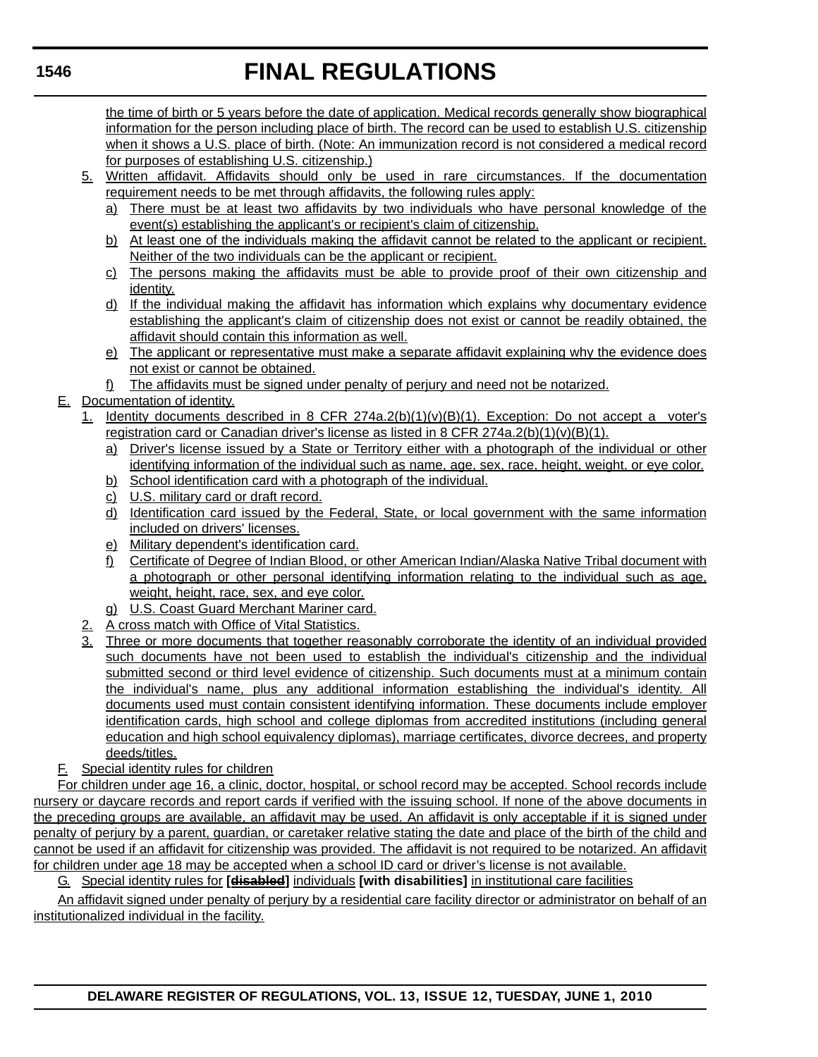the time of birth or 5 years before the date of application. Medical records generally show biographical information for the person including place of birth. The record can be used to establish U.S. citizenship when it shows a U.S. place of birth. (Note: An immunization record is not considered a medical record for purposes of establishing U.S. citizenship.)

5. Written affidavit. Affidavits should only be used in rare circumstances. If the documentation requirement needs to be met through affidavits, the following rules apply:
   a) There must be at least two affidavits by two individuals who have personal knowledge of the event(s) establishing the applicant's or recipient's claim of citizenship.
   b) At least one of the individuals making the affidavit cannot be related to the applicant or recipient. Neither of the two individuals can be the applicant or recipient.
   c) The persons making the affidavits must be able to provide proof of their own citizenship and identity.
   d) If the individual making the affidavit has information which explains why documentary evidence establishing the applicant's claim of citizenship does not exist or cannot be readily obtained, the affidavit should contain this information as well.
   e) The applicant or representative must make a separate affidavit explaining why the evidence does not exist or cannot be obtained.
   f) The affidavits must be signed under penalty of perjury and need not be notarized.

E. Documentation of identity.

1. Identity documents described in 8 CFR 274a.2(b)(1)(v)(B)(1). Exception: Do not accept a voter's registration card or Canadian driver's license as listed in 8 CFR 274a.2(b)(1)(v)(B)(1).
   a) Driver's license issued by a State or Territory either with a photograph of the individual or other identifying information of the individual such as name, age, sex, race, height, weight, or eye color.
   b) School identification card with a photograph of the individual.
   c) U.S. military card or draft record.
   d) Identification card issued by the Federal, State, or local government with the same information included on drivers' licenses.
   e) Military dependent's identification card.
   f) Certificate of Degree of Indian Blood, or other American Indian/Alaska Native Tribal document with a photograph or other personal identifying information relating to the individual such as age, weight, height, race, sex, and eye color.
   g) U.S. Coast Guard Merchant Mariner card.
2. A cross match with Office of Vital Statistics.
3. Three or more documents that together reasonably corroborate the identity of an individual provided such documents have not been used to establish the individual's citizenship and the individual submitted second or third level evidence of citizenship. Such documents must at a minimum contain the individual's name, plus any additional information establishing the individual's identity. All documents used must contain consistent identifying information. These documents include employer identification cards, high school and college diplomas from accredited institutions (including general education and high school equivalency diplomas), marriage certificates, divorce decrees, and property deeds/titles.

F. Special identity rules for children

For children under age 16, a clinic, doctor, hospital, or school record may be accepted. School records include nursery or daycare records and report cards if verified with the issuing school. If none of the above documents in the preceding groups are available, an affidavit may be used. An affidavit is only acceptable if it is signed under penalty of perjury by a parent, guardian, or caretaker relative stating the date and place of the birth of the child and cannot be used if an affidavit for citizenship was provided. The affidavit is not required to be notarized. An affidavit for children under age 18 may be accepted when a school ID card or driver's license is not available.

G. Special identity rules for **[~~disabled~~]** individuals **[with disabilities]** in institutional care facilities

An affidavit signed under penalty of perjury by a residential care facility director or administrator on behalf of an institutionalized individual in the facility.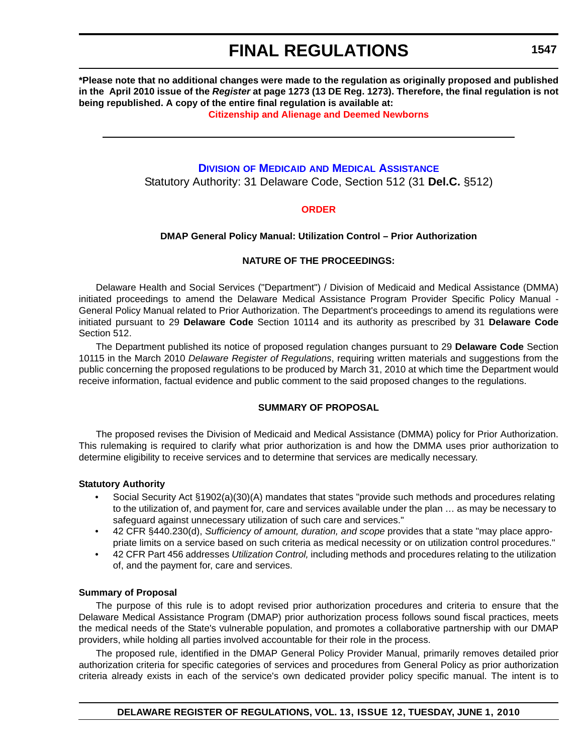**\*Please note that no additional changes were made to the regulation as originally proposed and published in the April 2010 issue of the *Register* at page 1273 (13 DE Reg. 1273). Therefore, the final regulation is not being republished. A copy of the entire final regulation is available at:**

**Citizenship and Alienage and Deemed Newborns**

---

## DIVISION OF MEDICAID AND MEDICAL ASSISTANCE

Statutory Authority: 31 Delaware Code, Section 512 (31 **Del.C.** §512)

### ORDER

#### DMAP General Policy Manual: Utilization Control – Prior Authorization

#### NATURE OF THE PROCEEDINGS:

Delaware Health and Social Services ("Department") / Division of Medicaid and Medical Assistance (DMMA) initiated proceedings to amend the Delaware Medical Assistance Program Provider Specific Policy Manual - General Policy Manual related to Prior Authorization. The Department's proceedings to amend its regulations were initiated pursuant to 29 **Delaware Code** Section 10114 and its authority as prescribed by 31 **Delaware Code** Section 512.

The Department published its notice of proposed regulation changes pursuant to 29 **Delaware Code** Section 10115 in the March 2010 *Delaware Register of Regulations*, requiring written materials and suggestions from the public concerning the proposed regulations to be produced by March 31, 2010 at which time the Department would receive information, factual evidence and public comment to the said proposed changes to the regulations.

#### SUMMARY OF PROPOSAL

The proposed revises the Division of Medicaid and Medical Assistance (DMMA) policy for Prior Authorization. This rulemaking is required to clarify what prior authorization is and how the DMMA uses prior authorization to determine eligibility to receive services and to determine that services are medically necessary.

**Statutory Authority**

- Social Security Act §1902(a)(30)(A) mandates that states "provide such methods and procedures relating to the utilization of, and payment for, care and services available under the plan … as may be necessary to safeguard against unnecessary utilization of such care and services."
- 42 CFR §440.230(d), *Sufficiency of amount, duration, and scope* provides that a state "may place appropriate limits on a service based on such criteria as medical necessity or on utilization control procedures."
- 42 CFR Part 456 addresses *Utilization Control,* including methods and procedures relating to the utilization of, and the payment for, care and services.

**Summary of Proposal**

The purpose of this rule is to adopt revised prior authorization procedures and criteria to ensure that the Delaware Medical Assistance Program (DMAP) prior authorization process follows sound fiscal practices, meets the medical needs of the State's vulnerable population, and promotes a collaborative partnership with our DMAP providers, while holding all parties involved accountable for their role in the process.

The proposed rule, identified in the DMAP General Policy Provider Manual, primarily removes detailed prior authorization criteria for specific categories of services and procedures from General Policy as prior authorization criteria already exists in each of the service's own dedicated provider policy specific manual. The intent is to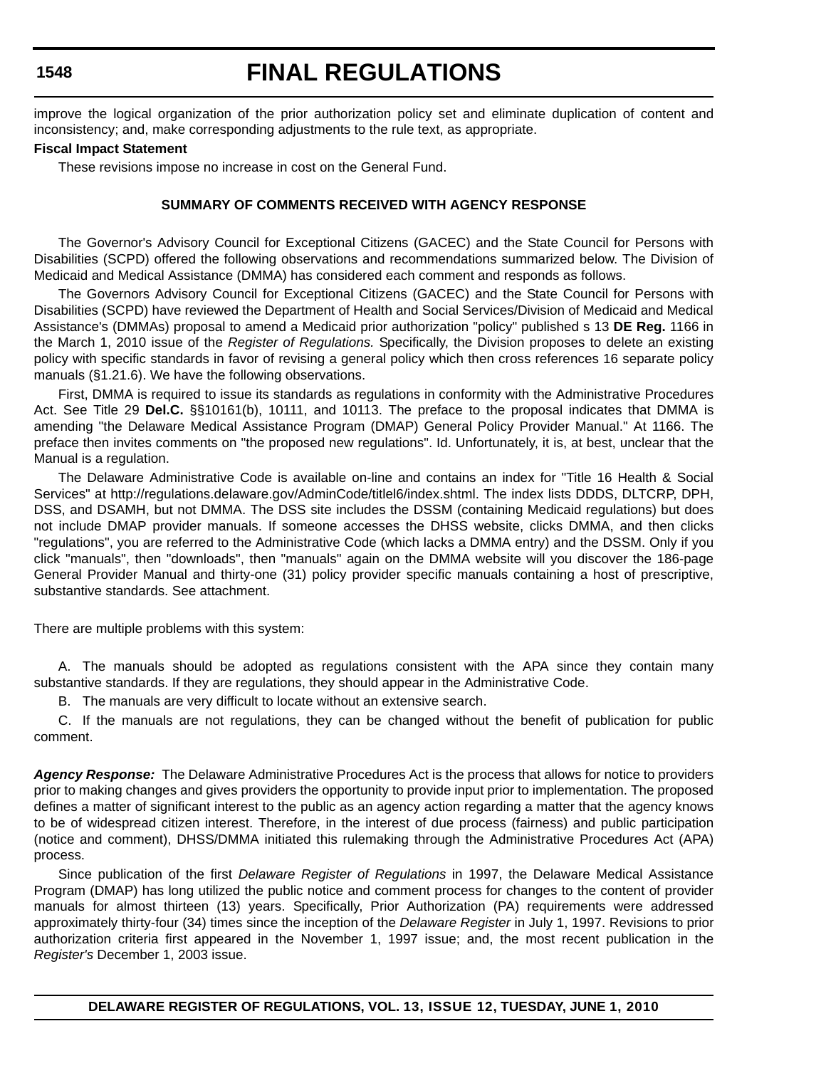improve the logical organization of the prior authorization policy set and eliminate duplication of content and inconsistency; and, make corresponding adjustments to the rule text, as appropriate.

**Fiscal Impact Statement**

These revisions impose no increase in cost on the General Fund.

**SUMMARY OF COMMENTS RECEIVED WITH AGENCY RESPONSE**

The Governor's Advisory Council for Exceptional Citizens (GACEC) and the State Council for Persons with Disabilities (SCPD) offered the following observations and recommendations summarized below. The Division of Medicaid and Medical Assistance (DMMA) has considered each comment and responds as follows.

The Governors Advisory Council for Exceptional Citizens (GACEC) and the State Council for Persons with Disabilities (SCPD) have reviewed the Department of Health and Social Services/Division of Medicaid and Medical Assistance's (DMMAs) proposal to amend a Medicaid prior authorization "policy" published s 13 **DE Reg.** 1166 in the March 1, 2010 issue of the *Register of Regulations.* Specifically, the Division proposes to delete an existing policy with specific standards in favor of revising a general policy which then cross references 16 separate policy manuals (§1.21.6). We have the following observations.

First, DMMA is required to issue its standards as regulations in conformity with the Administrative Procedures Act. See Title 29 **Del.C.** §§10161(b), 10111, and 10113. The preface to the proposal indicates that DMMA is amending "the Delaware Medical Assistance Program (DMAP) General Policy Provider Manual." At 1166. The preface then invites comments on "the proposed new regulations". Id. Unfortunately, it is, at best, unclear that the Manual is a regulation.

The Delaware Administrative Code is available on-line and contains an index for "Title 16 Health & Social Services" at http://regulations.delaware.gov/AdminCode/titlel6/index.shtml. The index lists DDDS, DLTCRP, DPH, DSS, and DSAMH, but not DMMA. The DSS site includes the DSSM (containing Medicaid regulations) but does not include DMAP provider manuals. If someone accesses the DHSS website, clicks DMMA, and then clicks "regulations", you are referred to the Administrative Code (which lacks a DMMA entry) and the DSSM. Only if you click "manuals", then "downloads", then "manuals" again on the DMMA website will you discover the 186-page General Provider Manual and thirty-one (31) policy provider specific manuals containing a host of prescriptive, substantive standards. See attachment.

There are multiple problems with this system:

A. The manuals should be adopted as regulations consistent with the APA since they contain many substantive standards. If they are regulations, they should appear in the Administrative Code.

B. The manuals are very difficult to locate without an extensive search.

C. If the manuals are not regulations, they can be changed without the benefit of publication for public comment.

***Agency Response:*** The Delaware Administrative Procedures Act is the process that allows for notice to providers prior to making changes and gives providers the opportunity to provide input prior to implementation. The proposed defines a matter of significant interest to the public as an agency action regarding a matter that the agency knows to be of widespread citizen interest. Therefore, in the interest of due process (fairness) and public participation (notice and comment), DHSS/DMMA initiated this rulemaking through the Administrative Procedures Act (APA) process.

Since publication of the first *Delaware Register of Regulations* in 1997, the Delaware Medical Assistance Program (DMAP) has long utilized the public notice and comment process for changes to the content of provider manuals for almost thirteen (13) years. Specifically, Prior Authorization (PA) requirements were addressed approximately thirty-four (34) times since the inception of the *Delaware Register* in July 1, 1997. Revisions to prior authorization criteria first appeared in the November 1, 1997 issue; and, the most recent publication in the *Register's* December 1, 2003 issue.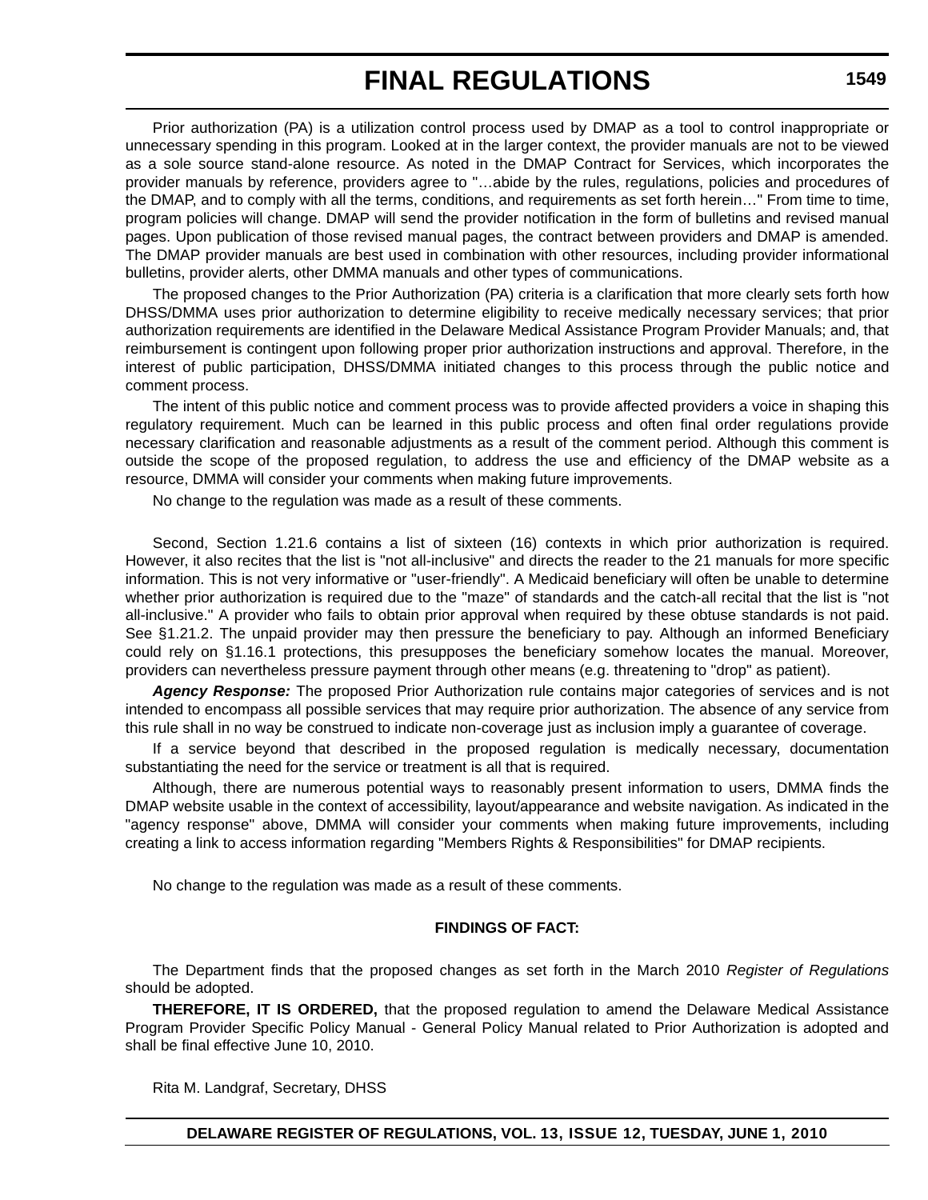Prior authorization (PA) is a utilization control process used by DMAP as a tool to control inappropriate or unnecessary spending in this program. Looked at in the larger context, the provider manuals are not to be viewed as a sole source stand-alone resource. As noted in the DMAP Contract for Services, which incorporates the provider manuals by reference, providers agree to "…abide by the rules, regulations, policies and procedures of the DMAP, and to comply with all the terms, conditions, and requirements as set forth herein…" From time to time, program policies will change. DMAP will send the provider notification in the form of bulletins and revised manual pages. Upon publication of those revised manual pages, the contract between providers and DMAP is amended. The DMAP provider manuals are best used in combination with other resources, including provider informational bulletins, provider alerts, other DMMA manuals and other types of communications.

The proposed changes to the Prior Authorization (PA) criteria is a clarification that more clearly sets forth how DHSS/DMMA uses prior authorization to determine eligibility to receive medically necessary services; that prior authorization requirements are identified in the Delaware Medical Assistance Program Provider Manuals; and, that reimbursement is contingent upon following proper prior authorization instructions and approval. Therefore, in the interest of public participation, DHSS/DMMA initiated changes to this process through the public notice and comment process.

The intent of this public notice and comment process was to provide affected providers a voice in shaping this regulatory requirement. Much can be learned in this public process and often final order regulations provide necessary clarification and reasonable adjustments as a result of the comment period. Although this comment is outside the scope of the proposed regulation, to address the use and efficiency of the DMAP website as a resource, DMMA will consider your comments when making future improvements.

No change to the regulation was made as a result of these comments.

Second, Section 1.21.6 contains a list of sixteen (16) contexts in which prior authorization is required. However, it also recites that the list is "not all-inclusive" and directs the reader to the 21 manuals for more specific information. This is not very informative or "user-friendly". A Medicaid beneficiary will often be unable to determine whether prior authorization is required due to the "maze" of standards and the catch-all recital that the list is "not all-inclusive." A provider who fails to obtain prior approval when required by these obtuse standards is not paid. See §1.21.2. The unpaid provider may then pressure the beneficiary to pay. Although an informed Beneficiary could rely on §1.16.1 protections, this presupposes the beneficiary somehow locates the manual. Moreover, providers can nevertheless pressure payment through other means (e.g. threatening to "drop" as patient).

***Agency Response:*** The proposed Prior Authorization rule contains major categories of services and is not intended to encompass all possible services that may require prior authorization. The absence of any service from this rule shall in no way be construed to indicate non-coverage just as inclusion imply a guarantee of coverage.

If a service beyond that described in the proposed regulation is medically necessary, documentation substantiating the need for the service or treatment is all that is required.

Although, there are numerous potential ways to reasonably present information to users, DMMA finds the DMAP website usable in the context of accessibility, layout/appearance and website navigation. As indicated in the "agency response" above, DMMA will consider your comments when making future improvements, including creating a link to access information regarding "Members Rights & Responsibilities" for DMAP recipients.

No change to the regulation was made as a result of these comments.

**FINDINGS OF FACT:**

The Department finds that the proposed changes as set forth in the March 2010 *Register of Regulations* should be adopted.

**THEREFORE, IT IS ORDERED,** that the proposed regulation to amend the Delaware Medical Assistance Program Provider Specific Policy Manual - General Policy Manual related to Prior Authorization is adopted and shall be final effective June 10, 2010.

Rita M. Landgraf, Secretary, DHSS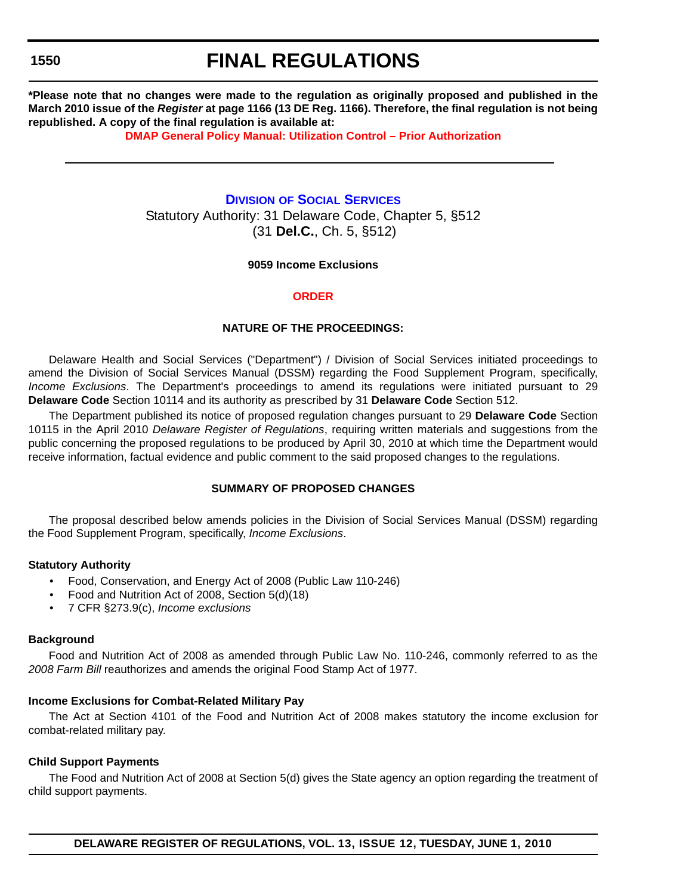**\*Please note that no changes were made to the regulation as originally proposed and published in the March 2010 issue of the *Register* at page 1166 (13 DE Reg. 1166). Therefore, the final regulation is not being republished. A copy of the final regulation is available at:**

**DMAP General Policy Manual: Utilization Control – Prior Authorization**

---

## Division of Social Services

Statutory Authority: 31 Delaware Code, Chapter 5, §512
(31 **Del.C.**, Ch. 5, §512)

**9059 Income Exclusions**

### ORDER

#### NATURE OF THE PROCEEDINGS:

Delaware Health and Social Services ("Department") / Division of Social Services initiated proceedings to amend the Division of Social Services Manual (DSSM) regarding the Food Supplement Program, specifically, *Income Exclusions*. The Department's proceedings to amend its regulations were initiated pursuant to 29 **Delaware Code** Section 10114 and its authority as prescribed by 31 **Delaware Code** Section 512.

The Department published its notice of proposed regulation changes pursuant to 29 **Delaware Code** Section 10115 in the April 2010 *Delaware Register of Regulations*, requiring written materials and suggestions from the public concerning the proposed regulations to be produced by April 30, 2010 at which time the Department would receive information, factual evidence and public comment to the said proposed changes to the regulations.

#### SUMMARY OF PROPOSED CHANGES

The proposal described below amends policies in the Division of Social Services Manual (DSSM) regarding the Food Supplement Program, specifically, *Income Exclusions*.

**Statutory Authority**

- Food, Conservation, and Energy Act of 2008 (Public Law 110-246)
- Food and Nutrition Act of 2008, Section 5(d)(18)
- 7 CFR §273.9(c), *Income exclusions*

**Background**

Food and Nutrition Act of 2008 as amended through Public Law No. 110-246, commonly referred to as the *2008 Farm Bill* reauthorizes and amends the original Food Stamp Act of 1977.

**Income Exclusions for Combat-Related Military Pay**

The Act at Section 4101 of the Food and Nutrition Act of 2008 makes statutory the income exclusion for combat-related military pay.

**Child Support Payments**

The Food and Nutrition Act of 2008 at Section 5(d) gives the State agency an option regarding the treatment of child support payments.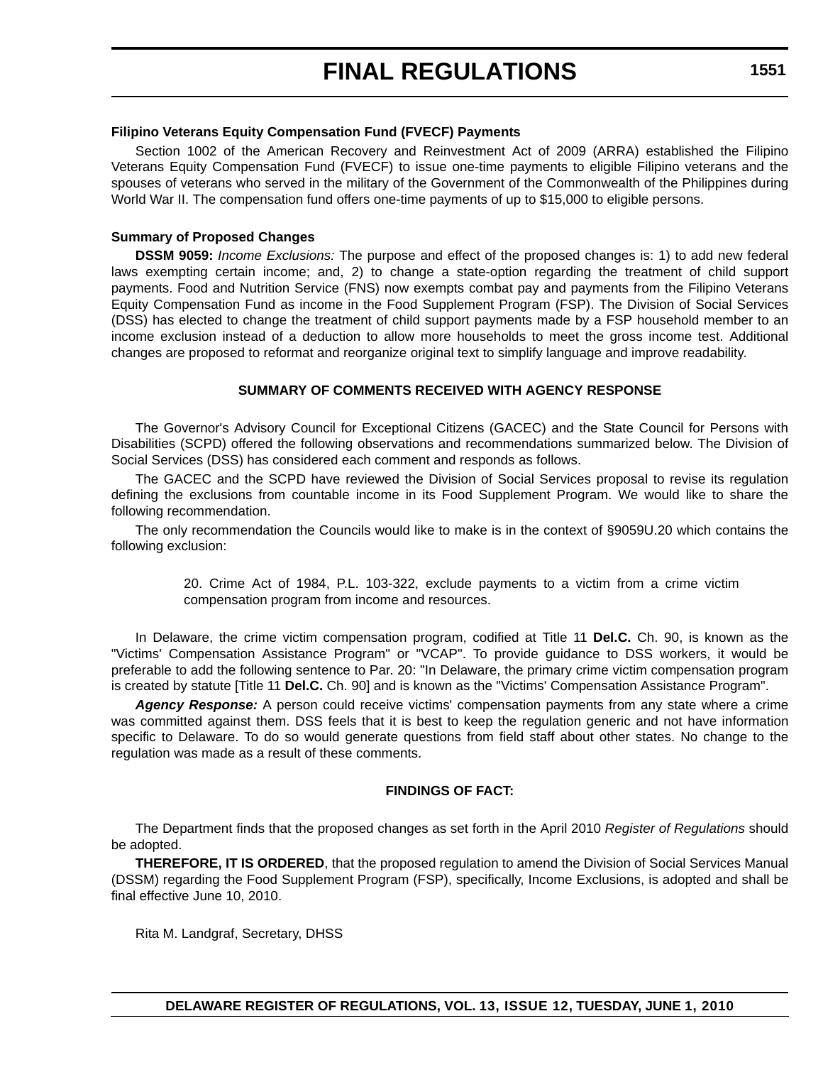**Filipino Veterans Equity Compensation Fund (FVECF) Payments**

Section 1002 of the American Recovery and Reinvestment Act of 2009 (ARRA) established the Filipino Veterans Equity Compensation Fund (FVECF) to issue one-time payments to eligible Filipino veterans and the spouses of veterans who served in the military of the Government of the Commonwealth of the Philippines during World War II. The compensation fund offers one-time payments of up to $15,000 to eligible persons.

**Summary of Proposed Changes**

**DSSM 9059:** *Income Exclusions:* The purpose and effect of the proposed changes is: 1) to add new federal laws exempting certain income; and, 2) to change a state-option regarding the treatment of child support payments. Food and Nutrition Service (FNS) now exempts combat pay and payments from the Filipino Veterans Equity Compensation Fund as income in the Food Supplement Program (FSP). The Division of Social Services (DSS) has elected to change the treatment of child support payments made by a FSP household member to an income exclusion instead of a deduction to allow more households to meet the gross income test. Additional changes are proposed to reformat and reorganize original text to simplify language and improve readability.

**SUMMARY OF COMMENTS RECEIVED WITH AGENCY RESPONSE**

The Governor's Advisory Council for Exceptional Citizens (GACEC) and the State Council for Persons with Disabilities (SCPD) offered the following observations and recommendations summarized below. The Division of Social Services (DSS) has considered each comment and responds as follows.

The GACEC and the SCPD have reviewed the Division of Social Services proposal to revise its regulation defining the exclusions from countable income in its Food Supplement Program. We would like to share the following recommendation.

The only recommendation the Councils would like to make is in the context of §9059U.20 which contains the following exclusion:

> 20. Crime Act of 1984, P.L. 103-322, exclude payments to a victim from a crime victim compensation program from income and resources.

In Delaware, the crime victim compensation program, codified at Title 11 **Del.C.** Ch. 90, is known as the "Victims' Compensation Assistance Program" or "VCAP". To provide guidance to DSS workers, it would be preferable to add the following sentence to Par. 20: "In Delaware, the primary crime victim compensation program is created by statute [Title 11 **Del.C.** Ch. 90] and is known as the "Victims' Compensation Assistance Program".

***Agency Response:*** A person could receive victims' compensation payments from any state where a crime was committed against them. DSS feels that it is best to keep the regulation generic and not have information specific to Delaware. To do so would generate questions from field staff about other states. No change to the regulation was made as a result of these comments.

**FINDINGS OF FACT:**

The Department finds that the proposed changes as set forth in the April 2010 *Register of Regulations* should be adopted.

**THEREFORE, IT IS ORDERED**, that the proposed regulation to amend the Division of Social Services Manual (DSSM) regarding the Food Supplement Program (FSP), specifically, Income Exclusions, is adopted and shall be final effective June 10, 2010.

Rita M. Landgraf, Secretary, DHSS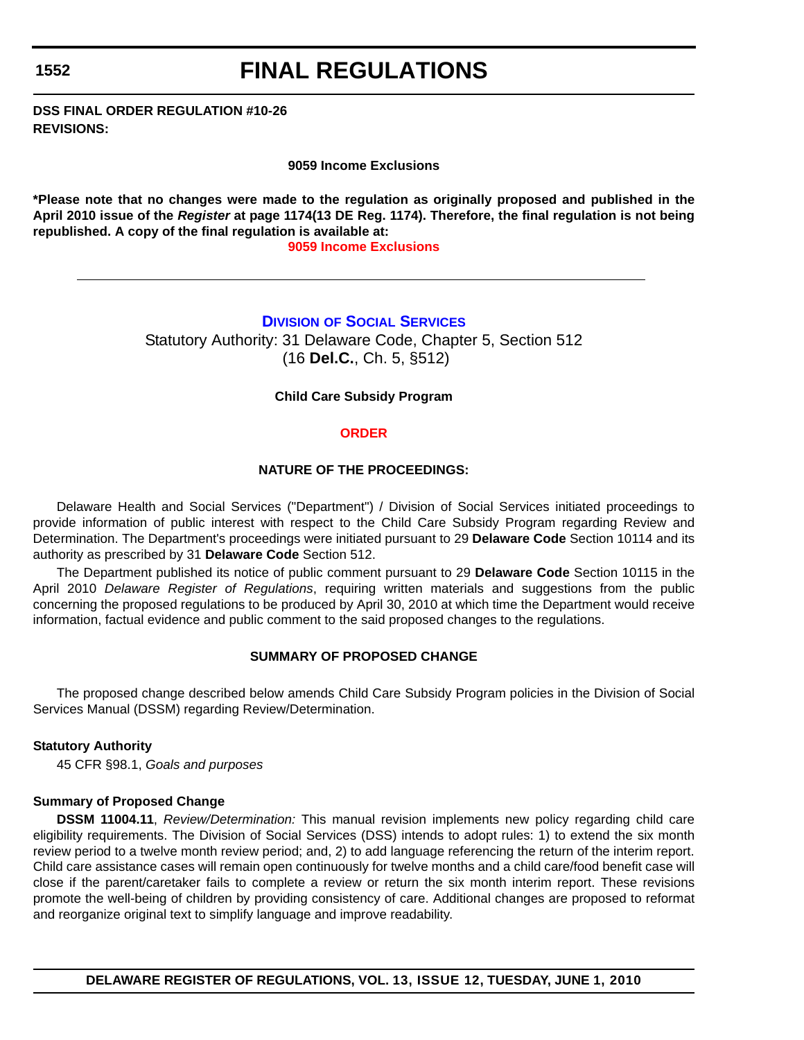# FINAL REGULATIONS

**DSS FINAL ORDER REGULATION #10-26**
**REVISIONS:**

**9059 Income Exclusions**

**\*Please note that no changes were made to the regulation as originally proposed and published in the April 2010 issue of the *Register* at page 1174(13 DE Reg. 1174). Therefore, the final regulation is not being republished. A copy of the final regulation is available at:**

**9059 Income Exclusions**

---

## DIVISION OF SOCIAL SERVICES

Statutory Authority: 31 Delaware Code, Chapter 5, Section 512
(16 **Del.C.**, Ch. 5, §512)

**Child Care Subsidy Program**

**ORDER**

**NATURE OF THE PROCEEDINGS:**

Delaware Health and Social Services ("Department") / Division of Social Services initiated proceedings to provide information of public interest with respect to the Child Care Subsidy Program regarding Review and Determination. The Department's proceedings were initiated pursuant to 29 **Delaware Code** Section 10114 and its authority as prescribed by 31 **Delaware Code** Section 512.

The Department published its notice of public comment pursuant to 29 **Delaware Code** Section 10115 in the April 2010 *Delaware Register of Regulations*, requiring written materials and suggestions from the public concerning the proposed regulations to be produced by April 30, 2010 at which time the Department would receive information, factual evidence and public comment to the said proposed changes to the regulations.

**SUMMARY OF PROPOSED CHANGE**

The proposed change described below amends Child Care Subsidy Program policies in the Division of Social Services Manual (DSSM) regarding Review/Determination.

**Statutory Authority**

45 CFR §98.1, *Goals and purposes*

**Summary of Proposed Change**

**DSSM 11004.11**, *Review/Determination:* This manual revision implements new policy regarding child care eligibility requirements. The Division of Social Services (DSS) intends to adopt rules: 1) to extend the six month review period to a twelve month review period; and, 2) to add language referencing the return of the interim report. Child care assistance cases will remain open continuously for twelve months and a child care/food benefit case will close if the parent/caretaker fails to complete a review or return the six month interim report. These revisions promote the well-being of children by providing consistency of care. Additional changes are proposed to reformat and reorganize original text to simplify language and improve readability.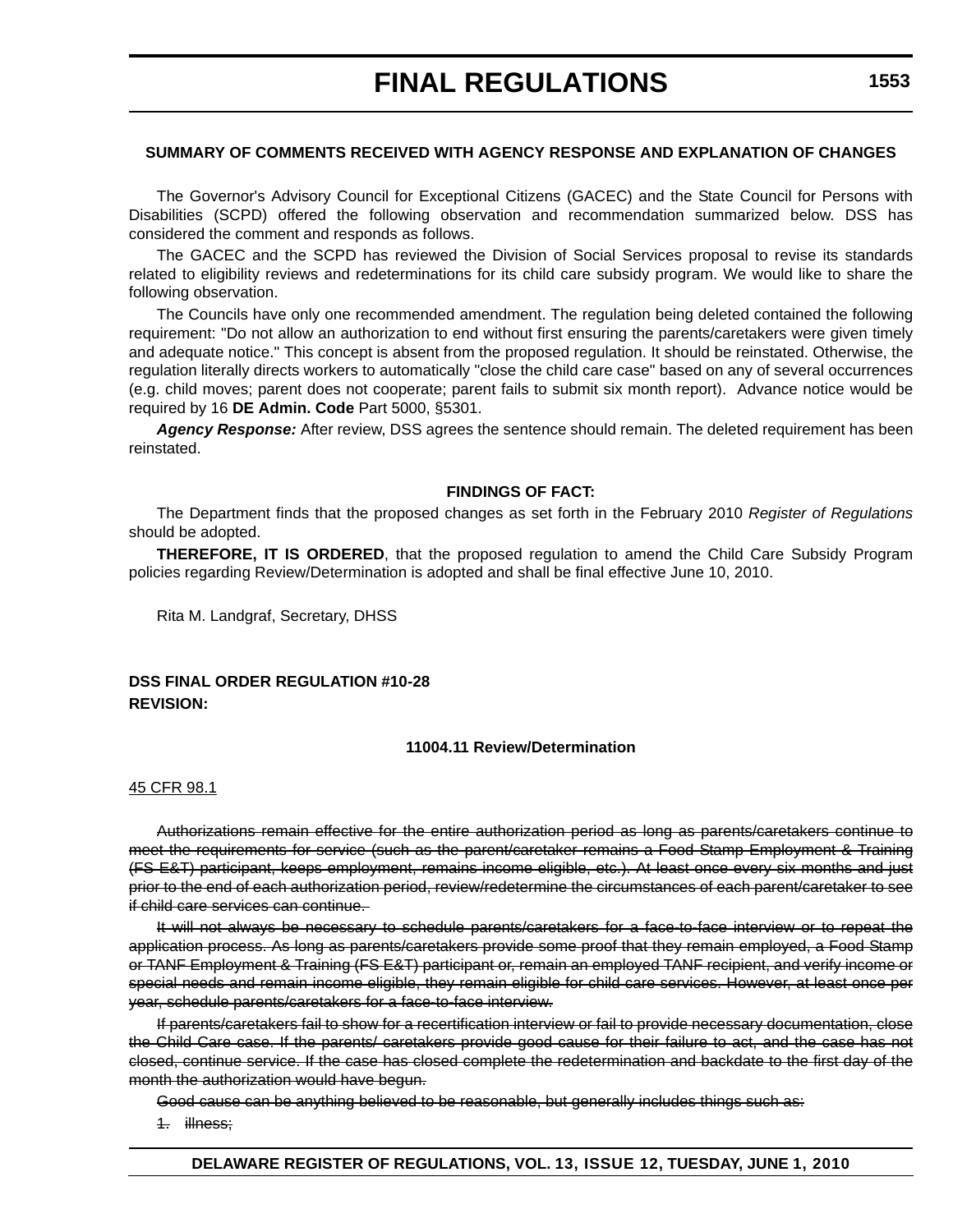**SUMMARY OF COMMENTS RECEIVED WITH AGENCY RESPONSE AND EXPLANATION OF CHANGES**

The Governor's Advisory Council for Exceptional Citizens (GACEC) and the State Council for Persons with Disabilities (SCPD) offered the following observation and recommendation summarized below. DSS has considered the comment and responds as follows.

The GACEC and the SCPD has reviewed the Division of Social Services proposal to revise its standards related to eligibility reviews and redeterminations for its child care subsidy program. We would like to share the following observation.

The Councils have only one recommended amendment. The regulation being deleted contained the following requirement: "Do not allow an authorization to end without first ensuring the parents/caretakers were given timely and adequate notice." This concept is absent from the proposed regulation. It should be reinstated. Otherwise, the regulation literally directs workers to automatically "close the child care case" based on any of several occurrences (e.g. child moves; parent does not cooperate; parent fails to submit six month report). Advance notice would be required by 16 **DE Admin. Code** Part 5000, §5301.

***Agency Response:*** After review, DSS agrees the sentence should remain. The deleted requirement has been reinstated.

**FINDINGS OF FACT:**

The Department finds that the proposed changes as set forth in the February 2010 *Register of Regulations* should be adopted.

**THEREFORE, IT IS ORDERED**, that the proposed regulation to amend the Child Care Subsidy Program policies regarding Review/Determination is adopted and shall be final effective June 10, 2010.

Rita M. Landgraf, Secretary, DHSS

**DSS FINAL ORDER REGULATION #10-28**
**REVISION:**

**11004.11 Review/Determination**

<u>45 CFR 98.1</u>

~~Authorizations remain effective for the entire authorization period as long as parents/caretakers continue to meet the requirements for service (such as the parent/caretaker remains a Food Stamp Employment & Training (FS E&T) participant, keeps employment, remains income eligible, etc.). At least once every six months and just prior to the end of each authorization period, review/redetermine the circumstances of each parent/caretaker to see if child care services can continue.~~

~~It will not always be necessary to schedule parents/caretakers for a face-to-face interview or to repeat the application process. As long as parents/caretakers provide some proof that they remain employed, a Food Stamp or TANF Employment & Training (FS E&T) participant or, remain an employed TANF recipient, and verify income or special needs and remain income eligible, they remain eligible for child care services. However, at least once per year, schedule parents/caretakers for a face-to-face interview.~~

~~If parents/caretakers fail to show for a recertification interview or fail to provide necessary documentation, close the Child Care case. If the parents/ caretakers provide good cause for their failure to act, and the case has not closed, continue service. If the case has closed complete the redetermination and backdate to the first day of the month the authorization would have begun.~~

~~Good cause can be anything believed to be reasonable, but generally includes things such as:~~

~~1. illness;~~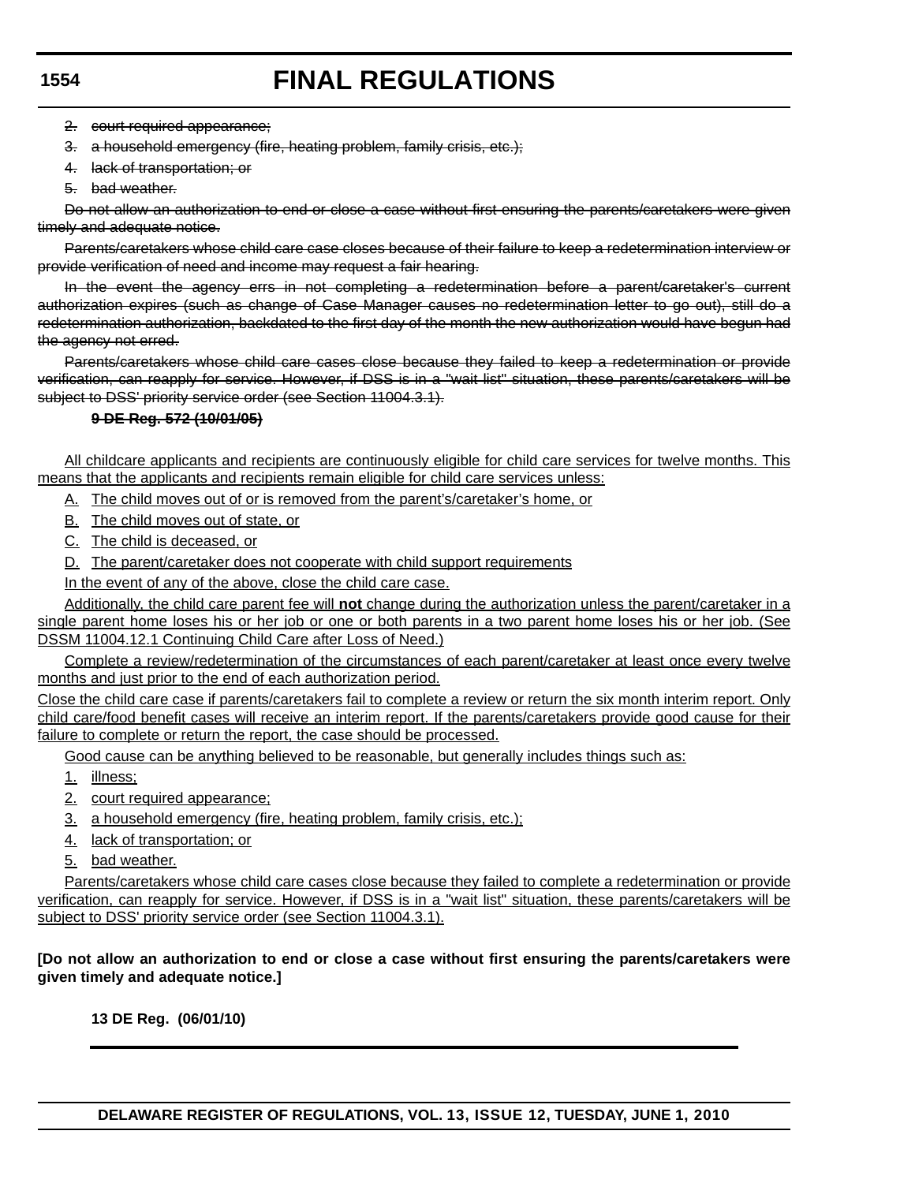~~2. court required appearance;~~

~~3. a household emergency (fire, heating problem, family crisis, etc.);~~

~~4. lack of transportation; or~~

~~5. bad weather.~~

~~Do not allow an authorization to end or close a case without first ensuring the parents/caretakers were given timely and adequate notice.~~

~~Parents/caretakers whose child care case closes because of their failure to keep a redetermination interview or provide verification of need and income may request a fair hearing.~~

~~In the event the agency errs in not completing a redetermination before a parent/caretaker's current authorization expires (such as change of Case Manager causes no redetermination letter to go out), still do a redetermination authorization, backdated to the first day of the month the new authorization would have begun had the agency not erred.~~

~~Parents/caretakers whose child care cases close because they failed to keep a redetermination or provide verification, can reapply for service. However, if DSS is in a "wait list" situation, these parents/caretakers will be subject to DSS' priority service order (see Section 11004.3.1).~~

~~**9 DE Reg. 572 (10/01/05)**~~

<u>All childcare applicants and recipients are continuously eligible for child care services for twelve months. This means that the applicants and recipients remain eligible for child care services unless:</u>

<u>A. The child moves out of or is removed from the parent's/caretaker's home, or</u>

<u>B. The child moves out of state, or</u>

<u>C. The child is deceased, or</u>

<u>D. The parent/caretaker does not cooperate with child support requirements</u>

<u>In the event of any of the above, close the child care case.</u>

<u>Additionally, the child care parent fee will **not** change during the authorization unless the parent/caretaker in a single parent home loses his or her job or one or both parents in a two parent home loses his or her job. (See DSSM 11004.12.1 Continuing Child Care after Loss of Need.)</u>

<u>Complete a review/redetermination of the circumstances of each parent/caretaker at least once every twelve months and just prior to the end of each authorization period.</u>

<u>Close the child care case if parents/caretakers fail to complete a review or return the six month interim report. Only child care/food benefit cases will receive an interim report. If the parents/caretakers provide good cause for their failure to complete or return the report, the case should be processed.</u>

<u>Good cause can be anything believed to be reasonable, but generally includes things such as:</u>

<u>1. illness;</u>

<u>2. court required appearance;</u>

<u>3. a household emergency (fire, heating problem, family crisis, etc.);</u>

<u>4. lack of transportation; or</u>

<u>5. bad weather.</u>

<u>Parents/caretakers whose child care cases close because they failed to complete a redetermination or provide verification, can reapply for service. However, if DSS is in a "wait list" situation, these parents/caretakers will be subject to DSS' priority service order (see Section 11004.3.1).</u>

**[Do not allow an authorization to end or close a case without first ensuring the parents/caretakers were given timely and adequate notice.]**

**13 DE Reg. (06/01/10)**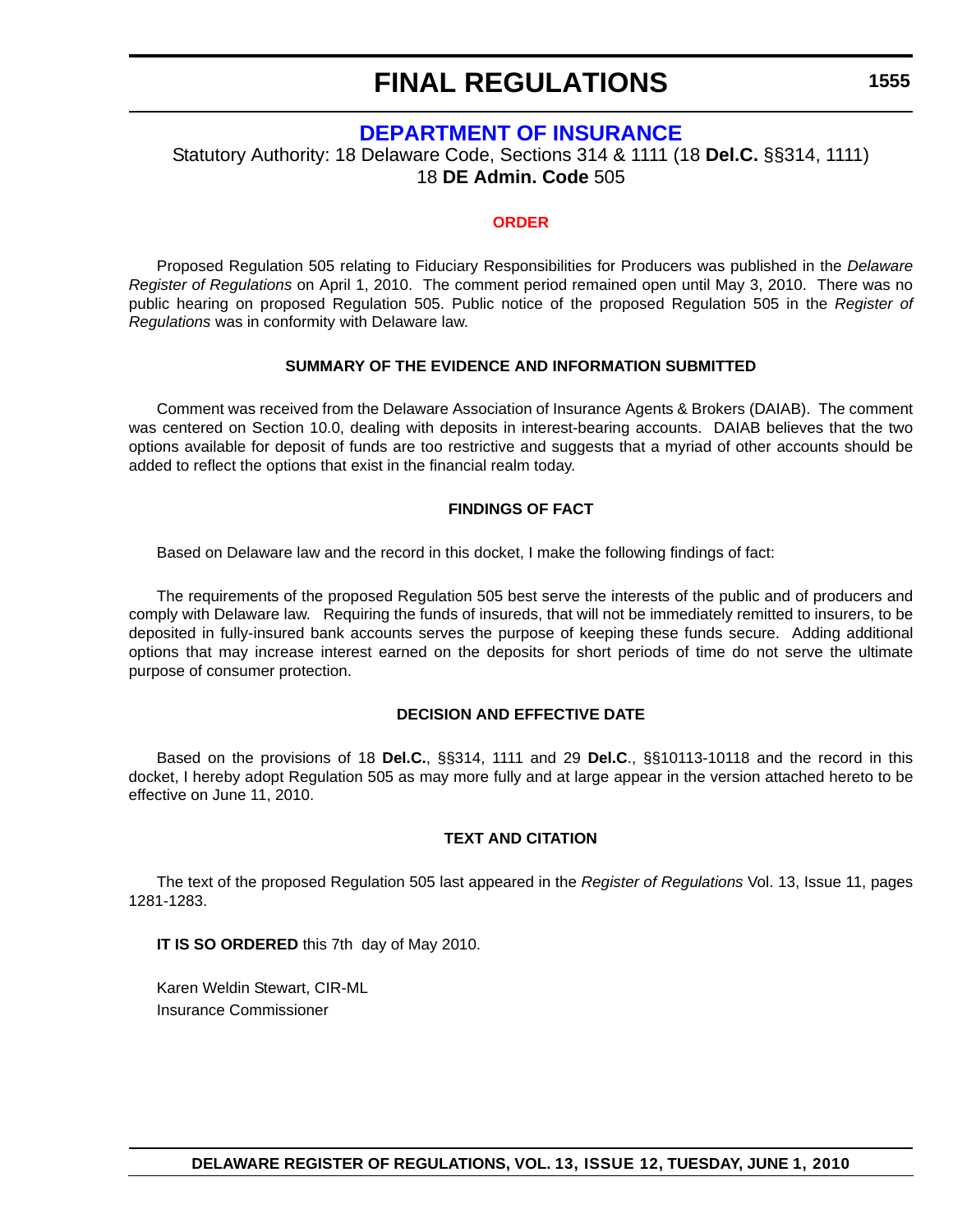# FINAL REGULATIONS

## DEPARTMENT OF INSURANCE

Statutory Authority: 18 Delaware Code, Sections 314 & 1111 (18 **Del.C.** §§314, 1111)
18 **DE Admin. Code** 505

### ORDER

Proposed Regulation 505 relating to Fiduciary Responsibilities for Producers was published in the *Delaware Register of Regulations* on April 1, 2010. The comment period remained open until May 3, 2010. There was no public hearing on proposed Regulation 505. Public notice of the proposed Regulation 505 in the *Register of Regulations* was in conformity with Delaware law.

### SUMMARY OF THE EVIDENCE AND INFORMATION SUBMITTED

Comment was received from the Delaware Association of Insurance Agents & Brokers (DAIAB). The comment was centered on Section 10.0, dealing with deposits in interest-bearing accounts. DAIAB believes that the two options available for deposit of funds are too restrictive and suggests that a myriad of other accounts should be added to reflect the options that exist in the financial realm today.

### FINDINGS OF FACT

Based on Delaware law and the record in this docket, I make the following findings of fact:

The requirements of the proposed Regulation 505 best serve the interests of the public and of producers and comply with Delaware law. Requiring the funds of insureds, that will not be immediately remitted to insurers, to be deposited in fully-insured bank accounts serves the purpose of keeping these funds secure. Adding additional options that may increase interest earned on the deposits for short periods of time do not serve the ultimate purpose of consumer protection.

### DECISION AND EFFECTIVE DATE

Based on the provisions of 18 **Del.C.**, §§314, 1111 and 29 **Del.C**., §§10113-10118 and the record in this docket, I hereby adopt Regulation 505 as may more fully and at large appear in the version attached hereto to be effective on June 11, 2010.

### TEXT AND CITATION

The text of the proposed Regulation 505 last appeared in the *Register of Regulations* Vol. 13, Issue 11, pages 1281-1283.

**IT IS SO ORDERED** this 7th day of May 2010.

Karen Weldin Stewart, CIR-ML
Insurance Commissioner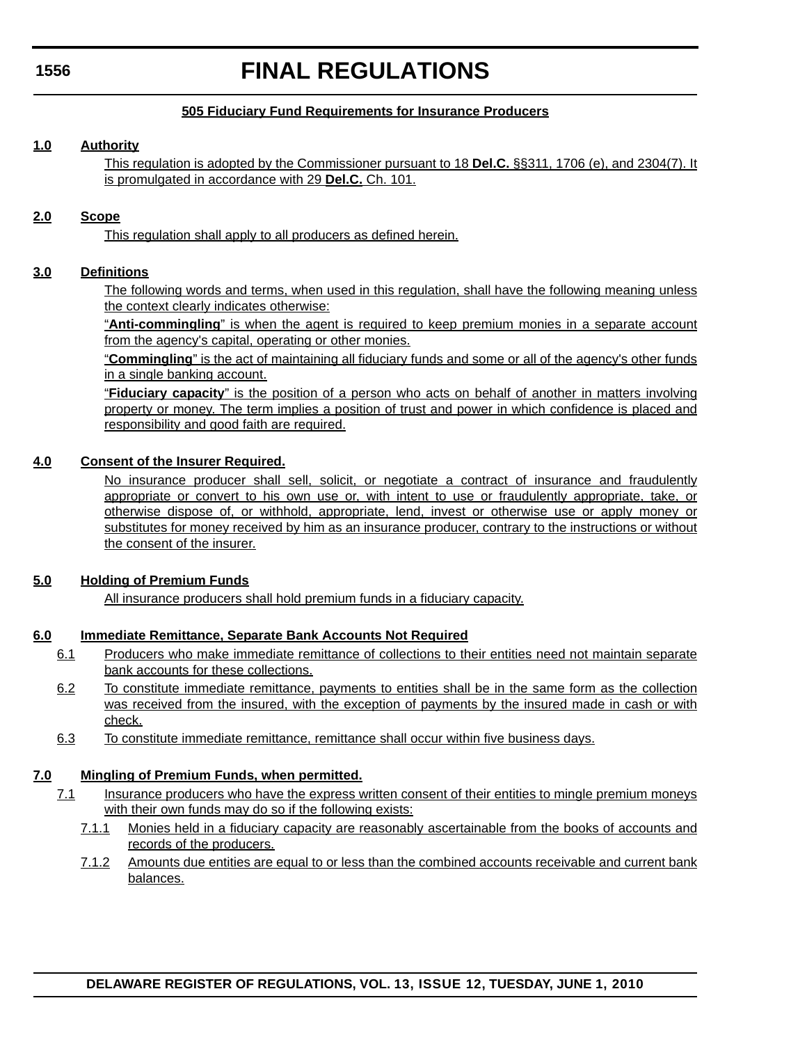## 505 Fiduciary Fund Requirements for Insurance Producers

**1.0 Authority**

This regulation is adopted by the Commissioner pursuant to 18 **Del.C.** §§311, 1706 (e), and 2304(7). It is promulgated in accordance with 29 **Del.C.** Ch. 101.

**2.0 Scope**

This regulation shall apply to all producers as defined herein.

**3.0 Definitions**

The following words and terms, when used in this regulation, shall have the following meaning unless the context clearly indicates otherwise:

"**Anti-commingling**" is when the agent is required to keep premium monies in a separate account from the agency's capital, operating or other monies.

"**Commingling**" is the act of maintaining all fiduciary funds and some or all of the agency's other funds in a single banking account.

"**Fiduciary capacity**" is the position of a person who acts on behalf of another in matters involving property or money. The term implies a position of trust and power in which confidence is placed and responsibility and good faith are required.

**4.0 Consent of the Insurer Required.**

No insurance producer shall sell, solicit, or negotiate a contract of insurance and fraudulently appropriate or convert to his own use or, with intent to use or fraudulently appropriate, take, or otherwise dispose of, or withhold, appropriate, lend, invest or otherwise use or apply money or substitutes for money received by him as an insurance producer, contrary to the instructions or without the consent of the insurer.

**5.0 Holding of Premium Funds**

All insurance producers shall hold premium funds in a fiduciary capacity.

**6.0 Immediate Remittance, Separate Bank Accounts Not Required**

6.1 Producers who make immediate remittance of collections to their entities need not maintain separate bank accounts for these collections.

6.2 To constitute immediate remittance, payments to entities shall be in the same form as the collection was received from the insured, with the exception of payments by the insured made in cash or with check.

6.3 To constitute immediate remittance, remittance shall occur within five business days.

**7.0 Mingling of Premium Funds, when permitted.**

7.1 Insurance producers who have the express written consent of their entities to mingle premium moneys with their own funds may do so if the following exists:

7.1.1 Monies held in a fiduciary capacity are reasonably ascertainable from the books of accounts and records of the producers.

7.1.2 Amounts due entities are equal to or less than the combined accounts receivable and current bank balances.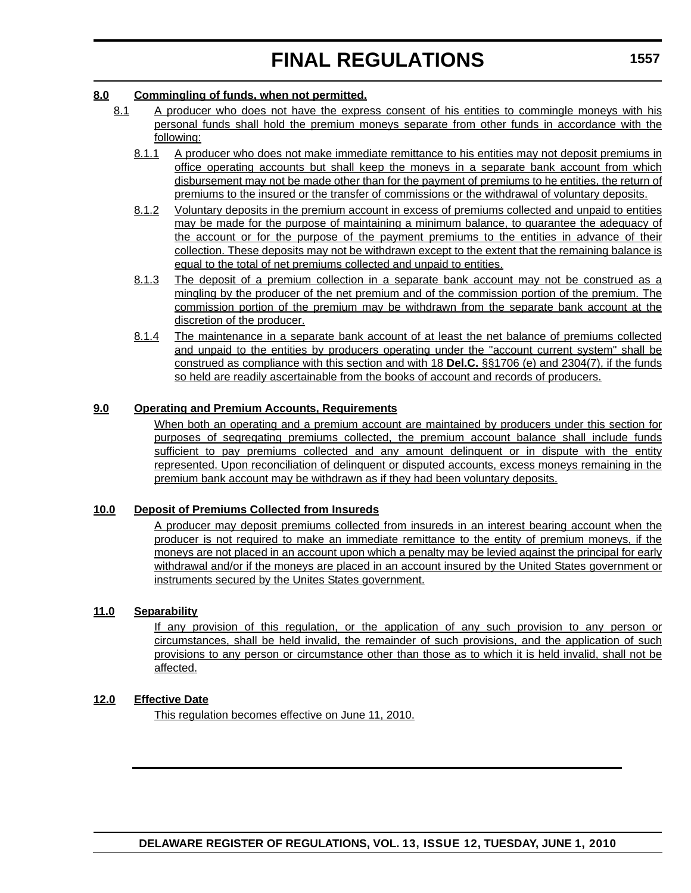**8.0 Commingling of funds, when not permitted.**

8.1 A producer who does not have the express consent of his entities to commingle moneys with his personal funds shall hold the premium moneys separate from other funds in accordance with the following:

8.1.1 A producer who does not make immediate remittance to his entities may not deposit premiums in office operating accounts but shall keep the moneys in a separate bank account from which disbursement may not be made other than for the payment of premiums to he entities, the return of premiums to the insured or the transfer of commissions or the withdrawal of voluntary deposits.

8.1.2 Voluntary deposits in the premium account in excess of premiums collected and unpaid to entities may be made for the purpose of maintaining a minimum balance, to guarantee the adequacy of the account or for the purpose of the payment premiums to the entities in advance of their collection. These deposits may not be withdrawn except to the extent that the remaining balance is equal to the total of net premiums collected and unpaid to entities.

8.1.3 The deposit of a premium collection in a separate bank account may not be construed as a mingling by the producer of the net premium and of the commission portion of the premium. The commission portion of the premium may be withdrawn from the separate bank account at the discretion of the producer.

8.1.4 The maintenance in a separate bank account of at least the net balance of premiums collected and unpaid to the entities by producers operating under the "account current system" shall be construed as compliance with this section and with 18 **Del.C.** §§1706 (e) and 2304(7), if the funds so held are readily ascertainable from the books of account and records of producers.

**9.0 Operating and Premium Accounts, Requirements**

When both an operating and a premium account are maintained by producers under this section for purposes of segregating premiums collected, the premium account balance shall include funds sufficient to pay premiums collected and any amount delinquent or in dispute with the entity represented. Upon reconciliation of delinquent or disputed accounts, excess moneys remaining in the premium bank account may be withdrawn as if they had been voluntary deposits.

**10.0 Deposit of Premiums Collected from Insureds**

A producer may deposit premiums collected from insureds in an interest bearing account when the producer is not required to make an immediate remittance to the entity of premium moneys, if the moneys are not placed in an account upon which a penalty may be levied against the principal for early withdrawal and/or if the moneys are placed in an account insured by the United States government or instruments secured by the Unites States government.

**11.0 Separability**

If any provision of this regulation, or the application of any such provision to any person or circumstances, shall be held invalid, the remainder of such provisions, and the application of such provisions to any person or circumstance other than those as to which it is held invalid, shall not be affected.

**12.0 Effective Date**

This regulation becomes effective on June 11, 2010.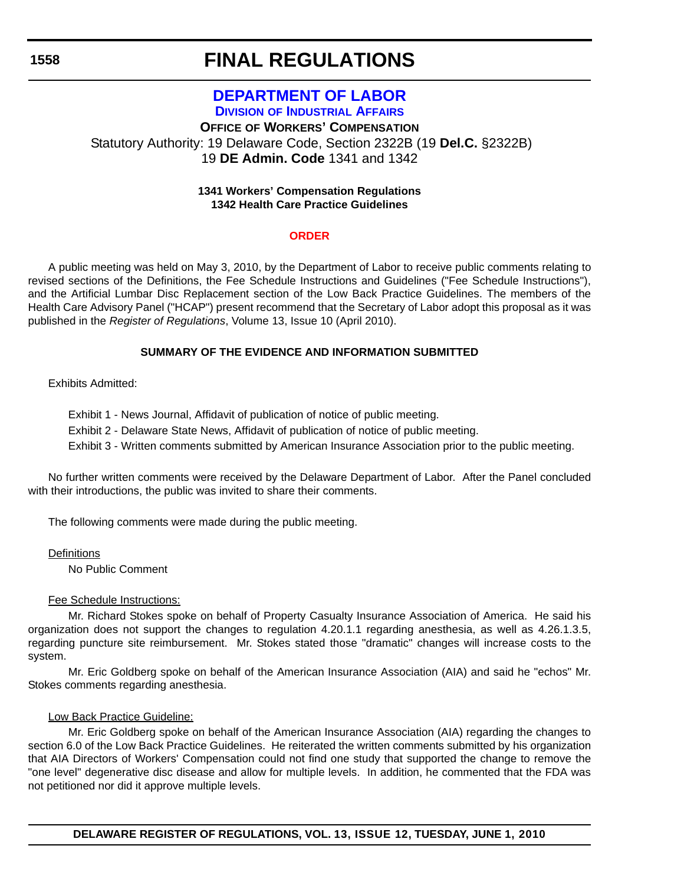# FINAL REGULATIONS

## DEPARTMENT OF LABOR

### DIVISION OF INDUSTRIAL AFFAIRS

**OFFICE OF WORKERS' COMPENSATION**

Statutory Authority: 19 Delaware Code, Section 2322B (19 **Del.C.** §2322B)
19 **DE Admin. Code** 1341 and 1342

**1341 Workers' Compensation Regulations**
**1342 Health Care Practice Guidelines**

**ORDER**

A public meeting was held on May 3, 2010, by the Department of Labor to receive public comments relating to revised sections of the Definitions, the Fee Schedule Instructions and Guidelines ("Fee Schedule Instructions"), and the Artificial Lumbar Disc Replacement section of the Low Back Practice Guidelines. The members of the Health Care Advisory Panel ("HCAP") present recommend that the Secretary of Labor adopt this proposal as it was published in the *Register of Regulations*, Volume 13, Issue 10 (April 2010).

**SUMMARY OF THE EVIDENCE AND INFORMATION SUBMITTED**

Exhibits Admitted:

Exhibit 1 - News Journal, Affidavit of publication of notice of public meeting.

Exhibit 2 - Delaware State News, Affidavit of publication of notice of public meeting.

Exhibit 3 - Written comments submitted by American Insurance Association prior to the public meeting.

No further written comments were received by the Delaware Department of Labor. After the Panel concluded with their introductions, the public was invited to share their comments.

The following comments were made during the public meeting.

Definitions

No Public Comment

Fee Schedule Instructions:

Mr. Richard Stokes spoke on behalf of Property Casualty Insurance Association of America. He said his organization does not support the changes to regulation 4.20.1.1 regarding anesthesia, as well as 4.26.1.3.5, regarding puncture site reimbursement. Mr. Stokes stated those "dramatic" changes will increase costs to the system.

Mr. Eric Goldberg spoke on behalf of the American Insurance Association (AIA) and said he "echos" Mr. Stokes comments regarding anesthesia.

Low Back Practice Guideline:

Mr. Eric Goldberg spoke on behalf of the American Insurance Association (AIA) regarding the changes to section 6.0 of the Low Back Practice Guidelines. He reiterated the written comments submitted by his organization that AIA Directors of Workers' Compensation could not find one study that supported the change to remove the "one level" degenerative disc disease and allow for multiple levels. In addition, he commented that the FDA was not petitioned nor did it approve multiple levels.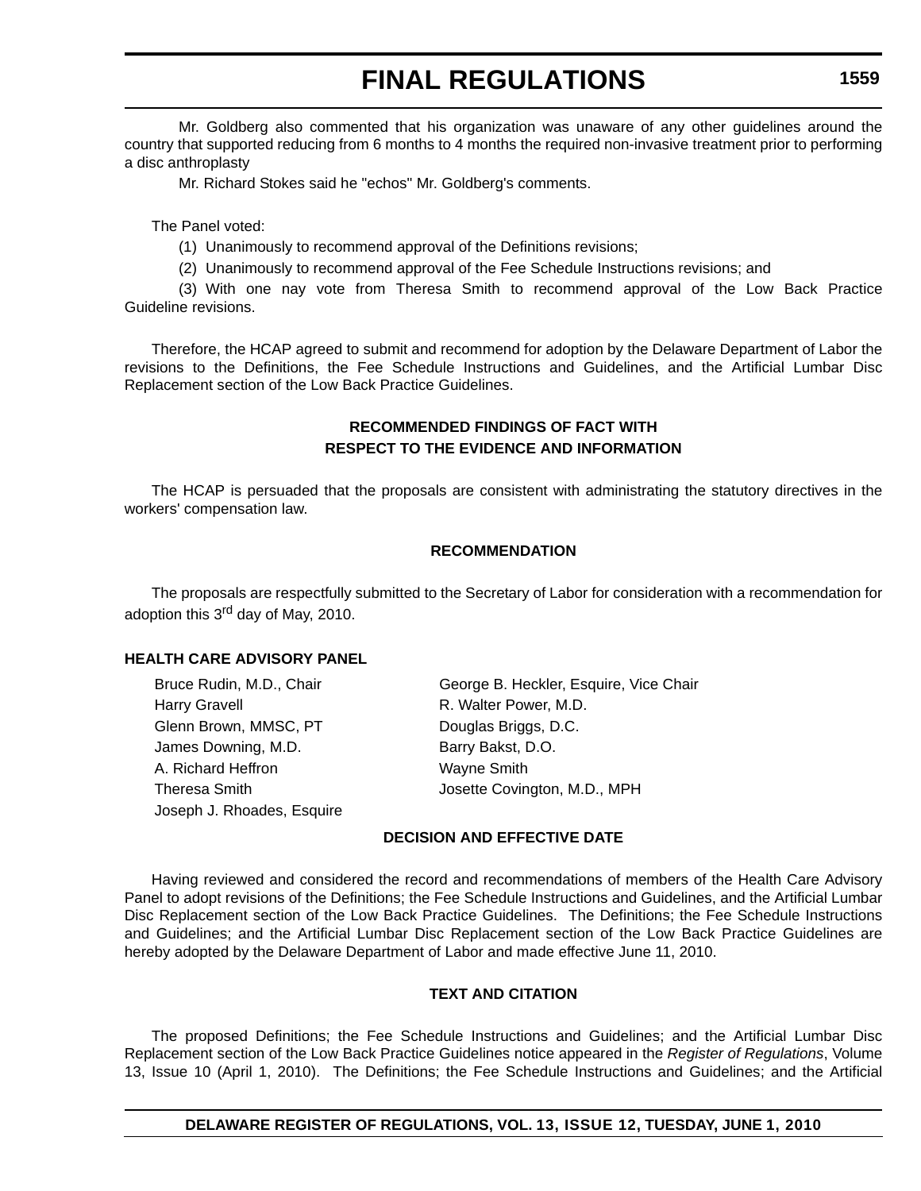Mr. Goldberg also commented that his organization was unaware of any other guidelines around the country that supported reducing from 6 months to 4 months the required non-invasive treatment prior to performing a disc anthroplasty

Mr. Richard Stokes said he "echos" Mr. Goldberg's comments.

The Panel voted:

(1) Unanimously to recommend approval of the Definitions revisions;

(2) Unanimously to recommend approval of the Fee Schedule Instructions revisions; and

(3) With one nay vote from Theresa Smith to recommend approval of the Low Back Practice Guideline revisions.

Therefore, the HCAP agreed to submit and recommend for adoption by the Delaware Department of Labor the revisions to the Definitions, the Fee Schedule Instructions and Guidelines, and the Artificial Lumbar Disc Replacement section of the Low Back Practice Guidelines.

**RECOMMENDED FINDINGS OF FACT WITH RESPECT TO THE EVIDENCE AND INFORMATION**

The HCAP is persuaded that the proposals are consistent with administrating the statutory directives in the workers' compensation law.

**RECOMMENDATION**

The proposals are respectfully submitted to the Secretary of Labor for consideration with a recommendation for adoption this 3rd day of May, 2010.

**HEALTH CARE ADVISORY PANEL**

Bruce Rudin, M.D., Chair
George B. Heckler, Esquire, Vice Chair
Harry Gravell
R. Walter Power, M.D.
Glenn Brown, MMSC, PT
Douglas Briggs, D.C.
James Downing, M.D.
Barry Bakst, D.O.
A. Richard Heffron
Wayne Smith
Theresa Smith
Josette Covington, M.D., MPH
Joseph J. Rhoades, Esquire

**DECISION AND EFFECTIVE DATE**

Having reviewed and considered the record and recommendations of members of the Health Care Advisory Panel to adopt revisions of the Definitions; the Fee Schedule Instructions and Guidelines, and the Artificial Lumbar Disc Replacement section of the Low Back Practice Guidelines. The Definitions; the Fee Schedule Instructions and Guidelines; and the Artificial Lumbar Disc Replacement section of the Low Back Practice Guidelines are hereby adopted by the Delaware Department of Labor and made effective June 11, 2010.

**TEXT AND CITATION**

The proposed Definitions; the Fee Schedule Instructions and Guidelines; and the Artificial Lumbar Disc Replacement section of the Low Back Practice Guidelines notice appeared in the *Register of Regulations*, Volume 13, Issue 10 (April 1, 2010). The Definitions; the Fee Schedule Instructions and Guidelines; and the Artificial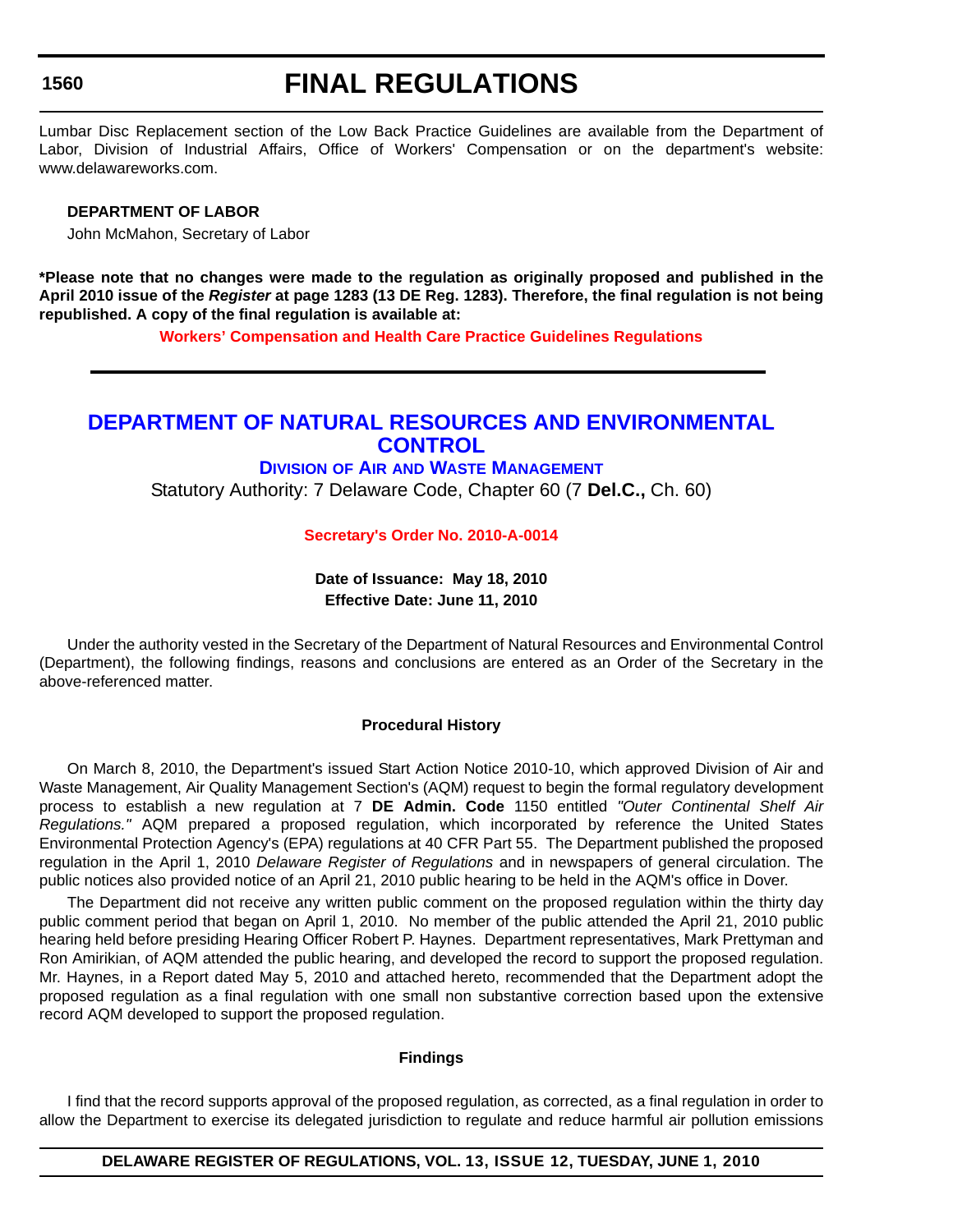Lumbar Disc Replacement section of the Low Back Practice Guidelines are available from the Department of Labor, Division of Industrial Affairs, Office of Workers' Compensation or on the department's website: www.delawareworks.com.

**DEPARTMENT OF LABOR**

John McMahon, Secretary of Labor

**\*Please note that no changes were made to the regulation as originally proposed and published in the April 2010 issue of the *Register* at page 1283 (13 DE Reg. 1283). Therefore, the final regulation is not being republished. A copy of the final regulation is available at:**

**Workers' Compensation and Health Care Practice Guidelines Regulations**

---

## DEPARTMENT OF NATURAL RESOURCES AND ENVIRONMENTAL CONTROL

### DIVISION OF AIR AND WASTE MANAGEMENT

Statutory Authority: 7 Delaware Code, Chapter 60 (7 **Del.C.,** Ch. 60)

**Secretary's Order No. 2010-A-0014**

**Date of Issuance: May 18, 2010**
**Effective Date: June 11, 2010**

Under the authority vested in the Secretary of the Department of Natural Resources and Environmental Control (Department), the following findings, reasons and conclusions are entered as an Order of the Secretary in the above-referenced matter.

**Procedural History**

On March 8, 2010, the Department's issued Start Action Notice 2010-10, which approved Division of Air and Waste Management, Air Quality Management Section's (AQM) request to begin the formal regulatory development process to establish a new regulation at 7 **DE Admin. Code** 1150 entitled *"Outer Continental Shelf Air Regulations."* AQM prepared a proposed regulation, which incorporated by reference the United States Environmental Protection Agency's (EPA) regulations at 40 CFR Part 55. The Department published the proposed regulation in the April 1, 2010 *Delaware Register of Regulations* and in newspapers of general circulation. The public notices also provided notice of an April 21, 2010 public hearing to be held in the AQM's office in Dover.

The Department did not receive any written public comment on the proposed regulation within the thirty day public comment period that began on April 1, 2010. No member of the public attended the April 21, 2010 public hearing held before presiding Hearing Officer Robert P. Haynes. Department representatives, Mark Prettyman and Ron Amirikian, of AQM attended the public hearing, and developed the record to support the proposed regulation. Mr. Haynes, in a Report dated May 5, 2010 and attached hereto, recommended that the Department adopt the proposed regulation as a final regulation with one small non substantive correction based upon the extensive record AQM developed to support the proposed regulation.

**Findings**

I find that the record supports approval of the proposed regulation, as corrected, as a final regulation in order to allow the Department to exercise its delegated jurisdiction to regulate and reduce harmful air pollution emissions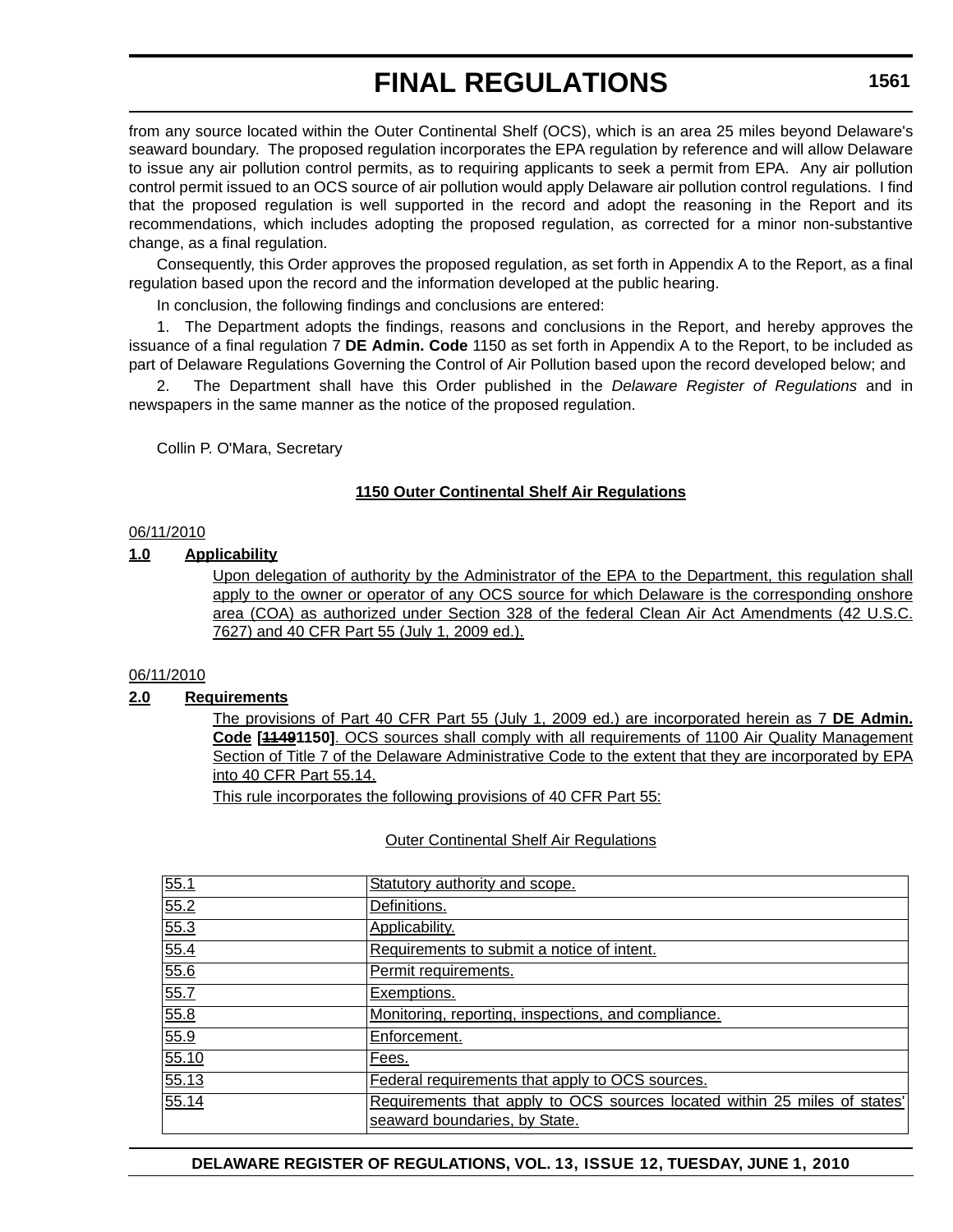from any source located within the Outer Continental Shelf (OCS), which is an area 25 miles beyond Delaware's seaward boundary. The proposed regulation incorporates the EPA regulation by reference and will allow Delaware to issue any air pollution control permits, as to requiring applicants to seek a permit from EPA. Any air pollution control permit issued to an OCS source of air pollution would apply Delaware air pollution control regulations. I find that the proposed regulation is well supported in the record and adopt the reasoning in the Report and its recommendations, which includes adopting the proposed regulation, as corrected for a minor non-substantive change, as a final regulation.

Consequently, this Order approves the proposed regulation, as set forth in Appendix A to the Report, as a final regulation based upon the record and the information developed at the public hearing.

In conclusion, the following findings and conclusions are entered:

1. The Department adopts the findings, reasons and conclusions in the Report, and hereby approves the issuance of a final regulation 7 **DE Admin. Code** 1150 as set forth in Appendix A to the Report, to be included as part of Delaware Regulations Governing the Control of Air Pollution based upon the record developed below; and

2. The Department shall have this Order published in the *Delaware Register of Regulations* and in newspapers in the same manner as the notice of the proposed regulation.

Collin P. O'Mara, Secretary

**1150 Outer Continental Shelf Air Regulations**

06/11/2010

**1.0 Applicability**

Upon delegation of authority by the Administrator of the EPA to the Department, this regulation shall apply to the owner or operator of any OCS source for which Delaware is the corresponding onshore area (COA) as authorized under Section 328 of the federal Clean Air Act Amendments (42 U.S.C. 7627) and 40 CFR Part 55 (July 1, 2009 ed.).

06/11/2010

**2.0 Requirements**

The provisions of Part 40 CFR Part 55 (July 1, 2009 ed.) are incorporated herein as 7 **DE Admin. Code [~~1149~~1150]**. OCS sources shall comply with all requirements of 1100 Air Quality Management Section of Title 7 of the Delaware Administrative Code to the extent that they are incorporated by EPA into 40 CFR Part 55.14.

This rule incorporates the following provisions of 40 CFR Part 55:

Outer Continental Shelf Air Regulations

| | |
|---|---|
| 55.1 | Statutory authority and scope. |
| 55.2 | Definitions. |
| 55.3 | Applicability. |
| 55.4 | Requirements to submit a notice of intent. |
| 55.6 | Permit requirements. |
| 55.7 | Exemptions. |
| 55.8 | Monitoring, reporting, inspections, and compliance. |
| 55.9 | Enforcement. |
| 55.10 | Fees. |
| 55.13 | Federal requirements that apply to OCS sources. |
| 55.14 | Requirements that apply to OCS sources located within 25 miles of states' seaward boundaries, by State. |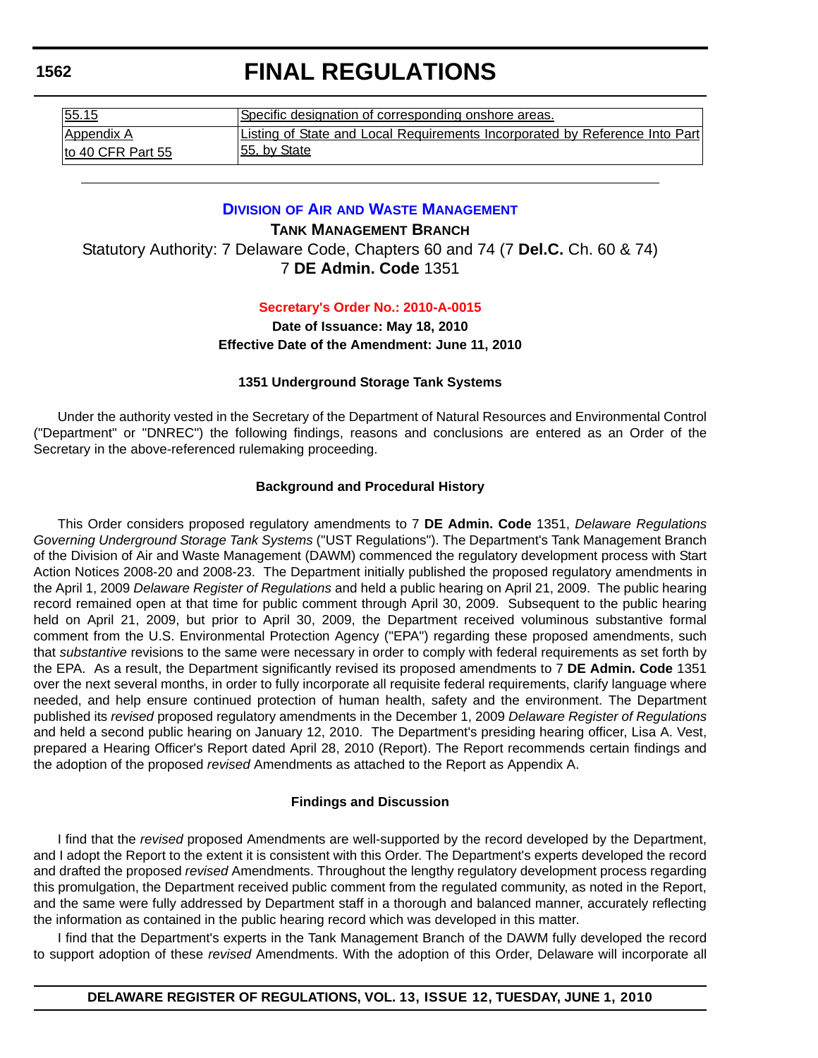| | |
|---|---|
| 55.15 | Specific designation of corresponding onshore areas. |
| Appendix A to 40 CFR Part 55 | Listing of State and Local Requirements Incorporated by Reference Into Part 55, by State |

---

## Division of Air and Waste Management

### Tank Management Branch

Statutory Authority: 7 Delaware Code, Chapters 60 and 74 (7 **Del.C.** Ch. 60 & 74)
7 **DE Admin. Code** 1351

**Secretary's Order No.: 2010-A-0015**

**Date of Issuance: May 18, 2010**
**Effective Date of the Amendment: June 11, 2010**

**1351 Underground Storage Tank Systems**

Under the authority vested in the Secretary of the Department of Natural Resources and Environmental Control ("Department" or "DNREC") the following findings, reasons and conclusions are entered as an Order of the Secretary in the above-referenced rulemaking proceeding.

**Background and Procedural History**

This Order considers proposed regulatory amendments to 7 **DE Admin. Code** 1351, *Delaware Regulations Governing Underground Storage Tank Systems* ("UST Regulations"). The Department's Tank Management Branch of the Division of Air and Waste Management (DAWM) commenced the regulatory development process with Start Action Notices 2008-20 and 2008-23. The Department initially published the proposed regulatory amendments in the April 1, 2009 *Delaware Register of Regulations* and held a public hearing on April 21, 2009. The public hearing record remained open at that time for public comment through April 30, 2009. Subsequent to the public hearing held on April 21, 2009, but prior to April 30, 2009, the Department received voluminous substantive formal comment from the U.S. Environmental Protection Agency ("EPA") regarding these proposed amendments, such that *substantive* revisions to the same were necessary in order to comply with federal requirements as set forth by the EPA. As a result, the Department significantly revised its proposed amendments to 7 **DE Admin. Code** 1351 over the next several months, in order to fully incorporate all requisite federal requirements, clarify language where needed, and help ensure continued protection of human health, safety and the environment. The Department published its *revised* proposed regulatory amendments in the December 1, 2009 *Delaware Register of Regulations* and held a second public hearing on January 12, 2010. The Department's presiding hearing officer, Lisa A. Vest, prepared a Hearing Officer's Report dated April 28, 2010 (Report). The Report recommends certain findings and the adoption of the proposed *revised* Amendments as attached to the Report as Appendix A.

**Findings and Discussion**

I find that the *revised* proposed Amendments are well-supported by the record developed by the Department, and I adopt the Report to the extent it is consistent with this Order. The Department's experts developed the record and drafted the proposed *revised* Amendments. Throughout the lengthy regulatory development process regarding this promulgation, the Department received public comment from the regulated community, as noted in the Report, and the same were fully addressed by Department staff in a thorough and balanced manner, accurately reflecting the information as contained in the public hearing record which was developed in this matter.

I find that the Department's experts in the Tank Management Branch of the DAWM fully developed the record to support adoption of these *revised* Amendments. With the adoption of this Order, Delaware will incorporate all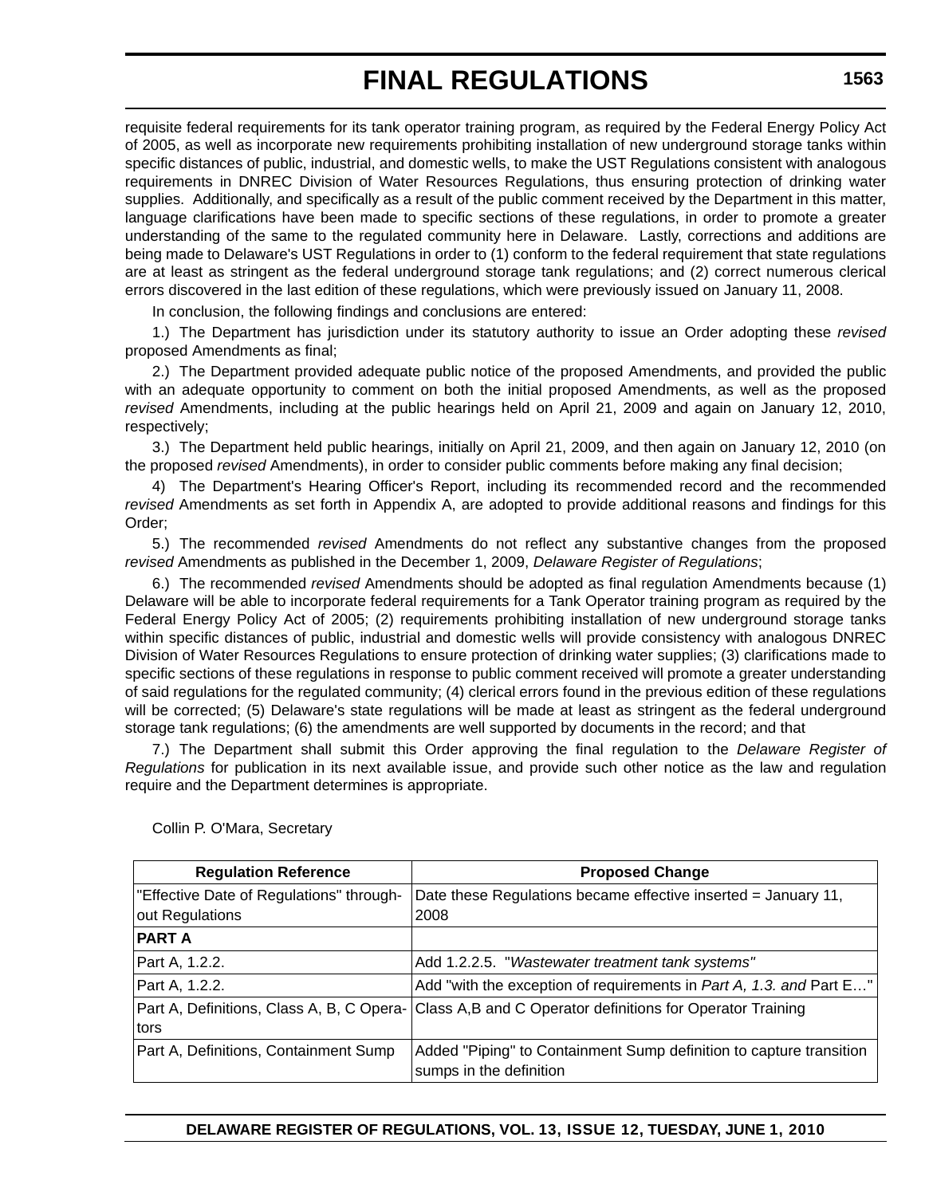requisite federal requirements for its tank operator training program, as required by the Federal Energy Policy Act of 2005, as well as incorporate new requirements prohibiting installation of new underground storage tanks within specific distances of public, industrial, and domestic wells, to make the UST Regulations consistent with analogous requirements in DNREC Division of Water Resources Regulations, thus ensuring protection of drinking water supplies. Additionally, and specifically as a result of the public comment received by the Department in this matter, language clarifications have been made to specific sections of these regulations, in order to promote a greater understanding of the same to the regulated community here in Delaware. Lastly, corrections and additions are being made to Delaware's UST Regulations in order to (1) conform to the federal requirement that state regulations are at least as stringent as the federal underground storage tank regulations; and (2) correct numerous clerical errors discovered in the last edition of these regulations, which were previously issued on January 11, 2008.

In conclusion, the following findings and conclusions are entered:

1.) The Department has jurisdiction under its statutory authority to issue an Order adopting these *revised* proposed Amendments as final;

2.) The Department provided adequate public notice of the proposed Amendments, and provided the public with an adequate opportunity to comment on both the initial proposed Amendments, as well as the proposed *revised* Amendments, including at the public hearings held on April 21, 2009 and again on January 12, 2010, respectively;

3.) The Department held public hearings, initially on April 21, 2009, and then again on January 12, 2010 (on the proposed *revised* Amendments), in order to consider public comments before making any final decision;

4) The Department's Hearing Officer's Report, including its recommended record and the recommended *revised* Amendments as set forth in Appendix A, are adopted to provide additional reasons and findings for this Order;

5.) The recommended *revised* Amendments do not reflect any substantive changes from the proposed *revised* Amendments as published in the December 1, 2009, *Delaware Register of Regulations*;

6.) The recommended *revised* Amendments should be adopted as final regulation Amendments because (1) Delaware will be able to incorporate federal requirements for a Tank Operator training program as required by the Federal Energy Policy Act of 2005; (2) requirements prohibiting installation of new underground storage tanks within specific distances of public, industrial and domestic wells will provide consistency with analogous DNREC Division of Water Resources Regulations to ensure protection of drinking water supplies; (3) clarifications made to specific sections of these regulations in response to public comment received will promote a greater understanding of said regulations for the regulated community; (4) clerical errors found in the previous edition of these regulations will be corrected; (5) Delaware's state regulations will be made at least as stringent as the federal underground storage tank regulations; (6) the amendments are well supported by documents in the record; and that

7.) The Department shall submit this Order approving the final regulation to the *Delaware Register of Regulations* for publication in its next available issue, and provide such other notice as the law and regulation require and the Department determines is appropriate.

Collin P. O'Mara, Secretary

| Regulation Reference | Proposed Change |
|---|---|
| "Effective Date of Regulations" throughout Regulations | Date these Regulations became effective inserted = January 11, 2008 |
| **PART A** | |
| Part A, 1.2.2. | Add 1.2.2.5. "*Wastewater treatment tank systems"* |
| Part A, 1.2.2. | Add "with the exception of requirements in *Part A, 1.3. and* Part E…" |
| Part A, Definitions, Class A, B, C Operators | Class A,B and C Operator definitions for Operator Training |
| Part A, Definitions, Containment Sump | Added "Piping" to Containment Sump definition to capture transition sumps in the definition |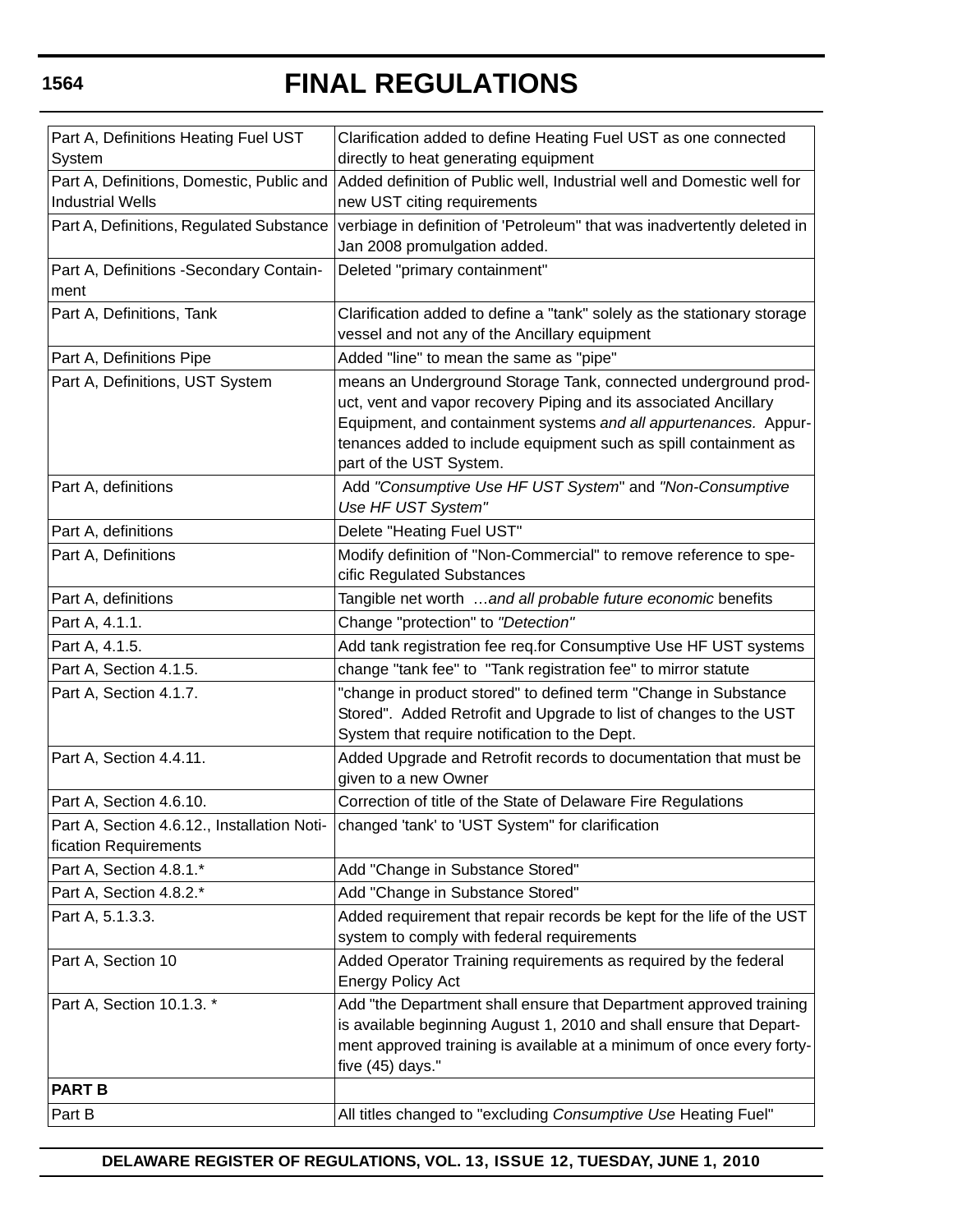| | |
|---|---|
| Part A, Definitions Heating Fuel UST System | Clarification added to define Heating Fuel UST as one connected directly to heat generating equipment |
| Part A, Definitions, Domestic, Public and Industrial Wells | Added definition of Public well, Industrial well and Domestic well for new UST citing requirements |
| Part A, Definitions, Regulated Substance | verbiage in definition of 'Petroleum" that was inadvertently deleted in Jan 2008 promulgation added. |
| Part A, Definitions -Secondary Containment | Deleted "primary containment" |
| Part A, Definitions, Tank | Clarification added to define a "tank" solely as the stationary storage vessel and not any of the Ancillary equipment |
| Part A, Definitions Pipe | Added "line" to mean the same as "pipe" |
| Part A, Definitions, UST System | means an Underground Storage Tank, connected underground product, vent and vapor recovery Piping and its associated Ancillary Equipment, and containment systems *and all appurtenances.* Appurtenances added to include equipment such as spill containment as part of the UST System. |
| Part A, definitions | Add *"Consumptive Use HF UST System*" and *"Non-Consumptive Use HF UST System"* |
| Part A, definitions | Delete "Heating Fuel UST" |
| Part A, Definitions | Modify definition of "Non-Commercial" to remove reference to specific Regulated Substances |
| Part A, definitions | Tangible net worth …*and all probable future economic* benefits |
| Part A, 4.1.1. | Change "protection" to *"Detection"* |
| Part A, 4.1.5. | Add tank registration fee req.for Consumptive Use HF UST systems |
| Part A, Section 4.1.5. | change "tank fee" to "Tank registration fee" to mirror statute |
| Part A, Section 4.1.7. | "change in product stored" to defined term "Change in Substance Stored". Added Retrofit and Upgrade to list of changes to the UST System that require notification to the Dept. |
| Part A, Section 4.4.11. | Added Upgrade and Retrofit records to documentation that must be given to a new Owner |
| Part A, Section 4.6.10. | Correction of title of the State of Delaware Fire Regulations |
| Part A, Section 4.6.12., Installation Notification Requirements | changed 'tank' to 'UST System" for clarification |
| Part A, Section 4.8.1.* | Add "Change in Substance Stored" |
| Part A, Section 4.8.2.* | Add "Change in Substance Stored" |
| Part A, 5.1.3.3. | Added requirement that repair records be kept for the life of the UST system to comply with federal requirements |
| Part A, Section 10 | Added Operator Training requirements as required by the federal Energy Policy Act |
| Part A, Section 10.1.3. * | Add "the Department shall ensure that Department approved training is available beginning August 1, 2010 and shall ensure that Department approved training is available at a minimum of once every forty-five (45) days." |
| **PART B** | |
| Part B | All titles changed to "excluding *Consumptive Use* Heating Fuel" |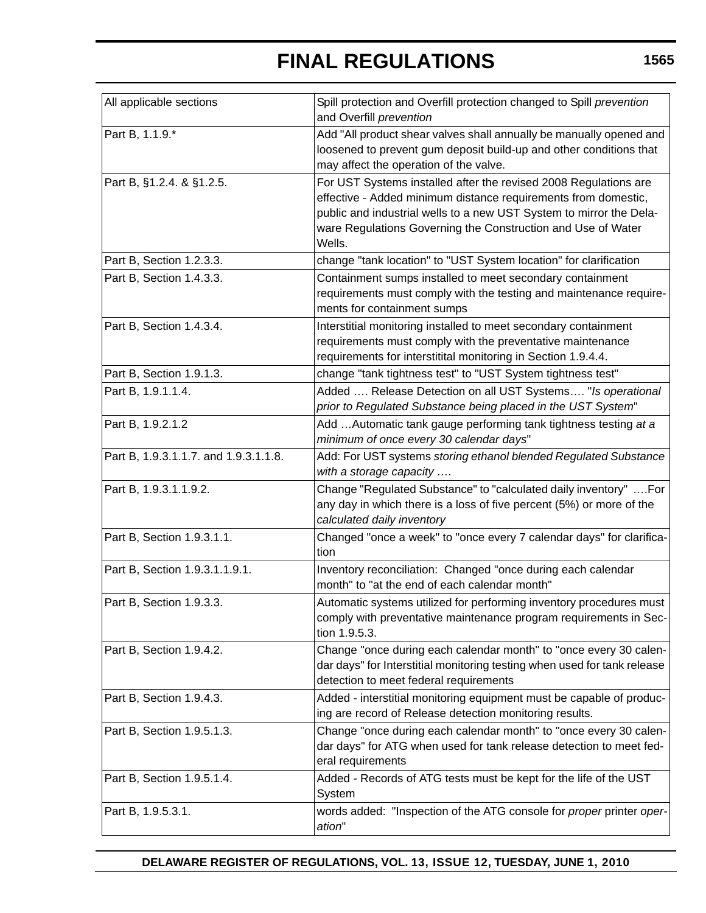| All applicable sections | Spill protection and Overfill protection changed to Spill *prevention* and Overfill *prevention* |
|---|---|
| Part B, 1.1.9.* | Add "All product shear valves shall annually be manually opened and loosened to prevent gum deposit build-up and other conditions that may affect the operation of the valve. |
| Part B, §1.2.4. & §1.2.5. | For UST Systems installed after the revised 2008 Regulations are effective - Added minimum distance requirements from domestic, public and industrial wells to a new UST System to mirror the Delaware Regulations Governing the Construction and Use of Water Wells. |
| Part B, Section 1.2.3.3. | change "tank location" to "UST System location" for clarification |
| Part B, Section 1.4.3.3. | Containment sumps installed to meet secondary containment requirements must comply with the testing and maintenance requirements for containment sumps |
| Part B, Section 1.4.3.4. | Interstitial monitoring installed to meet secondary containment requirements must comply with the preventative maintenance requirements for interstititial monitoring in Section 1.9.4.4. |
| Part B, Section 1.9.1.3. | change "tank tightness test" to "UST System tightness test" |
| Part B, 1.9.1.1.4. | Added …. Release Detection on all UST Systems…. "*Is operational prior to Regulated Substance being placed in the UST System*" |
| Part B, 1.9.2.1.2 | Add …Automatic tank gauge performing tank tightness testing *at a minimum of once every 30 calendar days*" |
| Part B, 1.9.3.1.1.7. and 1.9.3.1.1.8. | Add: For UST systems *storing ethanol blended Regulated Substance with a storage capacity ….* |
| Part B, 1.9.3.1.1.9.2. | Change "Regulated Substance" to "calculated daily inventory" ….For any day in which there is a loss of five percent (5%) or more of the *calculated daily inventory* |
| Part B, Section 1.9.3.1.1. | Changed "once a week" to "once every 7 calendar days" for clarification |
| Part B, Section 1.9.3.1.1.9.1. | Inventory reconciliation: Changed "once during each calendar month" to "at the end of each calendar month" |
| Part B, Section 1.9.3.3. | Automatic systems utilized for performing inventory procedures must comply with preventative maintenance program requirements in Section 1.9.5.3. |
| Part B, Section 1.9.4.2. | Change "once during each calendar month" to "once every 30 calendar days" for Interstitial monitoring testing when used for tank release detection to meet federal requirements |
| Part B, Section 1.9.4.3. | Added - interstitial monitoring equipment must be capable of producing are record of Release detection monitoring results. |
| Part B, Section 1.9.5.1.3. | Change "once during each calendar month" to "once every 30 calendar days" for ATG when used for tank release detection to meet federal requirements |
| Part B, Section 1.9.5.1.4. | Added - Records of ATG tests must be kept for the life of the UST System |
| Part B, 1.9.5.3.1. | words added: "Inspection of the ATG console for *proper* printer *operation*" |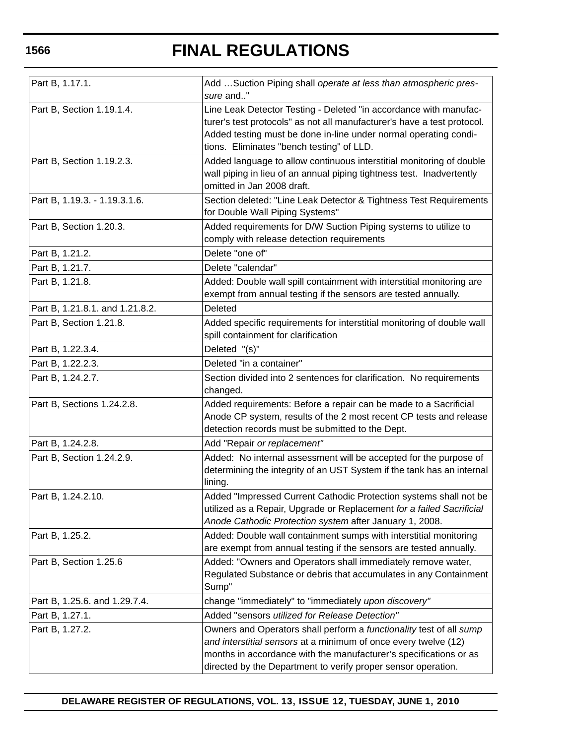| | |
|---|---|
| Part B, 1.17.1. | Add …Suction Piping shall *operate at less than atmospheric pressure* and.." |
| Part B, Section 1.19.1.4. | Line Leak Detector Testing - Deleted "in accordance with manufacturer's test protocols" as not all manufacturer's have a test protocol. Added testing must be done in-line under normal operating conditions. Eliminates "bench testing" of LLD. |
| Part B, Section 1.19.2.3. | Added language to allow continuous interstitial monitoring of double wall piping in lieu of an annual piping tightness test. Inadvertently omitted in Jan 2008 draft. |
| Part B, 1.19.3. - 1.19.3.1.6. | Section deleted: "Line Leak Detector & Tightness Test Requirements for Double Wall Piping Systems" |
| Part B, Section 1.20.3. | Added requirements for D/W Suction Piping systems to utilize to comply with release detection requirements |
| Part B, 1.21.2. | Delete "one of" |
| Part B, 1.21.7. | Delete "calendar" |
| Part B, 1.21.8. | Added: Double wall spill containment with interstitial monitoring are exempt from annual testing if the sensors are tested annually. |
| Part B, 1.21.8.1. and 1.21.8.2. | Deleted |
| Part B, Section 1.21.8. | Added specific requirements for interstitial monitoring of double wall spill containment for clarification |
| Part B, 1.22.3.4. | Deleted "(s)" |
| Part B, 1.22.2.3. | Deleted "in a container" |
| Part B, 1.24.2.7. | Section divided into 2 sentences for clarification. No requirements changed. |
| Part B, Sections 1.24.2.8. | Added requirements: Before a repair can be made to a Sacrificial Anode CP system, results of the 2 most recent CP tests and release detection records must be submitted to the Dept. |
| Part B, 1.24.2.8. | Add "Repair *or replacement"* |
| Part B, Section 1.24.2.9. | Added: No internal assessment will be accepted for the purpose of determining the integrity of an UST System if the tank has an internal lining. |
| Part B, 1.24.2.10. | Added "Impressed Current Cathodic Protection systems shall not be utilized as a Repair, Upgrade or Replacement *for a failed Sacrificial Anode Cathodic Protection system* after January 1, 2008. |
| Part B, 1.25.2. | Added: Double wall containment sumps with interstitial monitoring are exempt from annual testing if the sensors are tested annually. |
| Part B, Section 1.25.6 | Added: "Owners and Operators shall immediately remove water, Regulated Substance or debris that accumulates in any Containment Sump" |
| Part B, 1.25.6. and 1.29.7.4. | change "immediately" to "immediately *upon discovery"* |
| Part B, 1.27.1. | Added "sensors *utilized for Release Detection"* |
| Part B, 1.27.2. | Owners and Operators shall perform a *functionality* test of all *sump and interstitial sensors* at a minimum of once every twelve (12) months in accordance with the manufacturer's specifications or as directed by the Department to verify proper sensor operation. |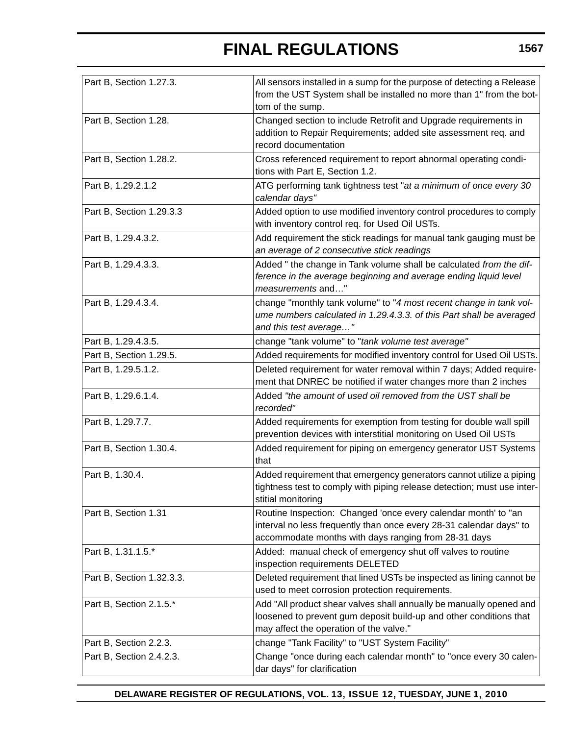| Part B, Section 1.27.3. | All sensors installed in a sump for the purpose of detecting a Release from the UST System shall be installed no more than 1" from the bottom of the sump. |
|---|---|
| Part B, Section 1.28. | Changed section to include Retrofit and Upgrade requirements in addition to Repair Requirements; added site assessment req. and record documentation |
| Part B, Section 1.28.2. | Cross referenced requirement to report abnormal operating conditions with Part E, Section 1.2. |
| Part B, 1.29.2.1.2 | ATG performing tank tightness test "*at a minimum of once every 30 calendar days"* |
| Part B, Section 1.29.3.3 | Added option to use modified inventory control procedures to comply with inventory control req. for Used Oil USTs. |
| Part B, 1.29.4.3.2. | Add requirement the stick readings for manual tank gauging must be *an average of 2 consecutive stick readings* |
| Part B, 1.29.4.3.3. | Added " the change in Tank volume shall be calculated *from the difference in the average beginning and average ending liquid level measurements* and…" |
| Part B, 1.29.4.3.4. | change "monthly tank volume" to "*4 most recent change in tank volume numbers calculated in 1.29.4.3.3. of this Part shall be averaged and this test average…"* |
| Part B, 1.29.4.3.5. | change "tank volume" to "*tank volume test average"* |
| Part B, Section 1.29.5. | Added requirements for modified inventory control for Used Oil USTs. |
| Part B, 1.29.5.1.2. | Deleted requirement for water removal within 7 days; Added requirement that DNREC be notified if water changes more than 2 inches |
| Part B, 1.29.6.1.4. | Added *"the amount of used oil removed from the UST shall be recorded"* |
| Part B, 1.29.7.7. | Added requirements for exemption from testing for double wall spill prevention devices with interstitial monitoring on Used Oil USTs |
| Part B, Section 1.30.4. | Added requirement for piping on emergency generator UST Systems that |
| Part B, 1.30.4. | Added requirement that emergency generators cannot utilize a piping tightness test to comply with piping release detection; must use interstitial monitoring |
| Part B, Section 1.31 | Routine Inspection: Changed 'once every calendar month' to "an interval no less frequently than once every 28-31 calendar days" to accommodate months with days ranging from 28-31 days |
| Part B, 1.31.1.5.* | Added: manual check of emergency shut off valves to routine inspection requirements DELETED |
| Part B, Section 1.32.3.3. | Deleted requirement that lined USTs be inspected as lining cannot be used to meet corrosion protection requirements. |
| Part B, Section 2.1.5.* | Add "All product shear valves shall annually be manually opened and loosened to prevent gum deposit build-up and other conditions that may affect the operation of the valve." |
| Part B, Section 2.2.3. | change "Tank Facility" to "UST System Facility" |
| Part B, Section 2.4.2.3. | Change "once during each calendar month" to "once every 30 calendar days" for clarification |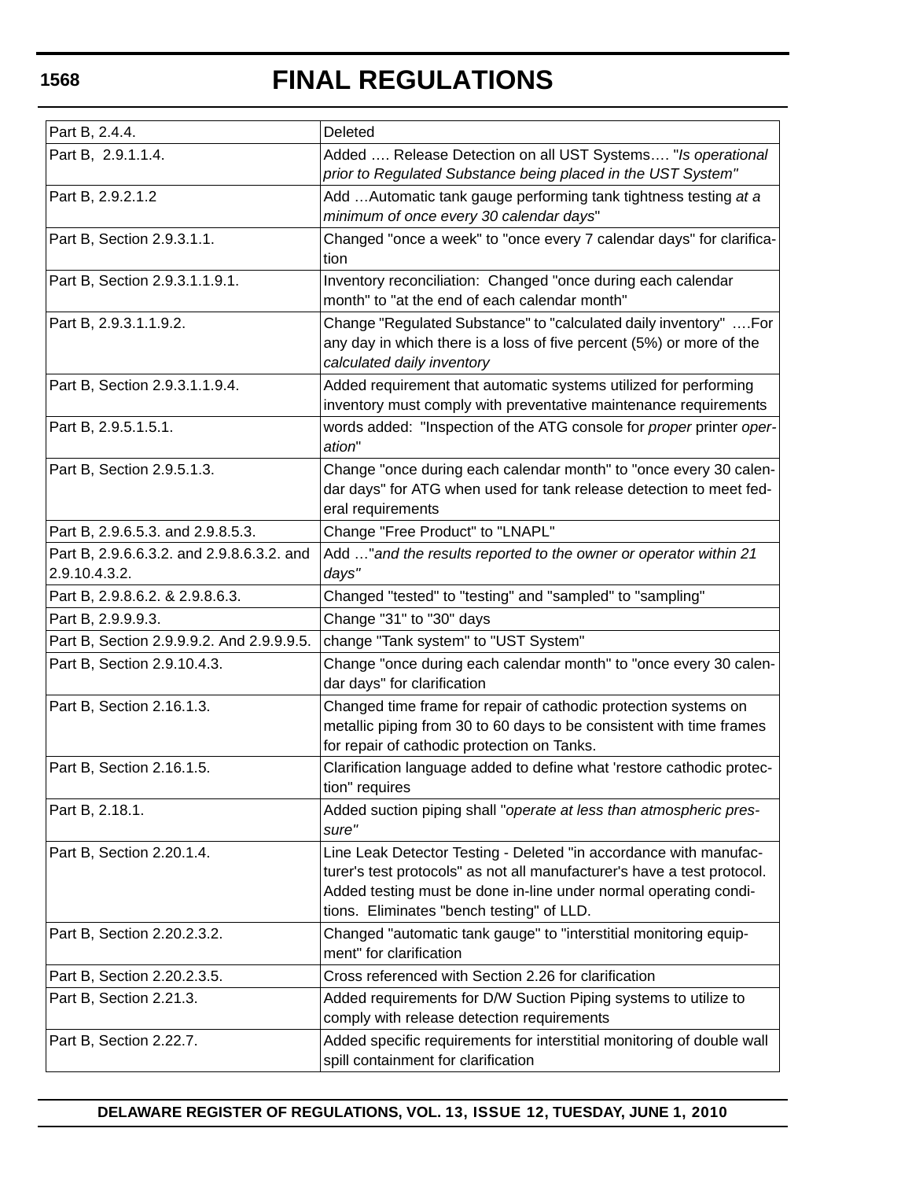| | |
|---|---|
| Part B, 2.4.4. | Deleted |
| Part B, 2.9.1.1.4. | Added …. Release Detection on all UST Systems…. "*Is operational prior to Regulated Substance being placed in the UST System"* |
| Part B, 2.9.2.1.2 | Add …Automatic tank gauge performing tank tightness testing *at a minimum of once every 30 calendar days*" |
| Part B, Section 2.9.3.1.1. | Changed "once a week" to "once every 7 calendar days" for clarification |
| Part B, Section 2.9.3.1.1.9.1. | Inventory reconciliation: Changed "once during each calendar month" to "at the end of each calendar month" |
| Part B, 2.9.3.1.1.9.2. | Change "Regulated Substance" to "calculated daily inventory" ….For any day in which there is a loss of five percent (5%) or more of the *calculated daily inventory* |
| Part B, Section 2.9.3.1.1.9.4. | Added requirement that automatic systems utilized for performing inventory must comply with preventative maintenance requirements |
| Part B, 2.9.5.1.5.1. | words added: "Inspection of the ATG console for *proper* printer *operation*" |
| Part B, Section 2.9.5.1.3. | Change "once during each calendar month" to "once every 30 calendar days" for ATG when used for tank release detection to meet federal requirements |
| Part B, 2.9.6.5.3. and 2.9.8.5.3. | Change "Free Product" to "LNAPL" |
| Part B, 2.9.6.6.3.2. and 2.9.8.6.3.2. and 2.9.10.4.3.2. | Add …"*and the results reported to the owner or operator within 21 days"* |
| Part B, 2.9.8.6.2. & 2.9.8.6.3. | Changed "tested" to "testing" and "sampled" to "sampling" |
| Part B, 2.9.9.9.3. | Change "31" to "30" days |
| Part B, Section 2.9.9.9.2. And 2.9.9.9.5. | change "Tank system" to "UST System" |
| Part B, Section 2.9.10.4.3. | Change "once during each calendar month" to "once every 30 calendar days" for clarification |
| Part B, Section 2.16.1.3. | Changed time frame for repair of cathodic protection systems on metallic piping from 30 to 60 days to be consistent with time frames for repair of cathodic protection on Tanks. |
| Part B, Section 2.16.1.5. | Clarification language added to define what 'restore cathodic protection" requires |
| Part B, 2.18.1. | Added suction piping shall "*operate at less than atmospheric pressure"* |
| Part B, Section 2.20.1.4. | Line Leak Detector Testing - Deleted "in accordance with manufacturer's test protocols" as not all manufacturer's have a test protocol. Added testing must be done in-line under normal operating conditions. Eliminates "bench testing" of LLD. |
| Part B, Section 2.20.2.3.2. | Changed "automatic tank gauge" to "interstitial monitoring equipment" for clarification |
| Part B, Section 2.20.2.3.5. | Cross referenced with Section 2.26 for clarification |
| Part B, Section 2.21.3. | Added requirements for D/W Suction Piping systems to utilize to comply with release detection requirements |
| Part B, Section 2.22.7. | Added specific requirements for interstitial monitoring of double wall spill containment for clarification |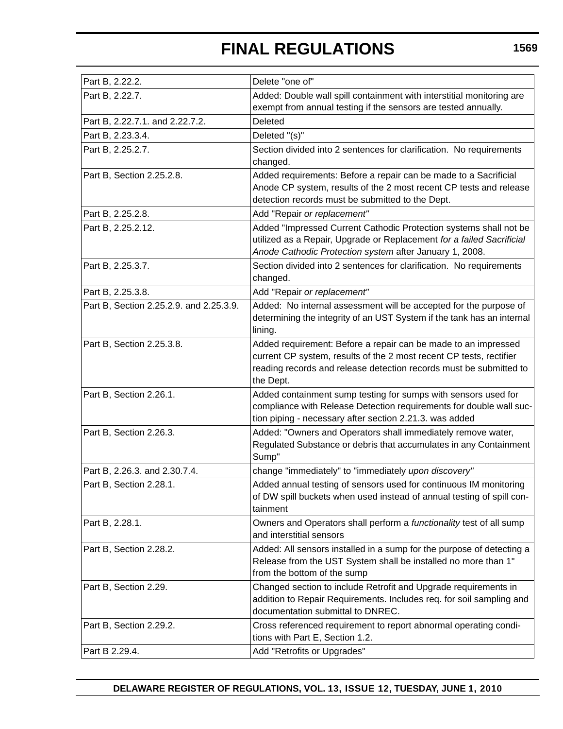| Part B, 2.22.2. | Delete "one of" |
|---|---|
| Part B, 2.22.7. | Added: Double wall spill containment with interstitial monitoring are exempt from annual testing if the sensors are tested annually. |
| Part B, 2.22.7.1. and 2.22.7.2. | Deleted |
| Part B, 2.23.3.4. | Deleted "(s)" |
| Part B, 2.25.2.7. | Section divided into 2 sentences for clarification. No requirements changed. |
| Part B, Section 2.25.2.8. | Added requirements: Before a repair can be made to a Sacrificial Anode CP system, results of the 2 most recent CP tests and release detection records must be submitted to the Dept. |
| Part B, 2.25.2.8. | Add "Repair *or replacement"* |
| Part B, 2.25.2.12. | Added "Impressed Current Cathodic Protection systems shall not be utilized as a Repair, Upgrade or Replacement *for a failed Sacrificial Anode Cathodic Protection system* after January 1, 2008. |
| Part B, 2.25.3.7. | Section divided into 2 sentences for clarification. No requirements changed. |
| Part B, 2.25.3.8. | Add "Repair *or replacement"* |
| Part B, Section 2.25.2.9. and 2.25.3.9. | Added: No internal assessment will be accepted for the purpose of determining the integrity of an UST System if the tank has an internal lining. |
| Part B, Section 2.25.3.8. | Added requirement: Before a repair can be made to an impressed current CP system, results of the 2 most recent CP tests, rectifier reading records and release detection records must be submitted to the Dept. |
| Part B, Section 2.26.1. | Added containment sump testing for sumps with sensors used for compliance with Release Detection requirements for double wall suction piping - necessary after section 2.21.3. was added |
| Part B, Section 2.26.3. | Added: "Owners and Operators shall immediately remove water, Regulated Substance or debris that accumulates in any Containment Sump" |
| Part B, 2.26.3. and 2.30.7.4. | change "immediately" to "immediately *upon discovery"* |
| Part B, Section 2.28.1. | Added annual testing of sensors used for continuous IM monitoring of DW spill buckets when used instead of annual testing of spill containment |
| Part B, 2.28.1. | Owners and Operators shall perform a *functionality* test of all sump and interstitial sensors |
| Part B, Section 2.28.2. | Added: All sensors installed in a sump for the purpose of detecting a Release from the UST System shall be installed no more than 1" from the bottom of the sump |
| Part B, Section 2.29. | Changed section to include Retrofit and Upgrade requirements in addition to Repair Requirements. Includes req. for soil sampling and documentation submittal to DNREC. |
| Part B, Section 2.29.2. | Cross referenced requirement to report abnormal operating conditions with Part E, Section 1.2. |
| Part B 2.29.4. | Add "Retrofits or Upgrades" |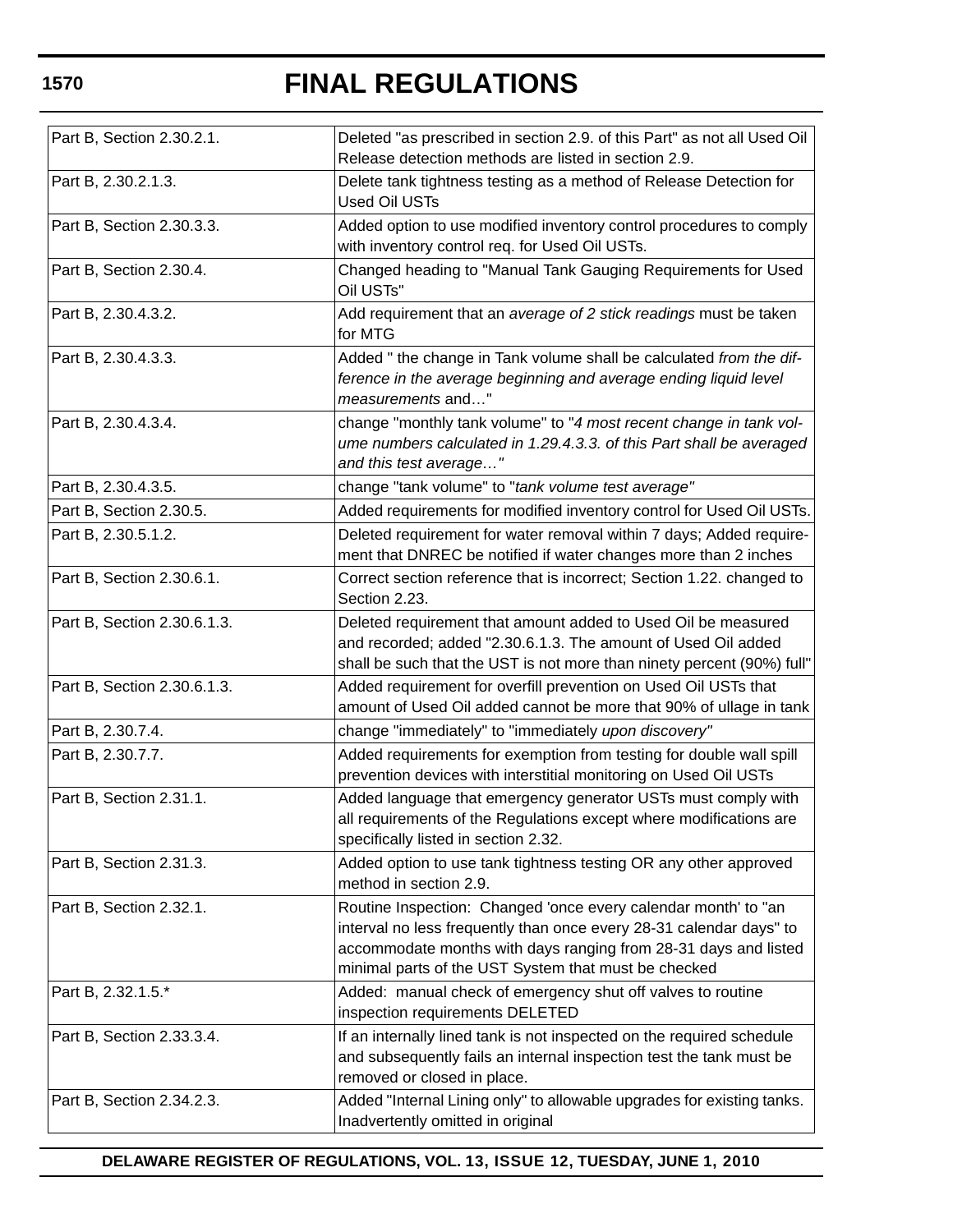| | |
|---|---|
| Part B, Section 2.30.2.1. | Deleted "as prescribed in section 2.9. of this Part" as not all Used Oil Release detection methods are listed in section 2.9. |
| Part B, 2.30.2.1.3. | Delete tank tightness testing as a method of Release Detection for Used Oil USTs |
| Part B, Section 2.30.3.3. | Added option to use modified inventory control procedures to comply with inventory control req. for Used Oil USTs. |
| Part B, Section 2.30.4. | Changed heading to "Manual Tank Gauging Requirements for Used Oil USTs" |
| Part B, 2.30.4.3.2. | Add requirement that an *average of 2 stick readings* must be taken for MTG |
| Part B, 2.30.4.3.3. | Added " the change in Tank volume shall be calculated *from the difference in the average beginning and average ending liquid level measurements* and…" |
| Part B, 2.30.4.3.4. | change "monthly tank volume" to "*4 most recent change in tank volume numbers calculated in 1.29.4.3.3. of this Part shall be averaged and this test average…"* |
| Part B, 2.30.4.3.5. | change "tank volume" to "*tank volume test average"* |
| Part B, Section 2.30.5. | Added requirements for modified inventory control for Used Oil USTs. |
| Part B, 2.30.5.1.2. | Deleted requirement for water removal within 7 days; Added requirement that DNREC be notified if water changes more than 2 inches |
| Part B, Section 2.30.6.1. | Correct section reference that is incorrect; Section 1.22. changed to Section 2.23. |
| Part B, Section 2.30.6.1.3. | Deleted requirement that amount added to Used Oil be measured and recorded; added "2.30.6.1.3. The amount of Used Oil added shall be such that the UST is not more than ninety percent (90%) full" |
| Part B, Section 2.30.6.1.3. | Added requirement for overfill prevention on Used Oil USTs that amount of Used Oil added cannot be more that 90% of ullage in tank |
| Part B, 2.30.7.4. | change "immediately" to "immediately *upon discovery"* |
| Part B, 2.30.7.7. | Added requirements for exemption from testing for double wall spill prevention devices with interstitial monitoring on Used Oil USTs |
| Part B, Section 2.31.1. | Added language that emergency generator USTs must comply with all requirements of the Regulations except where modifications are specifically listed in section 2.32. |
| Part B, Section 2.31.3. | Added option to use tank tightness testing OR any other approved method in section 2.9. |
| Part B, Section 2.32.1. | Routine Inspection: Changed 'once every calendar month' to "an interval no less frequently than once every 28-31 calendar days" to accommodate months with days ranging from 28-31 days and listed minimal parts of the UST System that must be checked |
| Part B, 2.32.1.5.* | Added: manual check of emergency shut off valves to routine inspection requirements DELETED |
| Part B, Section 2.33.3.4. | If an internally lined tank is not inspected on the required schedule and subsequently fails an internal inspection test the tank must be removed or closed in place. |
| Part B, Section 2.34.2.3. | Added "Internal Lining only" to allowable upgrades for existing tanks. Inadvertently omitted in original |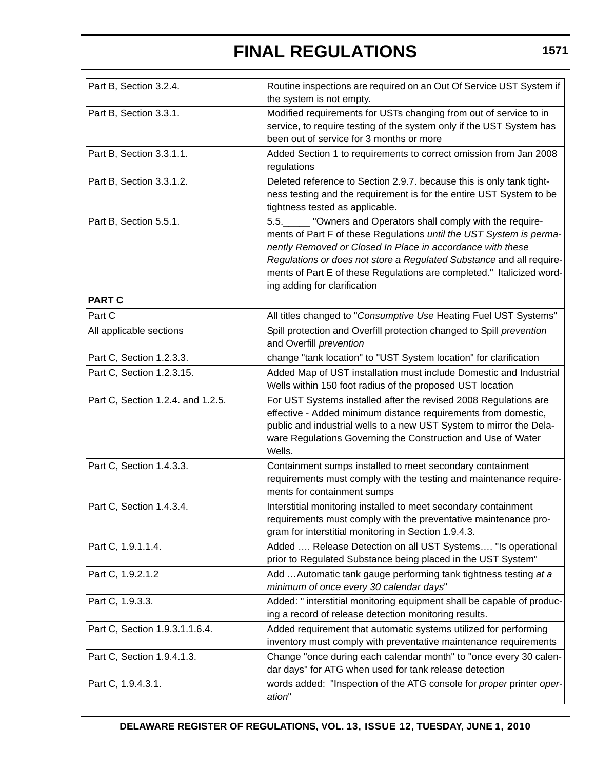| | |
|---|---|
| Part B, Section 3.2.4. | Routine inspections are required on an Out Of Service UST System if the system is not empty. |
| Part B, Section 3.3.1. | Modified requirements for USTs changing from out of service to in service, to require testing of the system only if the UST System has been out of service for 3 months or more |
| Part B, Section 3.3.1.1. | Added Section 1 to requirements to correct omission from Jan 2008 regulations |
| Part B, Section 3.3.1.2. | Deleted reference to Section 2.9.7. because this is only tank tightness testing and the requirement is for the entire UST System to be tightness tested as applicable. |
| Part B, Section 5.5.1. | 5.5.\_\_\_\_\_ "Owners and Operators shall comply with the requirements of Part F of these Regulations *until the UST System is permanently Removed or Closed In Place in accordance with these Regulations or does not store a Regulated Substance* and all requirements of Part E of these Regulations are completed." Italicized wording adding for clarification |
| **PART C** | |
| Part C | All titles changed to "*Consumptive Use* Heating Fuel UST Systems" |
| All applicable sections | Spill protection and Overfill protection changed to Spill *prevention* and Overfill *prevention* |
| Part C, Section 1.2.3.3. | change "tank location" to "UST System location" for clarification |
| Part C, Section 1.2.3.15. | Added Map of UST installation must include Domestic and Industrial Wells within 150 foot radius of the proposed UST location |
| Part C, Section 1.2.4. and 1.2.5. | For UST Systems installed after the revised 2008 Regulations are effective - Added minimum distance requirements from domestic, public and industrial wells to a new UST System to mirror the Delaware Regulations Governing the Construction and Use of Water Wells. |
| Part C, Section 1.4.3.3. | Containment sumps installed to meet secondary containment requirements must comply with the testing and maintenance requirements for containment sumps |
| Part C, Section 1.4.3.4. | Interstitial monitoring installed to meet secondary containment requirements must comply with the preventative maintenance program for interstitial monitoring in Section 1.9.4.3. |
| Part C, 1.9.1.1.4. | Added …. Release Detection on all UST Systems…. "Is operational prior to Regulated Substance being placed in the UST System" |
| Part C, 1.9.2.1.2 | Add …Automatic tank gauge performing tank tightness testing *at a minimum of once every 30 calendar days*" |
| Part C, 1.9.3.3. | Added: " interstitial monitoring equipment shall be capable of producing a record of release detection monitoring results. |
| Part C, Section 1.9.3.1.1.6.4. | Added requirement that automatic systems utilized for performing inventory must comply with preventative maintenance requirements |
| Part C, Section 1.9.4.1.3. | Change "once during each calendar month" to "once every 30 calendar days" for ATG when used for tank release detection |
| Part C, 1.9.4.3.1. | words added: "Inspection of the ATG console for *proper* printer *operation*" |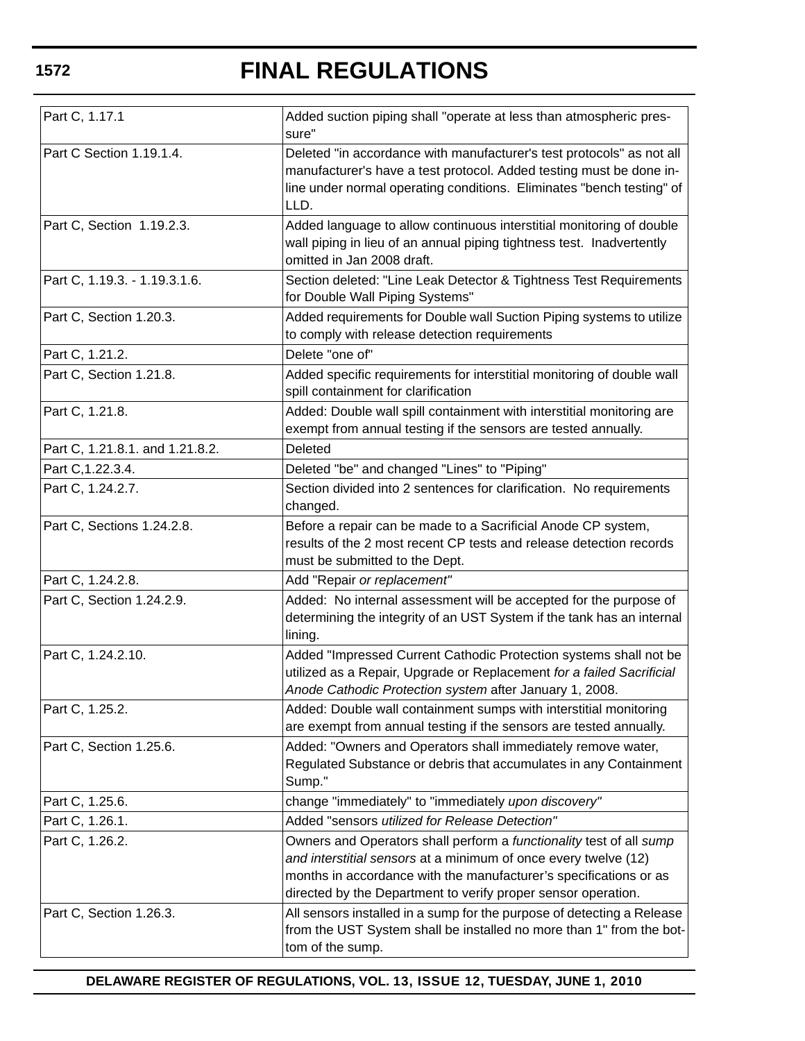| Part C, 1.17.1 | Added suction piping shall "operate at less than atmospheric pressure" |
|---|---|
| Part C Section 1.19.1.4. | Deleted "in accordance with manufacturer's test protocols" as not all manufacturer's have a test protocol. Added testing must be done in-line under normal operating conditions. Eliminates "bench testing" of LLD. |
| Part C, Section 1.19.2.3. | Added language to allow continuous interstitial monitoring of double wall piping in lieu of an annual piping tightness test. Inadvertently omitted in Jan 2008 draft. |
| Part C, 1.19.3. - 1.19.3.1.6. | Section deleted: "Line Leak Detector & Tightness Test Requirements for Double Wall Piping Systems" |
| Part C, Section 1.20.3. | Added requirements for Double wall Suction Piping systems to utilize to comply with release detection requirements |
| Part C, 1.21.2. | Delete "one of" |
| Part C, Section 1.21.8. | Added specific requirements for interstitial monitoring of double wall spill containment for clarification |
| Part C, 1.21.8. | Added: Double wall spill containment with interstitial monitoring are exempt from annual testing if the sensors are tested annually. |
| Part C, 1.21.8.1. and 1.21.8.2. | Deleted |
| Part C,1.22.3.4. | Deleted "be" and changed "Lines" to "Piping" |
| Part C, 1.24.2.7. | Section divided into 2 sentences for clarification. No requirements changed. |
| Part C, Sections 1.24.2.8. | Before a repair can be made to a Sacrificial Anode CP system, results of the 2 most recent CP tests and release detection records must be submitted to the Dept. |
| Part C, 1.24.2.8. | Add "Repair *or replacement"* |
| Part C, Section 1.24.2.9. | Added: No internal assessment will be accepted for the purpose of determining the integrity of an UST System if the tank has an internal lining. |
| Part C, 1.24.2.10. | Added "Impressed Current Cathodic Protection systems shall not be utilized as a Repair, Upgrade or Replacement *for a failed Sacrificial Anode Cathodic Protection system* after January 1, 2008. |
| Part C, 1.25.2. | Added: Double wall containment sumps with interstitial monitoring are exempt from annual testing if the sensors are tested annually. |
| Part C, Section 1.25.6. | Added: "Owners and Operators shall immediately remove water, Regulated Substance or debris that accumulates in any Containment Sump." |
| Part C, 1.25.6. | change "immediately" to "immediately *upon discovery"* |
| Part C, 1.26.1. | Added "sensors *utilized for Release Detection"* |
| Part C, 1.26.2. | Owners and Operators shall perform a *functionality* test of all *sump and interstitial sensors* at a minimum of once every twelve (12) months in accordance with the manufacturer's specifications or as directed by the Department to verify proper sensor operation. |
| Part C, Section 1.26.3. | All sensors installed in a sump for the purpose of detecting a Release from the UST System shall be installed no more than 1" from the bottom of the sump. |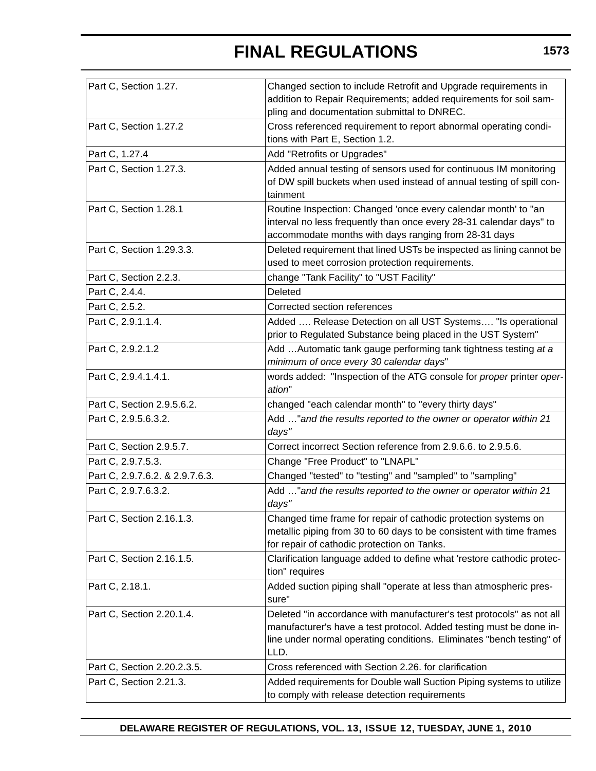| Part C, Section 1.27. | Changed section to include Retrofit and Upgrade requirements in addition to Repair Requirements; added requirements for soil sampling and documentation submittal to DNREC. |
|---|---|
| Part C, Section 1.27.2 | Cross referenced requirement to report abnormal operating conditions with Part E, Section 1.2. |
| Part C, 1.27.4 | Add "Retrofits or Upgrades" |
| Part C, Section 1.27.3. | Added annual testing of sensors used for continuous IM monitoring of DW spill buckets when used instead of annual testing of spill containment |
| Part C, Section 1.28.1 | Routine Inspection: Changed 'once every calendar month' to "an interval no less frequently than once every 28-31 calendar days" to accommodate months with days ranging from 28-31 days |
| Part C, Section 1.29.3.3. | Deleted requirement that lined USTs be inspected as lining cannot be used to meet corrosion protection requirements. |
| Part C, Section 2.2.3. | change "Tank Facility" to "UST Facility" |
| Part C, 2.4.4. | Deleted |
| Part C, 2.5.2. | Corrected section references |
| Part C, 2.9.1.1.4. | Added …. Release Detection on all UST Systems…. "Is operational prior to Regulated Substance being placed in the UST System" |
| Part C, 2.9.2.1.2 | Add …Automatic tank gauge performing tank tightness testing *at a minimum of once every 30 calendar days*" |
| Part C, 2.9.4.1.4.1. | words added: "Inspection of the ATG console for *proper* printer *operation*" |
| Part C, Section 2.9.5.6.2. | changed "each calendar month" to "every thirty days" |
| Part C, 2.9.5.6.3.2. | Add …"*and the results reported to the owner or operator within 21 days"* |
| Part C, Section 2.9.5.7. | Correct incorrect Section reference from 2.9.6.6. to 2.9.5.6. |
| Part C, 2.9.7.5.3. | Change "Free Product" to "LNAPL" |
| Part C, 2.9.7.6.2. & 2.9.7.6.3. | Changed "tested" to "testing" and "sampled" to "sampling" |
| Part C, 2.9.7.6.3.2. | Add …"*and the results reported to the owner or operator within 21 days"* |
| Part C, Section 2.16.1.3. | Changed time frame for repair of cathodic protection systems on metallic piping from 30 to 60 days to be consistent with time frames for repair of cathodic protection on Tanks. |
| Part C, Section 2.16.1.5. | Clarification language added to define what 'restore cathodic protection" requires |
| Part C, 2.18.1. | Added suction piping shall "operate at less than atmospheric pressure" |
| Part C, Section 2.20.1.4. | Deleted "in accordance with manufacturer's test protocols" as not all manufacturer's have a test protocol. Added testing must be done in-line under normal operating conditions. Eliminates "bench testing" of LLD. |
| Part C, Section 2.20.2.3.5. | Cross referenced with Section 2.26. for clarification |
| Part C, Section 2.21.3. | Added requirements for Double wall Suction Piping systems to utilize to comply with release detection requirements |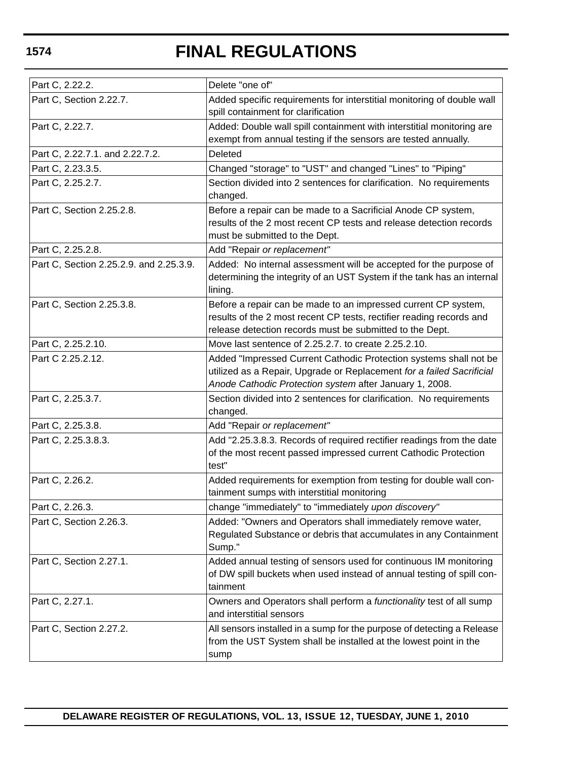| Part C, 2.22.2. | Delete "one of" |
|---|---|
| Part C, Section 2.22.7. | Added specific requirements for interstitial monitoring of double wall spill containment for clarification |
| Part C, 2.22.7. | Added: Double wall spill containment with interstitial monitoring are exempt from annual testing if the sensors are tested annually. |
| Part C, 2.22.7.1. and 2.22.7.2. | Deleted |
| Part C, 2.23.3.5. | Changed "storage" to "UST" and changed "Lines" to "Piping" |
| Part C, 2.25.2.7. | Section divided into 2 sentences for clarification. No requirements changed. |
| Part C, Section 2.25.2.8. | Before a repair can be made to a Sacrificial Anode CP system, results of the 2 most recent CP tests and release detection records must be submitted to the Dept. |
| Part C, 2.25.2.8. | Add "Repair *or replacement"* |
| Part C, Section 2.25.2.9. and 2.25.3.9. | Added: No internal assessment will be accepted for the purpose of determining the integrity of an UST System if the tank has an internal lining. |
| Part C, Section 2.25.3.8. | Before a repair can be made to an impressed current CP system, results of the 2 most recent CP tests, rectifier reading records and release detection records must be submitted to the Dept. |
| Part C, 2.25.2.10. | Move last sentence of 2.25.2.7. to create 2.25.2.10. |
| Part C 2.25.2.12. | Added "Impressed Current Cathodic Protection systems shall not be utilized as a Repair, Upgrade or Replacement *for a failed Sacrificial Anode Cathodic Protection system* after January 1, 2008. |
| Part C, 2.25.3.7. | Section divided into 2 sentences for clarification. No requirements changed. |
| Part C, 2.25.3.8. | Add "Repair *or replacement"* |
| Part C, 2.25.3.8.3. | Add "2.25.3.8.3. Records of required rectifier readings from the date of the most recent passed impressed current Cathodic Protection test" |
| Part C, 2.26.2. | Added requirements for exemption from testing for double wall containment sumps with interstitial monitoring |
| Part C, 2.26.3. | change "immediately" to "immediately *upon discovery"* |
| Part C, Section 2.26.3. | Added: "Owners and Operators shall immediately remove water, Regulated Substance or debris that accumulates in any Containment Sump." |
| Part C, Section 2.27.1. | Added annual testing of sensors used for continuous IM monitoring of DW spill buckets when used instead of annual testing of spill containment |
| Part C, 2.27.1. | Owners and Operators shall perform a *functionality* test of all sump and interstitial sensors |
| Part C, Section 2.27.2. | All sensors installed in a sump for the purpose of detecting a Release from the UST System shall be installed at the lowest point in the sump |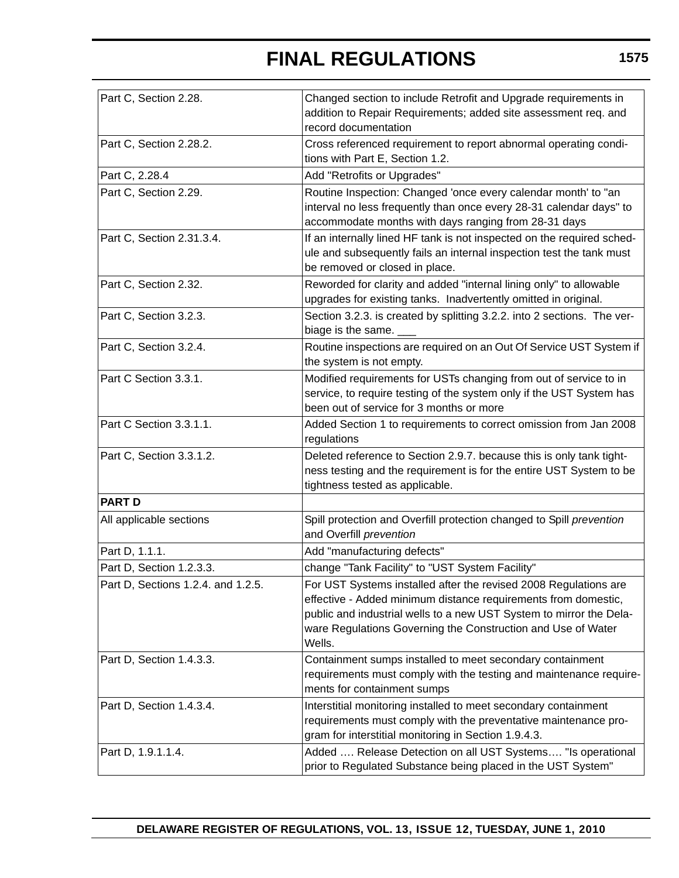| | |
|---|---|
| Part C, Section 2.28. | Changed section to include Retrofit and Upgrade requirements in addition to Repair Requirements; added site assessment req. and record documentation |
| Part C, Section 2.28.2. | Cross referenced requirement to report abnormal operating conditions with Part E, Section 1.2. |
| Part C, 2.28.4 | Add "Retrofits or Upgrades" |
| Part C, Section 2.29. | Routine Inspection: Changed 'once every calendar month' to "an interval no less frequently than once every 28-31 calendar days" to accommodate months with days ranging from 28-31 days |
| Part C, Section 2.31.3.4. | If an internally lined HF tank is not inspected on the required schedule and subsequently fails an internal inspection test the tank must be removed or closed in place. |
| Part C, Section 2.32. | Reworded for clarity and added "internal lining only" to allowable upgrades for existing tanks. Inadvertently omitted in original. |
| Part C, Section 3.2.3. | Section 3.2.3. is created by splitting 3.2.2. into 2 sections. The verbiage is the same. ___ |
| Part C, Section 3.2.4. | Routine inspections are required on an Out Of Service UST System if the system is not empty. |
| Part C Section 3.3.1. | Modified requirements for USTs changing from out of service to in service, to require testing of the system only if the UST System has been out of service for 3 months or more |
| Part C Section 3.3.1.1. | Added Section 1 to requirements to correct omission from Jan 2008 regulations |
| Part C, Section 3.3.1.2. | Deleted reference to Section 2.9.7. because this is only tank tightness testing and the requirement is for the entire UST System to be tightness tested as applicable. |
| **PART D** | |
| All applicable sections | Spill protection and Overfill protection changed to Spill *prevention* and Overfill *prevention* |
| Part D, 1.1.1. | Add "manufacturing defects" |
| Part D, Section 1.2.3.3. | change "Tank Facility" to "UST System Facility" |
| Part D, Sections 1.2.4. and 1.2.5. | For UST Systems installed after the revised 2008 Regulations are effective - Added minimum distance requirements from domestic, public and industrial wells to a new UST System to mirror the Delaware Regulations Governing the Construction and Use of Water Wells. |
| Part D, Section 1.4.3.3. | Containment sumps installed to meet secondary containment requirements must comply with the testing and maintenance requirements for containment sumps |
| Part D, Section 1.4.3.4. | Interstitial monitoring installed to meet secondary containment requirements must comply with the preventative maintenance program for interstitial monitoring in Section 1.9.4.3. |
| Part D, 1.9.1.1.4. | Added …. Release Detection on all UST Systems…. "Is operational prior to Regulated Substance being placed in the UST System" |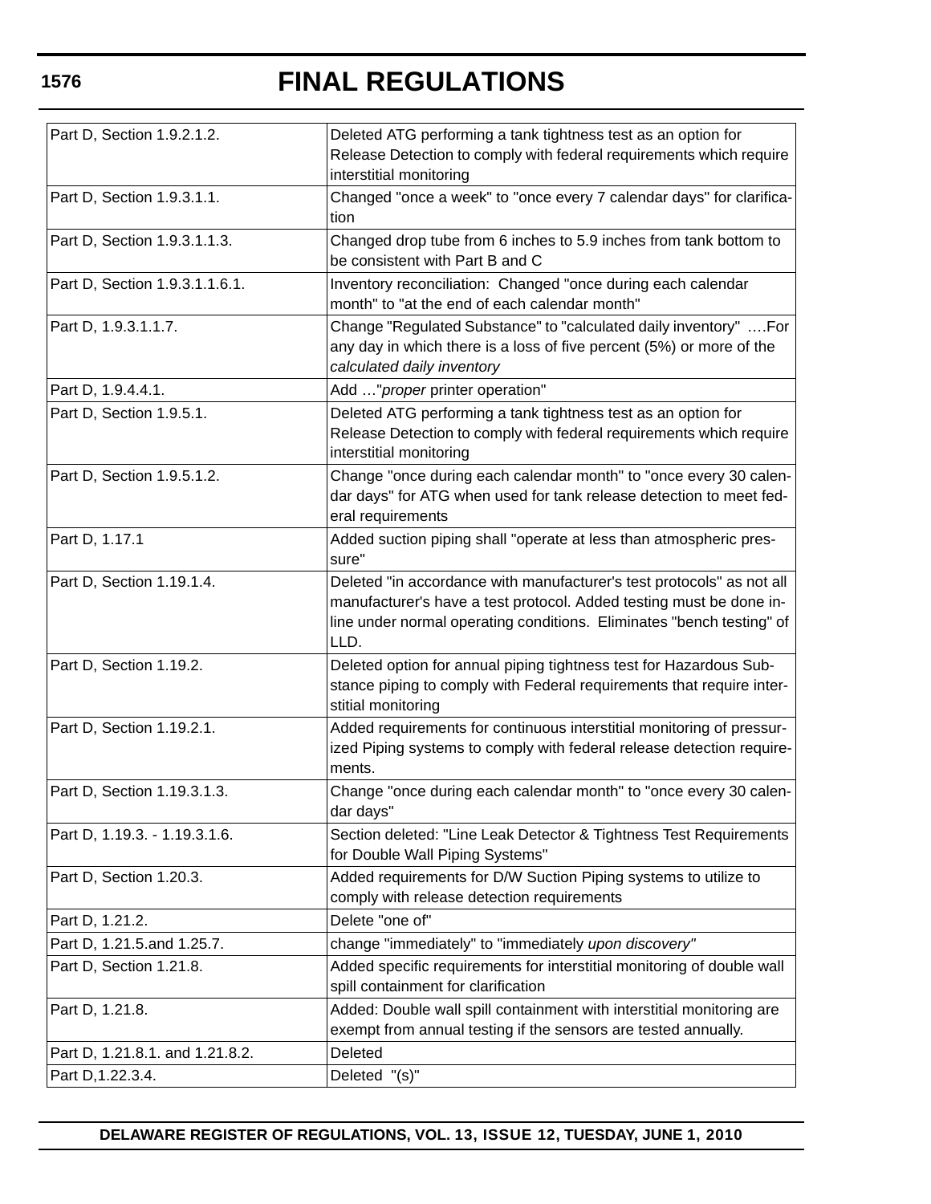| | |
|---|---|
| Part D, Section 1.9.2.1.2. | Deleted ATG performing a tank tightness test as an option for Release Detection to comply with federal requirements which require interstitial monitoring |
| Part D, Section 1.9.3.1.1. | Changed "once a week" to "once every 7 calendar days" for clarification |
| Part D, Section 1.9.3.1.1.3. | Changed drop tube from 6 inches to 5.9 inches from tank bottom to be consistent with Part B and C |
| Part D, Section 1.9.3.1.1.6.1. | Inventory reconciliation: Changed "once during each calendar month" to "at the end of each calendar month" |
| Part D, 1.9.3.1.1.7. | Change "Regulated Substance" to "calculated daily inventory" ….For any day in which there is a loss of five percent (5%) or more of the *calculated daily inventory* |
| Part D, 1.9.4.4.1. | Add …"*proper* printer operation" |
| Part D, Section 1.9.5.1. | Deleted ATG performing a tank tightness test as an option for Release Detection to comply with federal requirements which require interstitial monitoring |
| Part D, Section 1.9.5.1.2. | Change "once during each calendar month" to "once every 30 calendar days" for ATG when used for tank release detection to meet federal requirements |
| Part D, 1.17.1 | Added suction piping shall "operate at less than atmospheric pressure" |
| Part D, Section 1.19.1.4. | Deleted "in accordance with manufacturer's test protocols" as not all manufacturer's have a test protocol. Added testing must be done in-line under normal operating conditions. Eliminates "bench testing" of LLD. |
| Part D, Section 1.19.2. | Deleted option for annual piping tightness test for Hazardous Substance piping to comply with Federal requirements that require interstitial monitoring |
| Part D, Section 1.19.2.1. | Added requirements for continuous interstitial monitoring of pressurized Piping systems to comply with federal release detection requirements. |
| Part D, Section 1.19.3.1.3. | Change "once during each calendar month" to "once every 30 calendar days" |
| Part D, 1.19.3. - 1.19.3.1.6. | Section deleted: "Line Leak Detector & Tightness Test Requirements for Double Wall Piping Systems" |
| Part D, Section 1.20.3. | Added requirements for D/W Suction Piping systems to utilize to comply with release detection requirements |
| Part D, 1.21.2. | Delete "one of" |
| Part D, 1.21.5.and 1.25.7. | change "immediately" to "immediately *upon discovery"* |
| Part D, Section 1.21.8. | Added specific requirements for interstitial monitoring of double wall spill containment for clarification |
| Part D, 1.21.8. | Added: Double wall spill containment with interstitial monitoring are exempt from annual testing if the sensors are tested annually. |
| Part D, 1.21.8.1. and 1.21.8.2. | Deleted |
| Part D,1.22.3.4. | Deleted "(s)" |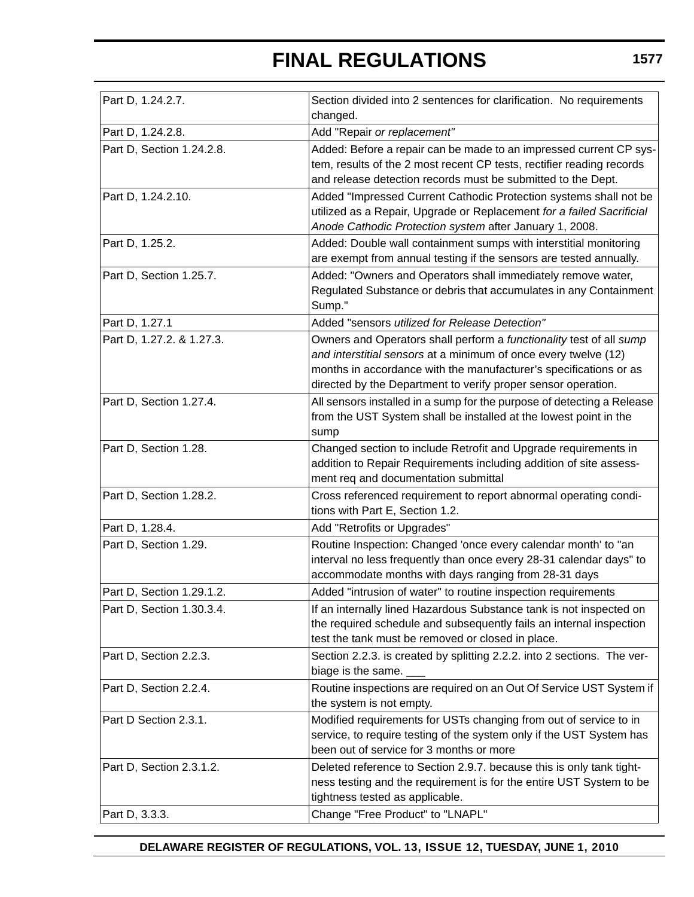| | |
|---|---|
| Part D, 1.24.2.7. | Section divided into 2 sentences for clarification. No requirements changed. |
| Part D, 1.24.2.8. | Add "Repair *or replacement"* |
| Part D, Section 1.24.2.8. | Added: Before a repair can be made to an impressed current CP system, results of the 2 most recent CP tests, rectifier reading records and release detection records must be submitted to the Dept. |
| Part D, 1.24.2.10. | Added "Impressed Current Cathodic Protection systems shall not be utilized as a Repair, Upgrade or Replacement *for a failed Sacrificial Anode Cathodic Protection system* after January 1, 2008. |
| Part D, 1.25.2. | Added: Double wall containment sumps with interstitial monitoring are exempt from annual testing if the sensors are tested annually. |
| Part D, Section 1.25.7. | Added: "Owners and Operators shall immediately remove water, Regulated Substance or debris that accumulates in any Containment Sump." |
| Part D, 1.27.1 | Added "sensors *utilized for Release Detection"* |
| Part D, 1.27.2. & 1.27.3. | Owners and Operators shall perform a *functionality* test of all *sump and interstitial sensors* at a minimum of once every twelve (12) months in accordance with the manufacturer's specifications or as directed by the Department to verify proper sensor operation. |
| Part D, Section 1.27.4. | All sensors installed in a sump for the purpose of detecting a Release from the UST System shall be installed at the lowest point in the sump |
| Part D, Section 1.28. | Changed section to include Retrofit and Upgrade requirements in addition to Repair Requirements including addition of site assessment req and documentation submittal |
| Part D, Section 1.28.2. | Cross referenced requirement to report abnormal operating conditions with Part E, Section 1.2. |
| Part D, 1.28.4. | Add "Retrofits or Upgrades" |
| Part D, Section 1.29. | Routine Inspection: Changed 'once every calendar month' to "an interval no less frequently than once every 28-31 calendar days" to accommodate months with days ranging from 28-31 days |
| Part D, Section 1.29.1.2. | Added "intrusion of water" to routine inspection requirements |
| Part D, Section 1.30.3.4. | If an internally lined Hazardous Substance tank is not inspected on the required schedule and subsequently fails an internal inspection test the tank must be removed or closed in place. |
| Part D, Section 2.2.3. | Section 2.2.3. is created by splitting 2.2.2. into 2 sections. The verbiage is the same. ___ |
| Part D, Section 2.2.4. | Routine inspections are required on an Out Of Service UST System if the system is not empty. |
| Part D Section 2.3.1. | Modified requirements for USTs changing from out of service to in service, to require testing of the system only if the UST System has been out of service for 3 months or more |
| Part D, Section 2.3.1.2. | Deleted reference to Section 2.9.7. because this is only tank tightness testing and the requirement is for the entire UST System to be tightness tested as applicable. |
| Part D, 3.3.3. | Change "Free Product" to "LNAPL" |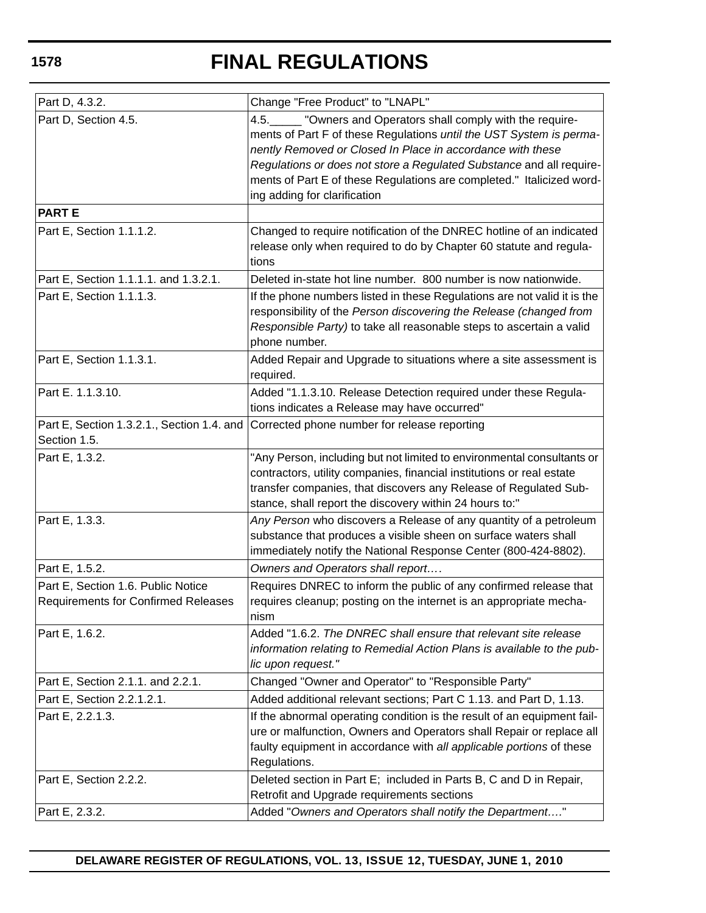# FINAL REGULATIONS

| | |
|---|---|
| Part D, 4.3.2. | Change "Free Product" to "LNAPL" |
| Part D, Section 4.5. | 4.5._____ "Owners and Operators shall comply with the requirements of Part F of these Regulations *until the UST System is permanently Removed or Closed In Place in accordance with these Regulations or does not store a Regulated Substance* and all requirements of Part E of these Regulations are completed." Italicized wording adding for clarification |
| **PART E** | |
| Part E, Section 1.1.1.2. | Changed to require notification of the DNREC hotline of an indicated release only when required to do by Chapter 60 statute and regulations |
| Part E, Section 1.1.1.1. and 1.3.2.1. | Deleted in-state hot line number. 800 number is now nationwide. |
| Part E, Section 1.1.1.3. | If the phone numbers listed in these Regulations are not valid it is the responsibility of the *Person discovering the Release (changed from Responsible Party)* to take all reasonable steps to ascertain a valid phone number. |
| Part E, Section 1.1.3.1. | Added Repair and Upgrade to situations where a site assessment is required. |
| Part E. 1.1.3.10. | Added "1.1.3.10. Release Detection required under these Regulations indicates a Release may have occurred" |
| Part E, Section 1.3.2.1., Section 1.4. and Section 1.5. | Corrected phone number for release reporting |
| Part E, 1.3.2. | "Any Person, including but not limited to environmental consultants or contractors, utility companies, financial institutions or real estate transfer companies, that discovers any Release of Regulated Substance, shall report the discovery within 24 hours to:" |
| Part E, 1.3.3. | *Any Person* who discovers a Release of any quantity of a petroleum substance that produces a visible sheen on surface waters shall immediately notify the National Response Center (800-424-8802). |
| Part E, 1.5.2. | *Owners and Operators shall report….* |
| Part E, Section 1.6. Public Notice Requirements for Confirmed Releases | Requires DNREC to inform the public of any confirmed release that requires cleanup; posting on the internet is an appropriate mechanism |
| Part E, 1.6.2. | Added "1.6.2. *The DNREC shall ensure that relevant site release information relating to Remedial Action Plans is available to the public upon request."* |
| Part E, Section 2.1.1. and 2.2.1. | Changed "Owner and Operator" to "Responsible Party" |
| Part E, Section 2.2.1.2.1. | Added additional relevant sections; Part C 1.13. and Part D, 1.13. |
| Part E, 2.2.1.3. | If the abnormal operating condition is the result of an equipment failure or malfunction, Owners and Operators shall Repair or replace all faulty equipment in accordance with *all applicable portions* of these Regulations. |
| Part E, Section 2.2.2. | Deleted section in Part E; included in Parts B, C and D in Repair, Retrofit and Upgrade requirements sections |
| Part E, 2.3.2. | Added "*Owners and Operators shall notify the Department….*" |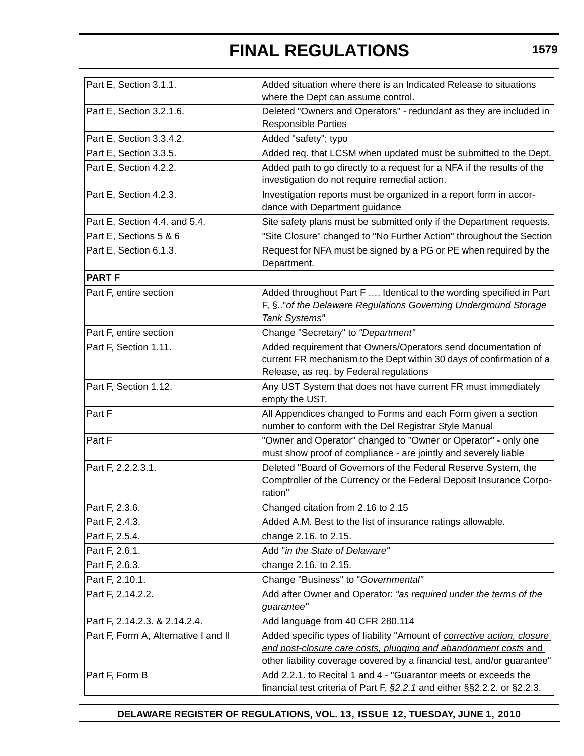# FINAL REGULATIONS

| | |
|---|---|
| Part E, Section 3.1.1. | Added situation where there is an Indicated Release to situations where the Dept can assume control. |
| Part E, Section 3.2.1.6. | Deleted "Owners and Operators" - redundant as they are included in Responsible Parties |
| Part E, Section 3.3.4.2. | Added "safety"; typo |
| Part E, Section 3.3.5. | Added req. that LCSM when updated must be submitted to the Dept. |
| Part E, Section 4.2.2. | Added path to go directly to a request for a NFA if the results of the investigation do not require remedial action. |
| Part E, Section 4.2.3. | Investigation reports must be organized in a report form in accordance with Department guidance |
| Part E, Section 4.4. and 5.4. | Site safety plans must be submitted only if the Department requests. |
| Part E, Sections 5 & 6 | "Site Closure" changed to "No Further Action" throughout the Section |
| Part E, Section 6.1.3. | Request for NFA must be signed by a PG or PE when required by the Department. |
| **PART F** | |
| Part F, entire section | Added throughout Part F …. Identical to the wording specified in Part F, §.."*of the Delaware Regulations Governing Underground Storage Tank Systems"* |
| Part F, entire section | Change "Secretary" to *"Department"* |
| Part F, Section 1.11. | Added requirement that Owners/Operators send documentation of current FR mechanism to the Dept within 30 days of confirmation of a Release, as req. by Federal regulations |
| Part F, Section 1.12. | Any UST System that does not have current FR must immediately empty the UST. |
| Part F | All Appendices changed to Forms and each Form given a section number to conform with the Del Registrar Style Manual |
| Part F | "Owner and Operator" changed to "Owner or Operator" - only one must show proof of compliance - are jointly and severely liable |
| Part F, 2.2.2.3.1. | Deleted "Board of Governors of the Federal Reserve System, the Comptroller of the Currency or the Federal Deposit Insurance Corporation" |
| Part F, 2.3.6. | Changed citation from 2.16 to 2.15 |
| Part F, 2.4.3. | Added A.M. Best to the list of insurance ratings allowable. |
| Part F, 2.5.4. | change 2.16. to 2.15. |
| Part F, 2.6.1. | Add "*in the State of Delaware"* |
| Part F, 2.6.3. | change 2.16. to 2.15. |
| Part F, 2.10.1. | Change "Business" to "*Governmental"* |
| Part F, 2.14.2.2. | Add after Owner and Operator: *"as required under the terms of the guarantee"* |
| Part F, 2.14.2.3. & 2.14.2.4. | Add language from 40 CFR 280.114 |
| Part F, Form A, Alternative I and II | Added specific types of liability "Amount of <u>*corrective action, closure and post-closure care costs, plugging and abandonment costs*</u> and other liability coverage covered by a financial test, and/or guarantee" |
| Part F, Form B | Add 2.2.1. to Recital 1 and 4 - "Guarantor meets or exceeds the financial test criteria of Part F, *§2.2.1* and either §§2.2.2. or §2.2.3. |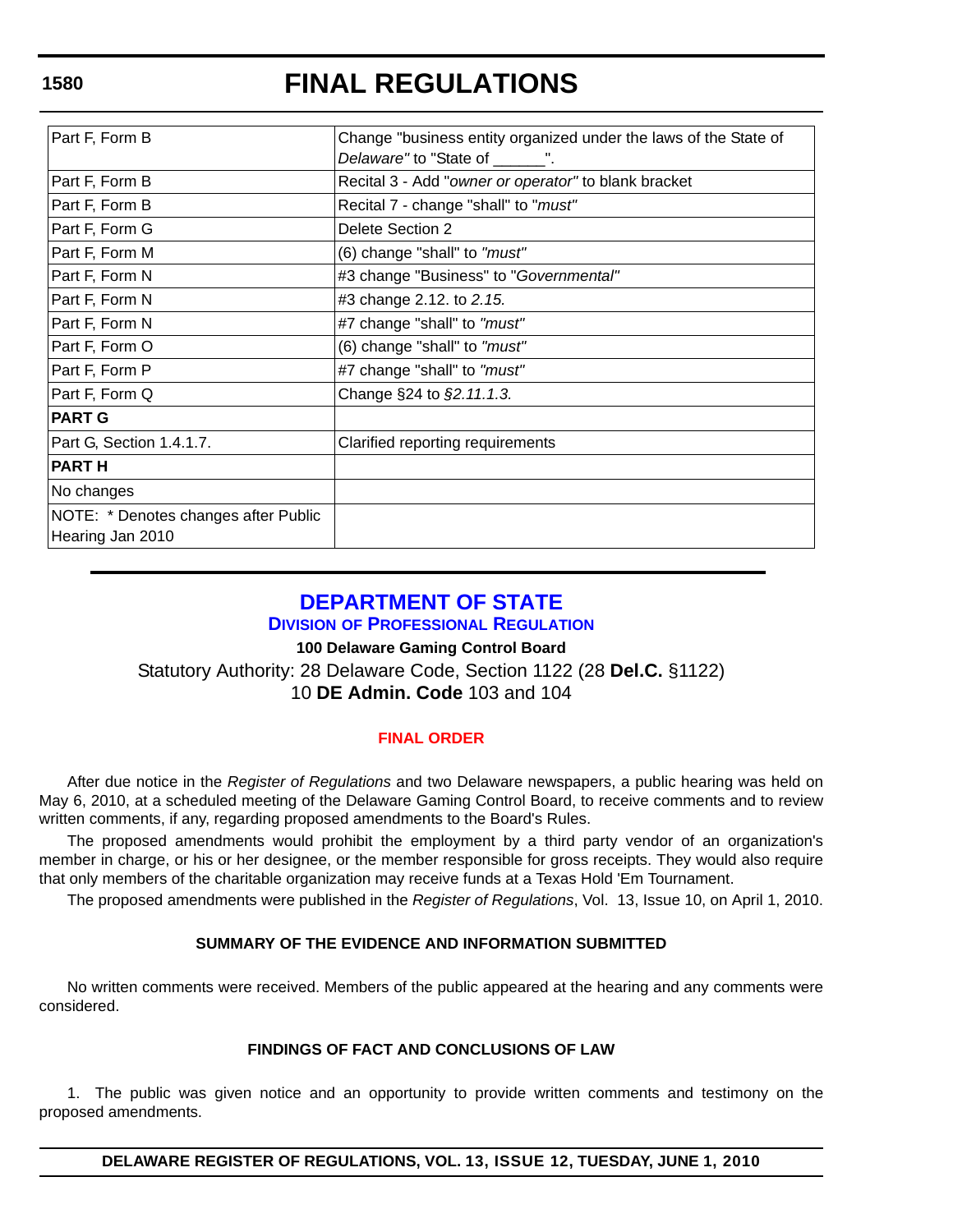| | |
|---|---|
| Part F, Form B | Change "business entity organized under the laws of the State of *Delaware"* to "State of ______". |
| Part F, Form B | Recital 3 - Add "*owner or operator"* to blank bracket |
| Part F, Form B | Recital 7 - change "shall" to "*must"* |
| Part F, Form G | Delete Section 2 |
| Part F, Form M | (6) change "shall" to *"must"* |
| Part F, Form N | #3 change "Business" to "*Governmental"* |
| Part F, Form N | #3 change 2.12. to *2.15.* |
| Part F, Form N | #7 change "shall" to *"must"* |
| Part F, Form O | (6) change "shall" to *"must"* |
| Part F, Form P | #7 change "shall" to *"must"* |
| Part F, Form Q | Change §24 to *§2.11.1.3.* |
| **PART G** | |
| Part G, Section 1.4.1.7. | Clarified reporting requirements |
| **PART H** | |
| No changes | |
| NOTE: * Denotes changes after Public Hearing Jan 2010 | |

# DEPARTMENT OF STATE

## DIVISION OF PROFESSIONAL REGULATION

**100 Delaware Gaming Control Board**

Statutory Authority: 28 Delaware Code, Section 1122 (28 **Del.C.** §1122)
10 **DE Admin. Code** 103 and 104

### FINAL ORDER

After due notice in the *Register of Regulations* and two Delaware newspapers, a public hearing was held on May 6, 2010, at a scheduled meeting of the Delaware Gaming Control Board, to receive comments and to review written comments, if any, regarding proposed amendments to the Board's Rules.

The proposed amendments would prohibit the employment by a third party vendor of an organization's member in charge, or his or her designee, or the member responsible for gross receipts. They would also require that only members of the charitable organization may receive funds at a Texas Hold 'Em Tournament.

The proposed amendments were published in the *Register of Regulations*, Vol. 13, Issue 10, on April 1, 2010.

### SUMMARY OF THE EVIDENCE AND INFORMATION SUBMITTED

No written comments were received. Members of the public appeared at the hearing and any comments were considered.

### FINDINGS OF FACT AND CONCLUSIONS OF LAW

1. The public was given notice and an opportunity to provide written comments and testimony on the proposed amendments.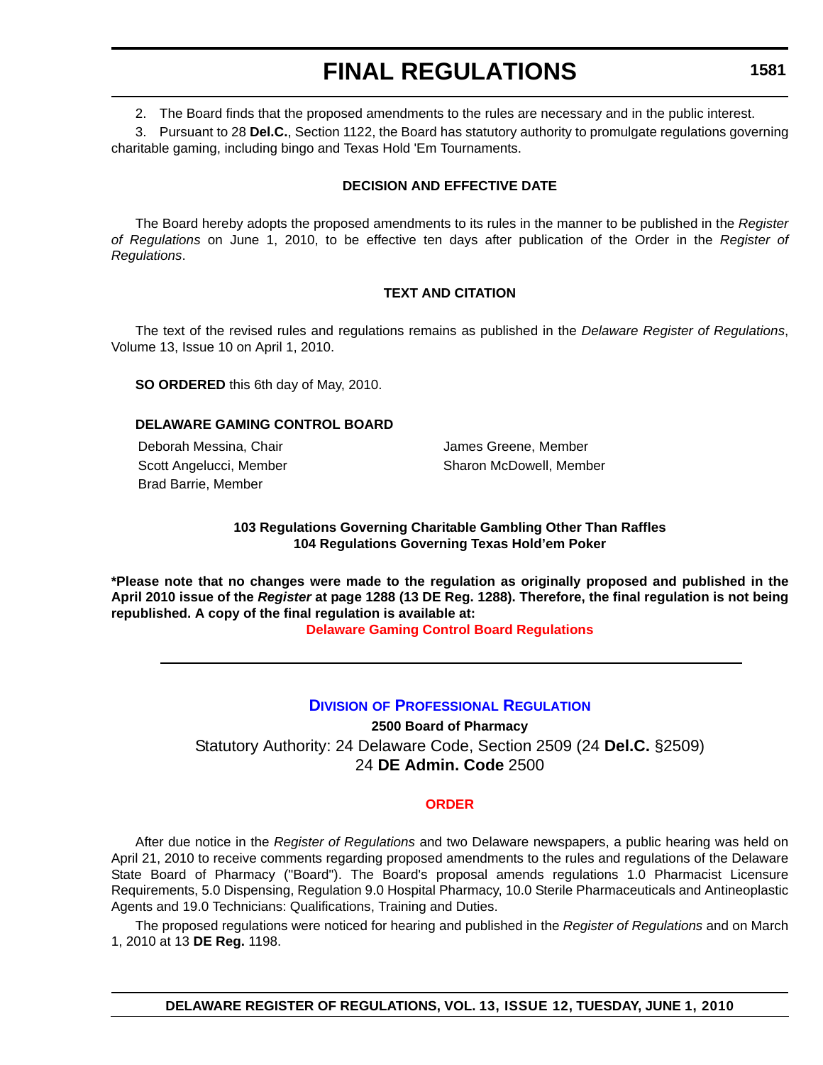2. The Board finds that the proposed amendments to the rules are necessary and in the public interest.

3. Pursuant to 28 **Del.C.**, Section 1122, the Board has statutory authority to promulgate regulations governing charitable gaming, including bingo and Texas Hold 'Em Tournaments.

**DECISION AND EFFECTIVE DATE**

The Board hereby adopts the proposed amendments to its rules in the manner to be published in the *Register of Regulations* on June 1, 2010, to be effective ten days after publication of the Order in the *Register of Regulations*.

**TEXT AND CITATION**

The text of the revised rules and regulations remains as published in the *Delaware Register of Regulations*, Volume 13, Issue 10 on April 1, 2010.

**SO ORDERED** this 6th day of May, 2010.

**DELAWARE GAMING CONTROL BOARD**

Deborah Messina, Chair
Scott Angelucci, Member
Brad Barrie, Member
James Greene, Member
Sharon McDowell, Member

**103 Regulations Governing Charitable Gambling Other Than Raffles**
**104 Regulations Governing Texas Hold'em Poker**

**\*Please note that no changes were made to the regulation as originally proposed and published in the April 2010 issue of the *Register* at page 1288 (13 DE Reg. 1288). Therefore, the final regulation is not being republished. A copy of the final regulation is available at:**

**Delaware Gaming Control Board Regulations**

## Division of Professional Regulation

**2500 Board of Pharmacy**

Statutory Authority: 24 Delaware Code, Section 2509 (24 **Del.C.** §2509)
24 **DE Admin. Code** 2500

**ORDER**

After due notice in the *Register of Regulations* and two Delaware newspapers, a public hearing was held on April 21, 2010 to receive comments regarding proposed amendments to the rules and regulations of the Delaware State Board of Pharmacy ("Board"). The Board's proposal amends regulations 1.0 Pharmacist Licensure Requirements, 5.0 Dispensing, Regulation 9.0 Hospital Pharmacy, 10.0 Sterile Pharmaceuticals and Antineoplastic Agents and 19.0 Technicians: Qualifications, Training and Duties.

The proposed regulations were noticed for hearing and published in the *Register of Regulations* and on March 1, 2010 at 13 **DE Reg.** 1198.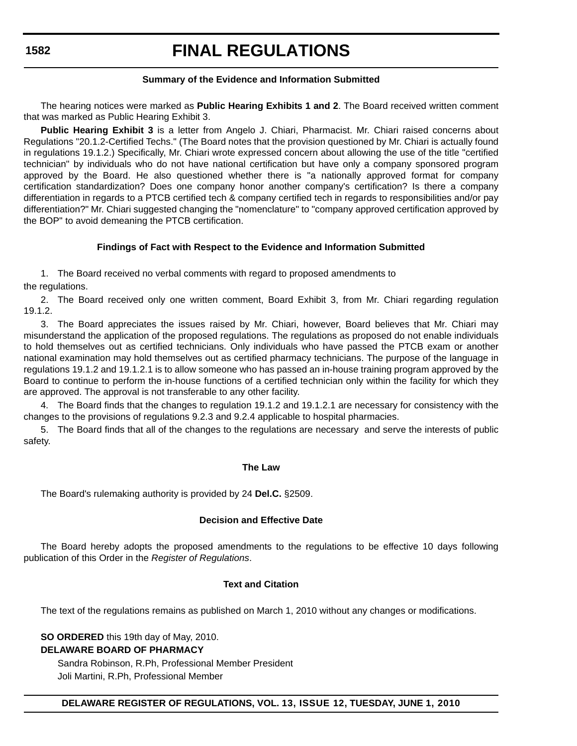### Summary of the Evidence and Information Submitted

The hearing notices were marked as **Public Hearing Exhibits 1 and 2**. The Board received written comment that was marked as Public Hearing Exhibit 3.

**Public Hearing Exhibit 3** is a letter from Angelo J. Chiari, Pharmacist. Mr. Chiari raised concerns about Regulations "20.1.2-Certified Techs." (The Board notes that the provision questioned by Mr. Chiari is actually found in regulations 19.1.2.) Specifically, Mr. Chiari wrote expressed concern about allowing the use of the title "certified technician" by individuals who do not have national certification but have only a company sponsored program approved by the Board. He also questioned whether there is "a nationally approved format for company certification standardization? Does one company honor another company's certification? Is there a company differentiation in regards to a PTCB certified tech & company certified tech in regards to responsibilities and/or pay differentiation?" Mr. Chiari suggested changing the "nomenclature" to "company approved certification approved by the BOP" to avoid demeaning the PTCB certification.

### Findings of Fact with Respect to the Evidence and Information Submitted

1. The Board received no verbal comments with regard to proposed amendments to the regulations.

2. The Board received only one written comment, Board Exhibit 3, from Mr. Chiari regarding regulation 19.1.2.

3. The Board appreciates the issues raised by Mr. Chiari, however, Board believes that Mr. Chiari may misunderstand the application of the proposed regulations. The regulations as proposed do not enable individuals to hold themselves out as certified technicians. Only individuals who have passed the PTCB exam or another national examination may hold themselves out as certified pharmacy technicians. The purpose of the language in regulations 19.1.2 and 19.1.2.1 is to allow someone who has passed an in-house training program approved by the Board to continue to perform the in-house functions of a certified technician only within the facility for which they are approved. The approval is not transferable to any other facility.

4. The Board finds that the changes to regulation 19.1.2 and 19.1.2.1 are necessary for consistency with the changes to the provisions of regulations 9.2.3 and 9.2.4 applicable to hospital pharmacies.

5. The Board finds that all of the changes to the regulations are necessary and serve the interests of public safety.

### The Law

The Board's rulemaking authority is provided by 24 **Del.C.** §2509.

### Decision and Effective Date

The Board hereby adopts the proposed amendments to the regulations to be effective 10 days following publication of this Order in the *Register of Regulations*.

### Text and Citation

The text of the regulations remains as published on March 1, 2010 without any changes or modifications.

**SO ORDERED** this 19th day of May, 2010.

**DELAWARE BOARD OF PHARMACY**

Sandra Robinson, R.Ph, Professional Member President

Joli Martini, R.Ph, Professional Member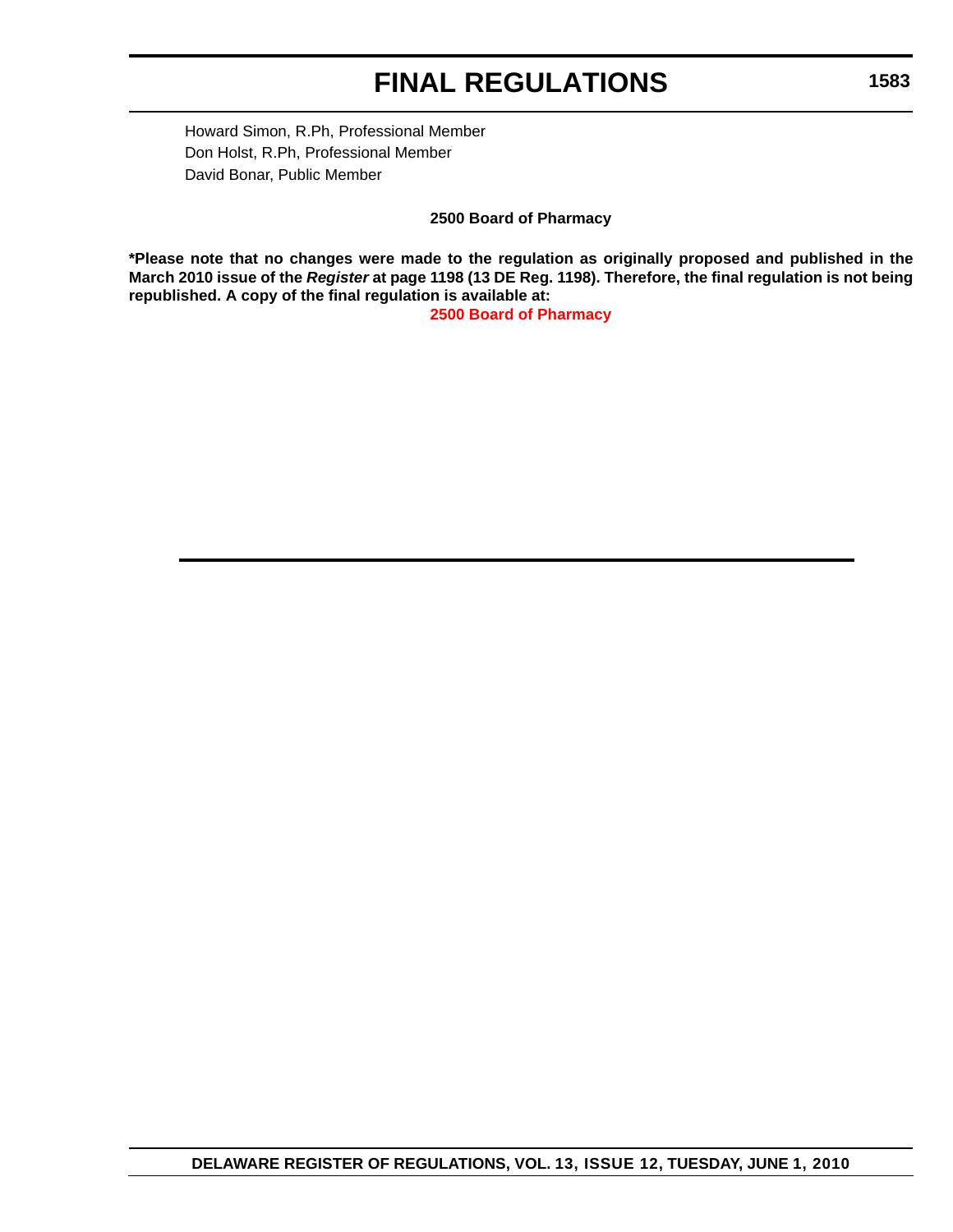Howard Simon, R.Ph, Professional Member
Don Holst, R.Ph, Professional Member
David Bonar, Public Member

**2500 Board of Pharmacy**

**\*Please note that no changes were made to the regulation as originally proposed and published in the March 2010 issue of the *Register* at page 1198 (13 DE Reg. 1198). Therefore, the final regulation is not being republished. A copy of the final regulation is available at:**

**2500 Board of Pharmacy**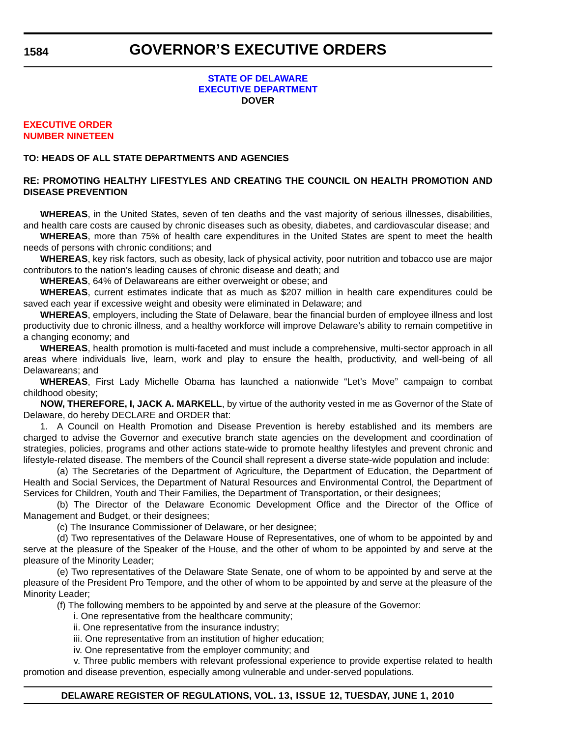# GOVERNOR'S EXECUTIVE ORDERS

**STATE OF DELAWARE**
**EXECUTIVE DEPARTMENT**
**DOVER**

**EXECUTIVE ORDER**
**NUMBER NINETEEN**

**TO: HEADS OF ALL STATE DEPARTMENTS AND AGENCIES**

**RE: PROMOTING HEALTHY LIFESTYLES AND CREATING THE COUNCIL ON HEALTH PROMOTION AND DISEASE PREVENTION**

**WHEREAS**, in the United States, seven of ten deaths and the vast majority of serious illnesses, disabilities, and health care costs are caused by chronic diseases such as obesity, diabetes, and cardiovascular disease; and

**WHEREAS**, more than 75% of health care expenditures in the United States are spent to meet the health needs of persons with chronic conditions; and

**WHEREAS**, key risk factors, such as obesity, lack of physical activity, poor nutrition and tobacco use are major contributors to the nation's leading causes of chronic disease and death; and

**WHEREAS**, 64% of Delawareans are either overweight or obese; and

**WHEREAS**, current estimates indicate that as much as $207 million in health care expenditures could be saved each year if excessive weight and obesity were eliminated in Delaware; and

**WHEREAS**, employers, including the State of Delaware, bear the financial burden of employee illness and lost productivity due to chronic illness, and a healthy workforce will improve Delaware's ability to remain competitive in a changing economy; and

**WHEREAS**, health promotion is multi-faceted and must include a comprehensive, multi-sector approach in all areas where individuals live, learn, work and play to ensure the health, productivity, and well-being of all Delawareans; and

**WHEREAS**, First Lady Michelle Obama has launched a nationwide "Let's Move" campaign to combat childhood obesity;

**NOW, THEREFORE, I, JACK A. MARKELL**, by virtue of the authority vested in me as Governor of the State of Delaware, do hereby DECLARE and ORDER that:

1. A Council on Health Promotion and Disease Prevention is hereby established and its members are charged to advise the Governor and executive branch state agencies on the development and coordination of strategies, policies, programs and other actions state-wide to promote healthy lifestyles and prevent chronic and lifestyle-related disease. The members of the Council shall represent a diverse state-wide population and include:

(a) The Secretaries of the Department of Agriculture, the Department of Education, the Department of Health and Social Services, the Department of Natural Resources and Environmental Control, the Department of Services for Children, Youth and Their Families, the Department of Transportation, or their designees;

(b) The Director of the Delaware Economic Development Office and the Director of the Office of Management and Budget, or their designees;

(c) The Insurance Commissioner of Delaware, or her designee;

(d) Two representatives of the Delaware House of Representatives, one of whom to be appointed by and serve at the pleasure of the Speaker of the House, and the other of whom to be appointed by and serve at the pleasure of the Minority Leader;

(e) Two representatives of the Delaware State Senate, one of whom to be appointed by and serve at the pleasure of the President Pro Tempore, and the other of whom to be appointed by and serve at the pleasure of the Minority Leader;

(f) The following members to be appointed by and serve at the pleasure of the Governor:

i. One representative from the healthcare community;

ii. One representative from the insurance industry;

iii. One representative from an institution of higher education;

iv. One representative from the employer community; and

v. Three public members with relevant professional experience to provide expertise related to health promotion and disease prevention, especially among vulnerable and under-served populations.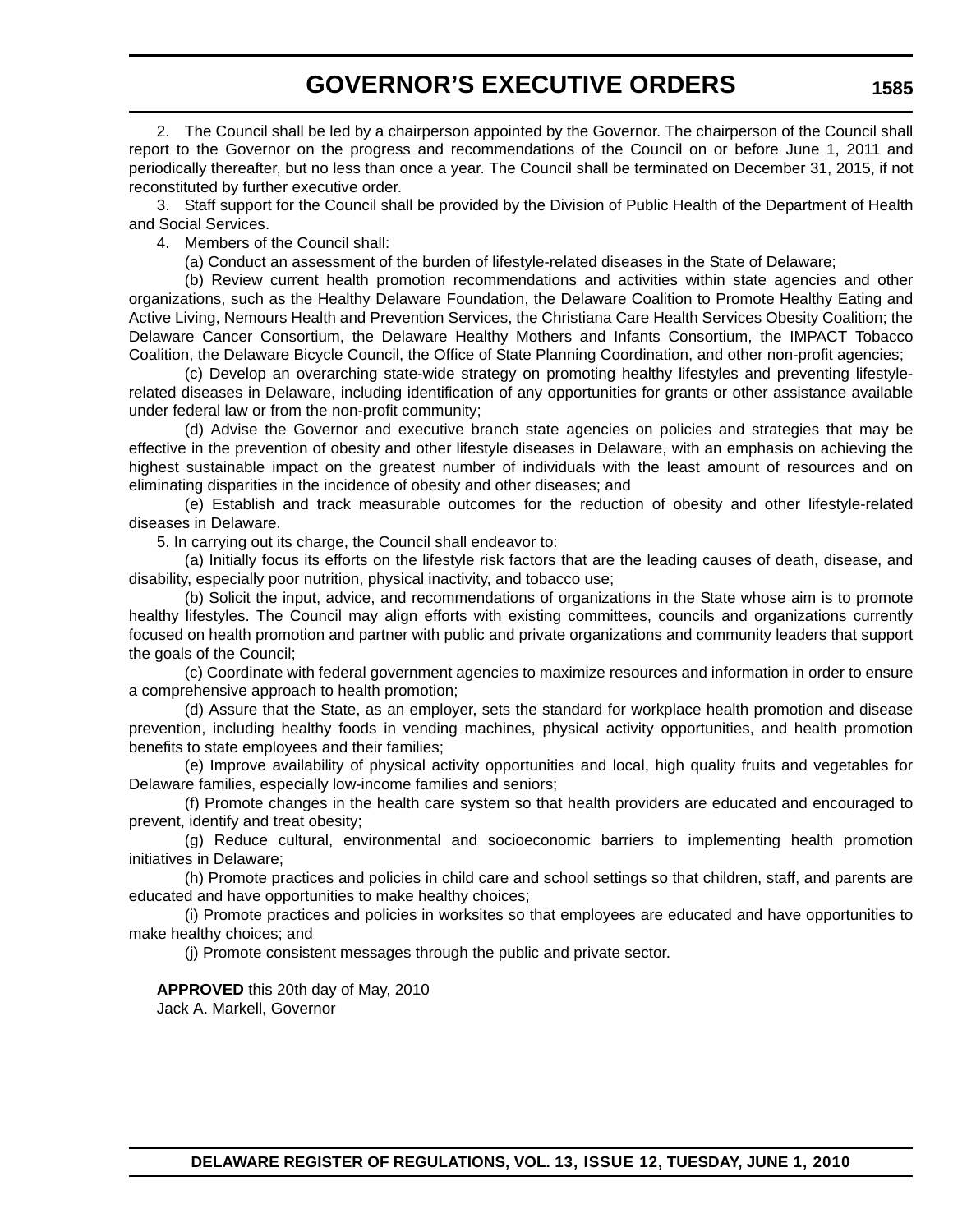2. The Council shall be led by a chairperson appointed by the Governor. The chairperson of the Council shall report to the Governor on the progress and recommendations of the Council on or before June 1, 2011 and periodically thereafter, but no less than once a year. The Council shall be terminated on December 31, 2015, if not reconstituted by further executive order.

3. Staff support for the Council shall be provided by the Division of Public Health of the Department of Health and Social Services.

4. Members of the Council shall:

(a) Conduct an assessment of the burden of lifestyle-related diseases in the State of Delaware;

(b) Review current health promotion recommendations and activities within state agencies and other organizations, such as the Healthy Delaware Foundation, the Delaware Coalition to Promote Healthy Eating and Active Living, Nemours Health and Prevention Services, the Christiana Care Health Services Obesity Coalition; the Delaware Cancer Consortium, the Delaware Healthy Mothers and Infants Consortium, the IMPACT Tobacco Coalition, the Delaware Bicycle Council, the Office of State Planning Coordination, and other non-profit agencies;

(c) Develop an overarching state-wide strategy on promoting healthy lifestyles and preventing lifestyle-related diseases in Delaware, including identification of any opportunities for grants or other assistance available under federal law or from the non-profit community;

(d) Advise the Governor and executive branch state agencies on policies and strategies that may be effective in the prevention of obesity and other lifestyle diseases in Delaware, with an emphasis on achieving the highest sustainable impact on the greatest number of individuals with the least amount of resources and on eliminating disparities in the incidence of obesity and other diseases; and

(e) Establish and track measurable outcomes for the reduction of obesity and other lifestyle-related diseases in Delaware.

5. In carrying out its charge, the Council shall endeavor to:

(a) Initially focus its efforts on the lifestyle risk factors that are the leading causes of death, disease, and disability, especially poor nutrition, physical inactivity, and tobacco use;

(b) Solicit the input, advice, and recommendations of organizations in the State whose aim is to promote healthy lifestyles. The Council may align efforts with existing committees, councils and organizations currently focused on health promotion and partner with public and private organizations and community leaders that support the goals of the Council;

(c) Coordinate with federal government agencies to maximize resources and information in order to ensure a comprehensive approach to health promotion;

(d) Assure that the State, as an employer, sets the standard for workplace health promotion and disease prevention, including healthy foods in vending machines, physical activity opportunities, and health promotion benefits to state employees and their families;

(e) Improve availability of physical activity opportunities and local, high quality fruits and vegetables for Delaware families, especially low-income families and seniors;

(f) Promote changes in the health care system so that health providers are educated and encouraged to prevent, identify and treat obesity;

(g) Reduce cultural, environmental and socioeconomic barriers to implementing health promotion initiatives in Delaware;

(h) Promote practices and policies in child care and school settings so that children, staff, and parents are educated and have opportunities to make healthy choices;

(i) Promote practices and policies in worksites so that employees are educated and have opportunities to make healthy choices; and

(j) Promote consistent messages through the public and private sector.

**APPROVED** this 20th day of May, 2010
Jack A. Markell, Governor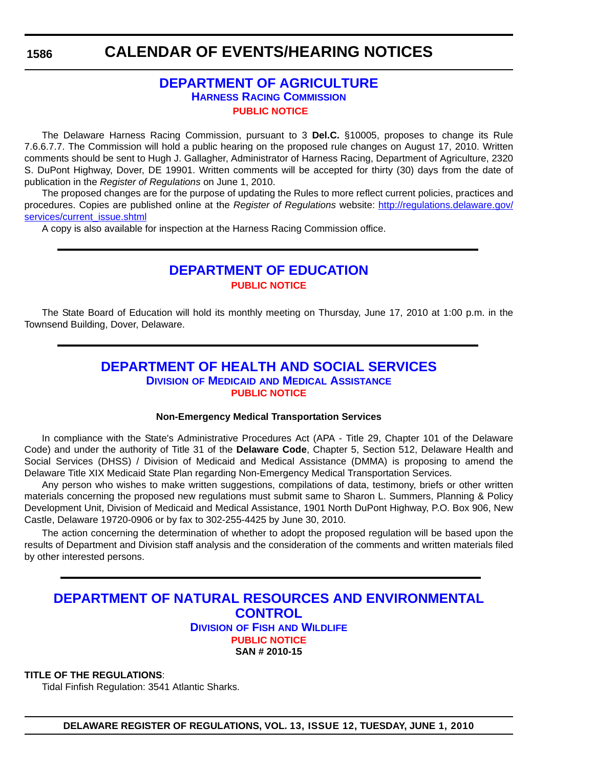# CALENDAR OF EVENTS/HEARING NOTICES

## DEPARTMENT OF AGRICULTURE

### Harness Racing Commission

#### PUBLIC NOTICE

The Delaware Harness Racing Commission, pursuant to 3 **Del.C.** §10005, proposes to change its Rule 7.6.6.7.7. The Commission will hold a public hearing on the proposed rule changes on August 17, 2010. Written comments should be sent to Hugh J. Gallagher, Administrator of Harness Racing, Department of Agriculture, 2320 S. DuPont Highway, Dover, DE 19901. Written comments will be accepted for thirty (30) days from the date of publication in the *Register of Regulations* on June 1, 2010.

The proposed changes are for the purpose of updating the Rules to more reflect current policies, practices and procedures. Copies are published online at the *Register of Regulations* website: http://regulations.delaware.gov/services/current_issue.shtml

A copy is also available for inspection at the Harness Racing Commission office.

## DEPARTMENT OF EDUCATION

#### PUBLIC NOTICE

The State Board of Education will hold its monthly meeting on Thursday, June 17, 2010 at 1:00 p.m. in the Townsend Building, Dover, Delaware.

## DEPARTMENT OF HEALTH AND SOCIAL SERVICES

### Division of Medicaid and Medical Assistance

#### PUBLIC NOTICE

**Non-Emergency Medical Transportation Services**

In compliance with the State's Administrative Procedures Act (APA - Title 29, Chapter 101 of the Delaware Code) and under the authority of Title 31 of the **Delaware Code**, Chapter 5, Section 512, Delaware Health and Social Services (DHSS) / Division of Medicaid and Medical Assistance (DMMA) is proposing to amend the Delaware Title XIX Medicaid State Plan regarding Non-Emergency Medical Transportation Services.

Any person who wishes to make written suggestions, compilations of data, testimony, briefs or other written materials concerning the proposed new regulations must submit same to Sharon L. Summers, Planning & Policy Development Unit, Division of Medicaid and Medical Assistance, 1901 North DuPont Highway, P.O. Box 906, New Castle, Delaware 19720-0906 or by fax to 302-255-4425 by June 30, 2010.

The action concerning the determination of whether to adopt the proposed regulation will be based upon the results of Department and Division staff analysis and the consideration of the comments and written materials filed by other interested persons.

## DEPARTMENT OF NATURAL RESOURCES AND ENVIRONMENTAL CONTROL

### Division of Fish and Wildlife

#### PUBLIC NOTICE

**SAN # 2010-15**

**TITLE OF THE REGULATIONS**:

Tidal Finfish Regulation: 3541 Atlantic Sharks.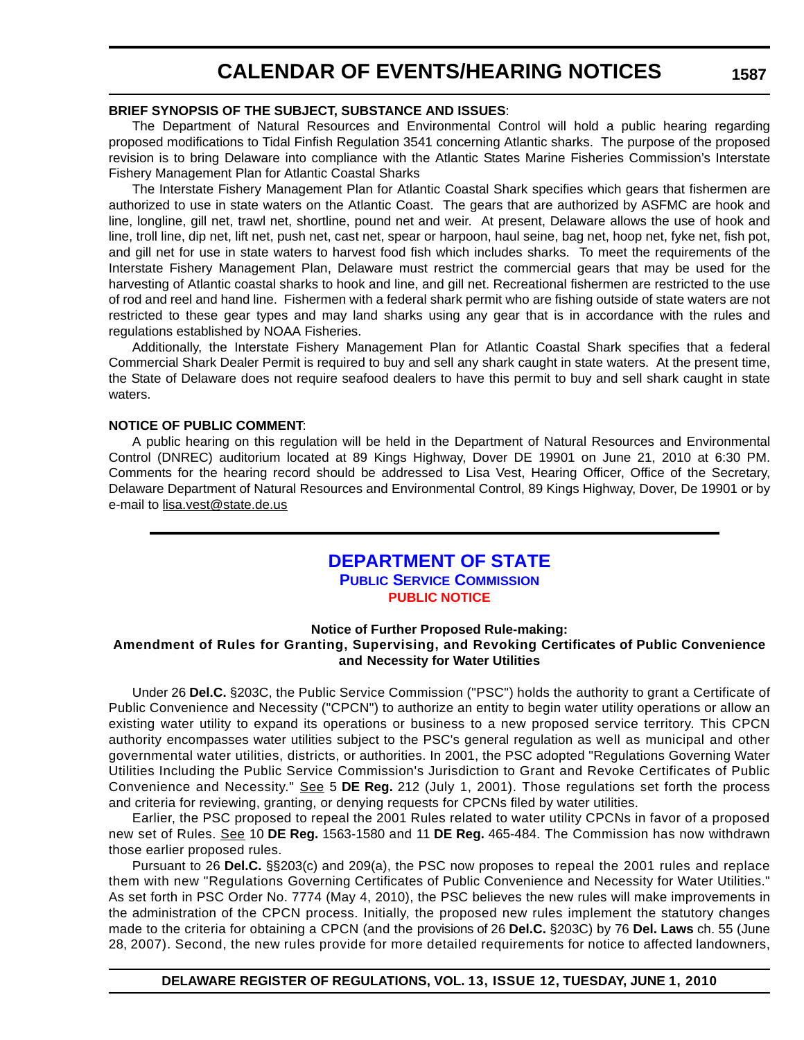**BRIEF SYNOPSIS OF THE SUBJECT, SUBSTANCE AND ISSUES**:

The Department of Natural Resources and Environmental Control will hold a public hearing regarding proposed modifications to Tidal Finfish Regulation 3541 concerning Atlantic sharks. The purpose of the proposed revision is to bring Delaware into compliance with the Atlantic States Marine Fisheries Commission's Interstate Fishery Management Plan for Atlantic Coastal Sharks

The Interstate Fishery Management Plan for Atlantic Coastal Shark specifies which gears that fishermen are authorized to use in state waters on the Atlantic Coast. The gears that are authorized by ASFMC are hook and line, longline, gill net, trawl net, shortline, pound net and weir. At present, Delaware allows the use of hook and line, troll line, dip net, lift net, push net, cast net, spear or harpoon, haul seine, bag net, hoop net, fyke net, fish pot, and gill net for use in state waters to harvest food fish which includes sharks. To meet the requirements of the Interstate Fishery Management Plan, Delaware must restrict the commercial gears that may be used for the harvesting of Atlantic coastal sharks to hook and line, and gill net. Recreational fishermen are restricted to the use of rod and reel and hand line. Fishermen with a federal shark permit who are fishing outside of state waters are not restricted to these gear types and may land sharks using any gear that is in accordance with the rules and regulations established by NOAA Fisheries.

Additionally, the Interstate Fishery Management Plan for Atlantic Coastal Shark specifies that a federal Commercial Shark Dealer Permit is required to buy and sell any shark caught in state waters. At the present time, the State of Delaware does not require seafood dealers to have this permit to buy and sell shark caught in state waters.

**NOTICE OF PUBLIC COMMENT**:

A public hearing on this regulation will be held in the Department of Natural Resources and Environmental Control (DNREC) auditorium located at 89 Kings Highway, Dover DE 19901 on June 21, 2010 at 6:30 PM. Comments for the hearing record should be addressed to Lisa Vest, Hearing Officer, Office of the Secretary, Delaware Department of Natural Resources and Environmental Control, 89 Kings Highway, Dover, De 19901 or by e-mail to lisa.vest@state.de.us

---

# DEPARTMENT OF STATE

## Public Service Commission

### PUBLIC NOTICE

**Notice of Further Proposed Rule-making:**
**Amendment of Rules for Granting, Supervising, and Revoking Certificates of Public Convenience and Necessity for Water Utilities**

Under 26 **Del.C.** §203C, the Public Service Commission ("PSC") holds the authority to grant a Certificate of Public Convenience and Necessity ("CPCN") to authorize an entity to begin water utility operations or allow an existing water utility to expand its operations or business to a new proposed service territory. This CPCN authority encompasses water utilities subject to the PSC's general regulation as well as municipal and other governmental water utilities, districts, or authorities. In 2001, the PSC adopted "Regulations Governing Water Utilities Including the Public Service Commission's Jurisdiction to Grant and Revoke Certificates of Public Convenience and Necessity." See 5 **DE Reg.** 212 (July 1, 2001). Those regulations set forth the process and criteria for reviewing, granting, or denying requests for CPCNs filed by water utilities.

Earlier, the PSC proposed to repeal the 2001 Rules related to water utility CPCNs in favor of a proposed new set of Rules. See 10 **DE Reg.** 1563-1580 and 11 **DE Reg.** 465-484. The Commission has now withdrawn those earlier proposed rules.

Pursuant to 26 **Del.C.** §§203(c) and 209(a), the PSC now proposes to repeal the 2001 rules and replace them with new "Regulations Governing Certificates of Public Convenience and Necessity for Water Utilities." As set forth in PSC Order No. 7774 (May 4, 2010), the PSC believes the new rules will make improvements in the administration of the CPCN process. Initially, the proposed new rules implement the statutory changes made to the criteria for obtaining a CPCN (and the provisions of 26 **Del.C.** §203C) by 76 **Del. Laws** ch. 55 (June 28, 2007). Second, the new rules provide for more detailed requirements for notice to affected landowners,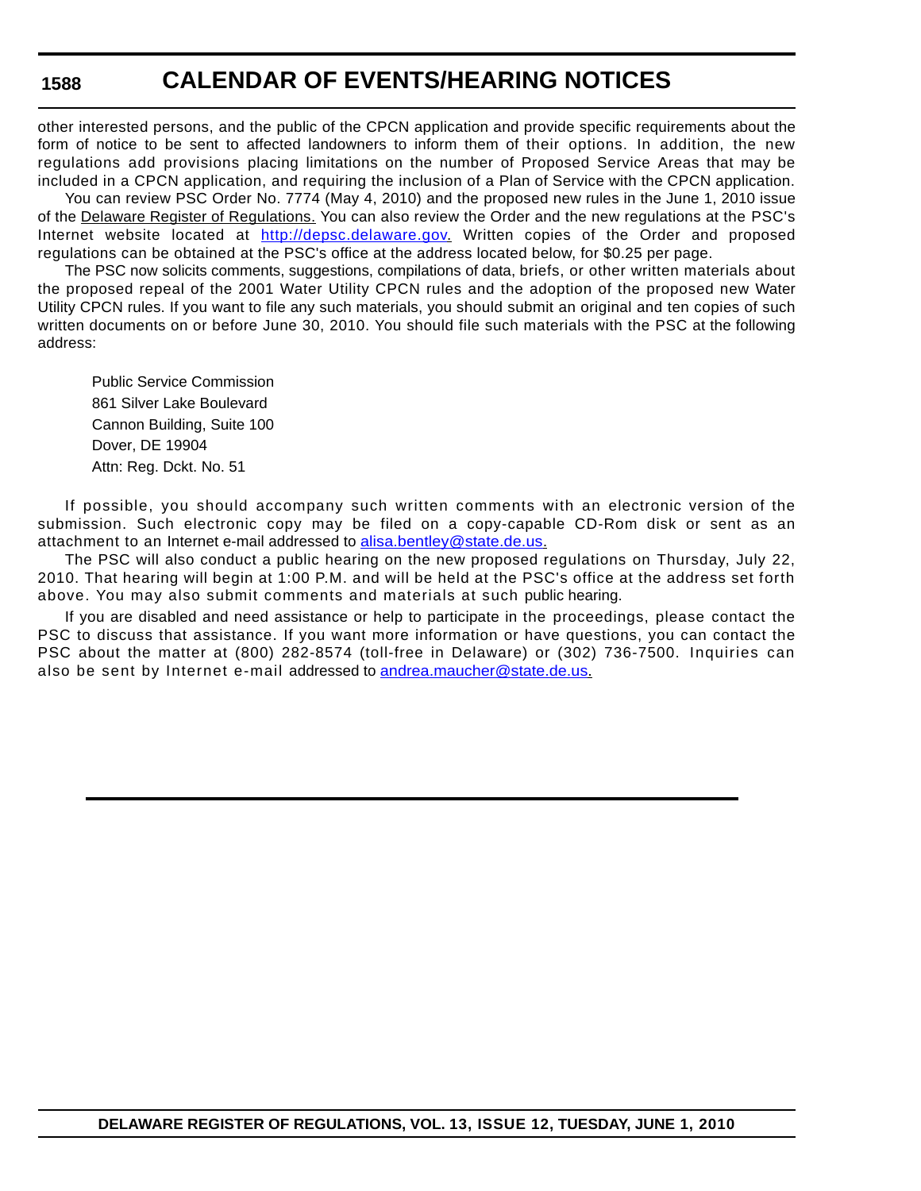other interested persons, and the public of the CPCN application and provide specific requirements about the form of notice to be sent to affected landowners to inform them of their options. In addition, the new regulations add provisions placing limitations on the number of Proposed Service Areas that may be included in a CPCN application, and requiring the inclusion of a Plan of Service with the CPCN application.

You can review PSC Order No. 7774 (May 4, 2010) and the proposed new rules in the June 1, 2010 issue of the Delaware Register of Regulations. You can also review the Order and the new regulations at the PSC's Internet website located at http://depsc.delaware.gov. Written copies of the Order and proposed regulations can be obtained at the PSC's office at the address located below, for $0.25 per page.

The PSC now solicits comments, suggestions, compilations of data, briefs, or other written materials about the proposed repeal of the 2001 Water Utility CPCN rules and the adoption of the proposed new Water Utility CPCN rules. If you want to file any such materials, you should submit an original and ten copies of such written documents on or before June 30, 2010. You should file such materials with the PSC at the following address:

Public Service Commission
861 Silver Lake Boulevard
Cannon Building, Suite 100
Dover, DE 19904
Attn: Reg. Dckt. No. 51

If possible, you should accompany such written comments with an electronic version of the submission. Such electronic copy may be filed on a copy-capable CD-Rom disk or sent as an attachment to an Internet e-mail addressed to alisa.bentley@state.de.us.

The PSC will also conduct a public hearing on the new proposed regulations on Thursday, July 22, 2010. That hearing will begin at 1:00 P.M. and will be held at the PSC's office at the address set forth above. You may also submit comments and materials at such public hearing.

If you are disabled and need assistance or help to participate in the proceedings, please contact the PSC to discuss that assistance. If you want more information or have questions, you can contact the PSC about the matter at (800) 282-8574 (toll-free in Delaware) or (302) 736-7500. Inquiries can also be sent by Internet e-mail addressed to andrea.maucher@state.de.us.